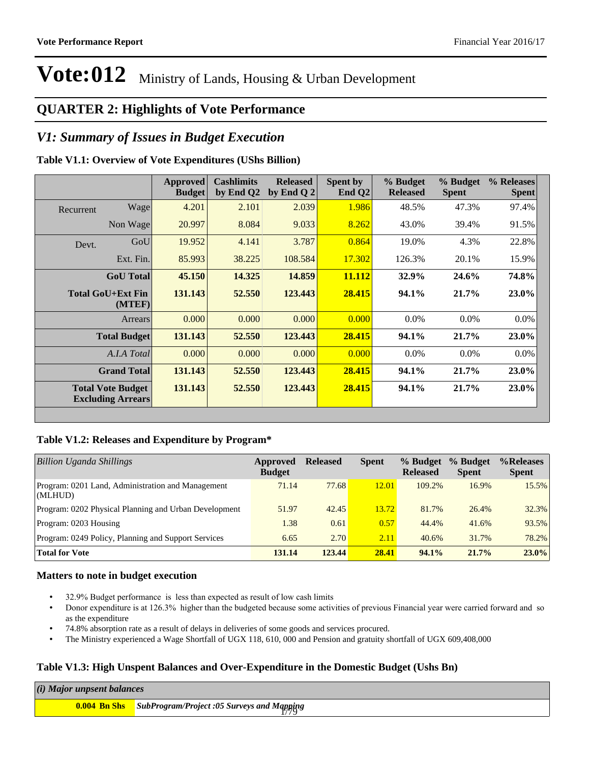**Vote Performance Report** Financial Year 2016/17

# Vote:012 Ministry of Lands, Housing & Urban Development

## QUARTER 2: Highlights of Vote Performance

## *V1: Summary of Issues in Budget Execution*

**Table V1.1: Overview of Vote Expenditures (UShs Billion)**

| | | Approved Budget | Cashlimits by End Q2 | Released by End Q 2 | Spent by End Q2 | % Budget Released | % Budget Spent | % Releases Spent |
|---|---|---|---|---|---|---|---|---|
| Recurrent | Wage | 4.201 | 2.101 | 2.039 | 1.986 | 48.5% | 47.3% | 97.4% |
| | Non Wage | 20.997 | 8.084 | 9.033 | 8.262 | 43.0% | 39.4% | 91.5% |
| Devt. | GoU | 19.952 | 4.141 | 3.787 | 0.864 | 19.0% | 4.3% | 22.8% |
| | Ext. Fin. | 85.993 | 38.225 | 108.584 | 17.302 | 126.3% | 20.1% | 15.9% |
| **GoU Total** | | **45.150** | **14.325** | **14.859** | **11.112** | **32.9%** | **24.6%** | **74.8%** |
| **Total GoU+Ext Fin (MTEF)** | | **131.143** | **52.550** | **123.443** | **28.415** | **94.1%** | **21.7%** | **23.0%** |
| Arrears | | 0.000 | 0.000 | 0.000 | 0.000 | 0.0% | 0.0% | 0.0% |
| **Total Budget** | | **131.143** | **52.550** | **123.443** | **28.415** | **94.1%** | **21.7%** | **23.0%** |
| *A.I.A Total* | | 0.000 | 0.000 | 0.000 | 0.000 | 0.0% | 0.0% | 0.0% |
| **Grand Total** | | **131.143** | **52.550** | **123.443** | **28.415** | **94.1%** | **21.7%** | **23.0%** |
| **Total Vote Budget Excluding Arrears** | | **131.143** | **52.550** | **123.443** | **28.415** | **94.1%** | **21.7%** | **23.0%** |

**Table V1.2: Releases and Expenditure by Program***

| *Billion Uganda Shillings* | Approved Budget | Released | Spent | % Budget Released | % Budget Spent | %Releases Spent |
|---|---|---|---|---|---|---|
| Program: 0201 Land, Administration and Management (MLHUD) | 71.14 | 77.68 | 12.01 | 109.2% | 16.9% | 15.5% |
| Program: 0202 Physical Planning and Urban Development | 51.97 | 42.45 | 13.72 | 81.7% | 26.4% | 32.3% |
| Program: 0203 Housing | 1.38 | 0.61 | 0.57 | 44.4% | 41.6% | 93.5% |
| Program: 0249 Policy, Planning and Support Services | 6.65 | 2.70 | 2.11 | 40.6% | 31.7% | 78.2% |
| **Total for Vote** | **131.14** | **123.44** | **28.41** | **94.1%** | **21.7%** | **23.0%** |

### Matters to note in budget execution

- 32.9% Budget performance is less than expected as result of low cash limits
- Donor expenditure is at 126.3% higher than the budgeted because some activities of previous Financial year were carried forward and so as the expenditure
- 74.8% absorption rate as a result of delays in deliveries of some goods and services procured.
- The Ministry experienced a Wage Shortfall of UGX 118, 610, 000 and Pension and gratuity shortfall of UGX 609,408,000

**Table V1.3: High Unspent Balances and Over-Expenditure in the Domestic Budget (Ushs Bn)**

| *(i) Major unpsent balances* | |
|---|---|
| **0.004 Bn Shs** | ***SubProgram/Project :05 Surveys and Mapping*** |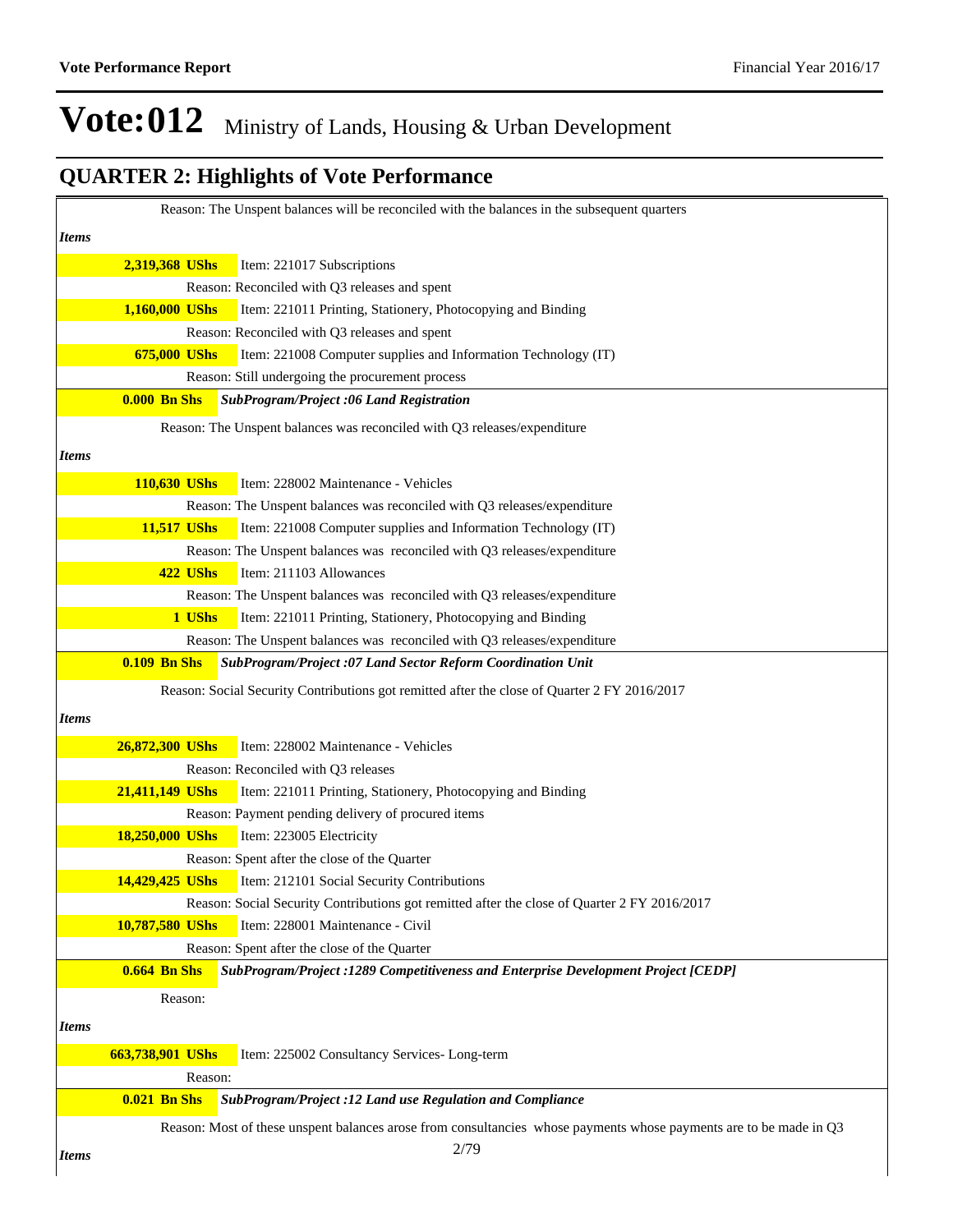# Vote:012 Ministry of Lands, Housing & Urban Development

## QUARTER 2: Highlights of Vote Performance

Reason: The Unspent balances will be reconciled with the balances in the subsequent quarters

*Items*

**2,319,368 UShs** Item: 221017 Subscriptions

Reason: Reconciled with Q3 releases and spent

**1,160,000 UShs** Item: 221011 Printing, Stationery, Photocopying and Binding

Reason: Reconciled with Q3 releases and spent

**675,000 UShs** Item: 221008 Computer supplies and Information Technology (IT)

Reason: Still undergoing the procurement process

**0.000 Bn Shs** ***SubProgram/Project :06 Land Registration***

Reason: The Unspent balances was reconciled with Q3 releases/expenditure

*Items*

**110,630 UShs** Item: 228002 Maintenance - Vehicles

Reason: The Unspent balances was reconciled with Q3 releases/expenditure

**11,517 UShs** Item: 221008 Computer supplies and Information Technology (IT)

Reason: The Unspent balances was reconciled with Q3 releases/expenditure

**422 UShs** Item: 211103 Allowances

Reason: The Unspent balances was reconciled with Q3 releases/expenditure

**1 UShs** Item: 221011 Printing, Stationery, Photocopying and Binding

Reason: The Unspent balances was reconciled with Q3 releases/expenditure

**0.109 Bn Shs** ***SubProgram/Project :07 Land Sector Reform Coordination Unit***

Reason: Social Security Contributions got remitted after the close of Quarter 2 FY 2016/2017

*Items*

**26,872,300 UShs** Item: 228002 Maintenance - Vehicles

Reason: Reconciled with Q3 releases

**21,411,149 UShs** Item: 221011 Printing, Stationery, Photocopying and Binding

Reason: Payment pending delivery of procured items

**18,250,000 UShs** Item: 223005 Electricity

Reason: Spent after the close of the Quarter

**14,429,425 UShs** Item: 212101 Social Security Contributions

Reason: Social Security Contributions got remitted after the close of Quarter 2 FY 2016/2017

**10,787,580 UShs** Item: 228001 Maintenance - Civil

Reason: Spent after the close of the Quarter

**0.664 Bn Shs** ***SubProgram/Project :1289 Competitiveness and Enterprise Development Project [CEDP]***

Reason:

*Items*

**663,738,901 UShs** Item: 225002 Consultancy Services- Long-term

Reason:

**0.021 Bn Shs** ***SubProgram/Project :12 Land use Regulation and Compliance***

Reason: Most of these unspent balances arose from consultancies whose payments whose payments are to be made in Q3

*Items*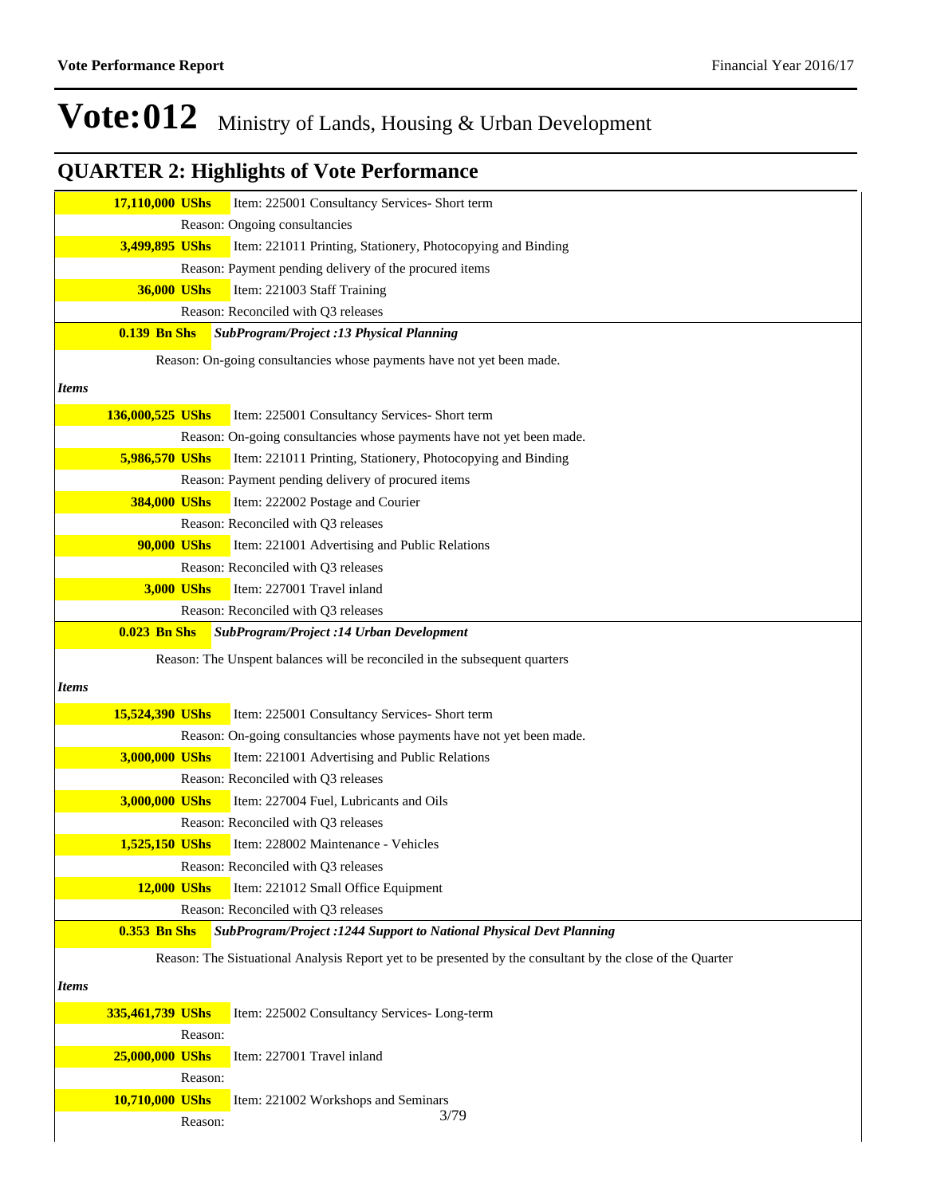# Vote:012 Ministry of Lands, Housing & Urban Development

## QUARTER 2: Highlights of Vote Performance

**17,110,000 UShs** Item: 225001 Consultancy Services- Short term

Reason: Ongoing consultancies

**3,499,895 UShs** Item: 221011 Printing, Stationery, Photocopying and Binding

Reason: Payment pending delivery of the procured items

**36,000 UShs** Item: 221003 Staff Training

Reason: Reconciled with Q3 releases

**0.139 Bn Shs** ***SubProgram/Project :13 Physical Planning***

Reason: On-going consultancies whose payments have not yet been made.

*Items*

**136,000,525 UShs** Item: 225001 Consultancy Services- Short term

Reason: On-going consultancies whose payments have not yet been made.

**5,986,570 UShs** Item: 221011 Printing, Stationery, Photocopying and Binding

Reason: Payment pending delivery of procured items

**384,000 UShs** Item: 222002 Postage and Courier

Reason: Reconciled with Q3 releases

**90,000 UShs** Item: 221001 Advertising and Public Relations

Reason: Reconciled with Q3 releases

**3,000 UShs** Item: 227001 Travel inland

Reason: Reconciled with Q3 releases

**0.023 Bn Shs** ***SubProgram/Project :14 Urban Development***

Reason: The Unspent balances will be reconciled in the subsequent quarters

*Items*

**15,524,390 UShs** Item: 225001 Consultancy Services- Short term

Reason: On-going consultancies whose payments have not yet been made.

**3,000,000 UShs** Item: 221001 Advertising and Public Relations

Reason: Reconciled with Q3 releases

**3,000,000 UShs** Item: 227004 Fuel, Lubricants and Oils

Reason: Reconciled with Q3 releases

**1,525,150 UShs** Item: 228002 Maintenance - Vehicles

Reason: Reconciled with Q3 releases

**12,000 UShs** Item: 221012 Small Office Equipment

Reason: Reconciled with Q3 releases

**0.353 Bn Shs** ***SubProgram/Project :1244 Support to National Physical Devt Planning***

Reason: The Sistuational Analysis Report yet to be presented by the consultant by the close of the Quarter

*Items*

**335,461,739 UShs** Item: 225002 Consultancy Services- Long-term

Reason:

**25,000,000 UShs** Item: 227001 Travel inland

Reason:

**10,710,000 UShs** Item: 221002 Workshops and Seminars

Reason: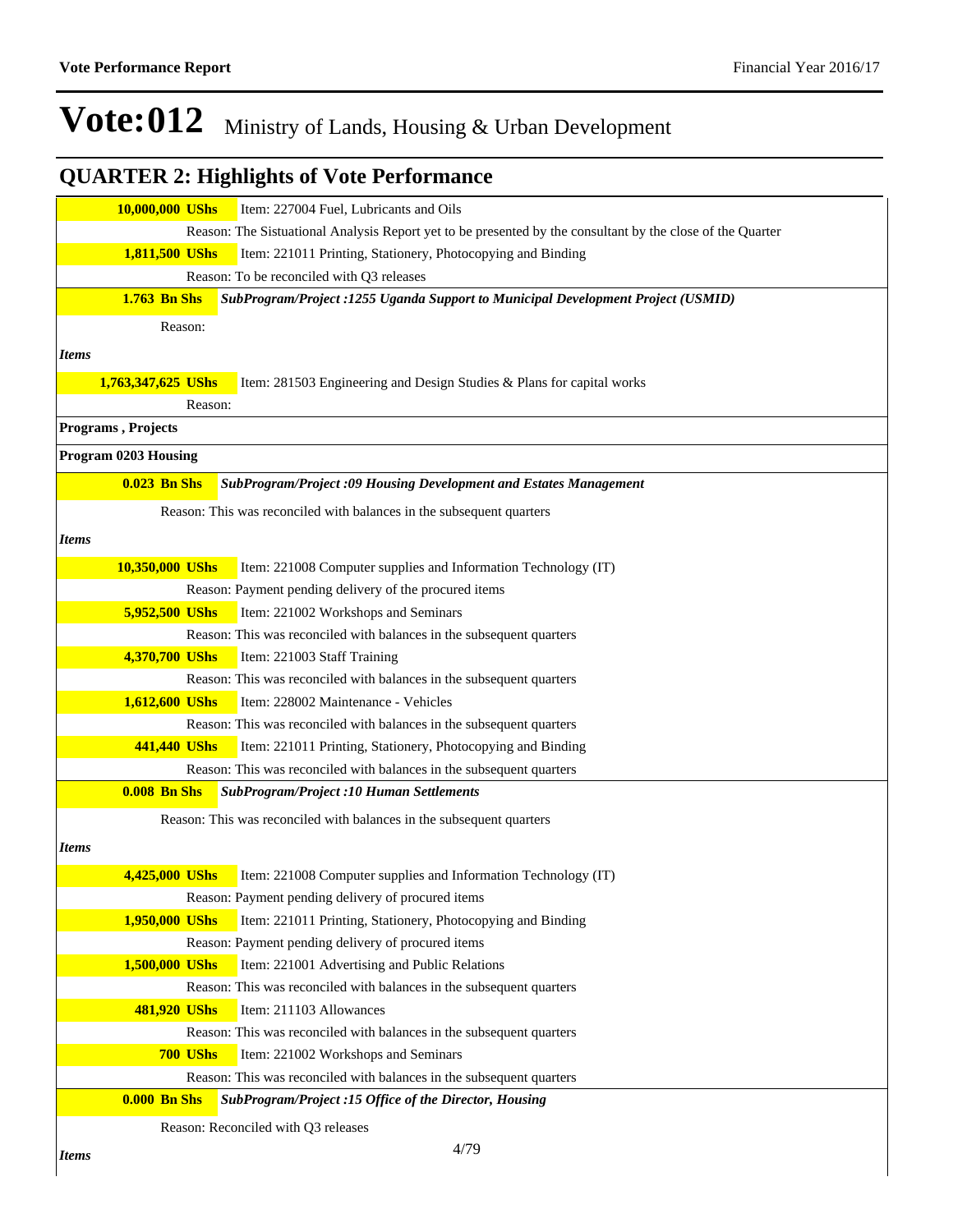# Vote:012 Ministry of Lands, Housing & Urban Development

## QUARTER 2: Highlights of Vote Performance

**10,000,000 UShs** Item: 227004 Fuel, Lubricants and Oils

Reason: The Sistuational Analysis Report yet to be presented by the consultant by the close of the Quarter

**1,811,500 UShs** Item: 221011 Printing, Stationery, Photocopying and Binding

Reason: To be reconciled with Q3 releases

**1.763 Bn Shs** ***SubProgram/Project :1255 Uganda Support to Municipal Development Project (USMID)***

Reason:

***Items***

**1,763,347,625 UShs** Item: 281503 Engineering and Design Studies & Plans for capital works

Reason:

**Programs , Projects**

**Program 0203 Housing**

**0.023 Bn Shs** ***SubProgram/Project :09 Housing Development and Estates Management***

Reason: This was reconciled with balances in the subsequent quarters

***Items***

**10,350,000 UShs** Item: 221008 Computer supplies and Information Technology (IT)

Reason: Payment pending delivery of the procured items

**5,952,500 UShs** Item: 221002 Workshops and Seminars

Reason: This was reconciled with balances in the subsequent quarters

**4,370,700 UShs** Item: 221003 Staff Training

Reason: This was reconciled with balances in the subsequent quarters

**1,612,600 UShs** Item: 228002 Maintenance - Vehicles

Reason: This was reconciled with balances in the subsequent quarters

**441,440 UShs** Item: 221011 Printing, Stationery, Photocopying and Binding

Reason: This was reconciled with balances in the subsequent quarters

**0.008 Bn Shs** ***SubProgram/Project :10 Human Settlements***

Reason: This was reconciled with balances in the subsequent quarters

***Items***

**4,425,000 UShs** Item: 221008 Computer supplies and Information Technology (IT)

Reason: Payment pending delivery of procured items

**1,950,000 UShs** Item: 221011 Printing, Stationery, Photocopying and Binding

Reason: Payment pending delivery of procured items

**1,500,000 UShs** Item: 221001 Advertising and Public Relations

Reason: This was reconciled with balances in the subsequent quarters

**481,920 UShs** Item: 211103 Allowances

Reason: This was reconciled with balances in the subsequent quarters

**700 UShs** Item: 221002 Workshops and Seminars

Reason: This was reconciled with balances in the subsequent quarters

**0.000 Bn Shs** ***SubProgram/Project :15 Office of the Director, Housing***

Reason: Reconciled with Q3 releases

***Items***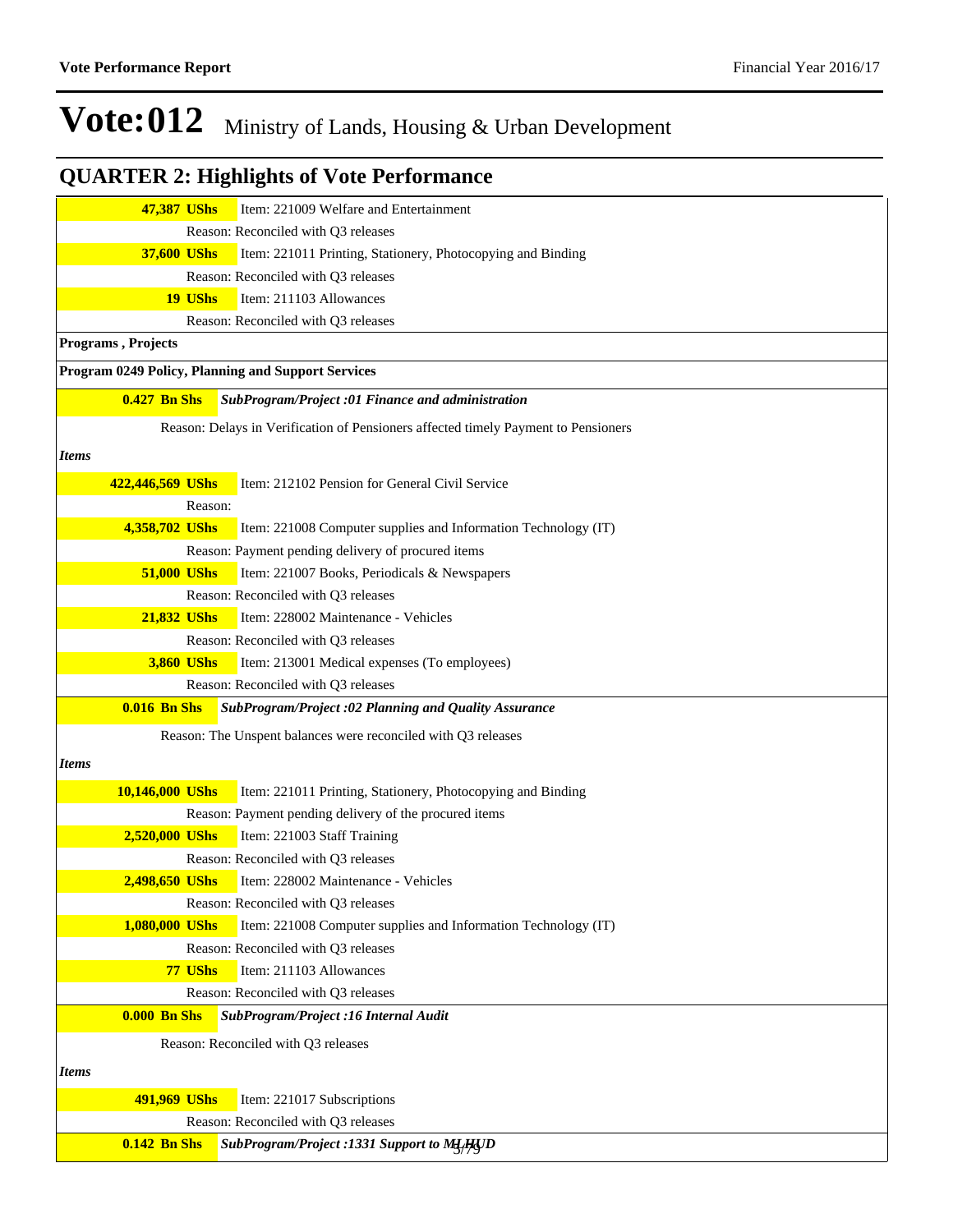# Vote:012 Ministry of Lands, Housing & Urban Development

## QUARTER 2: Highlights of Vote Performance

**47,387 UShs** Item: 221009 Welfare and Entertainment

Reason: Reconciled with Q3 releases

**37,600 UShs** Item: 221011 Printing, Stationery, Photocopying and Binding

Reason: Reconciled with Q3 releases

**19 UShs** Item: 211103 Allowances

Reason: Reconciled with Q3 releases

**Programs , Projects**

**Program 0249 Policy, Planning and Support Services**

**0.427 Bn Shs** ***SubProgram/Project :01 Finance and administration***

Reason: Delays in Verification of Pensioners affected timely Payment to Pensioners

***Items***

**422,446,569 UShs** Item: 212102 Pension for General Civil Service

Reason:

**4,358,702 UShs** Item: 221008 Computer supplies and Information Technology (IT)

Reason: Payment pending delivery of procured items

**51,000 UShs** Item: 221007 Books, Periodicals & Newspapers

Reason: Reconciled with Q3 releases

**21,832 UShs** Item: 228002 Maintenance - Vehicles

Reason: Reconciled with Q3 releases

**3,860 UShs** Item: 213001 Medical expenses (To employees)

Reason: Reconciled with Q3 releases

**0.016 Bn Shs** ***SubProgram/Project :02 Planning and Quality Assurance***

Reason: The Unspent balances were reconciled with Q3 releases

***Items***

**10,146,000 UShs** Item: 221011 Printing, Stationery, Photocopying and Binding

Reason: Payment pending delivery of the procured items

**2,520,000 UShs** Item: 221003 Staff Training

Reason: Reconciled with Q3 releases

**2,498,650 UShs** Item: 228002 Maintenance - Vehicles

Reason: Reconciled with Q3 releases

**1,080,000 UShs** Item: 221008 Computer supplies and Information Technology (IT)

Reason: Reconciled with Q3 releases

**77 UShs** Item: 211103 Allowances

Reason: Reconciled with Q3 releases

**0.000 Bn Shs** ***SubProgram/Project :16 Internal Audit***

Reason: Reconciled with Q3 releases

***Items***

**491,969 UShs** Item: 221017 Subscriptions

Reason: Reconciled with Q3 releases

**0.142 Bn Shs** ***SubProgram/Project :1331 Support to MLHUD***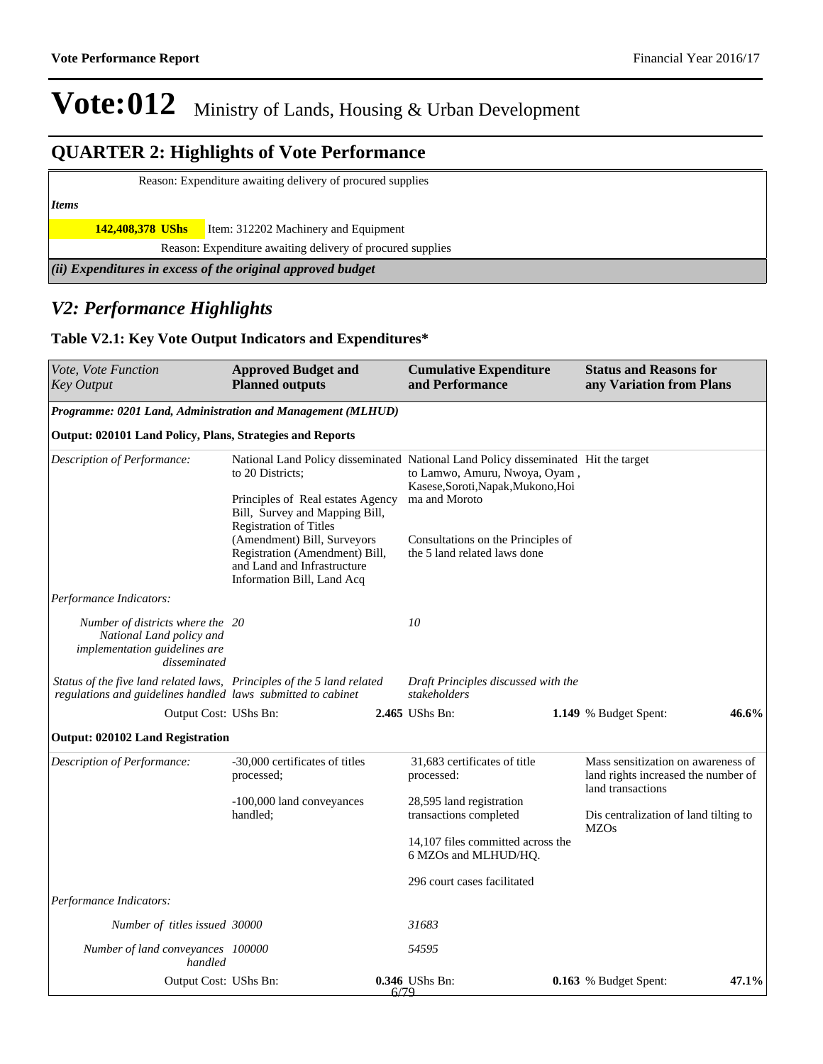# Vote:012 Ministry of Lands, Housing & Urban Development

## QUARTER 2: Highlights of Vote Performance

Reason: Expenditure awaiting delivery of procured supplies

*Items*

| | |
|---|---|
| **142,408,378 UShs** | Item: 312202 Machinery and Equipment |
| | Reason: Expenditure awaiting delivery of procured supplies |

***(ii) Expenditures in excess of the original approved budget***

## *V2: Performance Highlights*

### Table V2.1: Key Vote Output Indicators and Expenditures*

| *Vote, Vote Function Key Output* | **Approved Budget and Planned outputs** | **Cumulative Expenditure and Performance** | **Status and Reasons for any Variation from Plans** |
|---|---|---|---|
| ***Programme: 0201 Land, Administration and Management (MLHUD)*** | | | |
| **Output: 020101 Land Policy, Plans, Strategies and Reports** | | | |
| *Description of Performance:* | National Land Policy disseminated to 20 Districts;<br><br>Principles of Real estates Agency Bill, Survey and Mapping Bill, Registration of Titles (Amendment) Bill, Surveyors Registration (Amendment) Bill, and Land and Infrastructure Information Bill, Land Acq | National Land Policy disseminated to Lamwo, Amuru, Nwoya, Oyam , Kasese,Soroti,Napak,Mukono,Hoima and Moroto<br><br>Consultations on the Principles of the 5 land related laws done | Hit the target |
| *Performance Indicators:* | | | |
| *Number of districts where the National Land policy and implementation guidelines are disseminated* | *20* | *10* | |
| *Status of the five land related laws, regulations and guidelines handled* | *Principles of the 5 land related laws submitted to cabinet* | *Draft Principles discussed with the stakeholders* | |
| Output Cost: UShs Bn: | **2.465** | UShs Bn: **1.149** | % Budget Spent: **46.6%** |
| **Output: 020102 Land Registration** | | | |
| *Description of Performance:* | -30,000 certificates of titles processed;<br><br>-100,000 land conveyances handled; | 31,683 certificates of title processed:<br><br>28,595 land registration transactions completed<br><br>14,107 files committed across the 6 MZOs and MLHUD/HQ.<br><br>296 court cases facilitated | Mass sensitization on awareness of land rights increased the number of land transactions<br><br>Dis centralization of land tilting to MZOs |
| *Performance Indicators:* | | | |
| *Number of titles issued* | *30000* | *31683* | |
| *Number of land conveyances handled* | *100000* | *54595* | |
| Output Cost: UShs Bn: | **0.346** | UShs Bn: **0.163** | % Budget Spent: **47.1%** |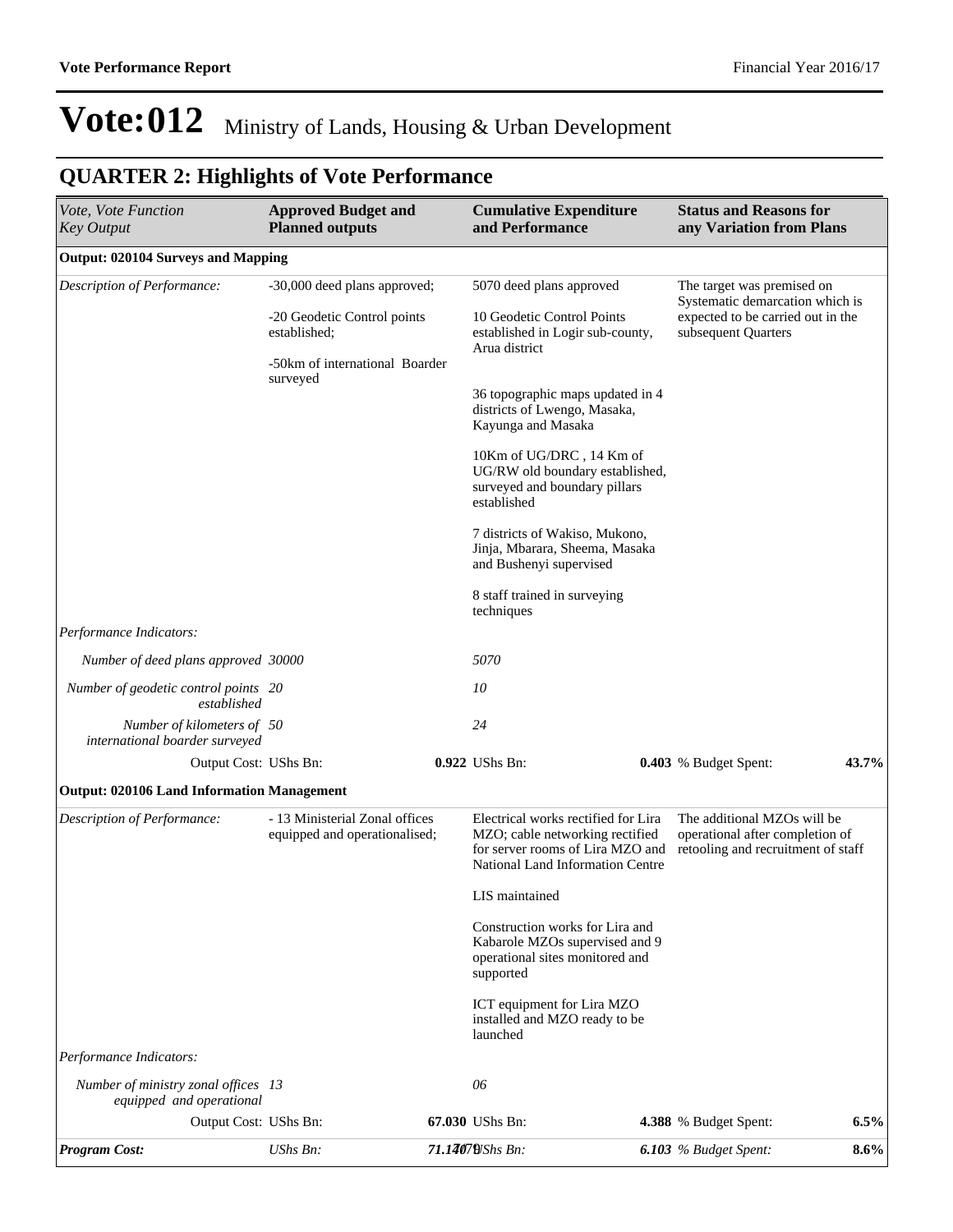# Vote:012 Ministry of Lands, Housing & Urban Development

## QUARTER 2: Highlights of Vote Performance

| *Vote, Vote Function Key Output* | **Approved Budget and Planned outputs** | **Cumulative Expenditure and Performance** | **Status and Reasons for any Variation from Plans** |
|---|---|---|---|
| **Output: 020104 Surveys and Mapping** | | | |
| *Description of Performance:* | -30,000 deed plans approved;<br><br>-20 Geodetic Control points established;<br><br>-50km of international Boarder surveyed | 5070 deed plans approved<br><br>10 Geodetic Control Points established in Logir sub-county, Arua district<br><br>36 topographic maps updated in 4 districts of Lwengo, Masaka, Kayunga and Masaka<br><br>10Km of UG/DRC , 14 Km of UG/RW old boundary established, surveyed and boundary pillars established<br><br>7 districts of Wakiso, Mukono, Jinja, Mbarara, Sheema, Masaka and Bushenyi supervised<br><br>8 staff trained in surveying techniques | The target was premised on Systematic demarcation which is expected to be carried out in the subsequent Quarters |
| *Performance Indicators:* | | | |
| *Number of deed plans approved* | *30000* | *5070* | |
| *Number of geodetic control points established* | *20* | *10* | |
| *Number of kilometers of international boarder surveyed* | *50* | *24* | |
| Output Cost: UShs Bn: | **0.922** | UShs Bn: **0.403** | % Budget Spent: **43.7%** |
| **Output: 020106 Land Information Management** | | | |
| *Description of Performance:* | - 13 Ministerial Zonal offices equipped and operationalised; | Electrical works rectified for Lira MZO; cable networking rectified for server rooms of Lira MZO and National Land Information Centre<br><br>LIS maintained<br><br>Construction works for Lira and Kabarole MZOs supervised and 9 operational sites monitored and supported<br><br>ICT equipment for Lira MZO installed and MZO ready to be launched | The additional MZOs will be operational after completion of retooling and recruitment of staff |
| *Performance Indicators:* | | | |
| *Number of ministry zonal offices equipped and operational* | *13* | *06* | |
| Output Cost: UShs Bn: | **67.030** | UShs Bn: **4.388** | % Budget Spent: **6.5%** |
| ***Program Cost:*** | *UShs Bn:* ***71.140*** | *UShs Bn:* ***6.103*** | *% Budget Spent:* **8.6%** |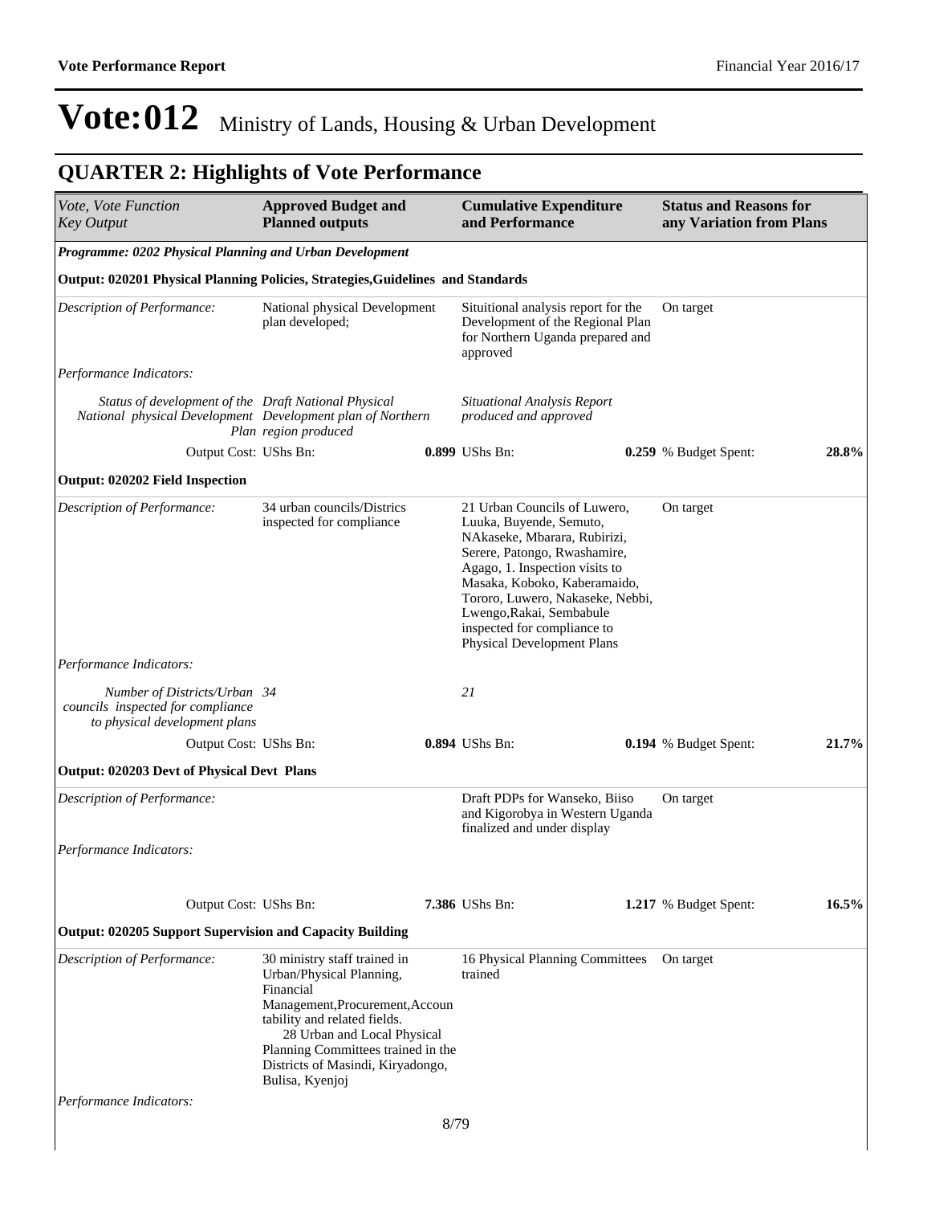# Vote:012 Ministry of Lands, Housing & Urban Development

## QUARTER 2: Highlights of Vote Performance

| *Vote, Vote Function Key Output* | **Approved Budget and Planned outputs** | **Cumulative Expenditure and Performance** | **Status and Reasons for any Variation from Plans** |
|---|---|---|---|
| ***Programme: 0202 Physical Planning and Urban Development*** | | | |
| **Output: 020201 Physical Planning Policies, Strategies,Guidelines and Standards** | | | |
| *Description of Performance:* | National physical Development plan developed; | Situitional analysis report for the Development of the Regional Plan for Northern Uganda prepared and approved | On target |
| *Performance Indicators:* | | | |
| *Status of development of the National physical Development Plan* | *Draft National Physical Development plan of Northern region produced* | *Situational Analysis Report produced and approved* | |
| Output Cost: UShs Bn: | **0.899** | UShs Bn: **0.259** | % Budget Spent: **28.8%** |
| **Output: 020202 Field Inspection** | | | |
| *Description of Performance:* | 34 urban councils/Districs inspected for compliance | 21 Urban Councils of Luwero, Luuka, Buyende, Semuto, NAkaseke, Mbarara, Rubirizi, Serere, Patongo, Rwashamire, Agago, 1. Inspection visits to Masaka, Koboko, Kaberamaido, Tororo, Luwero, Nakaseke, Nebbi, Lwengo,Rakai, Sembabule inspected for compliance to Physical Development Plans | On target |
| *Performance Indicators:* | | | |
| *Number of Districts/Urban councils inspected for compliance to physical development plans* | *34* | *21* | |
| Output Cost: UShs Bn: | **0.894** | UShs Bn: **0.194** | % Budget Spent: **21.7%** |
| **Output: 020203 Devt of Physical Devt Plans** | | | |
| *Description of Performance:* | | Draft PDPs for Wanseko, Biiso and Kigorobya in Western Uganda finalized and under display | On target |
| *Performance Indicators:* | | | |
| Output Cost: UShs Bn: | **7.386** | UShs Bn: **1.217** | % Budget Spent: **16.5%** |
| **Output: 020205 Support Supervision and Capacity Building** | | | |
| *Description of Performance:* | 30 ministry staff trained in Urban/Physical Planning, Financial Management,Procurement,Accountability and related fields. 28 Urban and Local Physical Planning Committees trained in the Districts of Masindi, Kiryadongo, Bulisa, Kyenjoj | 16 Physical Planning Committees trained | On target |
| *Performance Indicators:* | | | |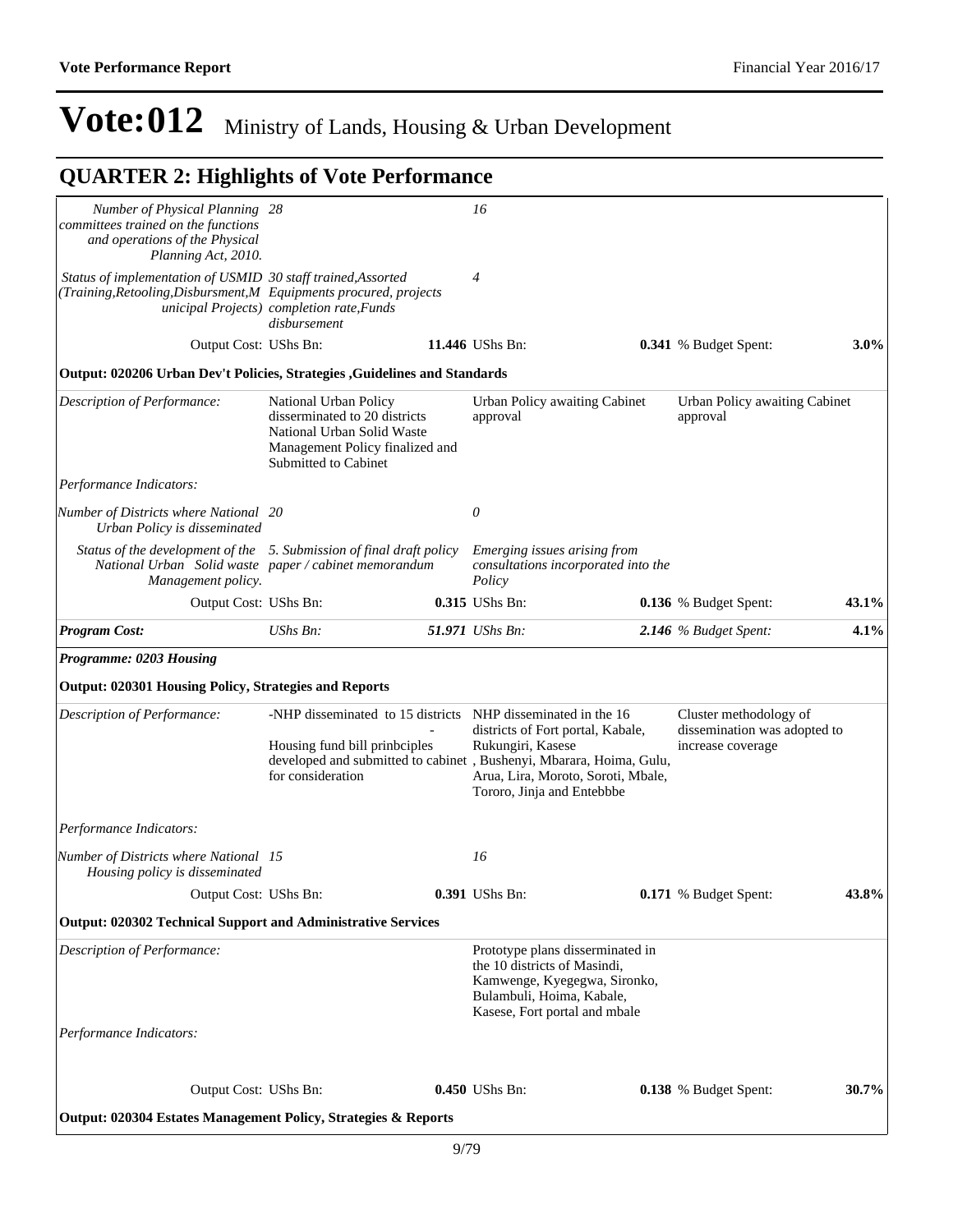# Vote:012 Ministry of Lands, Housing & Urban Development

## QUARTER 2: Highlights of Vote Performance

| | | | |
|---|---|---|---|
| *Number of Physical Planning committees trained on the functions and operations of the Physical Planning Act, 2010.* | *28* | *16* | |
| *Status of implementation of USMID (Training,Retooling,Disbursment,Municipal Projects)* | *30 staff trained,Assorted Equipments procured, projects completion rate,Funds disbursement* | *4* | |
| Output Cost: UShs Bn: | **11.446** UShs Bn: | **0.341** % Budget Spent: | **3.0%** |

**Output: 020206 Urban Dev't Policies, Strategies ,Guidelines and Standards**

| | | | |
|---|---|---|---|
| *Description of Performance:* | National Urban Policy disserminated to 20 districts National Urban Solid Waste Management Policy finalized and Submitted to Cabinet | Urban Policy awaiting Cabinet approval | Urban Policy awaiting Cabinet approval |
| *Performance Indicators:* | | | |
| *Number of Districts where National Urban Policy is disseminated* | *20* | *0* | |
| *Status of the development of the National Urban Solid waste Management policy.* | *5. Submission of final draft policy paper / cabinet memorandum* | *Emerging issues arising from consultations incorporated into the Policy* | |
| Output Cost: UShs Bn: | **0.315** UShs Bn: | **0.136** % Budget Spent: | **43.1%** |
| ***Program Cost:*** | *UShs Bn:* **51.971** | *UShs Bn:* **2.146** | *% Budget Spent:* **4.1%** |

***Programme: 0203 Housing***

**Output: 020301 Housing Policy, Strategies and Reports**

| | | | |
|---|---|---|---|
| *Description of Performance:* | -NHP disseminated to 15 districts - Housing fund bill prinbciples developed and submitted to cabinet for consideration | NHP disseminated in the 16 districts of Fort portal, Kabale, Rukungiri, Kasese , Bushenyi, Mbarara, Hoima, Gulu, Arua, Lira, Moroto, Soroti, Mbale, Tororo, Jinja and Entebbbe | Cluster methodology of dissemination was adopted to increase coverage |
| *Performance Indicators:* | | | |
| *Number of Districts where National Housing policy is disseminated* | *15* | *16* | |
| Output Cost: UShs Bn: | **0.391** UShs Bn: | **0.171** % Budget Spent: | **43.8%** |

**Output: 020302 Technical Support and Administrative Services**

| | | | |
|---|---|---|---|
| *Description of Performance:* | | Prototype plans disserminated in the 10 districts of Masindi, Kamwenge, Kyegegwa, Sironko, Bulambuli, Hoima, Kabale, Kasese, Fort portal and mbale | |
| *Performance Indicators:* | | | |
| Output Cost: UShs Bn: | **0.450** UShs Bn: | **0.138** % Budget Spent: | **30.7%** |

**Output: 020304 Estates Management Policy, Strategies & Reports**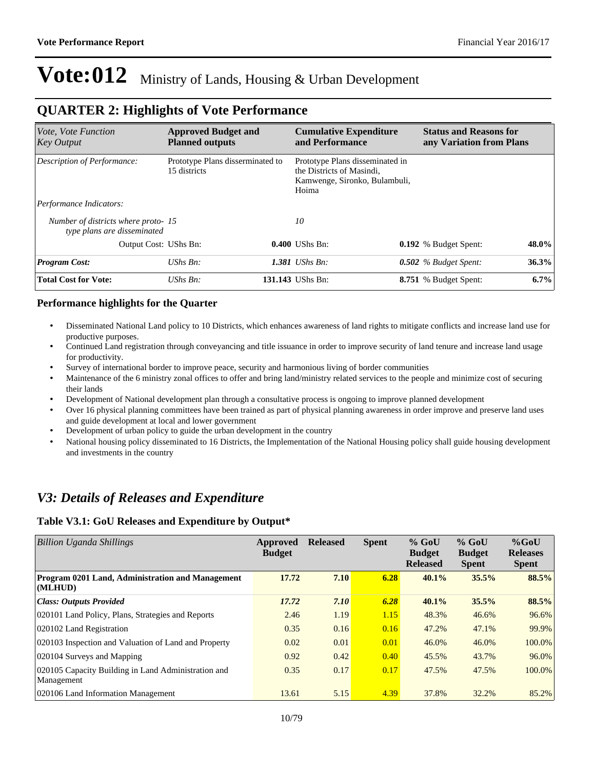# Vote:012 Ministry of Lands, Housing & Urban Development

## QUARTER 2: Highlights of Vote Performance

| *Vote, Vote Function Key Output* | **Approved Budget and Planned outputs** | | **Cumulative Expenditure and Performance** | | **Status and Reasons for any Variation from Plans** | |
|---|---|---|---|---|---|---|
| *Description of Performance:* | Prototype Plans disserminated to 15 districts | | Prototype Plans disseminated in the Districts of Masindi, Kamwenge, Sironko, Bulambuli, Hoima | | | |
| *Performance Indicators:* | | | | | | |
| *Number of districts where proto-type plans are disseminated* | *15* | | *10* | | | |
| Output Cost: | UShs Bn: | **0.400** | UShs Bn: | **0.192** | % Budget Spent: | **48.0%** |
| ***Program Cost:*** | *UShs Bn:* | ***1.381*** | *UShs Bn:* | ***0.502*** | *% Budget Spent:* | ***36.3%*** |
| **Total Cost for Vote:** | *UShs Bn:* | **131.143** | UShs Bn: | **8.751** | % Budget Spent: | **6.7%** |

### Performance highlights for the Quarter

- Disseminated National Land policy to 10 Districts, which enhances awareness of land rights to mitigate conflicts and increase land use for productive purposes.
- Continued Land registration through conveyancing and title issuance in order to improve security of land tenure and increase land usage for productivity.
- Survey of international border to improve peace, security and harmonious living of border communities
- Maintenance of the 6 ministry zonal offices to offer and bring land/ministry related services to the people and minimize cost of securing their lands
- Development of National development plan through a consultative process is ongoing to improve planned development
- Over 16 physical planning committees have been trained as part of physical planning awareness in order improve and preserve land uses and guide development at local and lower government
- Development of urban policy to guide the urban development in the country
- National housing policy disseminated to 16 Districts, the Implementation of the National Housing policy shall guide housing development and investments in the country

## *V3: Details of Releases and Expenditure*

### Table V3.1: GoU Releases and Expenditure by Output*

| *Billion Uganda Shillings* | Approved Budget | Released | Spent | % GoU Budget Released | % GoU Budget Spent | %GoU Releases Spent |
|---|---|---|---|---|---|---|
| **Program 0201 Land, Administration and Management (MLHUD)** | **17.72** | **7.10** | **6.28** | **40.1%** | **35.5%** | **88.5%** |
| ***Class: Outputs Provided*** | ***17.72*** | ***7.10*** | ***6.28*** | **40.1%** | **35.5%** | **88.5%** |
| 020101 Land Policy, Plans, Strategies and Reports | 2.46 | 1.19 | 1.15 | 48.3% | 46.6% | 96.6% |
| 020102 Land Registration | 0.35 | 0.16 | 0.16 | 47.2% | 47.1% | 99.9% |
| 020103 Inspection and Valuation of Land and Property | 0.02 | 0.01 | 0.01 | 46.0% | 46.0% | 100.0% |
| 020104 Surveys and Mapping | 0.92 | 0.42 | 0.40 | 45.5% | 43.7% | 96.0% |
| 020105 Capacity Building in Land Administration and Management | 0.35 | 0.17 | 0.17 | 47.5% | 47.5% | 100.0% |
| 020106 Land Information Management | 13.61 | 5.15 | 4.39 | 37.8% | 32.2% | 85.2% |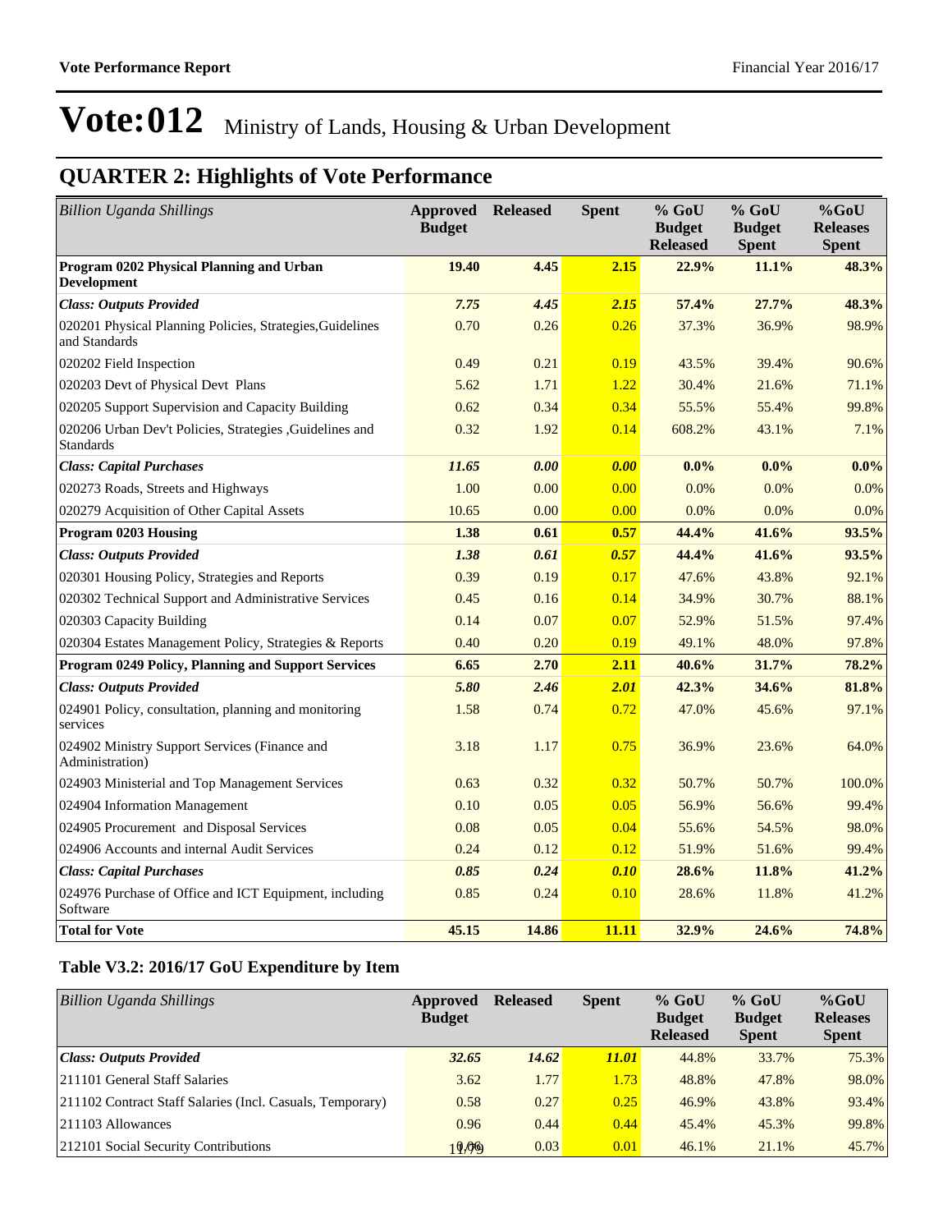# Vote:012 Ministry of Lands, Housing & Urban Development

## QUARTER 2: Highlights of Vote Performance

| *Billion Uganda Shillings* | Approved Budget | Released | Spent | % GoU Budget Released | % GoU Budget Spent | %GoU Releases Spent |
|---|---|---|---|---|---|---|
| **Program 0202 Physical Planning and Urban Development** | **19.40** | **4.45** | **2.15** | **22.9%** | **11.1%** | **48.3%** |
| ***Class: Outputs Provided*** | ***7.75*** | ***4.45*** | ***2.15*** | **57.4%** | **27.7%** | **48.3%** |
| 020201 Physical Planning Policies, Strategies,Guidelines and Standards | 0.70 | 0.26 | 0.26 | 37.3% | 36.9% | 98.9% |
| 020202 Field Inspection | 0.49 | 0.21 | 0.19 | 43.5% | 39.4% | 90.6% |
| 020203 Devt of Physical Devt Plans | 5.62 | 1.71 | 1.22 | 30.4% | 21.6% | 71.1% |
| 020205 Support Supervision and Capacity Building | 0.62 | 0.34 | 0.34 | 55.5% | 55.4% | 99.8% |
| 020206 Urban Dev't Policies, Strategies ,Guidelines and Standards | 0.32 | 1.92 | 0.14 | 608.2% | 43.1% | 7.1% |
| ***Class: Capital Purchases*** | ***11.65*** | ***0.00*** | ***0.00*** | **0.0%** | **0.0%** | **0.0%** |
| 020273 Roads, Streets and Highways | 1.00 | 0.00 | 0.00 | 0.0% | 0.0% | 0.0% |
| 020279 Acquisition of Other Capital Assets | 10.65 | 0.00 | 0.00 | 0.0% | 0.0% | 0.0% |
| **Program 0203 Housing** | **1.38** | **0.61** | **0.57** | **44.4%** | **41.6%** | **93.5%** |
| ***Class: Outputs Provided*** | ***1.38*** | ***0.61*** | ***0.57*** | **44.4%** | **41.6%** | **93.5%** |
| 020301 Housing Policy, Strategies and Reports | 0.39 | 0.19 | 0.17 | 47.6% | 43.8% | 92.1% |
| 020302 Technical Support and Administrative Services | 0.45 | 0.16 | 0.14 | 34.9% | 30.7% | 88.1% |
| 020303 Capacity Building | 0.14 | 0.07 | 0.07 | 52.9% | 51.5% | 97.4% |
| 020304 Estates Management Policy, Strategies & Reports | 0.40 | 0.20 | 0.19 | 49.1% | 48.0% | 97.8% |
| **Program 0249 Policy, Planning and Support Services** | **6.65** | **2.70** | **2.11** | **40.6%** | **31.7%** | **78.2%** |
| ***Class: Outputs Provided*** | ***5.80*** | ***2.46*** | ***2.01*** | **42.3%** | **34.6%** | **81.8%** |
| 024901 Policy, consultation, planning and monitoring services | 1.58 | 0.74 | 0.72 | 47.0% | 45.6% | 97.1% |
| 024902 Ministry Support Services (Finance and Administration) | 3.18 | 1.17 | 0.75 | 36.9% | 23.6% | 64.0% |
| 024903 Ministerial and Top Management Services | 0.63 | 0.32 | 0.32 | 50.7% | 50.7% | 100.0% |
| 024904 Information Management | 0.10 | 0.05 | 0.05 | 56.9% | 56.6% | 99.4% |
| 024905 Procurement and Disposal Services | 0.08 | 0.05 | 0.04 | 55.6% | 54.5% | 98.0% |
| 024906 Accounts and internal Audit Services | 0.24 | 0.12 | 0.12 | 51.9% | 51.6% | 99.4% |
| ***Class: Capital Purchases*** | ***0.85*** | ***0.24*** | ***0.10*** | **28.6%** | **11.8%** | **41.2%** |
| 024976 Purchase of Office and ICT Equipment, including Software | 0.85 | 0.24 | 0.10 | 28.6% | 11.8% | 41.2% |
| **Total for Vote** | **45.15** | **14.86** | **11.11** | **32.9%** | **24.6%** | **74.8%** |

### Table V3.2: 2016/17 GoU Expenditure by Item

| *Billion Uganda Shillings* | Approved Budget | Released | Spent | % GoU Budget Released | % GoU Budget Spent | %GoU Releases Spent |
|---|---|---|---|---|---|---|
| ***Class: Outputs Provided*** | ***32.65*** | ***14.62*** | ***11.01*** | 44.8% | 33.7% | 75.3% |
| 211101 General Staff Salaries | 3.62 | 1.77 | 1.73 | 48.8% | 47.8% | 98.0% |
| 211102 Contract Staff Salaries (Incl. Casuals, Temporary) | 0.58 | 0.27 | 0.25 | 46.9% | 43.8% | 93.4% |
| 211103 Allowances | 0.96 | 0.44 | 0.44 | 45.4% | 45.3% | 99.8% |
| 212101 Social Security Contributions | 0.06 | 0.03 | 0.01 | 46.1% | 21.1% | 45.7% |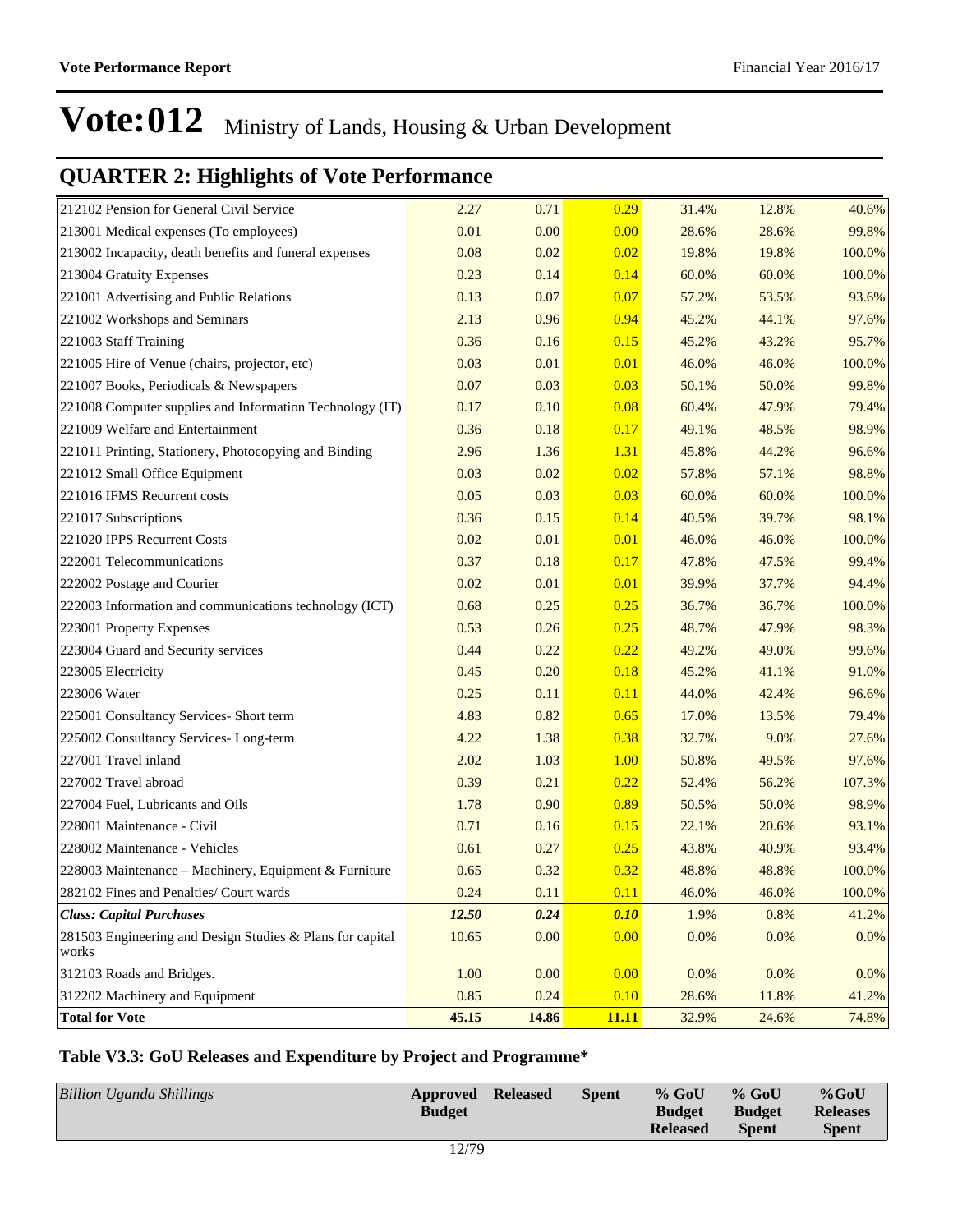# Vote:012 Ministry of Lands, Housing & Urban Development

## QUARTER 2: Highlights of Vote Performance

| | | | | | | |
|---|---|---|---|---|---|---|
| 212102 Pension for General Civil Service | 2.27 | 0.71 | 0.29 | 31.4% | 12.8% | 40.6% |
| 213001 Medical expenses (To employees) | 0.01 | 0.00 | 0.00 | 28.6% | 28.6% | 99.8% |
| 213002 Incapacity, death benefits and funeral expenses | 0.08 | 0.02 | 0.02 | 19.8% | 19.8% | 100.0% |
| 213004 Gratuity Expenses | 0.23 | 0.14 | 0.14 | 60.0% | 60.0% | 100.0% |
| 221001 Advertising and Public Relations | 0.13 | 0.07 | 0.07 | 57.2% | 53.5% | 93.6% |
| 221002 Workshops and Seminars | 2.13 | 0.96 | 0.94 | 45.2% | 44.1% | 97.6% |
| 221003 Staff Training | 0.36 | 0.16 | 0.15 | 45.2% | 43.2% | 95.7% |
| 221005 Hire of Venue (chairs, projector, etc) | 0.03 | 0.01 | 0.01 | 46.0% | 46.0% | 100.0% |
| 221007 Books, Periodicals & Newspapers | 0.07 | 0.03 | 0.03 | 50.1% | 50.0% | 99.8% |
| 221008 Computer supplies and Information Technology (IT) | 0.17 | 0.10 | 0.08 | 60.4% | 47.9% | 79.4% |
| 221009 Welfare and Entertainment | 0.36 | 0.18 | 0.17 | 49.1% | 48.5% | 98.9% |
| 221011 Printing, Stationery, Photocopying and Binding | 2.96 | 1.36 | 1.31 | 45.8% | 44.2% | 96.6% |
| 221012 Small Office Equipment | 0.03 | 0.02 | 0.02 | 57.8% | 57.1% | 98.8% |
| 221016 IFMS Recurrent costs | 0.05 | 0.03 | 0.03 | 60.0% | 60.0% | 100.0% |
| 221017 Subscriptions | 0.36 | 0.15 | 0.14 | 40.5% | 39.7% | 98.1% |
| 221020 IPPS Recurrent Costs | 0.02 | 0.01 | 0.01 | 46.0% | 46.0% | 100.0% |
| 222001 Telecommunications | 0.37 | 0.18 | 0.17 | 47.8% | 47.5% | 99.4% |
| 222002 Postage and Courier | 0.02 | 0.01 | 0.01 | 39.9% | 37.7% | 94.4% |
| 222003 Information and communications technology (ICT) | 0.68 | 0.25 | 0.25 | 36.7% | 36.7% | 100.0% |
| 223001 Property Expenses | 0.53 | 0.26 | 0.25 | 48.7% | 47.9% | 98.3% |
| 223004 Guard and Security services | 0.44 | 0.22 | 0.22 | 49.2% | 49.0% | 99.6% |
| 223005 Electricity | 0.45 | 0.20 | 0.18 | 45.2% | 41.1% | 91.0% |
| 223006 Water | 0.25 | 0.11 | 0.11 | 44.0% | 42.4% | 96.6% |
| 225001 Consultancy Services- Short term | 4.83 | 0.82 | 0.65 | 17.0% | 13.5% | 79.4% |
| 225002 Consultancy Services- Long-term | 4.22 | 1.38 | 0.38 | 32.7% | 9.0% | 27.6% |
| 227001 Travel inland | 2.02 | 1.03 | 1.00 | 50.8% | 49.5% | 97.6% |
| 227002 Travel abroad | 0.39 | 0.21 | 0.22 | 52.4% | 56.2% | 107.3% |
| 227004 Fuel, Lubricants and Oils | 1.78 | 0.90 | 0.89 | 50.5% | 50.0% | 98.9% |
| 228001 Maintenance - Civil | 0.71 | 0.16 | 0.15 | 22.1% | 20.6% | 93.1% |
| 228002 Maintenance - Vehicles | 0.61 | 0.27 | 0.25 | 43.8% | 40.9% | 93.4% |
| 228003 Maintenance – Machinery, Equipment & Furniture | 0.65 | 0.32 | 0.32 | 48.8% | 48.8% | 100.0% |
| 282102 Fines and Penalties/ Court wards | 0.24 | 0.11 | 0.11 | 46.0% | 46.0% | 100.0% |
| ***Class: Capital Purchases*** | ***12.50*** | ***0.24*** | ***0.10*** | 1.9% | 0.8% | 41.2% |
| 281503 Engineering and Design Studies & Plans for capital works | 10.65 | 0.00 | 0.00 | 0.0% | 0.0% | 0.0% |
| 312103 Roads and Bridges. | 1.00 | 0.00 | 0.00 | 0.0% | 0.0% | 0.0% |
| 312202 Machinery and Equipment | 0.85 | 0.24 | 0.10 | 28.6% | 11.8% | 41.2% |
| **Total for Vote** | **45.15** | **14.86** | **11.11** | 32.9% | 24.6% | 74.8% |

### Table V3.3: GoU Releases and Expenditure by Project and Programme*

| *Billion Uganda Shillings* | **Approved Budget** | **Released** | **Spent** | **% GoU Budget Released** | **% GoU Budget Spent** | **%GoU Releases Spent** |
|---|---|---|---|---|---|---|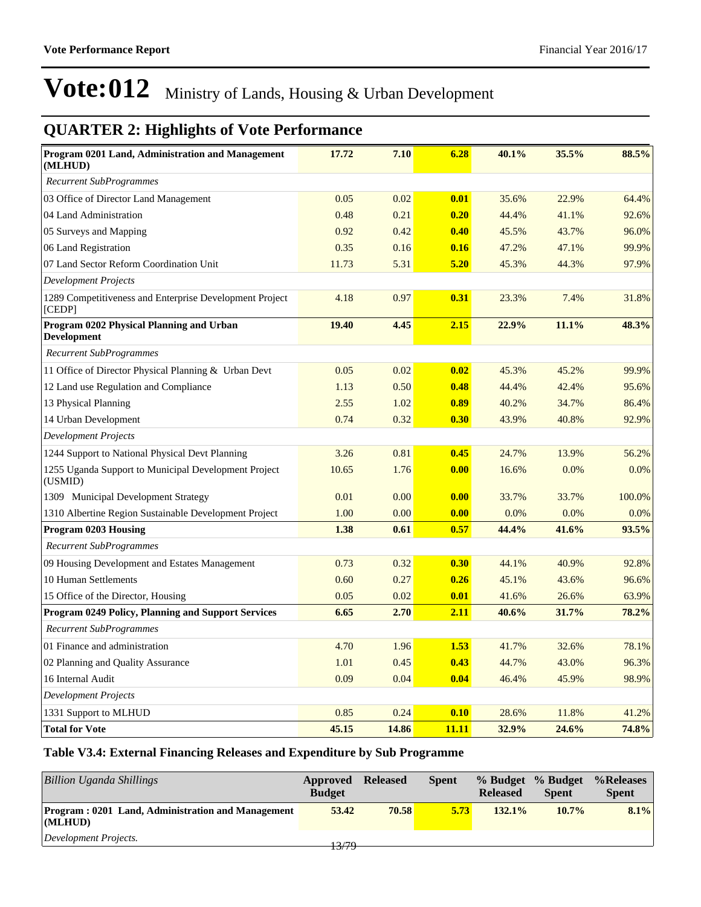# Vote:012 Ministry of Lands, Housing & Urban Development

## QUARTER 2: Highlights of Vote Performance

| | | | | | | |
|---|---|---|---|---|---|---|
| **Program 0201 Land, Administration and Management (MLHUD)** | **17.72** | **7.10** | **6.28** | **40.1%** | **35.5%** | **88.5%** |
| *Recurrent SubProgrammes* | | | | | | |
| 03 Office of Director Land Management | 0.05 | 0.02 | **0.01** | 35.6% | 22.9% | 64.4% |
| 04 Land Administration | 0.48 | 0.21 | **0.20** | 44.4% | 41.1% | 92.6% |
| 05 Surveys and Mapping | 0.92 | 0.42 | **0.40** | 45.5% | 43.7% | 96.0% |
| 06 Land Registration | 0.35 | 0.16 | **0.16** | 47.2% | 47.1% | 99.9% |
| 07 Land Sector Reform Coordination Unit | 11.73 | 5.31 | **5.20** | 45.3% | 44.3% | 97.9% |
| *Development Projects* | | | | | | |
| 1289 Competitiveness and Enterprise Development Project [CEDP] | 4.18 | 0.97 | **0.31** | 23.3% | 7.4% | 31.8% |
| **Program 0202 Physical Planning and Urban Development** | **19.40** | **4.45** | **2.15** | **22.9%** | **11.1%** | **48.3%** |
| *Recurrent SubProgrammes* | | | | | | |
| 11 Office of Director Physical Planning & Urban Devt | 0.05 | 0.02 | **0.02** | 45.3% | 45.2% | 99.9% |
| 12 Land use Regulation and Compliance | 1.13 | 0.50 | **0.48** | 44.4% | 42.4% | 95.6% |
| 13 Physical Planning | 2.55 | 1.02 | **0.89** | 40.2% | 34.7% | 86.4% |
| 14 Urban Development | 0.74 | 0.32 | **0.30** | 43.9% | 40.8% | 92.9% |
| *Development Projects* | | | | | | |
| 1244 Support to National Physical Devt Planning | 3.26 | 0.81 | **0.45** | 24.7% | 13.9% | 56.2% |
| 1255 Uganda Support to Municipal Development Project (USMID) | 10.65 | 1.76 | **0.00** | 16.6% | 0.0% | 0.0% |
| 1309 Municipal Development Strategy | 0.01 | 0.00 | **0.00** | 33.7% | 33.7% | 100.0% |
| 1310 Albertine Region Sustainable Development Project | 1.00 | 0.00 | **0.00** | 0.0% | 0.0% | 0.0% |
| **Program 0203 Housing** | **1.38** | **0.61** | **0.57** | **44.4%** | **41.6%** | **93.5%** |
| *Recurrent SubProgrammes* | | | | | | |
| 09 Housing Development and Estates Management | 0.73 | 0.32 | **0.30** | 44.1% | 40.9% | 92.8% |
| 10 Human Settlements | 0.60 | 0.27 | **0.26** | 45.1% | 43.6% | 96.6% |
| 15 Office of the Director, Housing | 0.05 | 0.02 | **0.01** | 41.6% | 26.6% | 63.9% |
| **Program 0249 Policy, Planning and Support Services** | **6.65** | **2.70** | **2.11** | **40.6%** | **31.7%** | **78.2%** |
| *Recurrent SubProgrammes* | | | | | | |
| 01 Finance and administration | 4.70 | 1.96 | **1.53** | 41.7% | 32.6% | 78.1% |
| 02 Planning and Quality Assurance | 1.01 | 0.45 | **0.43** | 44.7% | 43.0% | 96.3% |
| 16 Internal Audit | 0.09 | 0.04 | **0.04** | 46.4% | 45.9% | 98.9% |
| *Development Projects* | | | | | | |
| 1331 Support to MLHUD | 0.85 | 0.24 | **0.10** | 28.6% | 11.8% | 41.2% |
| **Total for Vote** | **45.15** | **14.86** | **11.11** | **32.9%** | **24.6%** | **74.8%** |

### Table V3.4: External Financing Releases and Expenditure by Sub Programme

| *Billion Uganda Shillings* | Approved Budget | Released | Spent | % Budget Released | % Budget Spent | %Releases Spent |
|---|---|---|---|---|---|---|
| **Program : 0201 Land, Administration and Management (MLHUD)** | **53.42** | **70.58** | **5.73** | **132.1%** | **10.7%** | **8.1%** |
| *Development Projects.* | | | | | | |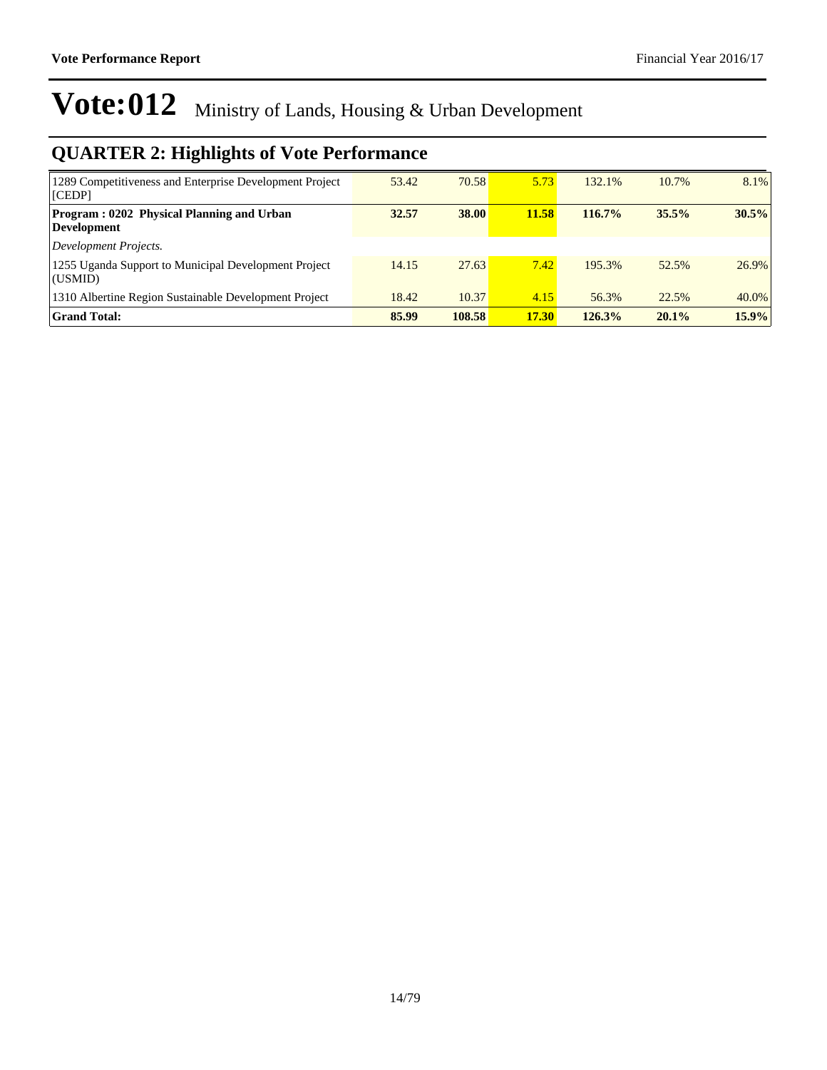# Vote:012 Ministry of Lands, Housing & Urban Development

## QUARTER 2: Highlights of Vote Performance

| | | | | | | |
|---|---|---|---|---|---|---|
| 1289 Competitiveness and Enterprise Development Project [CEDP] | 53.42 | 70.58 | 5.73 | 132.1% | 10.7% | 8.1% |
| **Program : 0202 Physical Planning and Urban Development** | **32.57** | **38.00** | **11.58** | **116.7%** | **35.5%** | **30.5%** |
| *Development Projects.* | | | | | | |
| 1255 Uganda Support to Municipal Development Project (USMID) | 14.15 | 27.63 | 7.42 | 195.3% | 52.5% | 26.9% |
| 1310 Albertine Region Sustainable Development Project | 18.42 | 10.37 | 4.15 | 56.3% | 22.5% | 40.0% |
| **Grand Total:** | **85.99** | **108.58** | **17.30** | **126.3%** | **20.1%** | **15.9%** |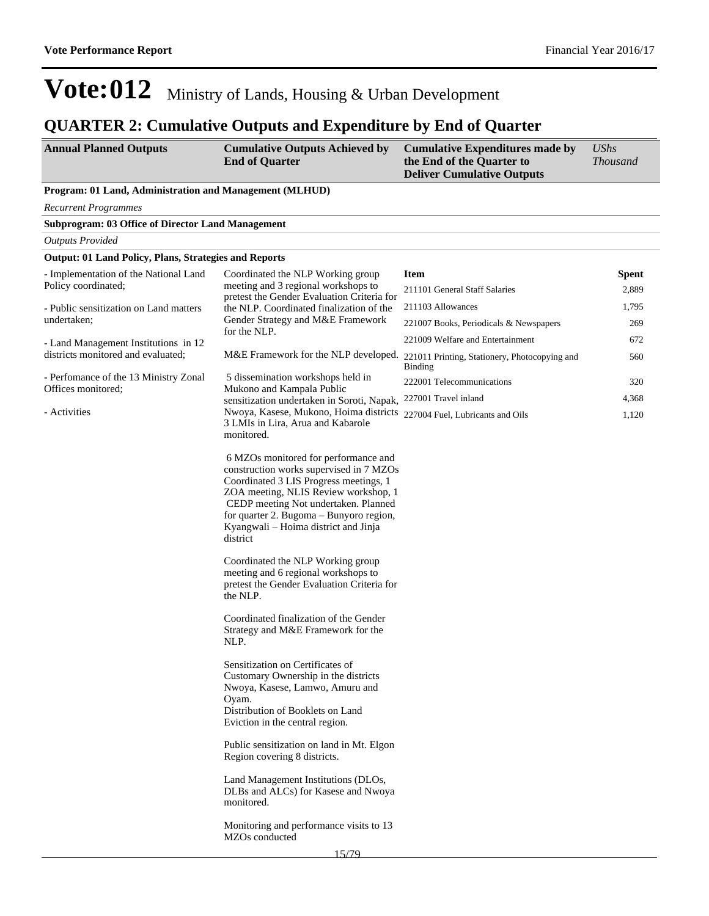# Vote:012 Ministry of Lands, Housing & Urban Development

## QUARTER 2: Cumulative Outputs and Expenditure by End of Quarter

| Annual Planned Outputs | Cumulative Outputs Achieved by End of Quarter | Cumulative Expenditures made by the End of the Quarter to Deliver Cumulative Outputs | *UShs Thousand* |
|---|---|---|---|

**Program: 01 Land, Administration and Management (MLHUD)**

*Recurrent Programmes*

**Subprogram: 03 Office of Director Land Management**

*Outputs Provided*

**Output: 01 Land Policy, Plans, Strategies and Reports**

**Annual Planned Outputs:**

- Implementation of the National Land Policy coordinated;

- Public sensitization on Land matters undertaken;

- Land Management Institutions in 12 districts monitored and evaluated;

- Perfomance of the 13 Ministry Zonal Offices monitored;

- Activities

**Cumulative Outputs Achieved by End of Quarter:**

Coordinated the NLP Working group meeting and 3 regional workshops to pretest the Gender Evaluation Criteria for the NLP. Coordinated finalization of the Gender Strategy and M&E Framework for the NLP.

M&E Framework for the NLP developed.

5 dissemination workshops held in Mukono and Kampala Public sensitization undertaken in Soroti, Napak, Nwoya, Kasese, Mukono, Hoima districts 3 LMIs in Lira, Arua and Kabarole monitored.

6 MZOs monitored for performance and construction works supervised in 7 MZOs Coordinated 3 LIS Progress meetings, 1 ZOA meeting, NLIS Review workshop, 1 CEDP meeting Not undertaken. Planned for quarter 2. Bugoma – Bunyoro region, Kyangwali – Hoima district and Jinja district

Coordinated the NLP Working group meeting and 6 regional workshops to pretest the Gender Evaluation Criteria for the NLP.

Coordinated finalization of the Gender Strategy and M&E Framework for the NLP.

Sensitization on Certificates of Customary Ownership in the districts Nwoya, Kasese, Lamwo, Amuru and Oyam.
Distribution of Booklets on Land Eviction in the central region.

Public sensitization on land in Mt. Elgon Region covering 8 districts.

Land Management Institutions (DLOs, DLBs and ALCs) for Kasese and Nwoya monitored.

Monitoring and performance visits to 13 MZOs conducted

**Cumulative Expenditures:**

| Item | Spent |
|---|---|
| 211101 General Staff Salaries | 2,889 |
| 211103 Allowances | 1,795 |
| 221007 Books, Periodicals & Newspapers | 269 |
| 221009 Welfare and Entertainment | 672 |
| 221011 Printing, Stationery, Photocopying and Binding | 560 |
| 222001 Telecommunications | 320 |
| 227001 Travel inland | 4,368 |
| 227004 Fuel, Lubricants and Oils | 1,120 |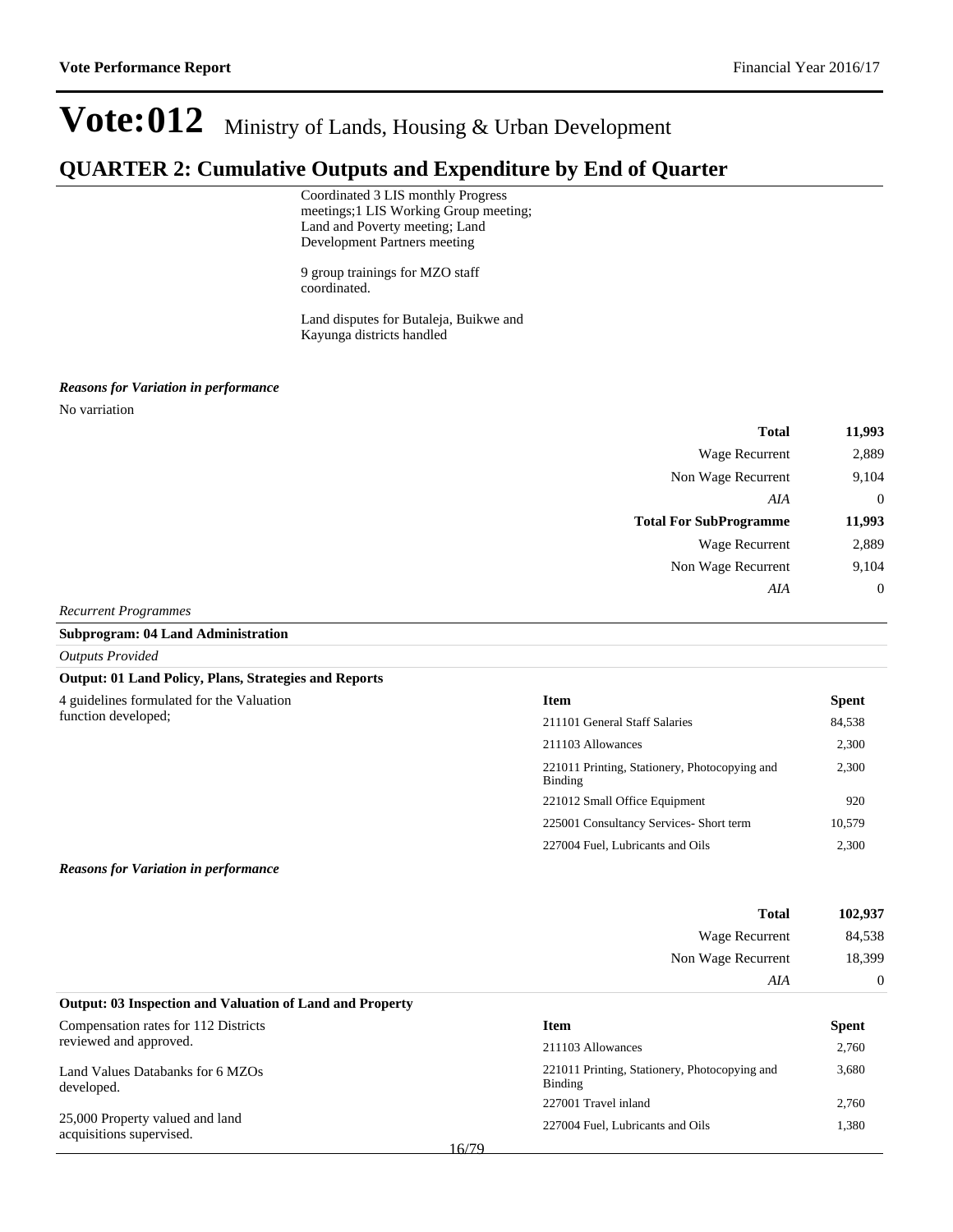# Vote:012 Ministry of Lands, Housing & Urban Development

## QUARTER 2: Cumulative Outputs and Expenditure by End of Quarter

Coordinated 3 LIS monthly Progress meetings;1 LIS Working Group meeting; Land and Poverty meeting; Land Development Partners meeting

9 group trainings for MZO staff coordinated.

Land disputes for Butaleja, Buikwe and Kayunga districts handled

***Reasons for Variation in performance***

No varriation

| | |
|---|---|
| **Total** | **11,993** |
| Wage Recurrent | 2,889 |
| Non Wage Recurrent | 9,104 |
| *AIA* | 0 |
| **Total For SubProgramme** | **11,993** |
| Wage Recurrent | 2,889 |
| Non Wage Recurrent | 9,104 |
| *AIA* | 0 |

*Recurrent Programmes*

**Subprogram: 04 Land Administration**

*Outputs Provided*

**Output: 01 Land Policy, Plans, Strategies and Reports**

4 guidelines formulated for the Valuation function developed;

| Item | Spent |
|---|---|
| 211101 General Staff Salaries | 84,538 |
| 211103 Allowances | 2,300 |
| 221011 Printing, Stationery, Photocopying and Binding | 2,300 |
| 221012 Small Office Equipment | 920 |
| 225001 Consultancy Services- Short term | 10,579 |
| 227004 Fuel, Lubricants and Oils | 2,300 |

***Reasons for Variation in performance***

| | |
|---|---|
| **Total** | **102,937** |
| Wage Recurrent | 84,538 |
| Non Wage Recurrent | 18,399 |
| *AIA* | 0 |

**Output: 03 Inspection and Valuation of Land and Property**

Compensation rates for 112 Districts reviewed and approved.

Land Values Databanks for 6 MZOs developed.

25,000 Property valued and land acquisitions supervised.

| Item | Spent |
|---|---|
| 211103 Allowances | 2,760 |
| 221011 Printing, Stationery, Photocopying and Binding | 3,680 |
| 227001 Travel inland | 2,760 |
| 227004 Fuel, Lubricants and Oils | 1,380 |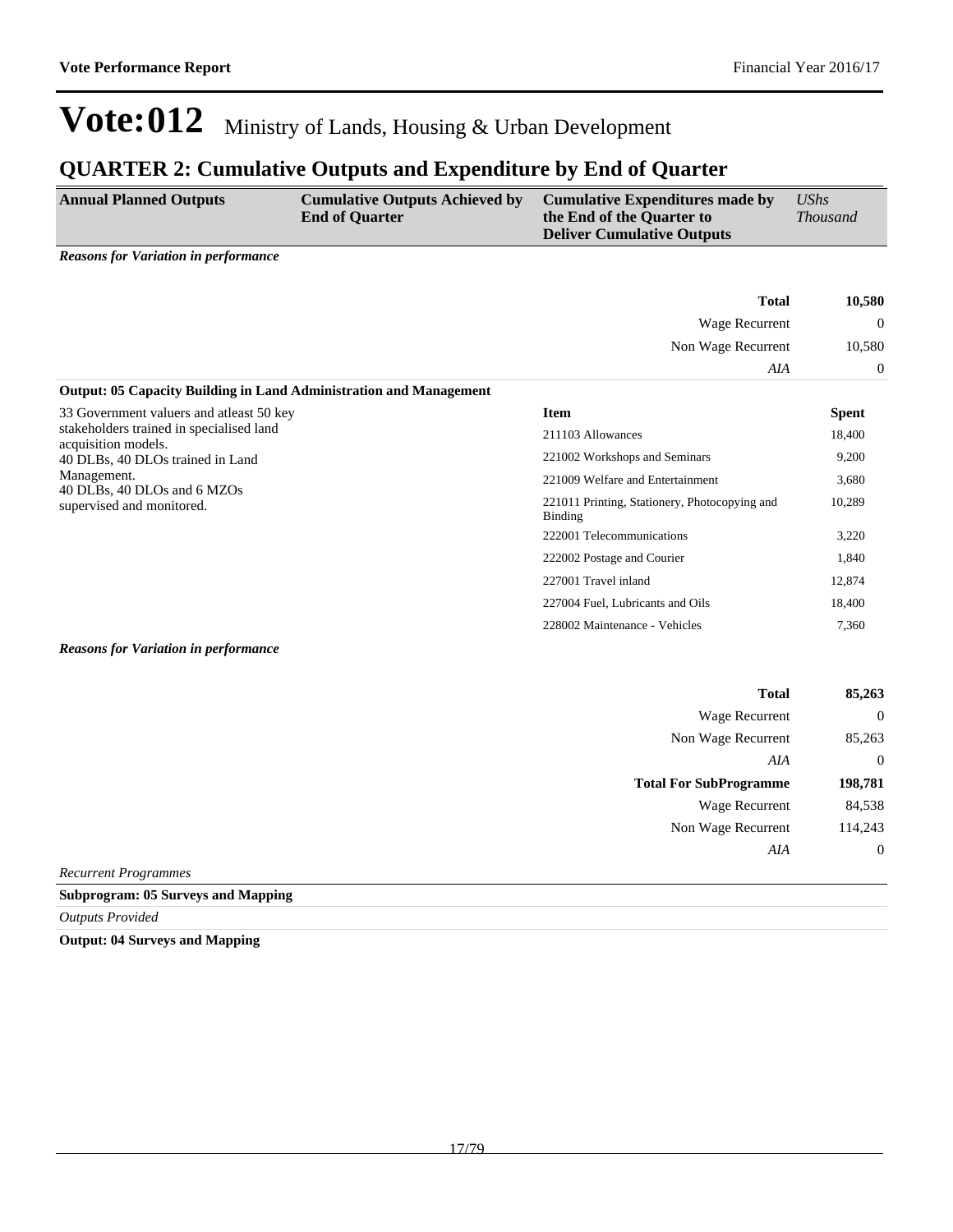# Vote:012 Ministry of Lands, Housing & Urban Development

## QUARTER 2: Cumulative Outputs and Expenditure by End of Quarter

| Annual Planned Outputs | Cumulative Outputs Achieved by End of Quarter | Cumulative Expenditures made by the End of the Quarter to Deliver Cumulative Outputs | *UShs Thousand* |
|---|---|---|---|

***Reasons for Variation in performance***

| | |
|---|---|
| **Total** | **10,580** |
| Wage Recurrent | 0 |
| Non Wage Recurrent | 10,580 |
| *AIA* | 0 |

**Output: 05 Capacity Building in Land Administration and Management**

33 Government valuers and atleast 50 key stakeholders trained in specialised land acquisition models.
40 DLBs, 40 DLOs trained in Land Management.
40 DLBs, 40 DLOs and 6 MZOs supervised and monitored.

| Item | Spent |
|---|---|
| 211103 Allowances | 18,400 |
| 221002 Workshops and Seminars | 9,200 |
| 221009 Welfare and Entertainment | 3,680 |
| 221011 Printing, Stationery, Photocopying and Binding | 10,289 |
| 222001 Telecommunications | 3,220 |
| 222002 Postage and Courier | 1,840 |
| 227001 Travel inland | 12,874 |
| 227004 Fuel, Lubricants and Oils | 18,400 |
| 228002 Maintenance - Vehicles | 7,360 |

***Reasons for Variation in performance***

| | |
|---|---|
| **Total** | **85,263** |
| Wage Recurrent | 0 |
| Non Wage Recurrent | 85,263 |
| *AIA* | 0 |
| **Total For SubProgramme** | **198,781** |
| Wage Recurrent | 84,538 |
| Non Wage Recurrent | 114,243 |
| *AIA* | 0 |

*Recurrent Programmes*

**Subprogram: 05 Surveys and Mapping**

*Outputs Provided*

**Output: 04 Surveys and Mapping**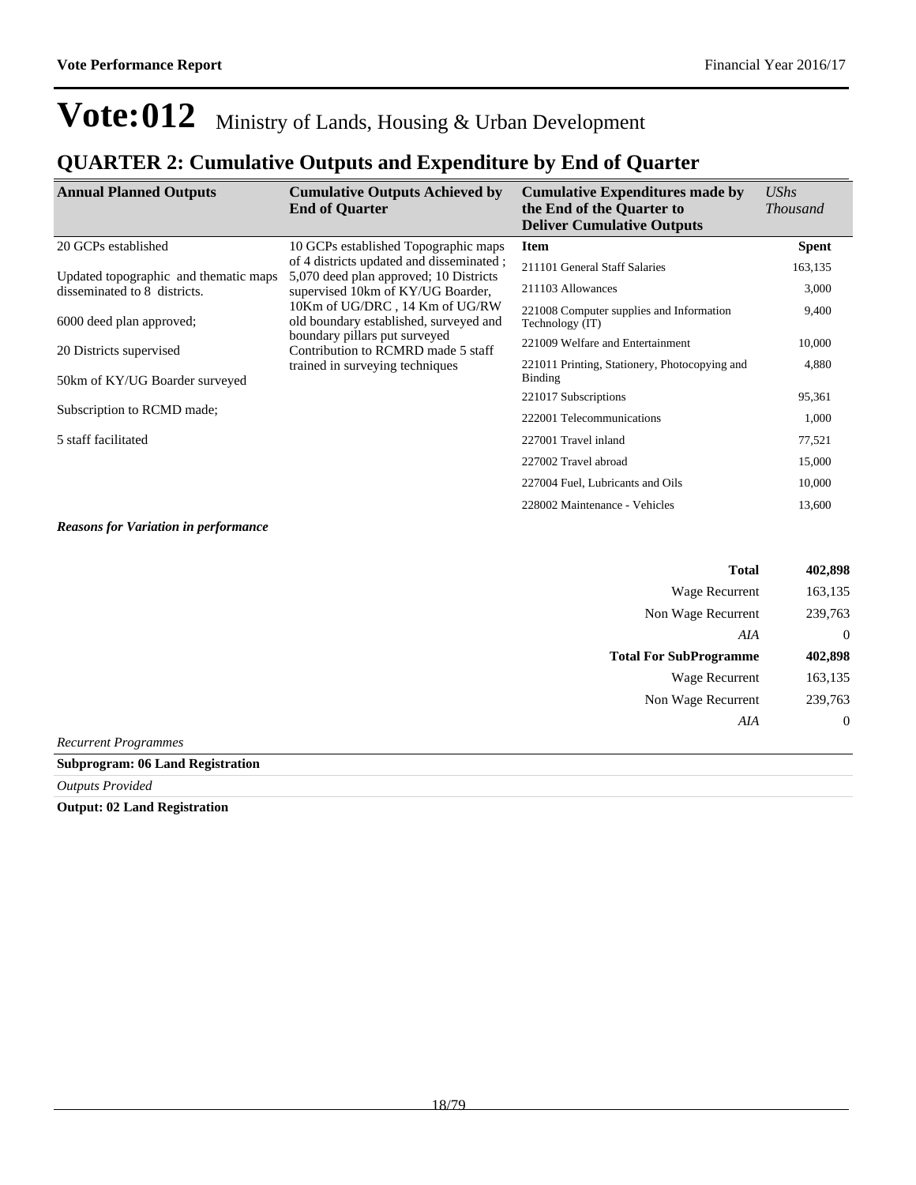# Vote:012 Ministry of Lands, Housing & Urban Development

## QUARTER 2: Cumulative Outputs and Expenditure by End of Quarter

| Annual Planned Outputs | Cumulative Outputs Achieved by End of Quarter | Cumulative Expenditures made by the End of the Quarter to Deliver Cumulative Outputs | *UShs Thousand* |
|---|---|---|---|
| 20 GCPs established<br><br>Updated topographic and thematic maps disseminated to 8 districts.<br><br>6000 deed plan approved;<br><br>20 Districts supervised<br><br>50km of KY/UG Boarder surveyed<br><br>Subscription to RCMD made;<br><br>5 staff facilitated | 10 GCPs established Topographic maps of 4 districts updated and disseminated ; 5,070 deed plan approved; 10 Districts supervised 10km of KY/UG Boarder, 10Km of UG/DRC , 14 Km of UG/RW old boundary established, surveyed and boundary pillars put surveyed Contribution to RCMRD made 5 staff trained in surveying techniques | **Item** | **Spent** |
| | | 211101 General Staff Salaries | 163,135 |
| | | 211103 Allowances | 3,000 |
| | | 221008 Computer supplies and Information Technology (IT) | 9,400 |
| | | 221009 Welfare and Entertainment | 10,000 |
| | | 221011 Printing, Stationery, Photocopying and Binding | 4,880 |
| | | 221017 Subscriptions | 95,361 |
| | | 222001 Telecommunications | 1,000 |
| | | 227001 Travel inland | 77,521 |
| | | 227002 Travel abroad | 15,000 |
| | | 227004 Fuel, Lubricants and Oils | 10,000 |
| | | 228002 Maintenance - Vehicles | 13,600 |

***Reasons for Variation in performance***

| | |
|---|---|
| **Total** | **402,898** |
| Wage Recurrent | 163,135 |
| Non Wage Recurrent | 239,763 |
| *AIA* | 0 |
| **Total For SubProgramme** | **402,898** |
| Wage Recurrent | 163,135 |
| Non Wage Recurrent | 239,763 |
| *AIA* | 0 |

*Recurrent Programmes*

**Subprogram: 06 Land Registration**

*Outputs Provided*

**Output: 02 Land Registration**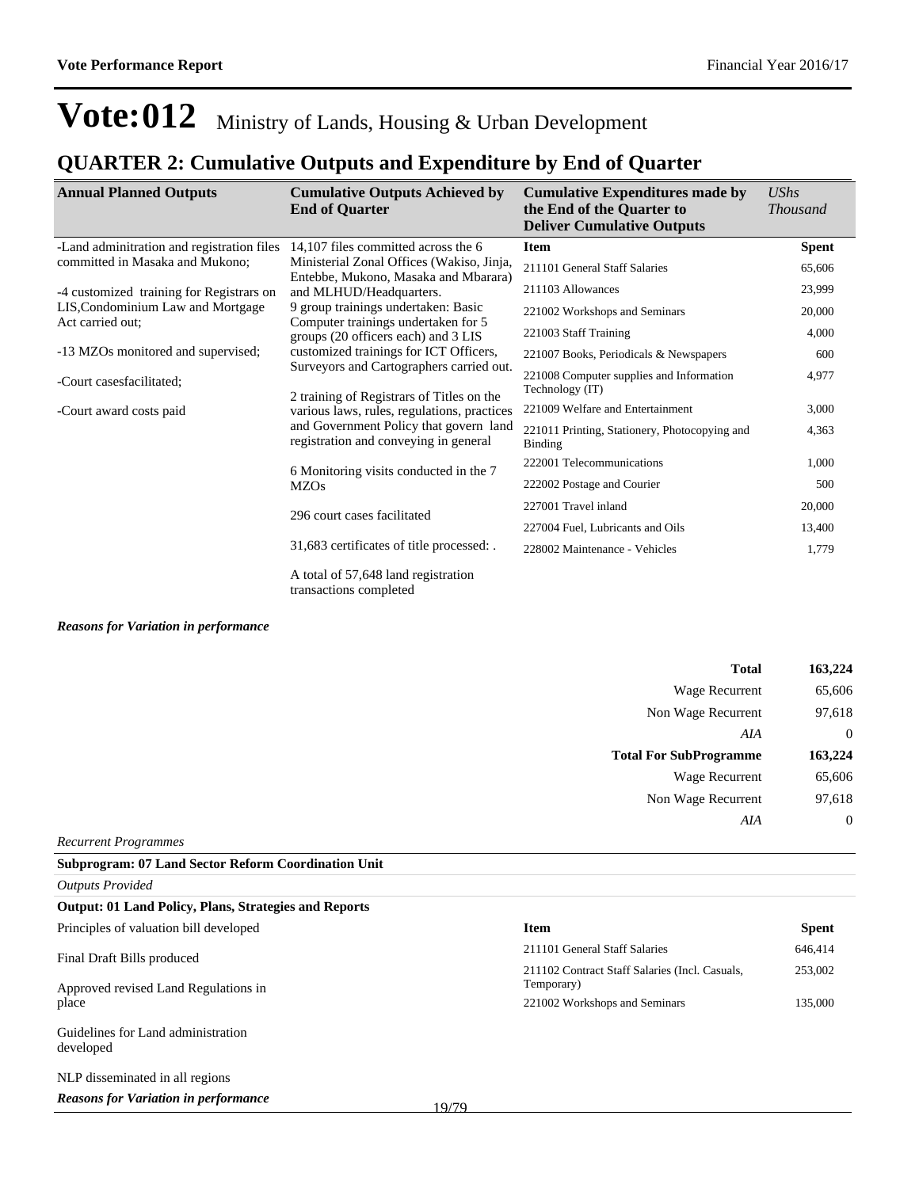# Vote:012 Ministry of Lands, Housing & Urban Development

## QUARTER 2: Cumulative Outputs and Expenditure by End of Quarter

| Annual Planned Outputs | Cumulative Outputs Achieved by End of Quarter | Cumulative Expenditures made by the End of the Quarter to Deliver Cumulative Outputs | *UShs Thousand* |
|---|---|---|---|
| -Land adminitration and registration files committed in Masaka and Mukono;<br><br>-4 customized training for Registrars on LIS,Condominium Law and Mortgage Act carried out;<br><br>-13 MZOs monitored and supervised;<br><br>-Court casesfacilitated;<br><br>-Court award costs paid | 14,107 files committed across the 6 Ministerial Zonal Offices (Wakiso, Jinja, Entebbe, Mukono, Masaka and Mbarara) and MLHUD/Headquarters.<br>9 group trainings undertaken: Basic Computer trainings undertaken for 5 groups (20 officers each) and 3 LIS customized trainings for ICT Officers, Surveyors and Cartographers carried out.<br><br>2 training of Registrars of Titles on the various laws, rules, regulations, practices and Government Policy that govern land registration and conveying in general<br><br>6 Monitoring visits conducted in the 7 MZOs<br><br>296 court cases facilitated<br><br>31,683 certificates of title processed: .<br><br>A total of 57,648 land registration transactions completed | **Item** | **Spent** |
| | | 211101 General Staff Salaries | 65,606 |
| | | 211103 Allowances | 23,999 |
| | | 221002 Workshops and Seminars | 20,000 |
| | | 221003 Staff Training | 4,000 |
| | | 221007 Books, Periodicals & Newspapers | 600 |
| | | 221008 Computer supplies and Information Technology (IT) | 4,977 |
| | | 221009 Welfare and Entertainment | 3,000 |
| | | 221011 Printing, Stationery, Photocopying and Binding | 4,363 |
| | | 222001 Telecommunications | 1,000 |
| | | 222002 Postage and Courier | 500 |
| | | 227001 Travel inland | 20,000 |
| | | 227004 Fuel, Lubricants and Oils | 13,400 |
| | | 228002 Maintenance - Vehicles | 1,779 |

***Reasons for Variation in performance***

| | |
|---|---|
| **Total** | **163,224** |
| Wage Recurrent | 65,606 |
| Non Wage Recurrent | 97,618 |
| *AIA* | 0 |
| **Total For SubProgramme** | **163,224** |
| Wage Recurrent | 65,606 |
| Non Wage Recurrent | 97,618 |
| *AIA* | 0 |

*Recurrent Programmes*

**Subprogram: 07 Land Sector Reform Coordination Unit**

*Outputs Provided*

**Output: 01 Land Policy, Plans, Strategies and Reports**

| | | | |
|---|---|---|---|
| Principles of valuation bill developed<br><br>Final Draft Bills produced<br><br>Approved revised Land Regulations in place<br><br>Guidelines for Land administration developed<br><br>NLP disseminated in all regions | | **Item** | **Spent** |
| | | 211101 General Staff Salaries | 646,414 |
| | | 211102 Contract Staff Salaries (Incl. Casuals, Temporary) | 253,002 |
| | | 221002 Workshops and Seminars | 135,000 |

***Reasons for Variation in performance***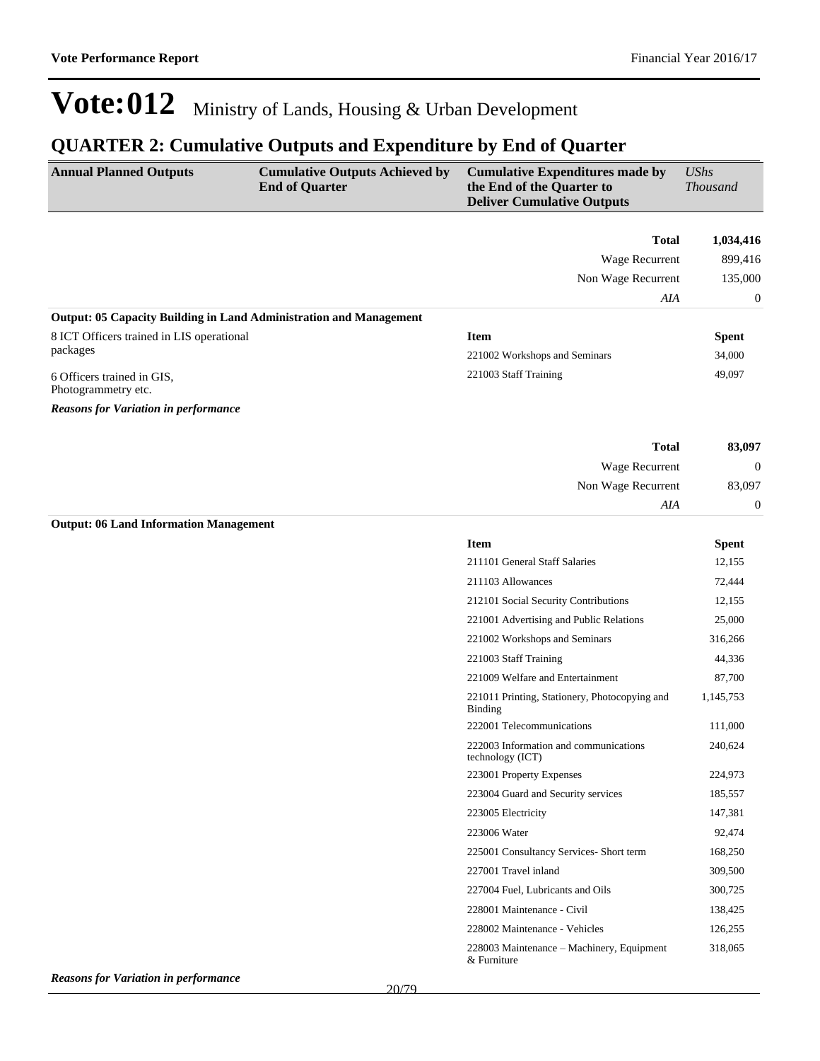# Vote:012 Ministry of Lands, Housing & Urban Development

## QUARTER 2: Cumulative Outputs and Expenditure by End of Quarter

| Annual Planned Outputs | Cumulative Outputs Achieved by End of Quarter | Cumulative Expenditures made by the End of the Quarter to Deliver Cumulative Outputs | *UShs Thousand* |
|---|---|---|---|
| | | **Total** | **1,034,416** |
| | | Wage Recurrent | 899,416 |
| | | Non Wage Recurrent | 135,000 |
| | | *AIA* | 0 |

**Output: 05 Capacity Building in Land Administration and Management**

| Annual Planned Outputs | Cumulative Outputs Achieved by End of Quarter | Item | Spent |
|---|---|---|---|
| 8 ICT Officers trained in LIS operational packages | | 221002 Workshops and Seminars | 34,000 |
| 6 Officers trained in GIS, Photogrammetry etc. | | 221003 Staff Training | 49,097 |

***Reasons for Variation in performance***

| | Total | **83,097** |
|---|---|---|
| | Wage Recurrent | 0 |
| | Non Wage Recurrent | 83,097 |
| | *AIA* | 0 |

**Output: 06 Land Information Management**

| Item | Spent |
|---|---|
| 211101 General Staff Salaries | 12,155 |
| 211103 Allowances | 72,444 |
| 212101 Social Security Contributions | 12,155 |
| 221001 Advertising and Public Relations | 25,000 |
| 221002 Workshops and Seminars | 316,266 |
| 221003 Staff Training | 44,336 |
| 221009 Welfare and Entertainment | 87,700 |
| 221011 Printing, Stationery, Photocopying and Binding | 1,145,753 |
| 222001 Telecommunications | 111,000 |
| 222003 Information and communications technology (ICT) | 240,624 |
| 223001 Property Expenses | 224,973 |
| 223004 Guard and Security services | 185,557 |
| 223005 Electricity | 147,381 |
| 223006 Water | 92,474 |
| 225001 Consultancy Services- Short term | 168,250 |
| 227001 Travel inland | 309,500 |
| 227004 Fuel, Lubricants and Oils | 300,725 |
| 228001 Maintenance - Civil | 138,425 |
| 228002 Maintenance - Vehicles | 126,255 |
| 228003 Maintenance – Machinery, Equipment & Furniture | 318,065 |

***Reasons for Variation in performance***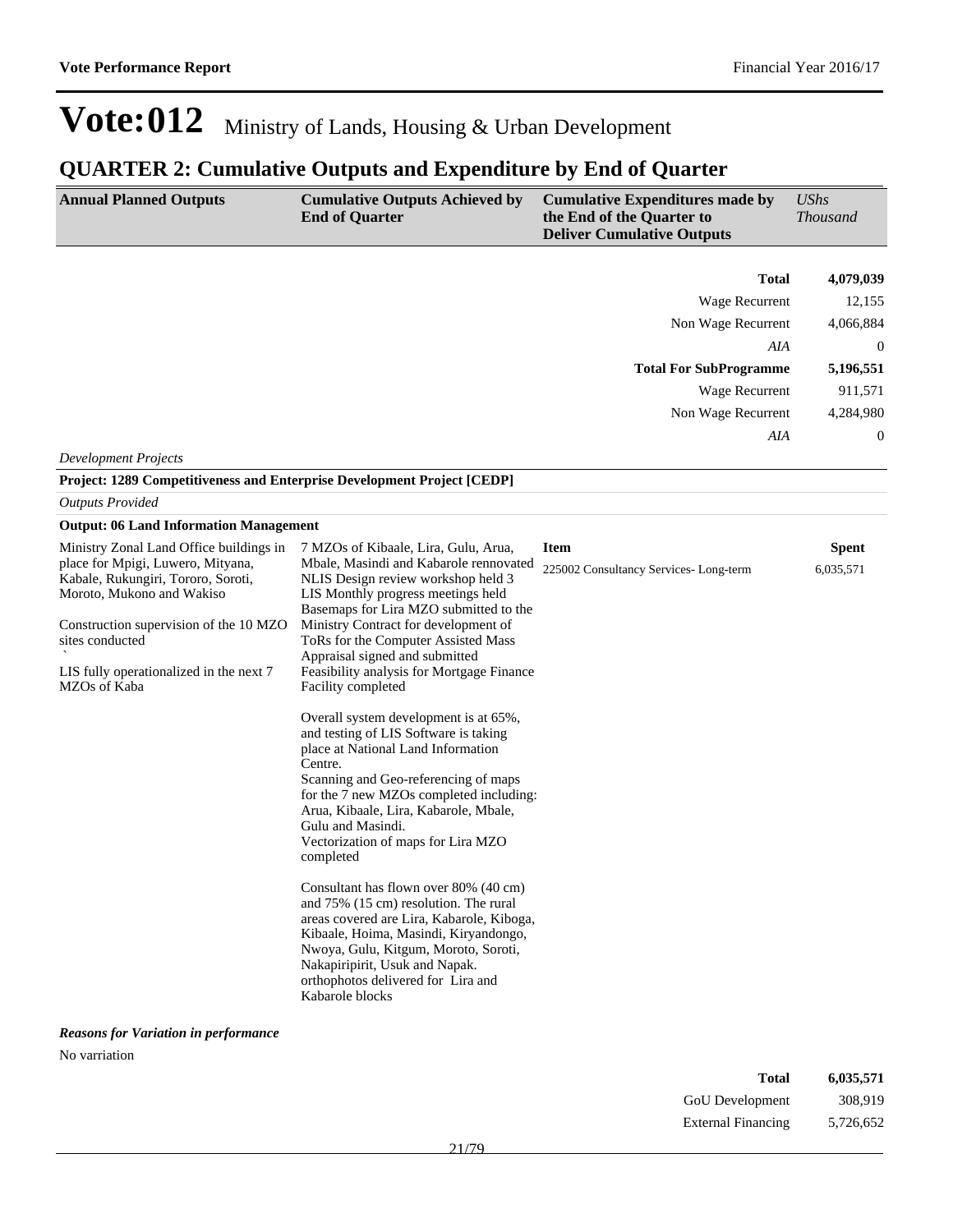# Vote:012 Ministry of Lands, Housing & Urban Development

## QUARTER 2: Cumulative Outputs and Expenditure by End of Quarter

| Annual Planned Outputs | Cumulative Outputs Achieved by End of Quarter | Cumulative Expenditures made by the End of the Quarter to Deliver Cumulative Outputs | *UShs Thousand* |
|---|---|---|---|
| | | **Total** | **4,079,039** |
| | | Wage Recurrent | 12,155 |
| | | Non Wage Recurrent | 4,066,884 |
| | | *AIA* | 0 |
| | | **Total For SubProgramme** | **5,196,551** |
| | | Wage Recurrent | 911,571 |
| | | Non Wage Recurrent | 4,284,980 |
| | | *AIA* | 0 |

*Development Projects*

**Project: 1289 Competitiveness and Enterprise Development Project [CEDP]**

*Outputs Provided*

**Output: 06 Land Information Management**

| Annual Planned Outputs | Cumulative Outputs Achieved by End of Quarter | Item | Spent |
|---|---|---|---|
| Ministry Zonal Land Office buildings in place for Mpigi, Luwero, Mityana, Kabale, Rukungiri, Tororo, Soroti, Moroto, Mukono and Wakiso<br><br>Construction supervision of the 10 MZO sites conducted<br>`<br>LIS fully operationalized in the next 7 MZOs of Kaba | 7 MZOs of Kibaale, Lira, Gulu, Arua, Mbale, Masindi and Kabarole rennovated<br>NLIS Design review workshop held 3<br>LIS Monthly progress meetings held<br>Basemaps for Lira MZO submitted to the Ministry Contract for development of ToRs for the Computer Assisted Mass Appraisal signed and submitted<br>Feasibility analysis for Mortgage Finance Facility completed<br><br>Overall system development is at 65%, and testing of LIS Software is taking place at National Land Information Centre.<br>Scanning and Geo-referencing of maps for the 7 new MZOs completed including: Arua, Kibaale, Lira, Kabarole, Mbale, Gulu and Masindi.<br>Vectorization of maps for Lira MZO completed<br><br>Consultant has flown over 80% (40 cm) and 75% (15 cm) resolution. The rural areas covered are Lira, Kabarole, Kiboga, Kibaale, Hoima, Masindi, Kiryandongo, Nwoya, Gulu, Kitgum, Moroto, Soroti, Nakapiripirit, Usuk and Napak.<br>orthophotos delivered for Lira and Kabarole blocks | 225002 Consultancy Services- Long-term | 6,035,571 |

***Reasons for Variation in performance***

No varriation

| | |
|---|---|
| **Total** | **6,035,571** |
| GoU Development | 308,919 |
| External Financing | 5,726,652 |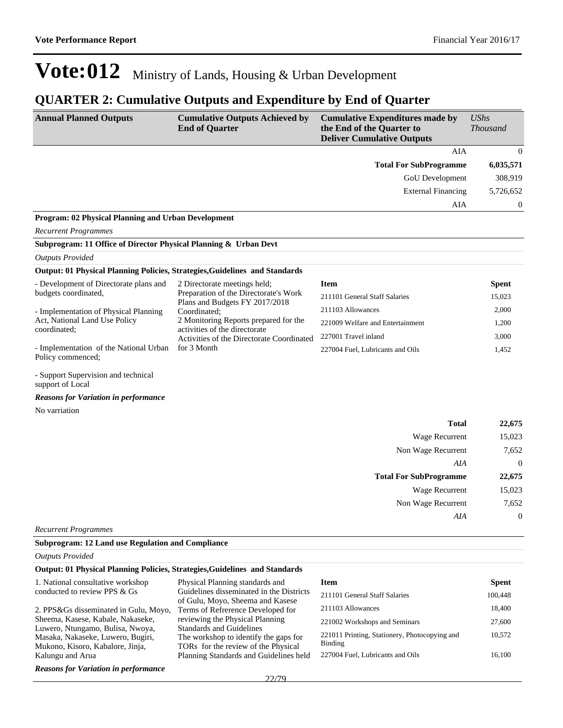# Vote:012 Ministry of Lands, Housing & Urban Development

## QUARTER 2: Cumulative Outputs and Expenditure by End of Quarter

| Annual Planned Outputs | Cumulative Outputs Achieved by End of Quarter | Cumulative Expenditures made by the End of the Quarter to Deliver Cumulative Outputs | *UShs Thousand* |
|---|---|---|---|
| | | AIA | 0 |
| | | **Total For SubProgramme** | **6,035,571** |
| | | GoU Development | 308,919 |
| | | External Financing | 5,726,652 |
| | | AIA | 0 |

**Program: 02 Physical Planning and Urban Development**

*Recurrent Programmes*

**Subprogram: 11 Office of Director Physical Planning & Urban Devt**

*Outputs Provided*

**Output: 01 Physical Planning Policies, Strategies,Guidelines and Standards**

| Annual Planned Outputs | Cumulative Outputs Achieved by End of Quarter | Item | Spent |
|---|---|---|---|
| - Development of Directorate plans and budgets coordinated,<br><br>- Implementation of Physical Planning Act, National Land Use Policy coordinated;<br><br>- Implementation of the National Urban Policy commenced;<br><br>- Support Supervision and technical support of Local | 2 Directorate meetings held;<br>Preparation of the Directorate's Work Plans and Budgets FY 2017/2018 Coordinated;<br>2 Monitoring Reports prepared for the activities of the directorate<br>Activities of the Directorate Coordinated for 3 Month | 211101 General Staff Salaries | 15,023 |
| | | 211103 Allowances | 2,000 |
| | | 221009 Welfare and Entertainment | 1,200 |
| | | 227001 Travel inland | 3,000 |
| | | 227004 Fuel, Lubricants and Oils | 1,452 |

***Reasons for Variation in performance***

No varriation

| | |
|---|---|
| **Total** | **22,675** |
| Wage Recurrent | 15,023 |
| Non Wage Recurrent | 7,652 |
| *AIA* | 0 |
| **Total For SubProgramme** | **22,675** |
| Wage Recurrent | 15,023 |
| Non Wage Recurrent | 7,652 |
| *AIA* | 0 |

*Recurrent Programmes*

**Subprogram: 12 Land use Regulation and Compliance**

*Outputs Provided*

**Output: 01 Physical Planning Policies, Strategies,Guidelines and Standards**

| Annual Planned Outputs | Cumulative Outputs Achieved by End of Quarter | Item | Spent |
|---|---|---|---|
| 1. National consultative workshop conducted to review PPS & Gs<br><br>2. PPS&Gs disseminated in Gulu, Moyo, Sheema, Kasese, Kabale, Nakaseke, Luwero, Ntungamo, Bulisa, Nwoya, Masaka, Nakaseke, Luwero, Bugiri, Mukono, Kisoro, Kabalore, Jinja, Kalungu and Arua | Physical Planning standards and Guidelines disseminated in the Districts of Gulu, Moyo, Sheema and Kasese<br>Terms of Refrerence Developed for reviewing the Physical Planning Standards and Guidelines<br>The workshop to identify the gaps for TORs for the review of the Physical Planning Standards and Guidelines held | 211101 General Staff Salaries | 100,448 |
| | | 211103 Allowances | 18,400 |
| | | 221002 Workshops and Seminars | 27,600 |
| | | 221011 Printing, Stationery, Photocopying and Binding | 10,572 |
| | | 227004 Fuel, Lubricants and Oils | 16,100 |

***Reasons for Variation in performance***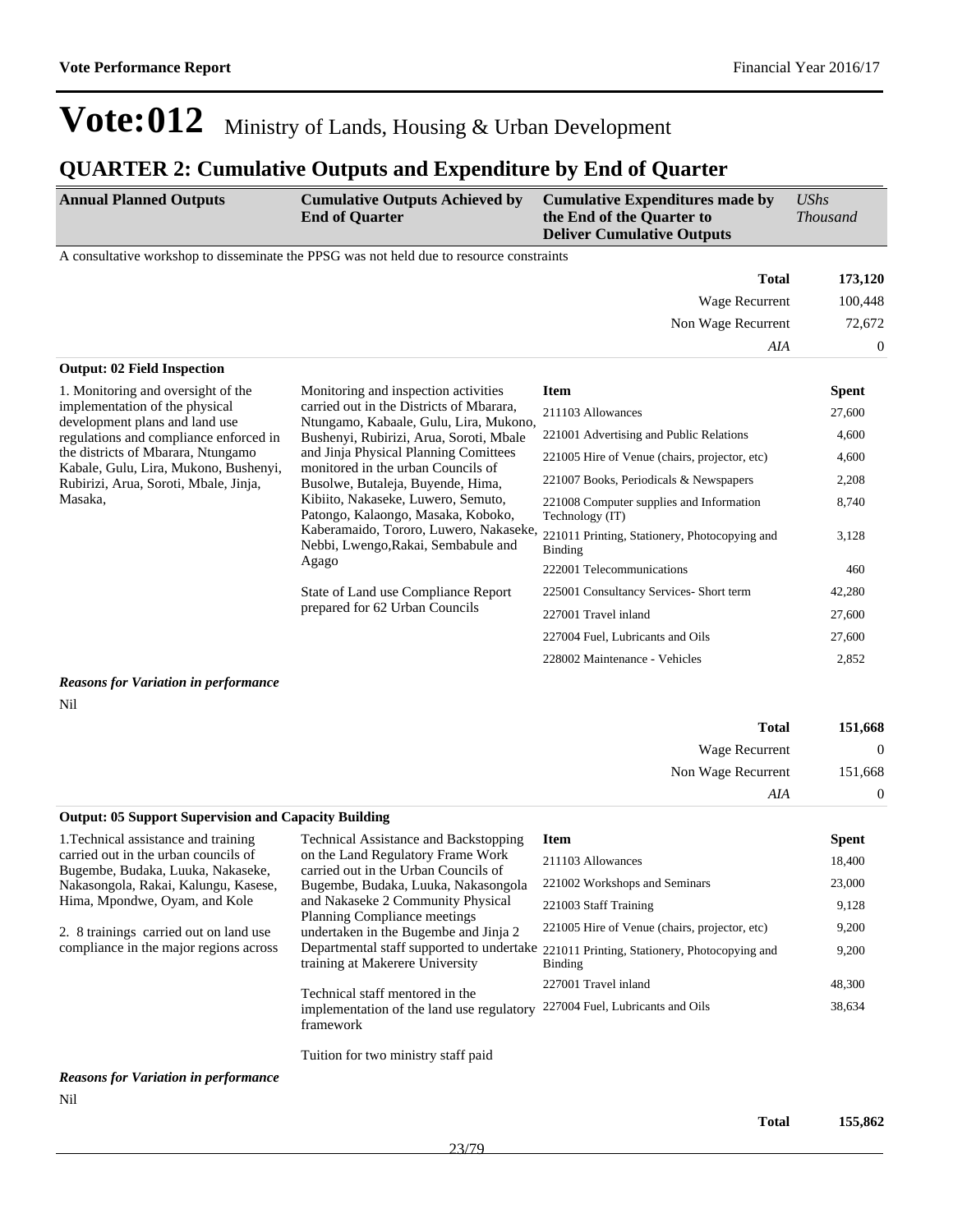# Vote:012 Ministry of Lands, Housing & Urban Development

## QUARTER 2: Cumulative Outputs and Expenditure by End of Quarter

| Annual Planned Outputs | Cumulative Outputs Achieved by End of Quarter | Cumulative Expenditures made by the End of the Quarter to Deliver Cumulative Outputs | *UShs Thousand* |
|---|---|---|---|

A consultative workshop to disseminate the PPSG was not held due to resource constraints

| | |
|---|---|
| **Total** | **173,120** |
| Wage Recurrent | 100,448 |
| Non Wage Recurrent | 72,672 |
| *AIA* | 0 |

**Output: 02 Field Inspection**

| Annual Planned Outputs | Cumulative Outputs Achieved by End of Quarter | Item | Spent |
|---|---|---|---|
| 1. Monitoring and oversight of the implementation of the physical development plans and land use regulations and compliance enforced in the districts of Mbarara, Ntungamo Kabale, Gulu, Lira, Mukono, Bushenyi, Rubirizi, Arua, Soroti, Mbale, Jinja, Masaka, | Monitoring and inspection activities carried out in the Districts of Mbarara, Ntungamo, Kabaale, Gulu, Lira, Mukono, Bushenyi, Rubirizi, Arua, Soroti, Mbale and Jinja Physical Planning Comittees monitored in the urban Councils of Busolwe, Butaleja, Buyende, Hima, Kibiito, Nakaseke, Luwero, Semuto, Patongo, Kalaongo, Masaka, Koboko, Kaberamaido, Tororo, Luwero, Nakaseke, Nebbi, Lwengo,Rakai, Sembabule and Agago<br><br>State of Land use Compliance Report prepared for 62 Urban Councils | 211103 Allowances | 27,600 |
| | | 221001 Advertising and Public Relations | 4,600 |
| | | 221005 Hire of Venue (chairs, projector, etc) | 4,600 |
| | | 221007 Books, Periodicals & Newspapers | 2,208 |
| | | 221008 Computer supplies and Information Technology (IT) | 8,740 |
| | | 221011 Printing, Stationery, Photocopying and Binding | 3,128 |
| | | 222001 Telecommunications | 460 |
| | | 225001 Consultancy Services- Short term | 42,280 |
| | | 227001 Travel inland | 27,600 |
| | | 227004 Fuel, Lubricants and Oils | 27,600 |
| | | 228002 Maintenance - Vehicles | 2,852 |

***Reasons for Variation in performance***

Nil

| | |
|---|---|
| **Total** | **151,668** |
| Wage Recurrent | 0 |
| Non Wage Recurrent | 151,668 |
| *AIA* | 0 |

**Output: 05 Support Supervision and Capacity Building**

| Annual Planned Outputs | Cumulative Outputs Achieved by End of Quarter | Item | Spent |
|---|---|---|---|
| 1.Technical assistance and training carried out in the urban councils of Bugembe, Budaka, Luuka, Nakaseke, Nakasongola, Rakai, Kalungu, Kasese, Hima, Mpondwe, Oyam, and Kole<br><br>2. 8 trainings carried out on land use compliance in the major regions across | Technical Assistance and Backstopping on the Land Regulatory Frame Work carried out in the Urban Councils of Bugembe, Budaka, Luuka, Nakasongola and Nakaseke 2 Community Physical Planning Compliance meetings undertaken in the Bugembe and Jinja 2 Departmental staff supported to undertake training at Makerere University<br><br>Technical staff mentored in the implementation of the land use regulatory framework<br><br>Tuition for two ministry staff paid | 211103 Allowances | 18,400 |
| | | 221002 Workshops and Seminars | 23,000 |
| | | 221003 Staff Training | 9,128 |
| | | 221005 Hire of Venue (chairs, projector, etc) | 9,200 |
| | | 221011 Printing, Stationery, Photocopying and Binding | 9,200 |
| | | 227001 Travel inland | 48,300 |
| | | 227004 Fuel, Lubricants and Oils | 38,634 |

***Reasons for Variation in performance***

Nil

| | |
|---|---|
| **Total** | **155,862** |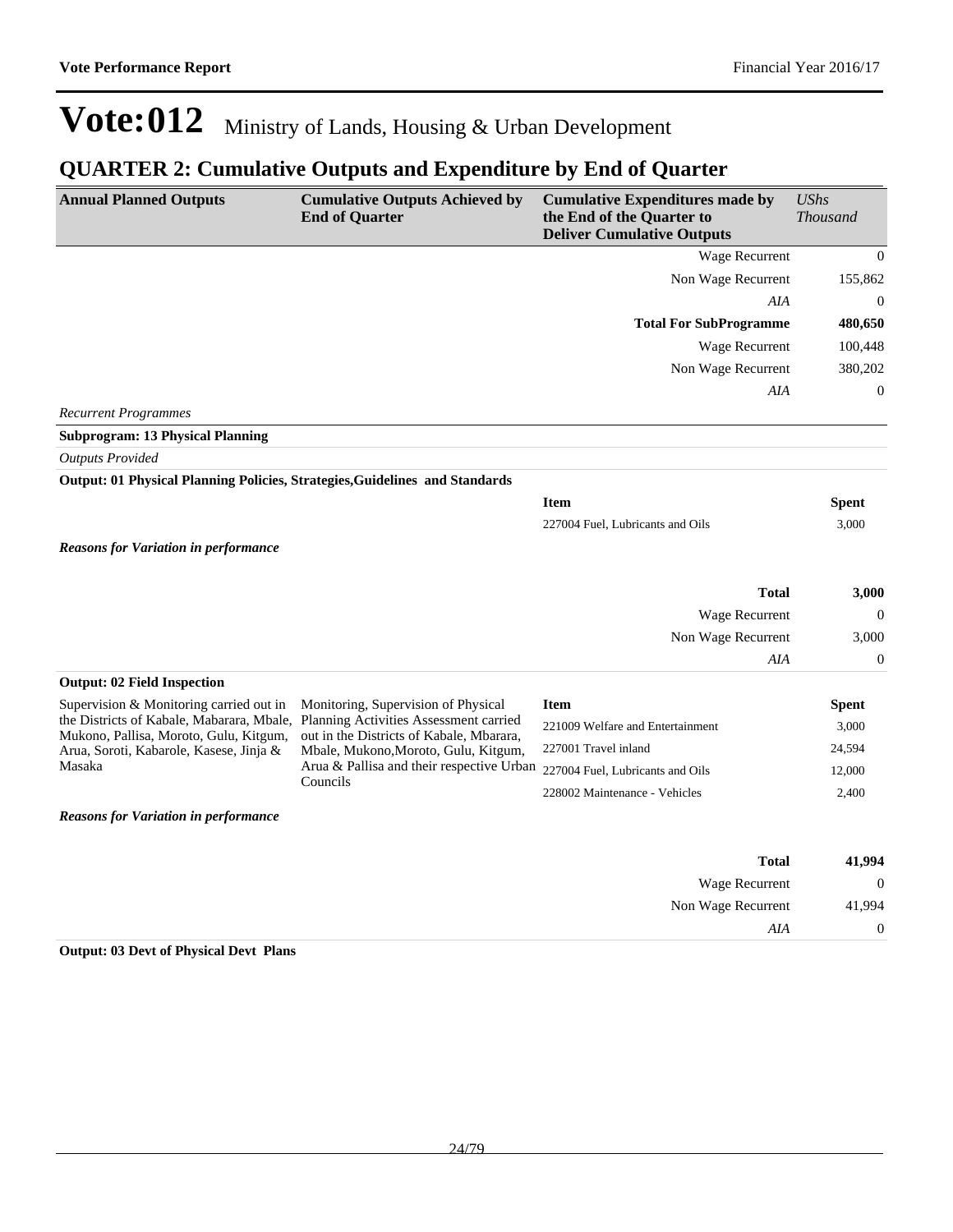# Vote:012 Ministry of Lands, Housing & Urban Development

## QUARTER 2: Cumulative Outputs and Expenditure by End of Quarter

| Annual Planned Outputs | Cumulative Outputs Achieved by End of Quarter | Cumulative Expenditures made by the End of the Quarter to Deliver Cumulative Outputs | *UShs Thousand* |
|---|---|---|---|
| | | Wage Recurrent | 0 |
| | | Non Wage Recurrent | 155,862 |
| | | *AIA* | 0 |
| | | **Total For SubProgramme** | **480,650** |
| | | Wage Recurrent | 100,448 |
| | | Non Wage Recurrent | 380,202 |
| | | *AIA* | 0 |

*Recurrent Programmes*

**Subprogram: 13 Physical Planning**

*Outputs Provided*

**Output: 01 Physical Planning Policies, Strategies,Guidelines and Standards**

| | | Item | Spent |
|---|---|---|---|
| | | 227004 Fuel, Lubricants and Oils | 3,000 |

***Reasons for Variation in performance***

| | | | |
|---|---|---|---|
| | | **Total** | **3,000** |
| | | Wage Recurrent | 0 |
| | | Non Wage Recurrent | 3,000 |
| | | *AIA* | 0 |

**Output: 02 Field Inspection**

| Annual Planned Outputs | Cumulative Outputs Achieved by End of Quarter | Item | Spent |
|---|---|---|---|
| Supervision & Monitoring carried out in the Districts of Kabale, Mabarara, Mbale, Mukono, Pallisa, Moroto, Gulu, Kitgum, Arua, Soroti, Kabarole, Kasese, Jinja & Masaka | Monitoring, Supervision of Physical Planning Activities Assessment carried out in the Districts of Kabale, Mbarara, Mbale, Mukono,Moroto, Gulu, Kitgum, Arua & Pallisa and their respective Urban Councils | 221009 Welfare and Entertainment | 3,000 |
| | | 227001 Travel inland | 24,594 |
| | | 227004 Fuel, Lubricants and Oils | 12,000 |
| | | 228002 Maintenance - Vehicles | 2,400 |

***Reasons for Variation in performance***

| | | | |
|---|---|---|---|
| | | **Total** | **41,994** |
| | | Wage Recurrent | 0 |
| | | Non Wage Recurrent | 41,994 |
| | | *AIA* | 0 |

**Output: 03 Devt of Physical Devt Plans**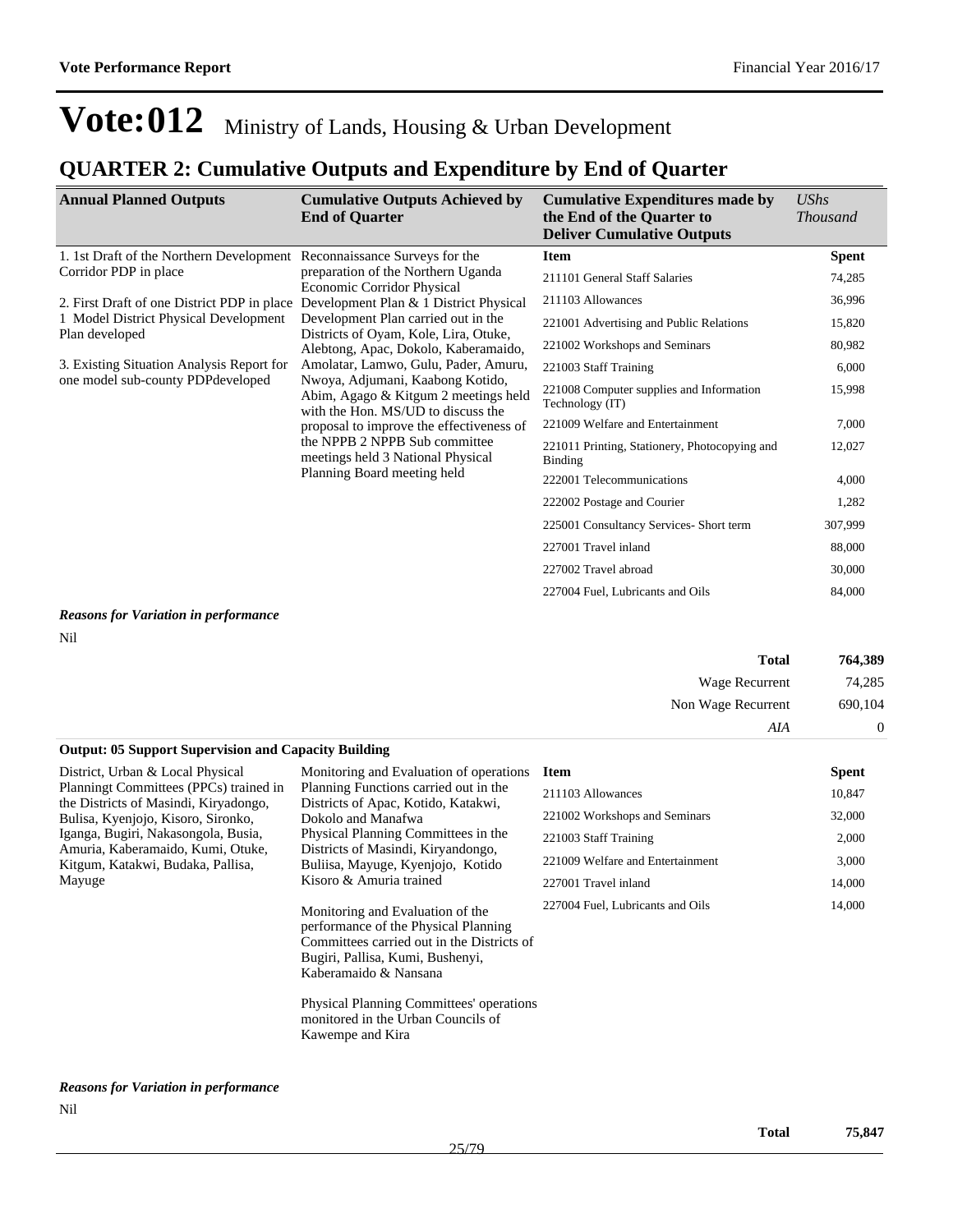# Vote:012 Ministry of Lands, Housing & Urban Development

## QUARTER 2: Cumulative Outputs and Expenditure by End of Quarter

| Annual Planned Outputs | Cumulative Outputs Achieved by End of Quarter | Cumulative Expenditures made by the End of the Quarter to Deliver Cumulative Outputs | *UShs Thousand* |
|---|---|---|---|
| 1. 1st Draft of the Northern Development Corridor PDP in place<br><br>2. First Draft of one District PDP in place 1 Model District Physical Development Plan developed<br><br>3. Existing Situation Analysis Report for one model sub-county PDPdeveloped | Reconnaissance Surveys for the preparation of the Northern Uganda Economic Corridor Physical Development Plan & 1 District Physical Development Plan carried out in the Districts of Oyam, Kole, Lira, Otuke, Alebtong, Apac, Dokolo, Kaberamaido, Amolatar, Lamwo, Gulu, Pader, Amuru, Nwoya, Adjumani, Kaabong Kotido, Abim, Agago & Kitgum 2 meetings held with the Hon. MS/UD to discuss the proposal to improve the effectiveness of the NPPB 2 NPPB Sub committee meetings held 3 National Physical Planning Board meeting held | **Item** | **Spent** |
| | | 211101 General Staff Salaries | 74,285 |
| | | 211103 Allowances | 36,996 |
| | | 221001 Advertising and Public Relations | 15,820 |
| | | 221002 Workshops and Seminars | 80,982 |
| | | 221003 Staff Training | 6,000 |
| | | 221008 Computer supplies and Information Technology (IT) | 15,998 |
| | | 221009 Welfare and Entertainment | 7,000 |
| | | 221011 Printing, Stationery, Photocopying and Binding | 12,027 |
| | | 222001 Telecommunications | 4,000 |
| | | 222002 Postage and Courier | 1,282 |
| | | 225001 Consultancy Services- Short term | 307,999 |
| | | 227001 Travel inland | 88,000 |
| | | 227002 Travel abroad | 30,000 |
| | | 227004 Fuel, Lubricants and Oils | 84,000 |

***Reasons for Variation in performance***

Nil

| | |
|---|---|
| **Total** | **764,389** |
| Wage Recurrent | 74,285 |
| Non Wage Recurrent | 690,104 |
| *AIA* | 0 |

**Output: 05 Support Supervision and Capacity Building**

| Annual Planned Outputs | Cumulative Outputs Achieved by End of Quarter | Item | Spent |
|---|---|---|---|
| District, Urban & Local Physical Planningt Committees (PPCs) trained in the Districts of Masindi, Kiryadongo, Bulisa, Kyenjojo, Kisoro, Sironko, Iganga, Bugiri, Nakasongola, Busia, Amuria, Kaberamaido, Kumi, Otuke, Kitgum, Katakwi, Budaka, Pallisa, Mayuge | Monitoring and Evaluation of operations Planning Functions carried out in the Districts of Apac, Kotido, Katakwi, Dokolo and Manafwa<br>Physical Planning Committees in the Districts of Masindi, Kiryandongo, Buliisa, Mayuge, Kyenjojo, Kotido Kisoro & Amuria trained<br><br>Monitoring and Evaluation of the performance of the Physical Planning Committees carried out in the Districts of Bugiri, Pallisa, Kumi, Bushenyi, Kaberamaido & Nansana<br><br>Physical Planning Committees' operations monitored in the Urban Councils of Kawempe and Kira | 211103 Allowances | 10,847 |
| | | 221002 Workshops and Seminars | 32,000 |
| | | 221003 Staff Training | 2,000 |
| | | 221009 Welfare and Entertainment | 3,000 |
| | | 227001 Travel inland | 14,000 |
| | | 227004 Fuel, Lubricants and Oils | 14,000 |

***Reasons for Variation in performance***

Nil

| | |
|---|---|
| **Total** | **75,847** |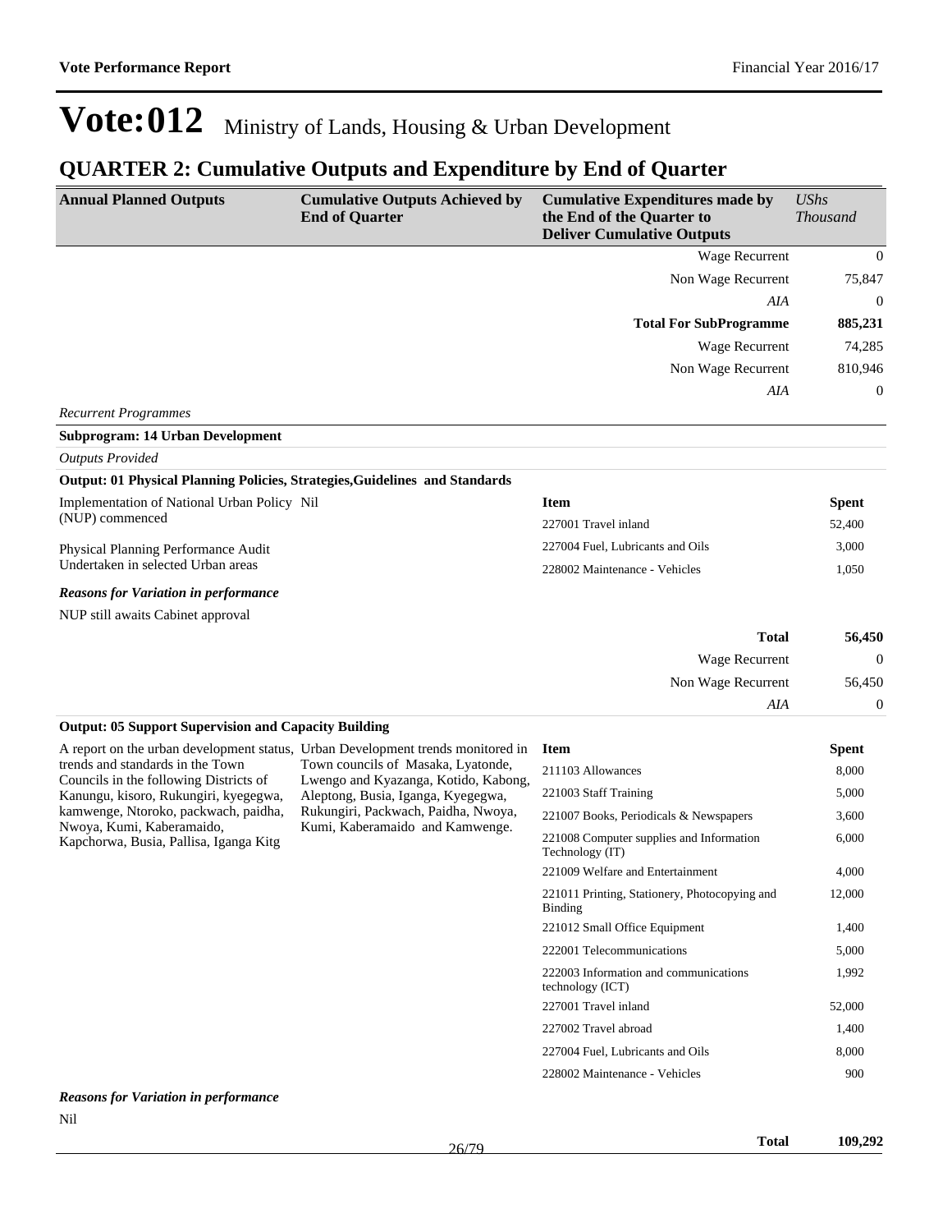# Vote:012 Ministry of Lands, Housing & Urban Development

## QUARTER 2: Cumulative Outputs and Expenditure by End of Quarter

| Annual Planned Outputs | Cumulative Outputs Achieved by End of Quarter | Cumulative Expenditures made by the End of the Quarter to Deliver Cumulative Outputs | *UShs Thousand* |
|---|---|---|---|
| | | Wage Recurrent | 0 |
| | | Non Wage Recurrent | 75,847 |
| | | *AIA* | 0 |
| | | **Total For SubProgramme** | **885,231** |
| | | Wage Recurrent | 74,285 |
| | | Non Wage Recurrent | 810,946 |
| | | *AIA* | 0 |

*Recurrent Programmes*

**Subprogram: 14 Urban Development**

*Outputs Provided*

**Output: 01 Physical Planning Policies, Strategies,Guidelines and Standards**

| Annual Planned Outputs | Cumulative Outputs Achieved by End of Quarter | Item | Spent |
|---|---|---|---|
| Implementation of National Urban Policy (NUP) commenced<br><br>Physical Planning Performance Audit Undertaken in selected Urban areas | Nil | 227001 Travel inland | 52,400 |
| | | 227004 Fuel, Lubricants and Oils | 3,000 |
| | | 228002 Maintenance - Vehicles | 1,050 |

***Reasons for Variation in performance***

NUP still awaits Cabinet approval

| | |
|---|---|
| **Total** | **56,450** |
| Wage Recurrent | 0 |
| Non Wage Recurrent | 56,450 |
| *AIA* | 0 |

**Output: 05 Support Supervision and Capacity Building**

| Annual Planned Outputs | Cumulative Outputs Achieved by End of Quarter | Item | Spent |
|---|---|---|---|
| A report on the urban development status, trends and standards in the Town Councils in the following Districts of Kanungu, kisoro, Rukungiri, kyegegwa, kamwenge, Ntoroko, packwach, paidha, Nwoya, Kumi, Kaberamaido, Kapchorwa, Busia, Pallisa, Iganga Kitg | Urban Development trends monitored in Town councils of Masaka, Lyatonde, Lwengo and Kyazanga, Kotido, Kabong, Aleptong, Busia, Iganga, Kyegegwa, Rukungiri, Packwach, Paidha, Nwoya, Kumi, Kaberamaido and Kamwenge. | 211103 Allowances | 8,000 |
| | | 221003 Staff Training | 5,000 |
| | | 221007 Books, Periodicals & Newspapers | 3,600 |
| | | 221008 Computer supplies and Information Technology (IT) | 6,000 |
| | | 221009 Welfare and Entertainment | 4,000 |
| | | 221011 Printing, Stationery, Photocopying and Binding | 12,000 |
| | | 221012 Small Office Equipment | 1,400 |
| | | 222001 Telecommunications | 5,000 |
| | | 222003 Information and communications technology (ICT) | 1,992 |
| | | 227001 Travel inland | 52,000 |
| | | 227002 Travel abroad | 1,400 |
| | | 227004 Fuel, Lubricants and Oils | 8,000 |
| | | 228002 Maintenance - Vehicles | 900 |

***Reasons for Variation in performance***

Nil

| | |
|---|---|
| **Total** | **109,292** |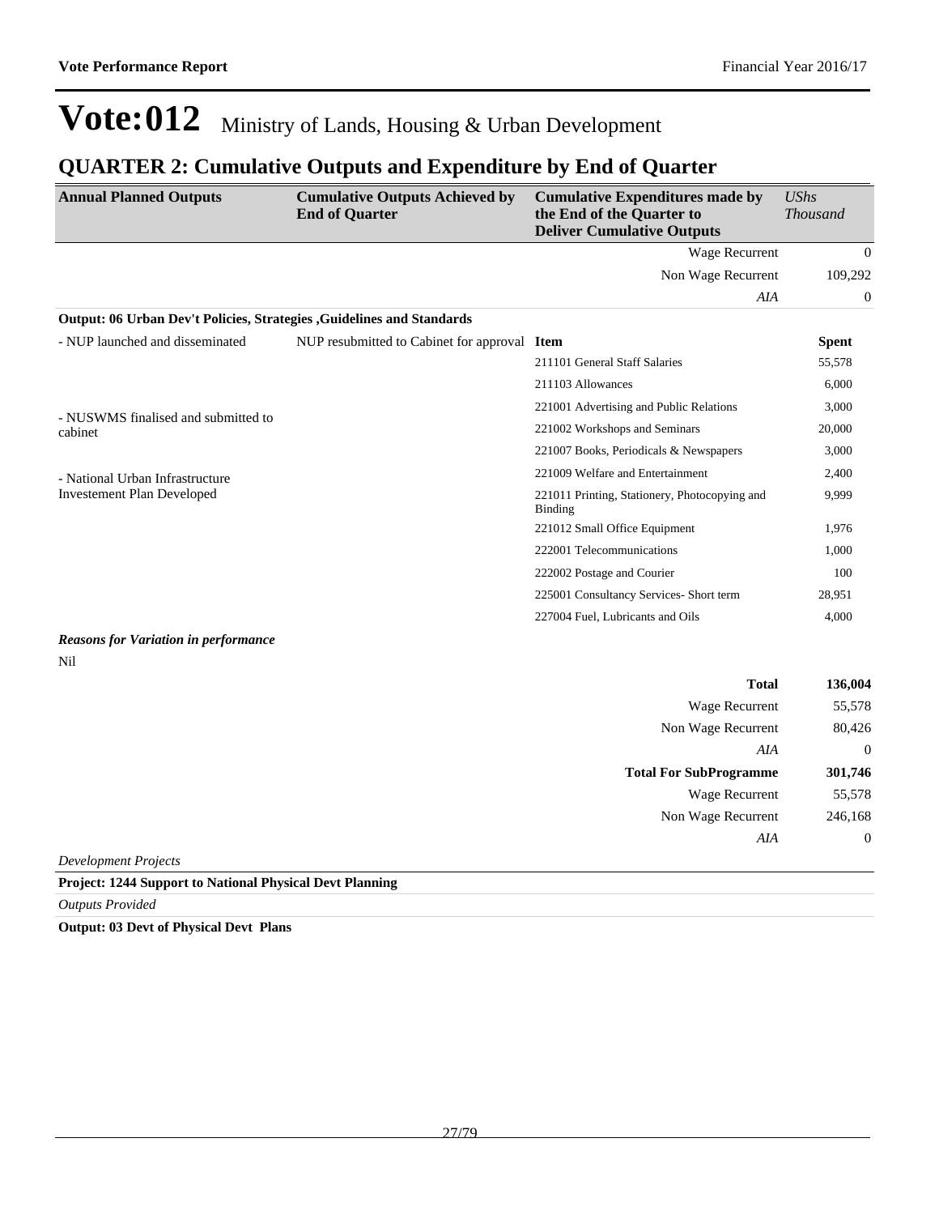# Vote:012 Ministry of Lands, Housing & Urban Development

## QUARTER 2: Cumulative Outputs and Expenditure by End of Quarter

| Annual Planned Outputs | Cumulative Outputs Achieved by End of Quarter | Cumulative Expenditures made by the End of the Quarter to Deliver Cumulative Outputs | *UShs Thousand* |
|---|---|---|---|
| | | Wage Recurrent | 0 |
| | | Non Wage Recurrent | 109,292 |
| | | *AIA* | 0 |
| **Output: 06 Urban Dev't Policies, Strategies ,Guidelines and Standards** | | | |
| - NUP launched and disseminated<br><br>- NUSWMS finalised and submitted to cabinet<br><br>- National Urban Infrastructure Investement Plan Developed | NUP resubmitted to Cabinet for approval | **Item** | **Spent** |
| | | 211101 General Staff Salaries | 55,578 |
| | | 211103 Allowances | 6,000 |
| | | 221001 Advertising and Public Relations | 3,000 |
| | | 221002 Workshops and Seminars | 20,000 |
| | | 221007 Books, Periodicals & Newspapers | 3,000 |
| | | 221009 Welfare and Entertainment | 2,400 |
| | | 221011 Printing, Stationery, Photocopying and Binding | 9,999 |
| | | 221012 Small Office Equipment | 1,976 |
| | | 222001 Telecommunications | 1,000 |
| | | 222002 Postage and Courier | 100 |
| | | 225001 Consultancy Services- Short term | 28,951 |
| | | 227004 Fuel, Lubricants and Oils | 4,000 |

***Reasons for Variation in performance***

Nil

| | | | |
|---|---|---|---|
| | | **Total** | **136,004** |
| | | Wage Recurrent | 55,578 |
| | | Non Wage Recurrent | 80,426 |
| | | *AIA* | 0 |
| | | **Total For SubProgramme** | **301,746** |
| | | Wage Recurrent | 55,578 |
| | | Non Wage Recurrent | 246,168 |
| | | *AIA* | 0 |

*Development Projects*

**Project: 1244 Support to National Physical Devt Planning**

*Outputs Provided*

**Output: 03 Devt of Physical Devt Plans**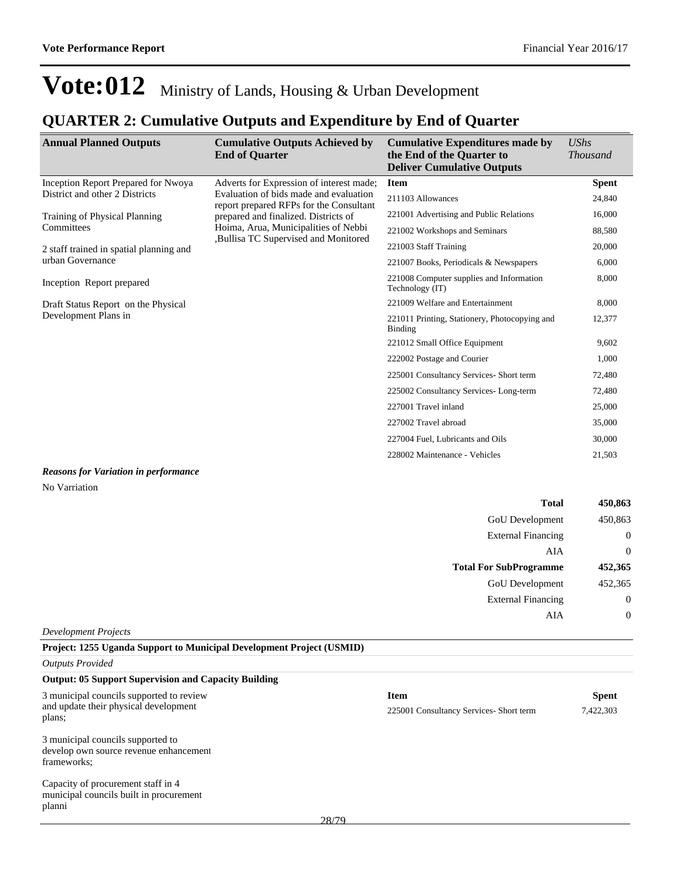# Vote:012 Ministry of Lands, Housing & Urban Development

## QUARTER 2: Cumulative Outputs and Expenditure by End of Quarter

| Annual Planned Outputs | Cumulative Outputs Achieved by End of Quarter | Cumulative Expenditures made by the End of the Quarter to Deliver Cumulative Outputs | *UShs Thousand* |
|---|---|---|---|
| Inception Report Prepared for Nwoya District and other 2 Districts<br><br>Training of Physical Planning Committees<br><br>2 staff trained in spatial planning and urban Governance<br><br>Inception Report prepared<br><br>Draft Status Report on the Physical Development Plans in | Adverts for Expression of interest made; Evaluation of bids made and evaluation report prepared RFPs for the Consultant prepared and finalized. Districts of Hoima, Arua, Municipalities of Nebbi ,Bullisa TC Supervised and Monitored | **Item** | **Spent** |
| | | 211103 Allowances | 24,840 |
| | | 221001 Advertising and Public Relations | 16,000 |
| | | 221002 Workshops and Seminars | 88,580 |
| | | 221003 Staff Training | 20,000 |
| | | 221007 Books, Periodicals & Newspapers | 6,000 |
| | | 221008 Computer supplies and Information Technology (IT) | 8,000 |
| | | 221009 Welfare and Entertainment | 8,000 |
| | | 221011 Printing, Stationery, Photocopying and Binding | 12,377 |
| | | 221012 Small Office Equipment | 9,602 |
| | | 222002 Postage and Courier | 1,000 |
| | | 225001 Consultancy Services- Short term | 72,480 |
| | | 225002 Consultancy Services- Long-term | 72,480 |
| | | 227001 Travel inland | 25,000 |
| | | 227002 Travel abroad | 35,000 |
| | | 227004 Fuel, Lubricants and Oils | 30,000 |
| | | 228002 Maintenance - Vehicles | 21,503 |

***Reasons for Variation in performance***

No Varriation

| | |
|---|---|
| **Total** | **450,863** |
| GoU Development | 450,863 |
| External Financing | 0 |
| AIA | 0 |
| **Total For SubProgramme** | **452,365** |
| GoU Development | 452,365 |
| External Financing | 0 |
| AIA | 0 |

*Development Projects*

**Project: 1255 Uganda Support to Municipal Development Project (USMID)**

*Outputs Provided*

**Output: 05 Support Supervision and Capacity Building**

| Annual Planned Outputs | Cumulative Outputs Achieved by End of Quarter | Item | Spent |
|---|---|---|---|
| 3 municipal councils supported to review and update their physical development plans;<br><br>3 municipal councils supported to develop own source revenue enhancement frameworks;<br><br>Capacity of procurement staff in 4 municipal councils built in procurement planni | | 225001 Consultancy Services- Short term | 7,422,303 |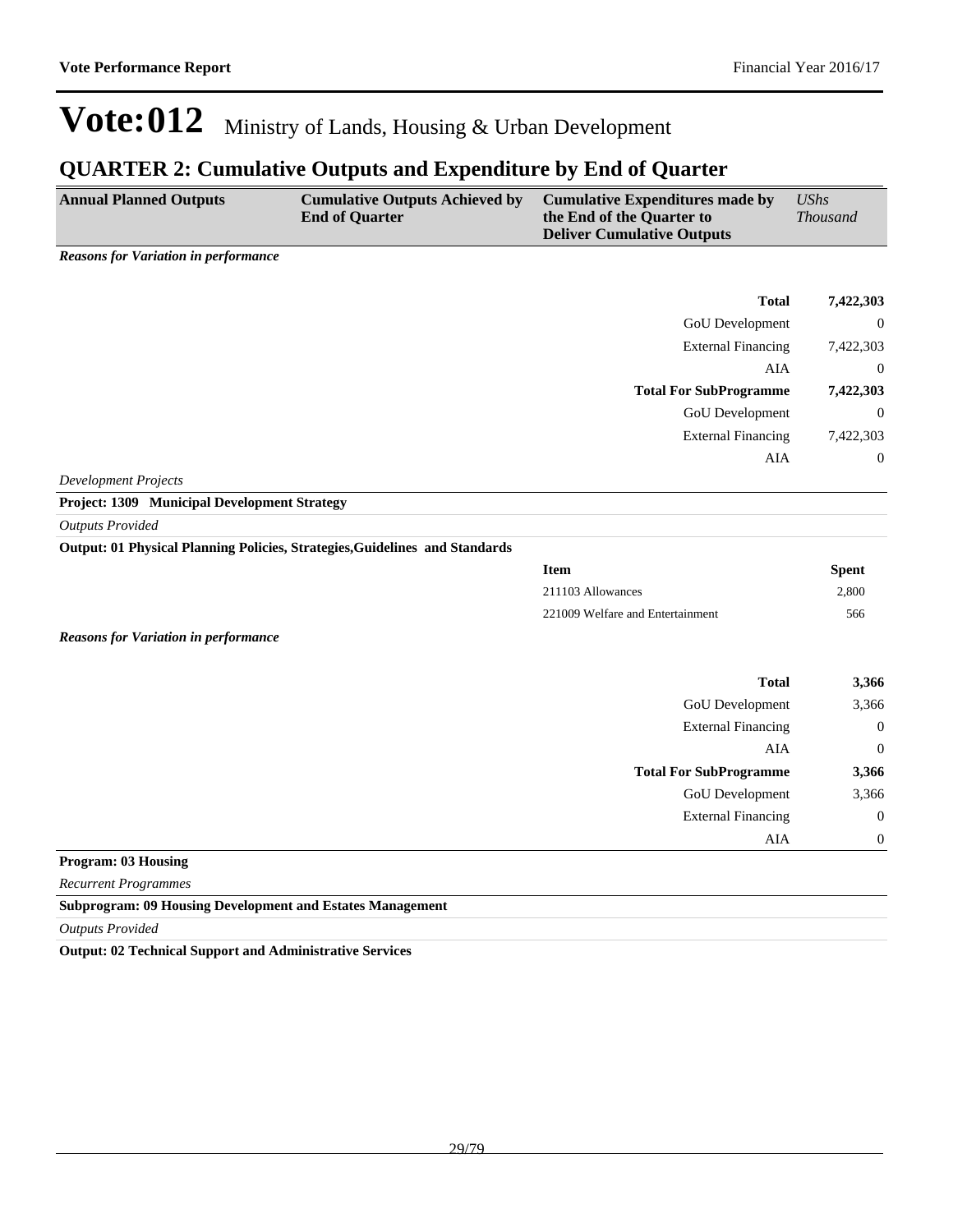# Vote:012 Ministry of Lands, Housing & Urban Development

## QUARTER 2: Cumulative Outputs and Expenditure by End of Quarter

| Annual Planned Outputs | Cumulative Outputs Achieved by End of Quarter | Cumulative Expenditures made by the End of the Quarter to Deliver Cumulative Outputs | *UShs Thousand* |
|---|---|---|---|

***Reasons for Variation in performance***

| | |
|---|---|
| **Total** | **7,422,303** |
| GoU Development | 0 |
| External Financing | 7,422,303 |
| AIA | 0 |
| **Total For SubProgramme** | **7,422,303** |
| GoU Development | 0 |
| External Financing | 7,422,303 |
| AIA | 0 |

*Development Projects*

**Project: 1309 Municipal Development Strategy**

*Outputs Provided*

**Output: 01 Physical Planning Policies, Strategies,Guidelines and Standards**

| Item | Spent |
|---|---|
| 211103 Allowances | 2,800 |
| 221009 Welfare and Entertainment | 566 |

***Reasons for Variation in performance***

| | |
|---|---|
| **Total** | **3,366** |
| GoU Development | 3,366 |
| External Financing | 0 |
| AIA | 0 |
| **Total For SubProgramme** | **3,366** |
| GoU Development | 3,366 |
| External Financing | 0 |
| AIA | 0 |

**Program: 03 Housing**

*Recurrent Programmes*

**Subprogram: 09 Housing Development and Estates Management**

*Outputs Provided*

**Output: 02 Technical Support and Administrative Services**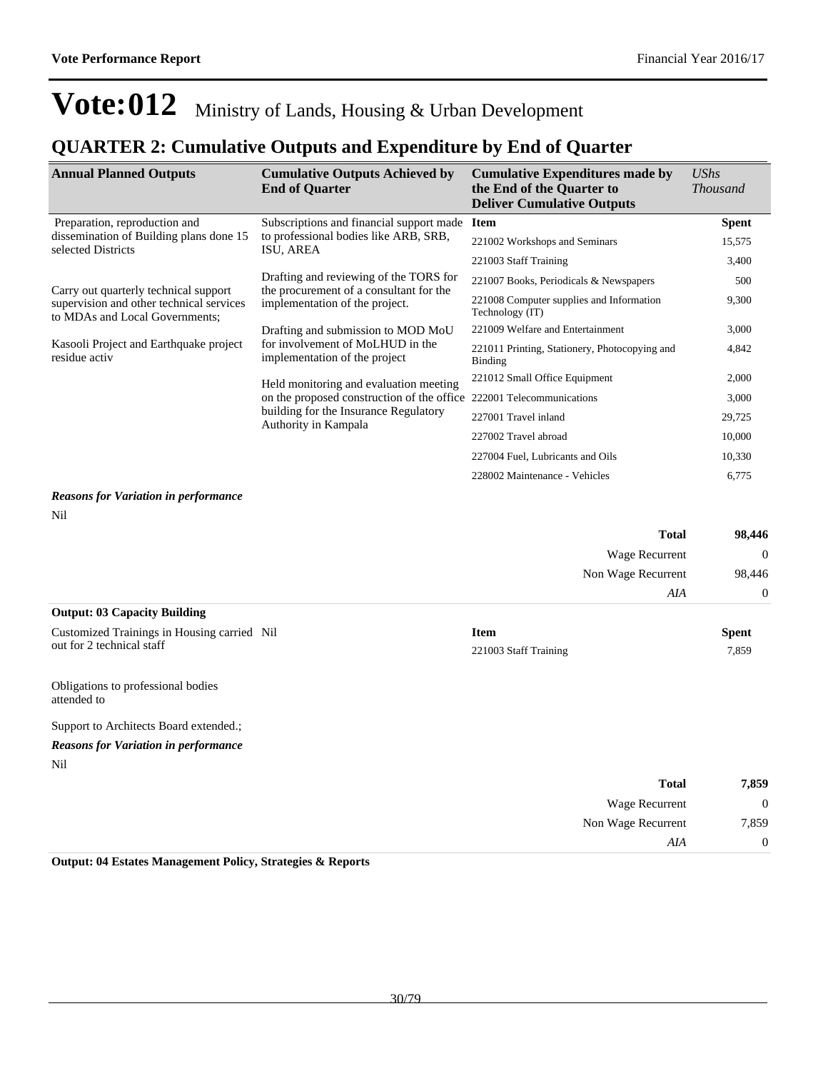# Vote:012 Ministry of Lands, Housing & Urban Development

## QUARTER 2: Cumulative Outputs and Expenditure by End of Quarter

| Annual Planned Outputs | Cumulative Outputs Achieved by End of Quarter | Cumulative Expenditures made by the End of the Quarter to Deliver Cumulative Outputs | UShs Thousand |
|---|---|---|---|
| Preparation, reproduction and dissemination of Building plans done 15 selected Districts<br><br>Carry out quarterly technical support supervision and other technical services to MDAs and Local Governments;<br><br>Kasooli Project and Earthquake project residue activ | Subscriptions and financial support made to professional bodies like ARB, SRB, ISU, AREA<br><br>Drafting and reviewing of the TORS for the procurement of a consultant for the implementation of the project.<br><br>Drafting and submission to MOD MoU for involvement of MoLHUD in the implementation of the project<br><br>Held monitoring and evaluation meeting on the proposed construction of the office building for the Insurance Regulatory Authority in Kampala | **Item** | **Spent** |
| | | 221002 Workshops and Seminars | 15,575 |
| | | 221003 Staff Training | 3,400 |
| | | 221007 Books, Periodicals & Newspapers | 500 |
| | | 221008 Computer supplies and Information Technology (IT) | 9,300 |
| | | 221009 Welfare and Entertainment | 3,000 |
| | | 221011 Printing, Stationery, Photocopying and Binding | 4,842 |
| | | 221012 Small Office Equipment | 2,000 |
| | | 222001 Telecommunications | 3,000 |
| | | 227001 Travel inland | 29,725 |
| | | 227002 Travel abroad | 10,000 |
| | | 227004 Fuel, Lubricants and Oils | 10,330 |
| | | 228002 Maintenance - Vehicles | 6,775 |

***Reasons for Variation in performance***

Nil

| | |
|---|---|
| **Total** | **98,446** |
| Wage Recurrent | 0 |
| Non Wage Recurrent | 98,446 |
| *AIA* | 0 |

**Output: 03 Capacity Building**

| Annual Planned Outputs | Cumulative Outputs Achieved by End of Quarter | Item | Spent |
|---|---|---|---|
| Customized Trainings in Housing carried out for 2 technical staff<br><br>Obligations to professional bodies attended to<br><br>Support to Architects Board extended.; | Nil | 221003 Staff Training | 7,859 |

***Reasons for Variation in performance***

Nil

| | |
|---|---|
| **Total** | **7,859** |
| Wage Recurrent | 0 |
| Non Wage Recurrent | 7,859 |
| *AIA* | 0 |

**Output: 04 Estates Management Policy, Strategies & Reports**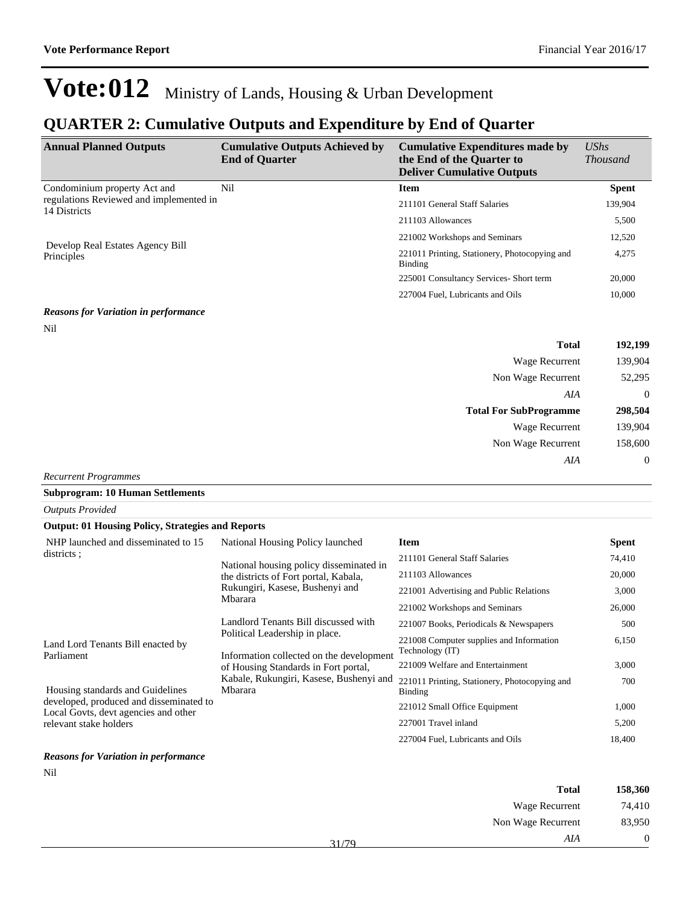# Vote:012 Ministry of Lands, Housing & Urban Development

## QUARTER 2: Cumulative Outputs and Expenditure by End of Quarter

| Annual Planned Outputs | Cumulative Outputs Achieved by End of Quarter | Cumulative Expenditures made by the End of the Quarter to Deliver Cumulative Outputs | *UShs Thousand* |
|---|---|---|---|
| Condominium property Act and regulations Reviewed and implemented in 14 Districts<br><br>Develop Real Estates Agency Bill Principles | Nil | **Item** | **Spent** |
| | | 211101 General Staff Salaries | 139,904 |
| | | 211103 Allowances | 5,500 |
| | | 221002 Workshops and Seminars | 12,520 |
| | | 221011 Printing, Stationery, Photocopying and Binding | 4,275 |
| | | 225001 Consultancy Services- Short term | 20,000 |
| | | 227004 Fuel, Lubricants and Oils | 10,000 |

***Reasons for Variation in performance***

Nil

| | |
|---|---|
| **Total** | **192,199** |
| Wage Recurrent | 139,904 |
| Non Wage Recurrent | 52,295 |
| *AIA* | 0 |
| **Total For SubProgramme** | **298,504** |
| Wage Recurrent | 139,904 |
| Non Wage Recurrent | 158,600 |
| *AIA* | 0 |

*Recurrent Programmes*

**Subprogram: 10 Human Settlements**

*Outputs Provided*

**Output: 01 Housing Policy, Strategies and Reports**

| Annual Planned Outputs | Cumulative Outputs Achieved by End of Quarter | Item | Spent |
|---|---|---|---|
| NHP launched and disseminated to 15 districts ;<br><br>Land Lord Tenants Bill enacted by Parliament<br><br>Housing standards and Guidelines developed, produced and disseminated to Local Govts, devt agencies and other relevant stake holders | National Housing Policy launched<br><br>National housing policy disseminated in the districts of Fort portal, Kabala, Rukungiri, Kasese, Bushenyi and Mbarara<br><br>Landlord Tenants Bill discussed with Political Leadership in place.<br><br>Information collected on the development of Housing Standards in Fort portal, Kabale, Rukungiri, Kasese, Bushenyi and Mbarara | **Item** | **Spent** |
| | | 211101 General Staff Salaries | 74,410 |
| | | 211103 Allowances | 20,000 |
| | | 221001 Advertising and Public Relations | 3,000 |
| | | 221002 Workshops and Seminars | 26,000 |
| | | 221007 Books, Periodicals & Newspapers | 500 |
| | | 221008 Computer supplies and Information Technology (IT) | 6,150 |
| | | 221009 Welfare and Entertainment | 3,000 |
| | | 221011 Printing, Stationery, Photocopying and Binding | 700 |
| | | 221012 Small Office Equipment | 1,000 |
| | | 227001 Travel inland | 5,200 |
| | | 227004 Fuel, Lubricants and Oils | 18,400 |

***Reasons for Variation in performance***

Nil

| | |
|---|---|
| **Total** | **158,360** |
| Wage Recurrent | 74,410 |
| Non Wage Recurrent | 83,950 |
| *AIA* | 0 |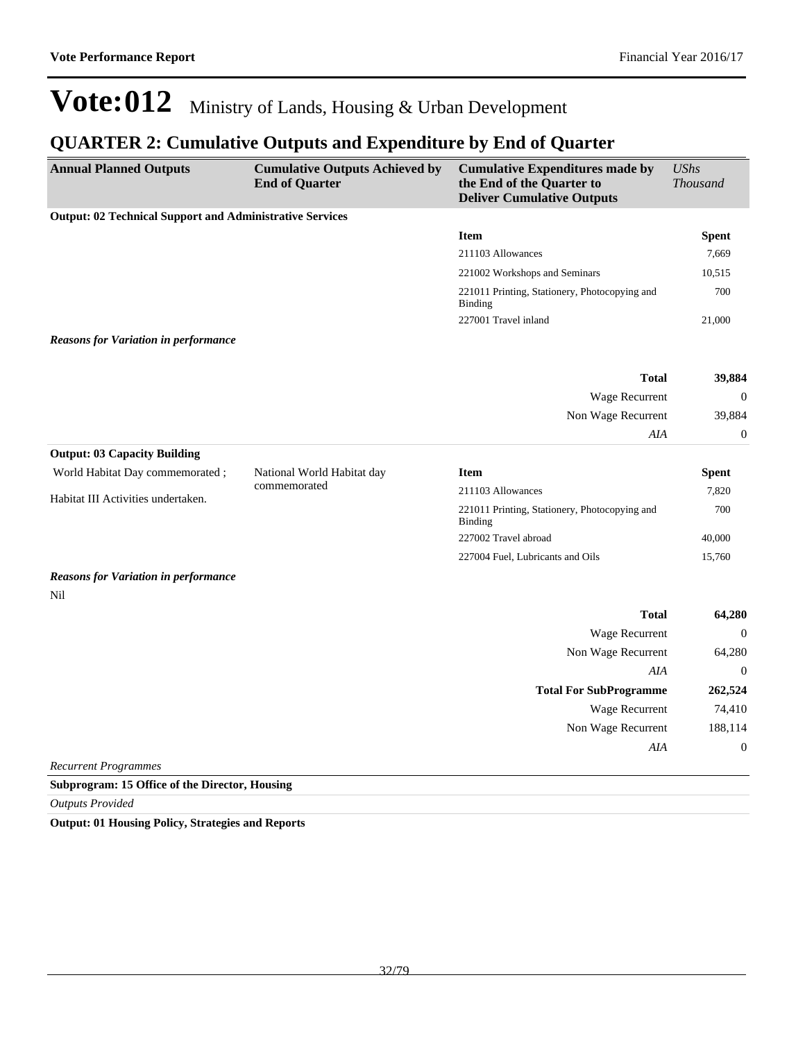# Vote:012 Ministry of Lands, Housing & Urban Development

## QUARTER 2: Cumulative Outputs and Expenditure by End of Quarter

| Annual Planned Outputs | Cumulative Outputs Achieved by End of Quarter | Cumulative Expenditures made by the End of the Quarter to Deliver Cumulative Outputs | *UShs Thousand* |
|---|---|---|---|
| **Output: 02 Technical Support and Administrative Services** | | | |
| | | **Item** | **Spent** |
| | | 211103 Allowances | 7,669 |
| | | 221002 Workshops and Seminars | 10,515 |
| | | 221011 Printing, Stationery, Photocopying and Binding | 700 |
| | | 227001 Travel inland | 21,000 |
| ***Reasons for Variation in performance*** | | | |
| | | **Total** | **39,884** |
| | | Wage Recurrent | 0 |
| | | Non Wage Recurrent | 39,884 |
| | | *AIA* | 0 |
| **Output: 03 Capacity Building** | | | |
| World Habitat Day commemorated ;<br><br>Habitat III Activities undertaken. | National World Habitat day commemorated | **Item** | **Spent** |
| | | 211103 Allowances | 7,820 |
| | | 221011 Printing, Stationery, Photocopying and Binding | 700 |
| | | 227002 Travel abroad | 40,000 |
| | | 227004 Fuel, Lubricants and Oils | 15,760 |
| ***Reasons for Variation in performance*** | | | |
| Nil | | | |
| | | **Total** | **64,280** |
| | | Wage Recurrent | 0 |
| | | Non Wage Recurrent | 64,280 |
| | | *AIA* | 0 |
| | | **Total For SubProgramme** | **262,524** |
| | | Wage Recurrent | 74,410 |
| | | Non Wage Recurrent | 188,114 |
| | | *AIA* | 0 |

*Recurrent Programmes*

**Subprogram: 15 Office of the Director, Housing**

*Outputs Provided*

**Output: 01 Housing Policy, Strategies and Reports**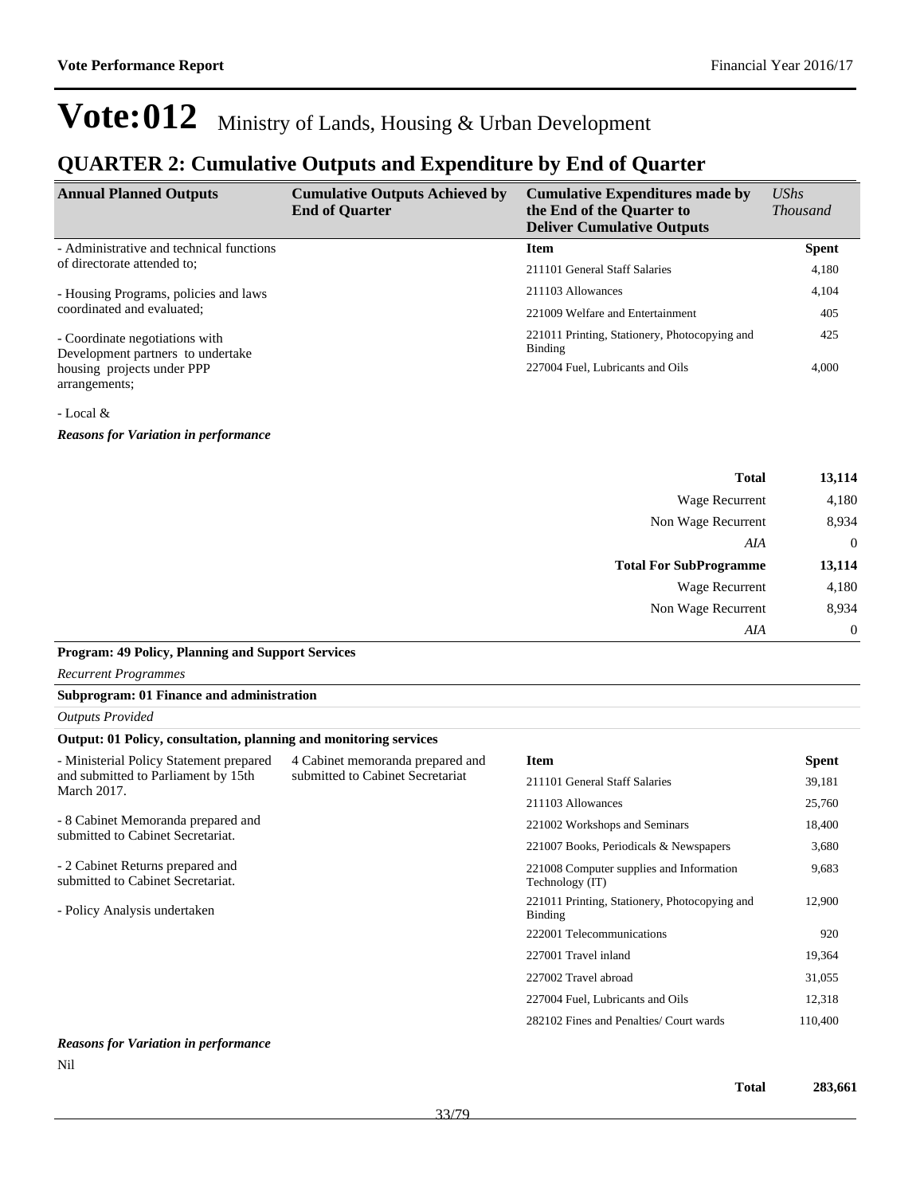# Vote:012 Ministry of Lands, Housing & Urban Development

## QUARTER 2: Cumulative Outputs and Expenditure by End of Quarter

| Annual Planned Outputs | Cumulative Outputs Achieved by End of Quarter | Cumulative Expenditures made by the End of the Quarter to Deliver Cumulative Outputs | *UShs Thousand* |
|---|---|---|---|
| - Administrative and technical functions of directorate attended to;<br><br>- Housing Programs, policies and laws coordinated and evaluated;<br><br>- Coordinate negotiations with Development partners to undertake housing projects under PPP arrangements;<br><br>- Local & | | **Item** | **Spent** |
| | | 211101 General Staff Salaries | 4,180 |
| | | 211103 Allowances | 4,104 |
| | | 221009 Welfare and Entertainment | 405 |
| | | 221011 Printing, Stationery, Photocopying and Binding | 425 |
| | | 227004 Fuel, Lubricants and Oils | 4,000 |

***Reasons for Variation in performance***

| | |
|---|---|
| **Total** | **13,114** |
| Wage Recurrent | 4,180 |
| Non Wage Recurrent | 8,934 |
| *AIA* | 0 |
| **Total For SubProgramme** | **13,114** |
| Wage Recurrent | 4,180 |
| Non Wage Recurrent | 8,934 |
| *AIA* | 0 |

**Program: 49 Policy, Planning and Support Services**

*Recurrent Programmes*

**Subprogram: 01 Finance and administration**

*Outputs Provided*

**Output: 01 Policy, consultation, planning and monitoring services**

| Annual Planned Outputs | Cumulative Outputs Achieved by End of Quarter | Item | Spent |
|---|---|---|---|
| - Ministerial Policy Statement prepared and submitted to Parliament by 15th March 2017.<br><br>- 8 Cabinet Memoranda prepared and submitted to Cabinet Secretariat.<br><br>- 2 Cabinet Returns prepared and submitted to Cabinet Secretariat.<br><br>- Policy Analysis undertaken | 4 Cabinet memoranda prepared and submitted to Cabinet Secretariat | 211101 General Staff Salaries | 39,181 |
| | | 211103 Allowances | 25,760 |
| | | 221002 Workshops and Seminars | 18,400 |
| | | 221007 Books, Periodicals & Newspapers | 3,680 |
| | | 221008 Computer supplies and Information Technology (IT) | 9,683 |
| | | 221011 Printing, Stationery, Photocopying and Binding | 12,900 |
| | | 222001 Telecommunications | 920 |
| | | 227001 Travel inland | 19,364 |
| | | 227002 Travel abroad | 31,055 |
| | | 227004 Fuel, Lubricants and Oils | 12,318 |
| | | 282102 Fines and Penalties/ Court wards | 110,400 |

***Reasons for Variation in performance***

Nil

| | |
|---|---|
| **Total** | **283,661** |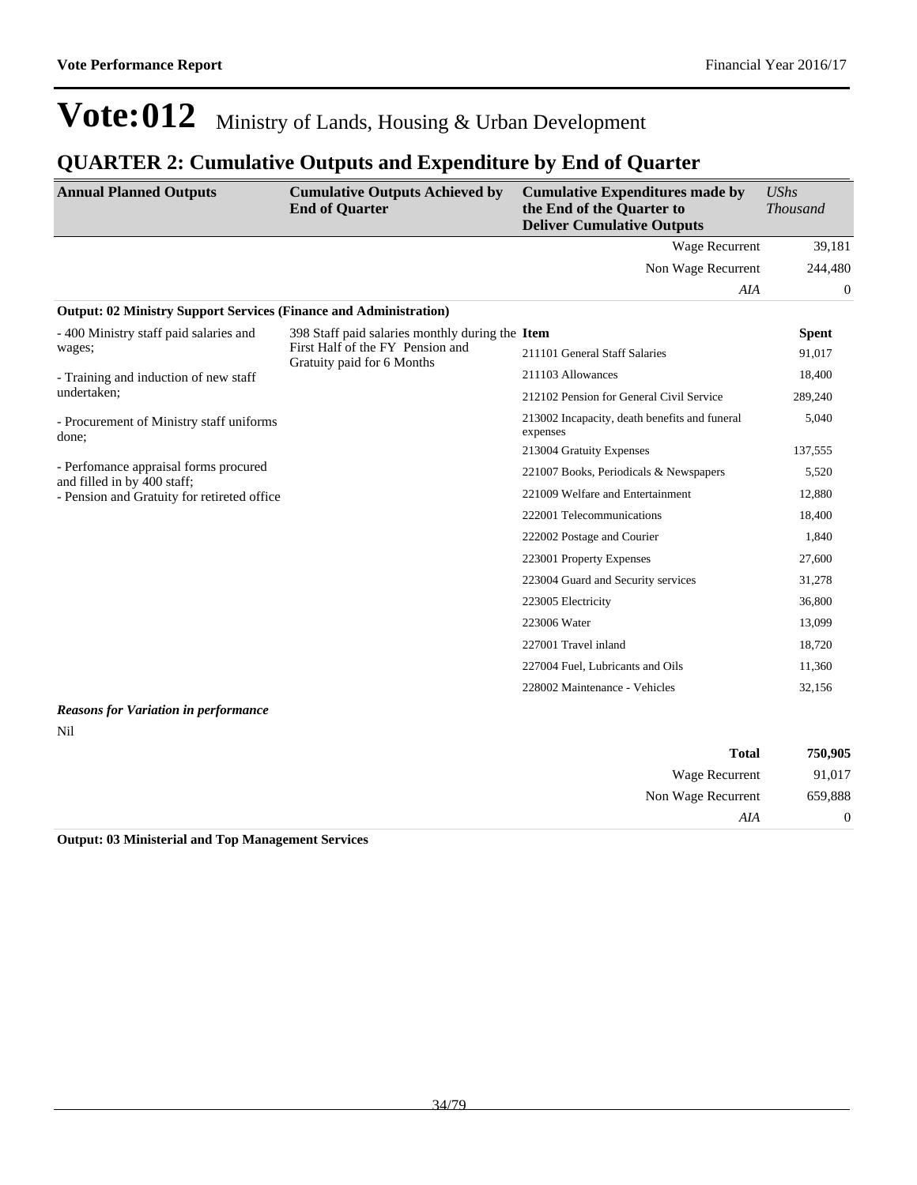# Vote:012 Ministry of Lands, Housing & Urban Development

## QUARTER 2: Cumulative Outputs and Expenditure by End of Quarter

| Annual Planned Outputs | Cumulative Outputs Achieved by End of Quarter | Cumulative Expenditures made by the End of the Quarter to Deliver Cumulative Outputs | *UShs Thousand* |
|---|---|---|---|
| | | Wage Recurrent | 39,181 |
| | | Non Wage Recurrent | 244,480 |
| | | *AIA* | 0 |

**Output: 02 Ministry Support Services (Finance and Administration)**

| Annual Planned Outputs | Cumulative Outputs Achieved by End of Quarter | Item | Spent |
|---|---|---|---|
| - 400 Ministry staff paid salaries and wages;<br>- Training and induction of new staff undertaken;<br>- Procurement of Ministry staff uniforms done;<br>- Perfomance appraisal forms procured and filled in by 400 staff;<br>- Pension and Gratuity for retireted office | 398 Staff paid salaries monthly during the First Half of the FY Pension and Gratuity paid for 6 Months | 211101 General Staff Salaries | 91,017 |
| | | 211103 Allowances | 18,400 |
| | | 212102 Pension for General Civil Service | 289,240 |
| | | 213002 Incapacity, death benefits and funeral expenses | 5,040 |
| | | 213004 Gratuity Expenses | 137,555 |
| | | 221007 Books, Periodicals & Newspapers | 5,520 |
| | | 221009 Welfare and Entertainment | 12,880 |
| | | 222001 Telecommunications | 18,400 |
| | | 222002 Postage and Courier | 1,840 |
| | | 223001 Property Expenses | 27,600 |
| | | 223004 Guard and Security services | 31,278 |
| | | 223005 Electricity | 36,800 |
| | | 223006 Water | 13,099 |
| | | 227001 Travel inland | 18,720 |
| | | 227004 Fuel, Lubricants and Oils | 11,360 |
| | | 228002 Maintenance - Vehicles | 32,156 |

***Reasons for Variation in performance***

Nil

| | |
|---|---|
| **Total** | **750,905** |
| Wage Recurrent | 91,017 |
| Non Wage Recurrent | 659,888 |
| *AIA* | 0 |

**Output: 03 Ministerial and Top Management Services**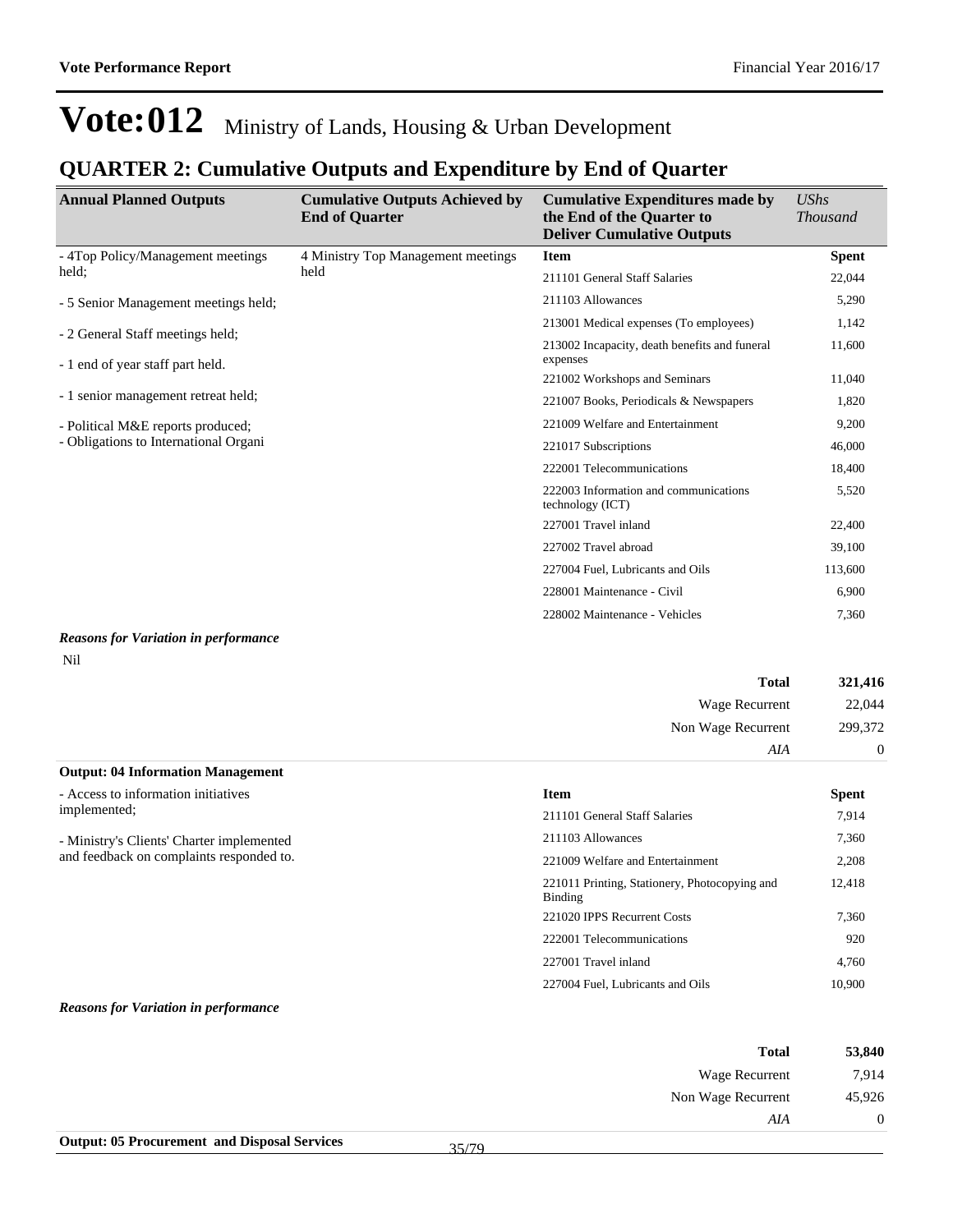# Vote:012 Ministry of Lands, Housing & Urban Development

## QUARTER 2: Cumulative Outputs and Expenditure by End of Quarter

| Annual Planned Outputs | Cumulative Outputs Achieved by End of Quarter | Cumulative Expenditures made by the End of the Quarter to Deliver Cumulative Outputs | *UShs Thousand* |
|---|---|---|---|
| - 4Top Policy/Management meetings held;<br>- 5 Senior Management meetings held;<br>- 2 General Staff meetings held;<br>- 1 end of year staff part held.<br>- 1 senior management retreat held;<br>- Political M&E reports produced;<br>- Obligations to International Organi | 4 Ministry Top Management meetings held | **Item** | **Spent** |
| | | 211101 General Staff Salaries | 22,044 |
| | | 211103 Allowances | 5,290 |
| | | 213001 Medical expenses (To employees) | 1,142 |
| | | 213002 Incapacity, death benefits and funeral expenses | 11,600 |
| | | 221002 Workshops and Seminars | 11,040 |
| | | 221007 Books, Periodicals & Newspapers | 1,820 |
| | | 221009 Welfare and Entertainment | 9,200 |
| | | 221017 Subscriptions | 46,000 |
| | | 222001 Telecommunications | 18,400 |
| | | 222003 Information and communications technology (ICT) | 5,520 |
| | | 227001 Travel inland | 22,400 |
| | | 227002 Travel abroad | 39,100 |
| | | 227004 Fuel, Lubricants and Oils | 113,600 |
| | | 228001 Maintenance - Civil | 6,900 |
| | | 228002 Maintenance - Vehicles | 7,360 |

***Reasons for Variation in performance***

Nil

| | |
|---|---|
| **Total** | **321,416** |
| Wage Recurrent | 22,044 |
| Non Wage Recurrent | 299,372 |
| *AIA* | 0 |

**Output: 04 Information Management**

| Annual Planned Outputs | Cumulative Outputs Achieved by End of Quarter | Item | Spent |
|---|---|---|---|
| - Access to information initiatives implemented;<br>- Ministry's Clients' Charter implemented and feedback on complaints responded to. | | 211101 General Staff Salaries | 7,914 |
| | | 211103 Allowances | 7,360 |
| | | 221009 Welfare and Entertainment | 2,208 |
| | | 221011 Printing, Stationery, Photocopying and Binding | 12,418 |
| | | 221020 IPPS Recurrent Costs | 7,360 |
| | | 222001 Telecommunications | 920 |
| | | 227001 Travel inland | 4,760 |
| | | 227004 Fuel, Lubricants and Oils | 10,900 |

***Reasons for Variation in performance***

| | |
|---|---|
| **Total** | **53,840** |
| Wage Recurrent | 7,914 |
| Non Wage Recurrent | 45,926 |
| *AIA* | 0 |

**Output: 05 Procurement and Disposal Services**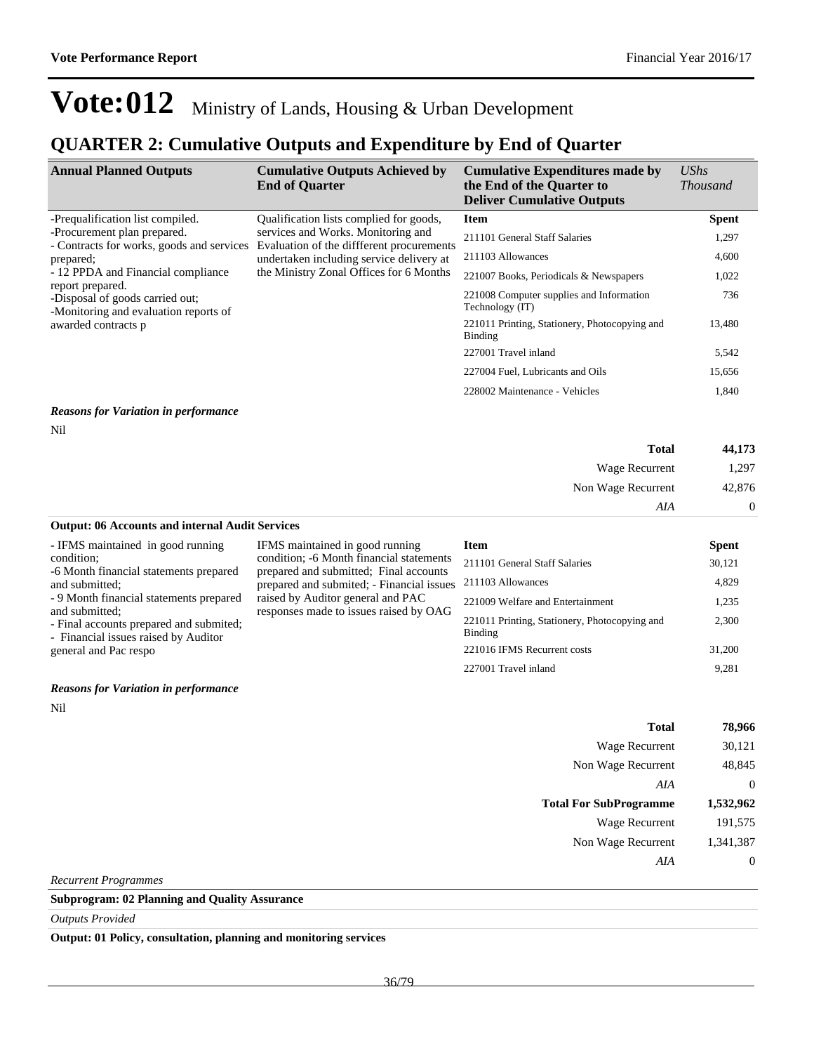# Vote:012 Ministry of Lands, Housing & Urban Development

## QUARTER 2: Cumulative Outputs and Expenditure by End of Quarter

| Annual Planned Outputs | Cumulative Outputs Achieved by End of Quarter | Cumulative Expenditures made by the End of the Quarter to Deliver Cumulative Outputs | *UShs Thousand* |
|---|---|---|---|
| -Prequalification list compiled. -Procurement plan prepared. - Contracts for works, goods and services prepared; - 12 PPDA and Financial compliance report prepared. -Disposal of goods carried out; -Monitoring and evaluation reports of awarded contracts p | Qualification lists complied for goods, services and Works. Monitoring and Evaluation of the diffferent procurements undertaken including service delivery at the Ministry Zonal Offices for 6 Months | **Item** | **Spent** |
| | | 211101 General Staff Salaries | 1,297 |
| | | 211103 Allowances | 4,600 |
| | | 221007 Books, Periodicals & Newspapers | 1,022 |
| | | 221008 Computer supplies and Information Technology (IT) | 736 |
| | | 221011 Printing, Stationery, Photocopying and Binding | 13,480 |
| | | 227001 Travel inland | 5,542 |
| | | 227004 Fuel, Lubricants and Oils | 15,656 |
| | | 228002 Maintenance - Vehicles | 1,840 |

***Reasons for Variation in performance***

Nil

| | |
|---|---|
| **Total** | **44,173** |
| Wage Recurrent | 1,297 |
| Non Wage Recurrent | 42,876 |
| *AIA* | 0 |

**Output: 06 Accounts and internal Audit Services**

| Annual Planned Outputs | Cumulative Outputs Achieved by End of Quarter | Item | Spent |
|---|---|---|---|
| - IFMS maintained in good running condition; -6 Month financial statements prepared and submitted; - 9 Month financial statements prepared and submitted; - Final accounts prepared and submited; - Financial issues raised by Auditor general and Pac respo | IFMS maintained in good running condition; -6 Month financial statements prepared and submitted; Final accounts prepared and submited; - Financial issues raised by Auditor general and PAC responses made to issues raised by OAG | 211101 General Staff Salaries | 30,121 |
| | | 211103 Allowances | 4,829 |
| | | 221009 Welfare and Entertainment | 1,235 |
| | | 221011 Printing, Stationery, Photocopying and Binding | 2,300 |
| | | 221016 IFMS Recurrent costs | 31,200 |
| | | 227001 Travel inland | 9,281 |

***Reasons for Variation in performance***

Nil

| | |
|---|---|
| **Total** | **78,966** |
| Wage Recurrent | 30,121 |
| Non Wage Recurrent | 48,845 |
| *AIA* | 0 |
| **Total For SubProgramme** | **1,532,962** |
| Wage Recurrent | 191,575 |
| Non Wage Recurrent | 1,341,387 |
| *AIA* | 0 |

*Recurrent Programmes*

**Subprogram: 02 Planning and Quality Assurance**

*Outputs Provided*

**Output: 01 Policy, consultation, planning and monitoring services**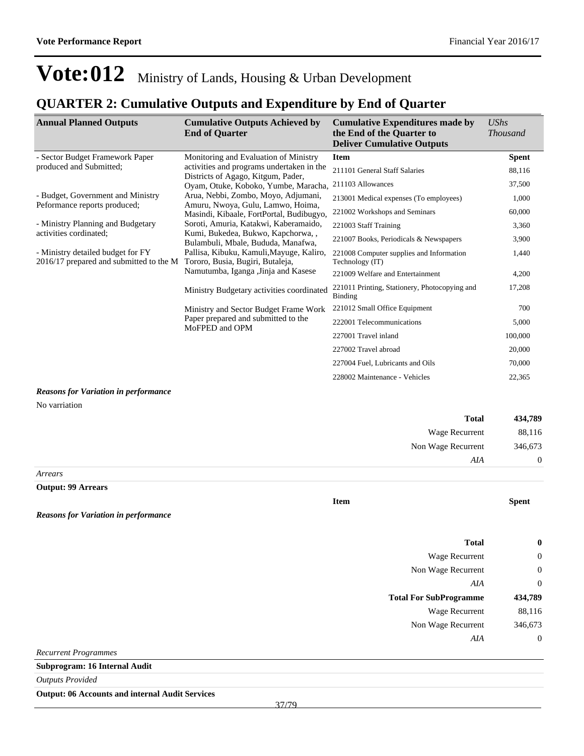# Vote:012 Ministry of Lands, Housing & Urban Development

## QUARTER 2: Cumulative Outputs and Expenditure by End of Quarter

| Annual Planned Outputs | Cumulative Outputs Achieved by End of Quarter | Cumulative Expenditures made by the End of the Quarter to Deliver Cumulative Outputs | *UShs Thousand* |
|---|---|---|---|
| - Sector Budget Framework Paper produced and Submitted;<br><br>- Budget, Government and Ministry Peformance reports produced;<br><br>- Ministry Planning and Budgetary activities cordinated;<br><br>- Ministry detailed budget for FY 2016/17 prepared and submitted to the M | Monitoring and Evaluation of Ministry activities and programs undertaken in the Districts of Agago, Kitgum, Pader, Oyam, Otuke, Koboko, Yumbe, Maracha, Arua, Nebbi, Zombo, Moyo, Adjumani, Amuru, Nwoya, Gulu, Lamwo, Hoima, Masindi, Kibaale, FortPortal, Budibugyo, Soroti, Amuria, Katakwi, Kaberamaido, Kumi, Bukedea, Bukwo, Kapchorwa, , Bulambuli, Mbale, Bududa, Manafwa, Pallisa, Kibuku, Kamuli,Mayuge, Kaliro, Tororo, Busia, Bugiri, Butaleja, Namutumba, Iganga ,Jinja and Kasese<br><br>Ministry Budgetary activities coordinated<br><br>Ministry and Sector Budget Frame Work Paper prepared and submitted to the MoFPED and OPM | **Item** | **Spent** |
| | | 211101 General Staff Salaries | 88,116 |
| | | 211103 Allowances | 37,500 |
| | | 213001 Medical expenses (To employees) | 1,000 |
| | | 221002 Workshops and Seminars | 60,000 |
| | | 221003 Staff Training | 3,360 |
| | | 221007 Books, Periodicals & Newspapers | 3,900 |
| | | 221008 Computer supplies and Information Technology (IT) | 1,440 |
| | | 221009 Welfare and Entertainment | 4,200 |
| | | 221011 Printing, Stationery, Photocopying and Binding | 17,208 |
| | | 221012 Small Office Equipment | 700 |
| | | 222001 Telecommunications | 5,000 |
| | | 227001 Travel inland | 100,000 |
| | | 227002 Travel abroad | 20,000 |
| | | 227004 Fuel, Lubricants and Oils | 70,000 |
| | | 228002 Maintenance - Vehicles | 22,365 |

***Reasons for Variation in performance***

No varriation

| | |
|---|---|
| **Total** | **434,789** |
| Wage Recurrent | 88,116 |
| Non Wage Recurrent | 346,673 |
| *AIA* | 0 |

*Arrears*

**Output: 99 Arrears**

| Item | Spent |
|---|---|

***Reasons for Variation in performance***

| | |
|---|---|
| **Total** | **0** |
| Wage Recurrent | 0 |
| Non Wage Recurrent | 0 |
| *AIA* | 0 |
| **Total For SubProgramme** | **434,789** |
| Wage Recurrent | 88,116 |
| Non Wage Recurrent | 346,673 |
| *AIA* | 0 |

*Recurrent Programmes*

**Subprogram: 16 Internal Audit**

*Outputs Provided*

**Output: 06 Accounts and internal Audit Services**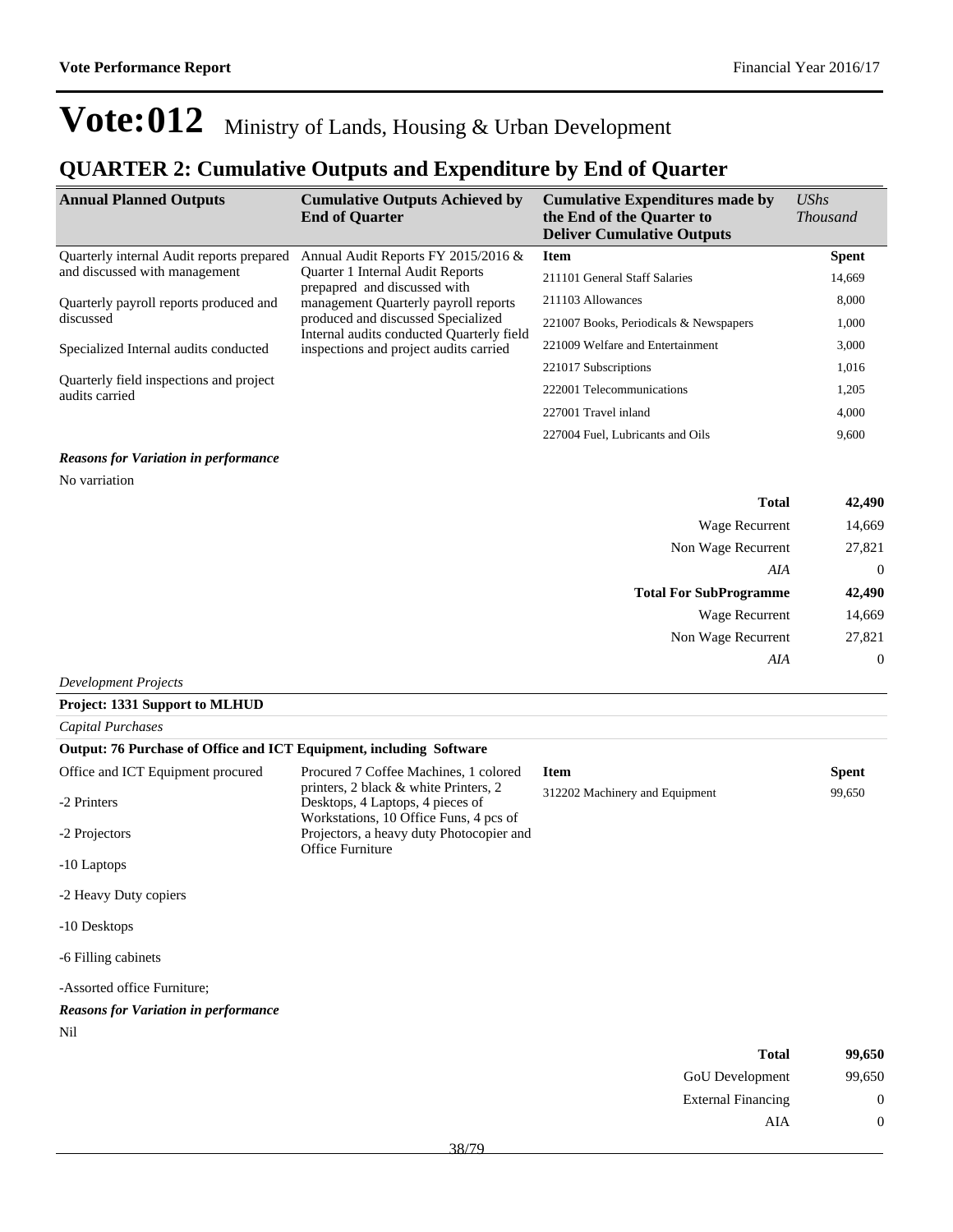# Vote:012 Ministry of Lands, Housing & Urban Development

## QUARTER 2: Cumulative Outputs and Expenditure by End of Quarter

| Annual Planned Outputs | Cumulative Outputs Achieved by End of Quarter | Cumulative Expenditures made by the End of the Quarter to Deliver Cumulative Outputs | *UShs Thousand* |
|---|---|---|---|
| Quarterly internal Audit reports prepared and discussed with management<br><br>Quarterly payroll reports produced and discussed<br><br>Specialized Internal audits conducted<br><br>Quarterly field inspections and project audits carried | Annual Audit Reports FY 2015/2016 & Quarter 1 Internal Audit Reports prepapred and discussed with management Quarterly payroll reports produced and discussed Specialized Internal audits conducted Quarterly field inspections and project audits carried | **Item** | **Spent** |
| | | 211101 General Staff Salaries | 14,669 |
| | | 211103 Allowances | 8,000 |
| | | 221007 Books, Periodicals & Newspapers | 1,000 |
| | | 221009 Welfare and Entertainment | 3,000 |
| | | 221017 Subscriptions | 1,016 |
| | | 222001 Telecommunications | 1,205 |
| | | 227001 Travel inland | 4,000 |
| | | 227004 Fuel, Lubricants and Oils | 9,600 |

***Reasons for Variation in performance***

No varriation

| | |
|---|---|
| **Total** | **42,490** |
| Wage Recurrent | 14,669 |
| Non Wage Recurrent | 27,821 |
| *AIA* | 0 |
| **Total For SubProgramme** | **42,490** |
| Wage Recurrent | 14,669 |
| Non Wage Recurrent | 27,821 |
| *AIA* | 0 |

*Development Projects*

**Project: 1331 Support to MLHUD**

*Capital Purchases*

**Output: 76 Purchase of Office and ICT Equipment, including Software**

| Annual Planned Outputs | Cumulative Outputs Achieved by End of Quarter | Item | Spent |
|---|---|---|---|
| Office and ICT Equipment procured<br><br>-2 Printers<br><br>-2 Projectors<br><br>-10 Laptops<br><br>-2 Heavy Duty copiers<br><br>-10 Desktops<br><br>-6 Filling cabinets<br><br>-Assorted office Furniture; | Procured 7 Coffee Machines, 1 colored printers, 2 black & white Printers, 2 Desktops, 4 Laptops, 4 pieces of Workstations, 10 Office Funs, 4 pcs of Projectors, a heavy duty Photocopier and Office Furniture | 312202 Machinery and Equipment | 99,650 |

***Reasons for Variation in performance***

Nil

| | |
|---|---|
| **Total** | **99,650** |
| GoU Development | 99,650 |
| External Financing | 0 |
| AIA | 0 |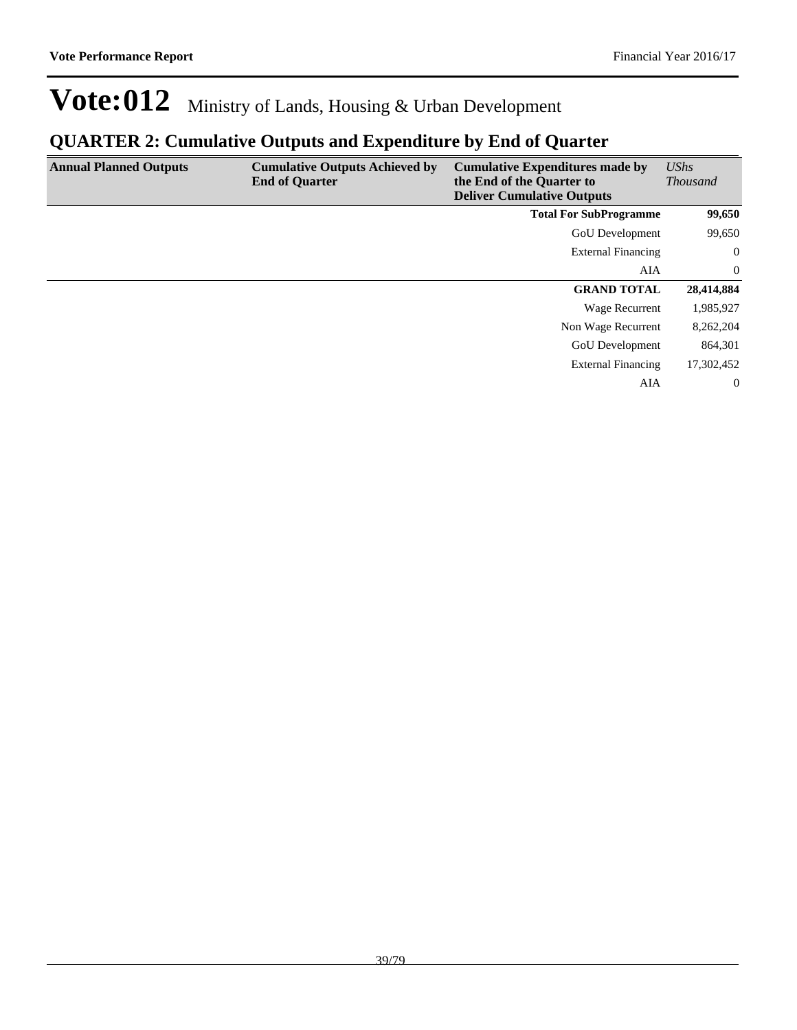# Vote:012 Ministry of Lands, Housing & Urban Development

## QUARTER 2: Cumulative Outputs and Expenditure by End of Quarter

| Annual Planned Outputs | Cumulative Outputs Achieved by End of Quarter | Cumulative Expenditures made by the End of the Quarter to Deliver Cumulative Outputs | *UShs Thousand* |
|---|---|---|---|
| | | **Total For SubProgramme** | **99,650** |
| | | GoU Development | 99,650 |
| | | External Financing | 0 |
| | | AIA | 0 |
| | | **GRAND TOTAL** | **28,414,884** |
| | | Wage Recurrent | 1,985,927 |
| | | Non Wage Recurrent | 8,262,204 |
| | | GoU Development | 864,301 |
| | | External Financing | 17,302,452 |
| | | AIA | 0 |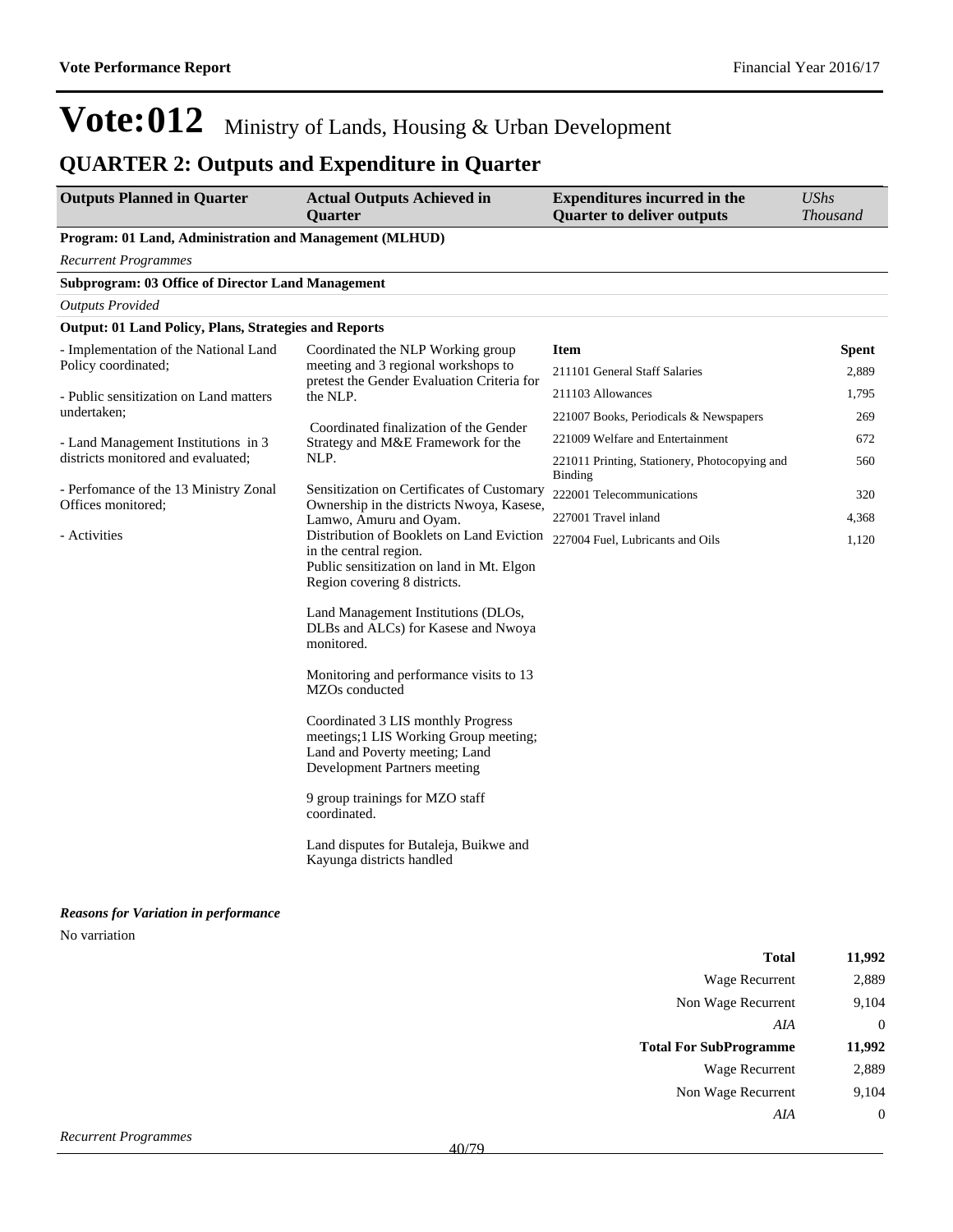# Vote:012 Ministry of Lands, Housing & Urban Development

## QUARTER 2: Outputs and Expenditure in Quarter

| Outputs Planned in Quarter | Actual Outputs Achieved in Quarter | Expenditures incurred in the Quarter to deliver outputs | *UShs Thousand* |
|---|---|---|---|

**Program: 01 Land, Administration and Management (MLHUD)**

*Recurrent Programmes*

**Subprogram: 03 Office of Director Land Management**

*Outputs Provided*

**Output: 01 Land Policy, Plans, Strategies and Reports**

| Outputs Planned in Quarter | Actual Outputs Achieved in Quarter | Item | Spent |
|---|---|---|---|
| - Implementation of the National Land Policy coordinated;<br><br>- Public sensitization on Land matters undertaken;<br><br>- Land Management Institutions in 3 districts monitored and evaluated;<br><br>- Perfomance of the 13 Ministry Zonal Offices monitored;<br><br>- Activities | Coordinated the NLP Working group meeting and 3 regional workshops to pretest the Gender Evaluation Criteria for the NLP.<br><br>Coordinated finalization of the Gender Strategy and M&E Framework for the NLP.<br><br>Sensitization on Certificates of Customary Ownership in the districts Nwoya, Kasese, Lamwo, Amuru and Oyam.<br>Distribution of Booklets on Land Eviction in the central region.<br>Public sensitization on land in Mt. Elgon Region covering 8 districts.<br><br>Land Management Institutions (DLOs, DLBs and ALCs) for Kasese and Nwoya monitored.<br><br>Monitoring and performance visits to 13 MZOs conducted<br><br>Coordinated 3 LIS monthly Progress meetings;1 LIS Working Group meeting; Land and Poverty meeting; Land Development Partners meeting<br><br>9 group trainings for MZO staff coordinated.<br><br>Land disputes for Butaleja, Buikwe and Kayunga districts handled | 211101 General Staff Salaries | 2,889 |
| | | 211103 Allowances | 1,795 |
| | | 221007 Books, Periodicals & Newspapers | 269 |
| | | 221009 Welfare and Entertainment | 672 |
| | | 221011 Printing, Stationery, Photocopying and Binding | 560 |
| | | 222001 Telecommunications | 320 |
| | | 227001 Travel inland | 4,368 |
| | | 227004 Fuel, Lubricants and Oils | 1,120 |

***Reasons for Variation in performance***

No varriation

| | |
|---|---|
| **Total** | **11,992** |
| Wage Recurrent | 2,889 |
| Non Wage Recurrent | 9,104 |
| *AIA* | 0 |
| **Total For SubProgramme** | **11,992** |
| Wage Recurrent | 2,889 |
| Non Wage Recurrent | 9,104 |
| *AIA* | 0 |

*Recurrent Programmes*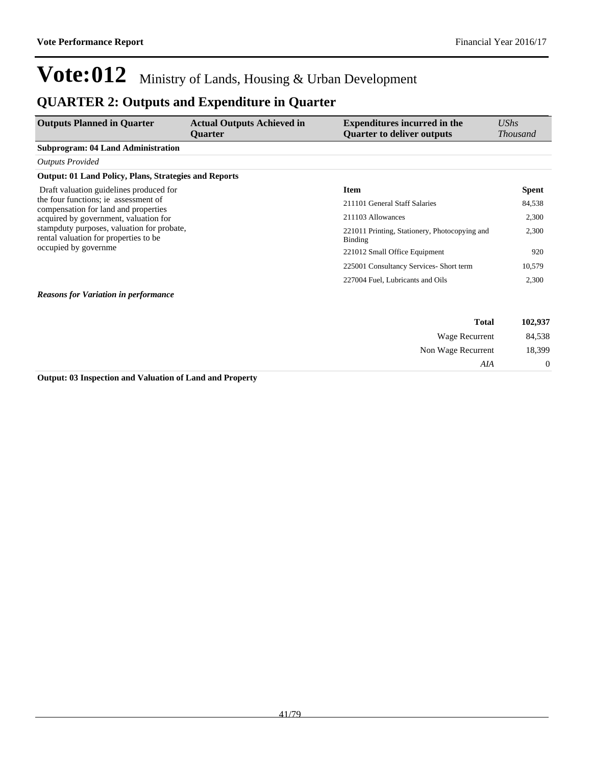# Vote:012 Ministry of Lands, Housing & Urban Development

## QUARTER 2: Outputs and Expenditure in Quarter

| Outputs Planned in Quarter | Actual Outputs Achieved in Quarter | Expenditures incurred in the Quarter to deliver outputs | *UShs Thousand* |
|---|---|---|---|
| **Subprogram: 04 Land Administration** | | | |
| *Outputs Provided* | | | |
| **Output: 01 Land Policy, Plans, Strategies and Reports** | | | |
| Draft valuation guidelines produced for the four functions; ie assessment of compensation for land and properties acquired by government, valuation for stampduty purposes, valuation for probate, rental valuation for properties to be occupied by governme | | **Item** | **Spent** |
| | | 211101 General Staff Salaries | 84,538 |
| | | 211103 Allowances | 2,300 |
| | | 221011 Printing, Stationery, Photocopying and Binding | 2,300 |
| | | 221012 Small Office Equipment | 920 |
| | | 225001 Consultancy Services- Short term | 10,579 |
| | | 227004 Fuel, Lubricants and Oils | 2,300 |
| ***Reasons for Variation in performance*** | | | |
| | | **Total** | **102,937** |
| | | Wage Recurrent | 84,538 |
| | | Non Wage Recurrent | 18,399 |
| | | *AIA* | 0 |
| **Output: 03 Inspection and Valuation of Land and Property** | | | |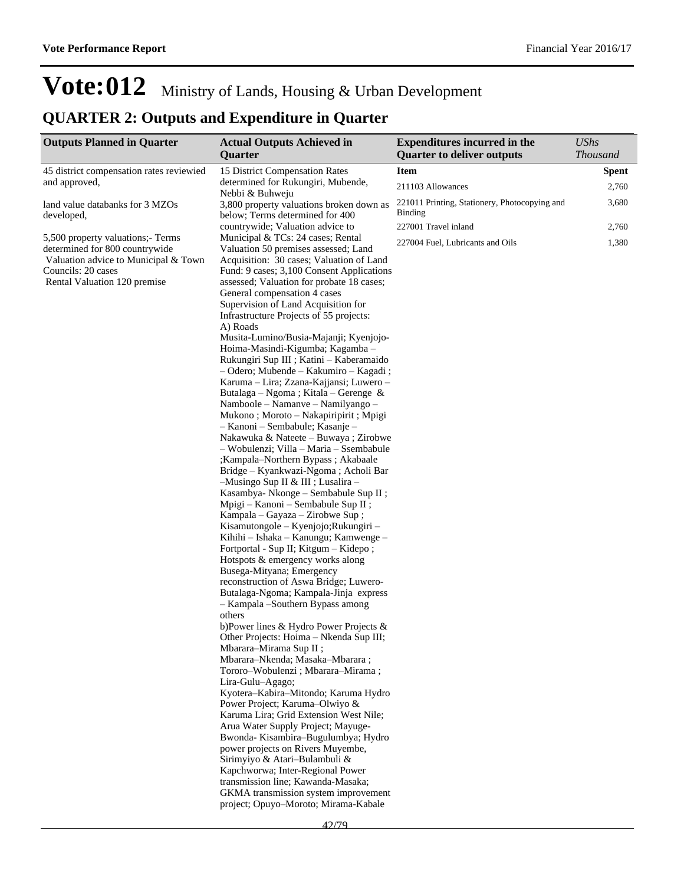# Vote:012 Ministry of Lands, Housing & Urban Development

## QUARTER 2: Outputs and Expenditure in Quarter

| Outputs Planned in Quarter | Actual Outputs Achieved in Quarter | Expenditures incurred in the Quarter to deliver outputs | *UShs Thousand* |
|---|---|---|---|
| 45 district compensation rates reviewied and approved,<br><br>land value databanks for 3 MZOs developed,<br><br>5,500 property valuations;- Terms determined for 800 countrywide<br>Valuation advice to Municipal & Town Councils: 20 cases<br>Rental Valuation 120 premise | 15 District Compensation Rates determined for Rukungiri, Mubende, Nebbi & Buhweju<br>3,800 property valuations broken down as below; Terms determined for 400 countrywide; Valuation advice to Municipal & TCs: 24 cases; Rental Valuation 50 premises assessed; Land Acquisition: 30 cases; Valuation of Land Fund: 9 cases; 3,100 Consent Applications assessed; Valuation for probate 18 cases; General compensation 4 cases<br>Supervision of Land Acquisition for Infrastructure Projects of 55 projects:<br>A) Roads<br>Musita-Lumino/Busia-Majanji; Kyenjojo-Hoima-Masindi-Kigumba; Kagamba – Rukungiri Sup III ; Katini – Kaberamaido – Odero; Mubende – Kakumiro – Kagadi ; Karuma – Lira; Zzana-Kajjansi; Luwero – Butalaga – Ngoma ; Kitala – Gerenge & Namboole – Namanve – Namilyango – Mukono ; Moroto – Nakapiripirit ; Mpigi – Kanoni – Sembabule; Kasanje – Nakawuka & Nateete – Buwaya ; Zirobwe – Wobulenzi; Villa – Maria – Ssembabule ;Kampala–Northern Bypass ; Akabaale Bridge – Kyankwazi-Ngoma ; Acholi Bar –Musingo Sup II & III ; Lusalira – Kasambya- Nkonge – Sembabule Sup II ; Mpigi – Kanoni – Sembabule Sup II ; Kampala – Gayaza – Zirobwe Sup ; Kisamutongole – Kyenjojo;Rukungiri – Kihihi – Ishaka – Kanungu; Kamwenge – Fortportal - Sup II; Kitgum – Kidepo ; Hotspots & emergency works along Busega-Mityana; Emergency reconstruction of Aswa Bridge; Luwero-Butalaga-Ngoma; Kampala-Jinja express – Kampala –Southern Bypass among others<br>b)Power lines & Hydro Power Projects & Other Projects: Hoima – Nkenda Sup III; Mbarara–Mirama Sup II ; Mbarara–Nkenda; Masaka–Mbarara ; Tororo–Wobulenzi ; Mbarara–Mirama ; Lira-Gulu–Agago;<br>Kyotera–Kabira–Mitondo; Karuma Hydro Power Project; Karuma–Olwiyo & Karuma Lira; Grid Extension West Nile; Arua Water Supply Project; Mayuge-Bwonda- Kisambira–Bugulumbya; Hydro power projects on Rivers Muyembe, Sirimyiyo & Atari–Bulambuli & Kapchworwa; Inter-Regional Power transmission line; Kawanda-Masaka; GKMA transmission system improvement project; Opuyo–Moroto; Mirama-Kabale | **Item**<br>211103 Allowances<br>221011 Printing, Stationery, Photocopying and Binding<br>227001 Travel inland<br>227004 Fuel, Lubricants and Oils | **Spent**<br>2,760<br>3,680<br><br>2,760<br>1,380 |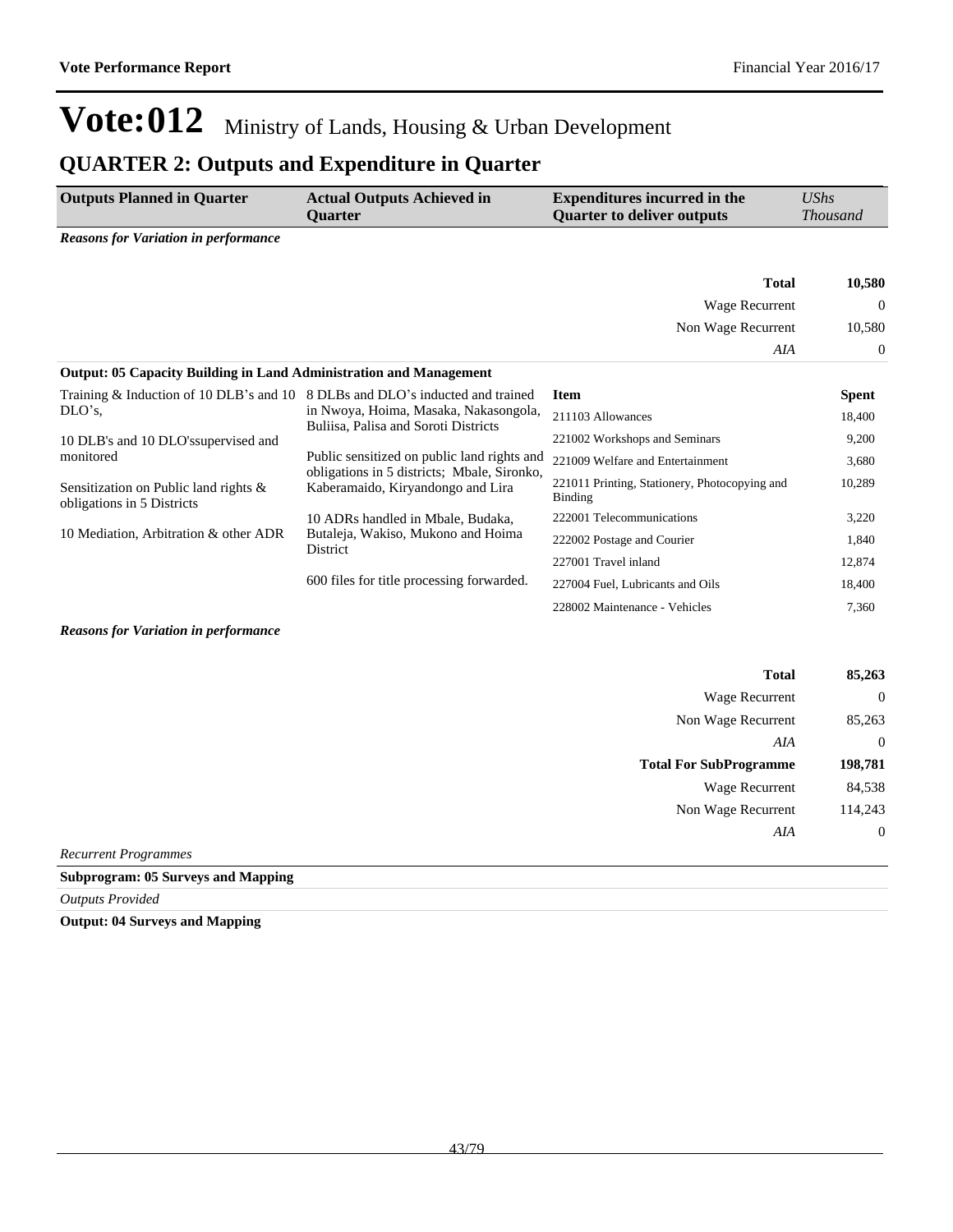# Vote:012 Ministry of Lands, Housing & Urban Development

## QUARTER 2: Outputs and Expenditure in Quarter

| Outputs Planned in Quarter | Actual Outputs Achieved in Quarter | Expenditures incurred in the Quarter to deliver outputs | *UShs Thousand* |
|---|---|---|---|

***Reasons for Variation in performance***

| | |
|---|---|
| **Total** | **10,580** |
| Wage Recurrent | 0 |
| Non Wage Recurrent | 10,580 |
| *AIA* | 0 |

**Output: 05 Capacity Building in Land Administration and Management**

| Outputs Planned in Quarter | Actual Outputs Achieved in Quarter | Item | Spent |
|---|---|---|---|
| Training & Induction of 10 DLB's and 10 DLO's,<br><br>10 DLB's and 10 DLO'ssupervised and monitored<br><br>Sensitization on Public land rights & obligations in 5 Districts<br><br>10 Mediation, Arbitration & other ADR | 8 DLBs and DLO's inducted and trained in Nwoya, Hoima, Masaka, Nakasongola, Buliisa, Palisa and Soroti Districts<br><br>Public sensitized on public land rights and obligations in 5 districts; Mbale, Sironko, Kaberamaido, Kiryandongo and Lira<br><br>10 ADRs handled in Mbale, Budaka, Butaleja, Wakiso, Mukono and Hoima District<br><br>600 files for title processing forwarded. | 211103 Allowances | 18,400 |
| | | 221002 Workshops and Seminars | 9,200 |
| | | 221009 Welfare and Entertainment | 3,680 |
| | | 221011 Printing, Stationery, Photocopying and Binding | 10,289 |
| | | 222001 Telecommunications | 3,220 |
| | | 222002 Postage and Courier | 1,840 |
| | | 227001 Travel inland | 12,874 |
| | | 227004 Fuel, Lubricants and Oils | 18,400 |
| | | 228002 Maintenance - Vehicles | 7,360 |

***Reasons for Variation in performance***

| | |
|---|---|
| **Total** | **85,263** |
| Wage Recurrent | 0 |
| Non Wage Recurrent | 85,263 |
| *AIA* | 0 |
| **Total For SubProgramme** | **198,781** |
| Wage Recurrent | 84,538 |
| Non Wage Recurrent | 114,243 |
| *AIA* | 0 |

*Recurrent Programmes*

**Subprogram: 05 Surveys and Mapping**

*Outputs Provided*

**Output: 04 Surveys and Mapping**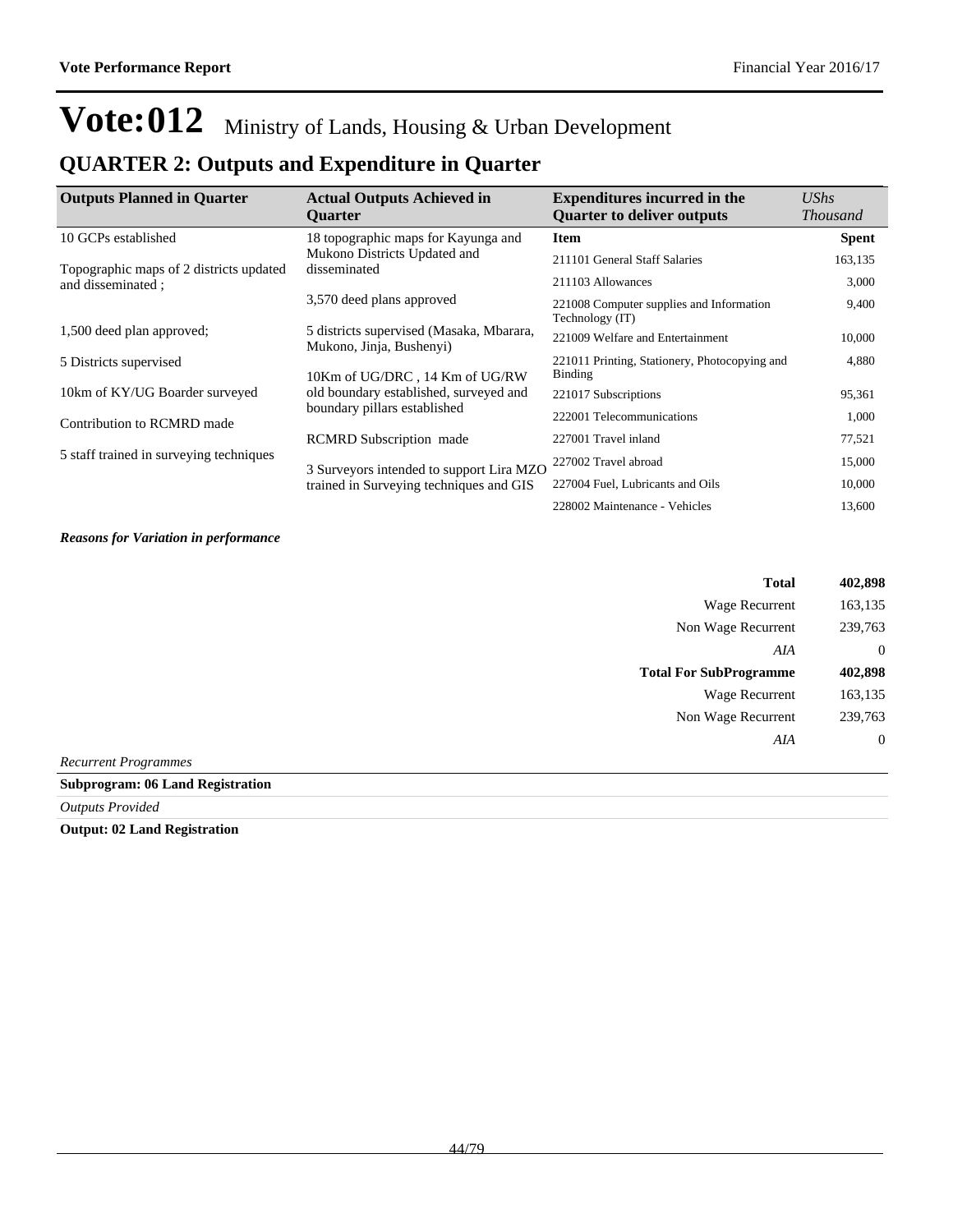# Vote:012 Ministry of Lands, Housing & Urban Development

## QUARTER 2: Outputs and Expenditure in Quarter

| Outputs Planned in Quarter | Actual Outputs Achieved in Quarter | Expenditures incurred in the Quarter to deliver outputs | *UShs Thousand* |
|---|---|---|---|
| 10 GCPs established<br><br>Topographic maps of 2 districts updated and disseminated ;<br><br>1,500 deed plan approved;<br><br>5 Districts supervised<br><br>10km of KY/UG Boarder surveyed<br><br>Contribution to RCMRD made<br><br>5 staff trained in surveying techniques | 18 topographic maps for Kayunga and Mukono Districts Updated and disseminated<br><br>3,570 deed plans approved<br><br>5 districts supervised (Masaka, Mbarara, Mukono, Jinja, Bushenyi)<br><br>10Km of UG/DRC , 14 Km of UG/RW old boundary established, surveyed and boundary pillars established<br><br>RCMRD Subscription made<br><br>3 Surveyors intended to support Lira MZO trained in Surveying techniques and GIS | **Item** | **Spent** |
| | | 211101 General Staff Salaries | 163,135 |
| | | 211103 Allowances | 3,000 |
| | | 221008 Computer supplies and Information Technology (IT) | 9,400 |
| | | 221009 Welfare and Entertainment | 10,000 |
| | | 221011 Printing, Stationery, Photocopying and Binding | 4,880 |
| | | 221017 Subscriptions | 95,361 |
| | | 222001 Telecommunications | 1,000 |
| | | 227001 Travel inland | 77,521 |
| | | 227002 Travel abroad | 15,000 |
| | | 227004 Fuel, Lubricants and Oils | 10,000 |
| | | 228002 Maintenance - Vehicles | 13,600 |

***Reasons for Variation in performance***

| | |
|---|---|
| **Total** | **402,898** |
| Wage Recurrent | 163,135 |
| Non Wage Recurrent | 239,763 |
| *AIA* | 0 |
| **Total For SubProgramme** | **402,898** |
| Wage Recurrent | 163,135 |
| Non Wage Recurrent | 239,763 |
| *AIA* | 0 |

*Recurrent Programmes*

**Subprogram: 06 Land Registration**

*Outputs Provided*

**Output: 02 Land Registration**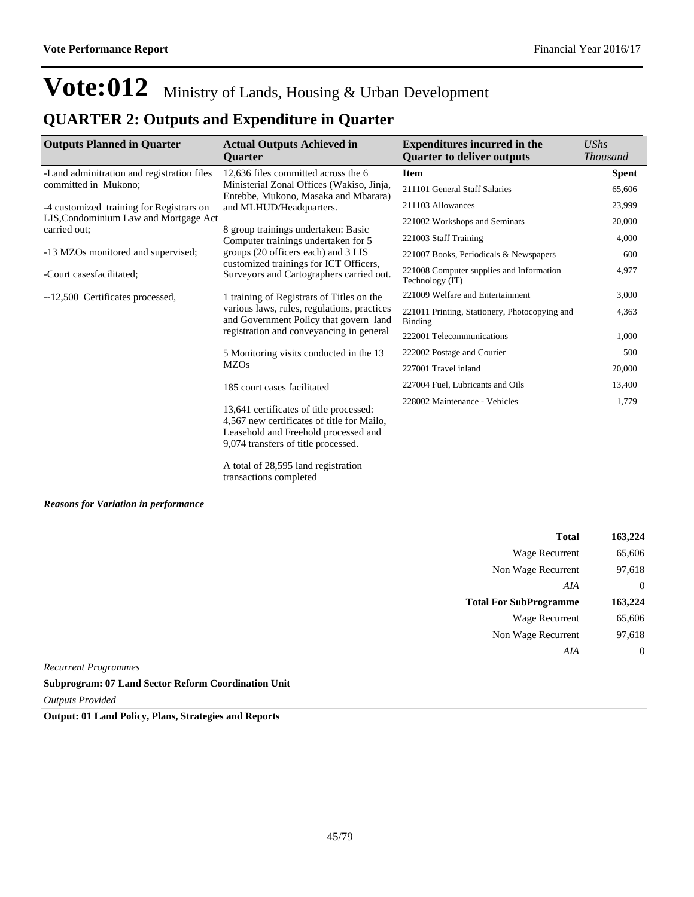# Vote:012 Ministry of Lands, Housing & Urban Development

## QUARTER 2: Outputs and Expenditure in Quarter

| Outputs Planned in Quarter | Actual Outputs Achieved in Quarter | Expenditures incurred in the Quarter to deliver outputs | *UShs Thousand* |
|---|---|---|---|
| -Land adminitration and registration files committed in Mukono;<br><br>-4 customized training for Registrars on LIS,Condominium Law and Mortgage Act carried out;<br><br>-13 MZOs monitored and supervised;<br><br>-Court casesfacilitated;<br><br>--12,500 Certificates processed, | 12,636 files committed across the 6 Ministerial Zonal Offices (Wakiso, Jinja, Entebbe, Mukono, Masaka and Mbarara) and MLHUD/Headquarters.<br><br>8 group trainings undertaken: Basic Computer trainings undertaken for 5 groups (20 officers each) and 3 LIS customized trainings for ICT Officers, Surveyors and Cartographers carried out.<br><br>1 training of Registrars of Titles on the various laws, rules, regulations, practices and Government Policy that govern land registration and conveyancing in general<br><br>5 Monitoring visits conducted in the 13 MZOs<br><br>185 court cases facilitated<br><br>13,641 certificates of title processed: 4,567 new certificates of title for Mailo, Leasehold and Freehold processed and 9,074 transfers of title processed.<br><br>A total of 28,595 land registration transactions completed | **Item** | **Spent** |
| | | 211101 General Staff Salaries | 65,606 |
| | | 211103 Allowances | 23,999 |
| | | 221002 Workshops and Seminars | 20,000 |
| | | 221003 Staff Training | 4,000 |
| | | 221007 Books, Periodicals & Newspapers | 600 |
| | | 221008 Computer supplies and Information Technology (IT) | 4,977 |
| | | 221009 Welfare and Entertainment | 3,000 |
| | | 221011 Printing, Stationery, Photocopying and Binding | 4,363 |
| | | 222001 Telecommunications | 1,000 |
| | | 222002 Postage and Courier | 500 |
| | | 227001 Travel inland | 20,000 |
| | | 227004 Fuel, Lubricants and Oils | 13,400 |
| | | 228002 Maintenance - Vehicles | 1,779 |

***Reasons for Variation in performance***

| | |
|---|---|
| **Total** | **163,224** |
| Wage Recurrent | 65,606 |
| Non Wage Recurrent | 97,618 |
| *AIA* | 0 |
| **Total For SubProgramme** | **163,224** |
| Wage Recurrent | 65,606 |
| Non Wage Recurrent | 97,618 |
| *AIA* | 0 |

*Recurrent Programmes*

**Subprogram: 07 Land Sector Reform Coordination Unit**

*Outputs Provided*

**Output: 01 Land Policy, Plans, Strategies and Reports**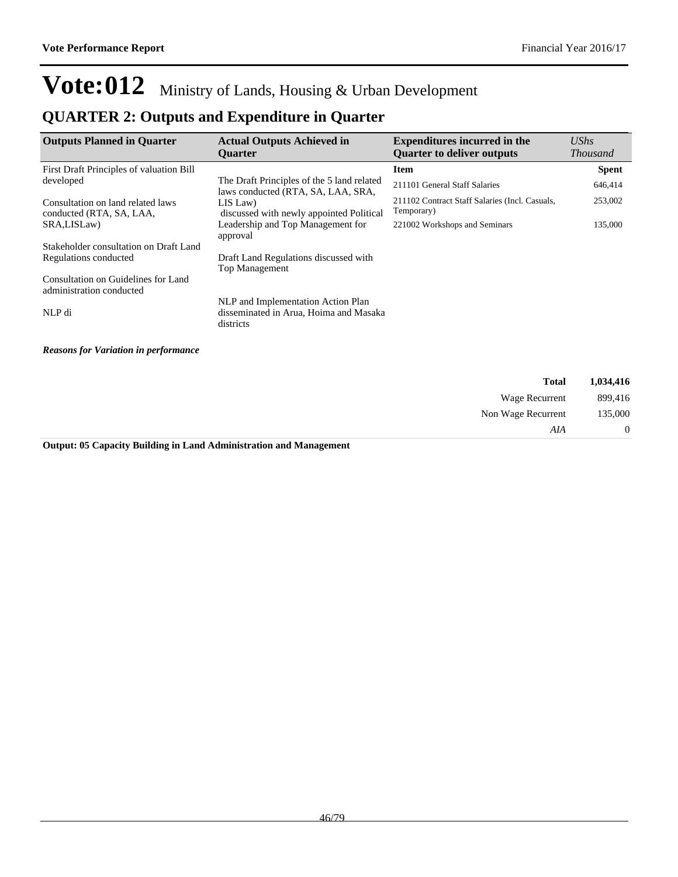# Vote:012 Ministry of Lands, Housing & Urban Development

## QUARTER 2: Outputs and Expenditure in Quarter

| Outputs Planned in Quarter | Actual Outputs Achieved in Quarter | Expenditures incurred in the Quarter to deliver outputs | *UShs Thousand* |
|---|---|---|---|
| First Draft Principles of valuation Bill developed<br><br>Consultation on land related laws conducted (RTA, SA, LAA, SRA,LISLaw)<br><br>Stakeholder consultation on Draft Land Regulations conducted<br><br>Consultation on Guidelines for Land administration conducted<br><br>NLP di | The Draft Principles of the 5 land related laws conducted (RTA, SA, LAA, SRA, LIS Law) discussed with newly appointed Political Leadership and Top Management for approval<br><br>Draft Land Regulations discussed with Top Management<br><br>NLP and Implementation Action Plan disseminated in Arua, Hoima and Masaka districts | **Item** | **Spent** |
| | | 211101 General Staff Salaries | 646,414 |
| | | 211102 Contract Staff Salaries (Incl. Casuals, Temporary) | 253,002 |
| | | 221002 Workshops and Seminars | 135,000 |

***Reasons for Variation in performance***

| | |
|---|---|
| **Total** | **1,034,416** |
| Wage Recurrent | 899,416 |
| Non Wage Recurrent | 135,000 |
| *AIA* | 0 |

**Output: 05 Capacity Building in Land Administration and Management**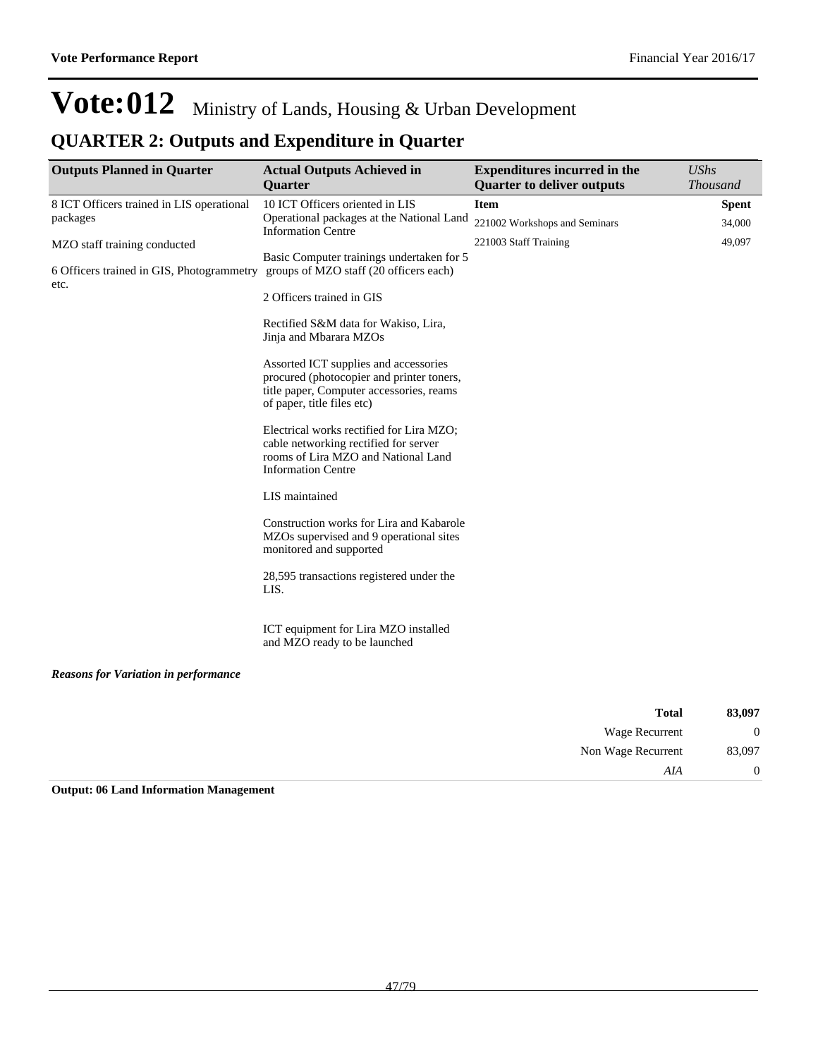# Vote:012 Ministry of Lands, Housing & Urban Development

## QUARTER 2: Outputs and Expenditure in Quarter

| Outputs Planned in Quarter | Actual Outputs Achieved in Quarter | Expenditures incurred in the Quarter to deliver outputs | *UShs Thousand* |
|---|---|---|---|
| 8 ICT Officers trained in LIS operational packages<br><br>MZO staff training conducted<br><br>6 Officers trained in GIS, Photogrammetry etc. | 10 ICT Officers oriented in LIS Operational packages at the National Land Information Centre<br><br>Basic Computer trainings undertaken for 5 groups of MZO staff (20 officers each)<br><br>2 Officers trained in GIS<br><br>Rectified S&M data for Wakiso, Lira, Jinja and Mbarara MZOs<br><br>Assorted ICT supplies and accessories procured (photocopier and printer toners, title paper, Computer accessories, reams of paper, title files etc)<br><br>Electrical works rectified for Lira MZO; cable networking rectified for server rooms of Lira MZO and National Land Information Centre<br><br>LIS maintained<br><br>Construction works for Lira and Kabarole MZOs supervised and 9 operational sites monitored and supported<br><br>28,595 transactions registered under the LIS.<br><br>ICT equipment for Lira MZO installed and MZO ready to be launched | **Item** | **Spent** |
| | | 221002 Workshops and Seminars | 34,000 |
| | | 221003 Staff Training | 49,097 |

***Reasons for Variation in performance***

| | |
|---|---|
| **Total** | **83,097** |
| Wage Recurrent | 0 |
| Non Wage Recurrent | 83,097 |
| *AIA* | 0 |

**Output: 06 Land Information Management**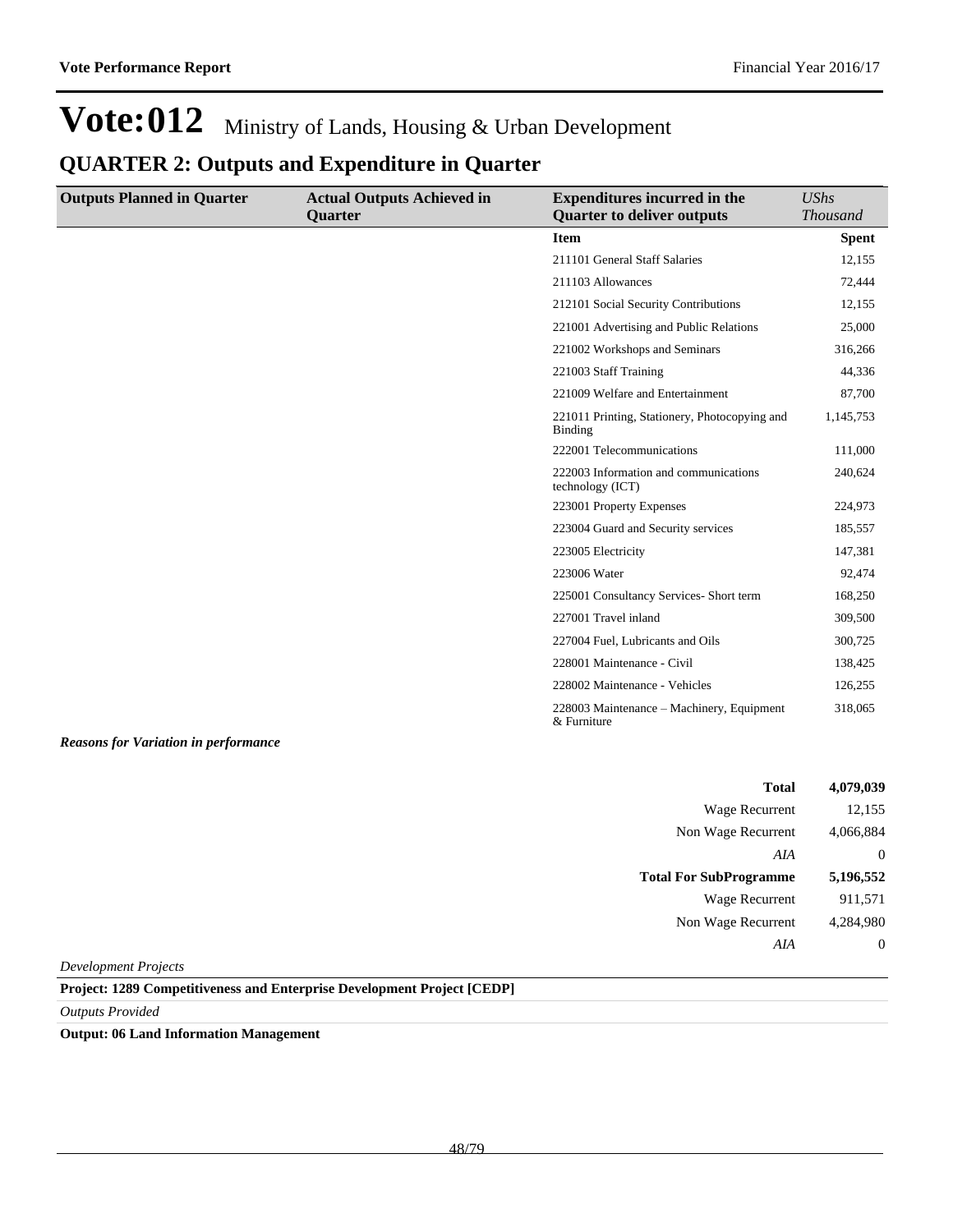# Vote:012 Ministry of Lands, Housing & Urban Development

## QUARTER 2: Outputs and Expenditure in Quarter

| Outputs Planned in Quarter | Actual Outputs Achieved in Quarter | Expenditures incurred in the Quarter to deliver outputs | *UShs Thousand* |
|---|---|---|---|
| | | **Item** | **Spent** |
| | | 211101 General Staff Salaries | 12,155 |
| | | 211103 Allowances | 72,444 |
| | | 212101 Social Security Contributions | 12,155 |
| | | 221001 Advertising and Public Relations | 25,000 |
| | | 221002 Workshops and Seminars | 316,266 |
| | | 221003 Staff Training | 44,336 |
| | | 221009 Welfare and Entertainment | 87,700 |
| | | 221011 Printing, Stationery, Photocopying and Binding | 1,145,753 |
| | | 222001 Telecommunications | 111,000 |
| | | 222003 Information and communications technology (ICT) | 240,624 |
| | | 223001 Property Expenses | 224,973 |
| | | 223004 Guard and Security services | 185,557 |
| | | 223005 Electricity | 147,381 |
| | | 223006 Water | 92,474 |
| | | 225001 Consultancy Services- Short term | 168,250 |
| | | 227001 Travel inland | 309,500 |
| | | 227004 Fuel, Lubricants and Oils | 300,725 |
| | | 228001 Maintenance - Civil | 138,425 |
| | | 228002 Maintenance - Vehicles | 126,255 |
| | | 228003 Maintenance – Machinery, Equipment & Furniture | 318,065 |

***Reasons for Variation in performance***

| | |
|---|---|
| **Total** | **4,079,039** |
| Wage Recurrent | 12,155 |
| Non Wage Recurrent | 4,066,884 |
| *AIA* | 0 |
| **Total For SubProgramme** | **5,196,552** |
| Wage Recurrent | 911,571 |
| Non Wage Recurrent | 4,284,980 |
| *AIA* | 0 |

*Development Projects*

**Project: 1289 Competitiveness and Enterprise Development Project [CEDP]**

*Outputs Provided*

**Output: 06 Land Information Management**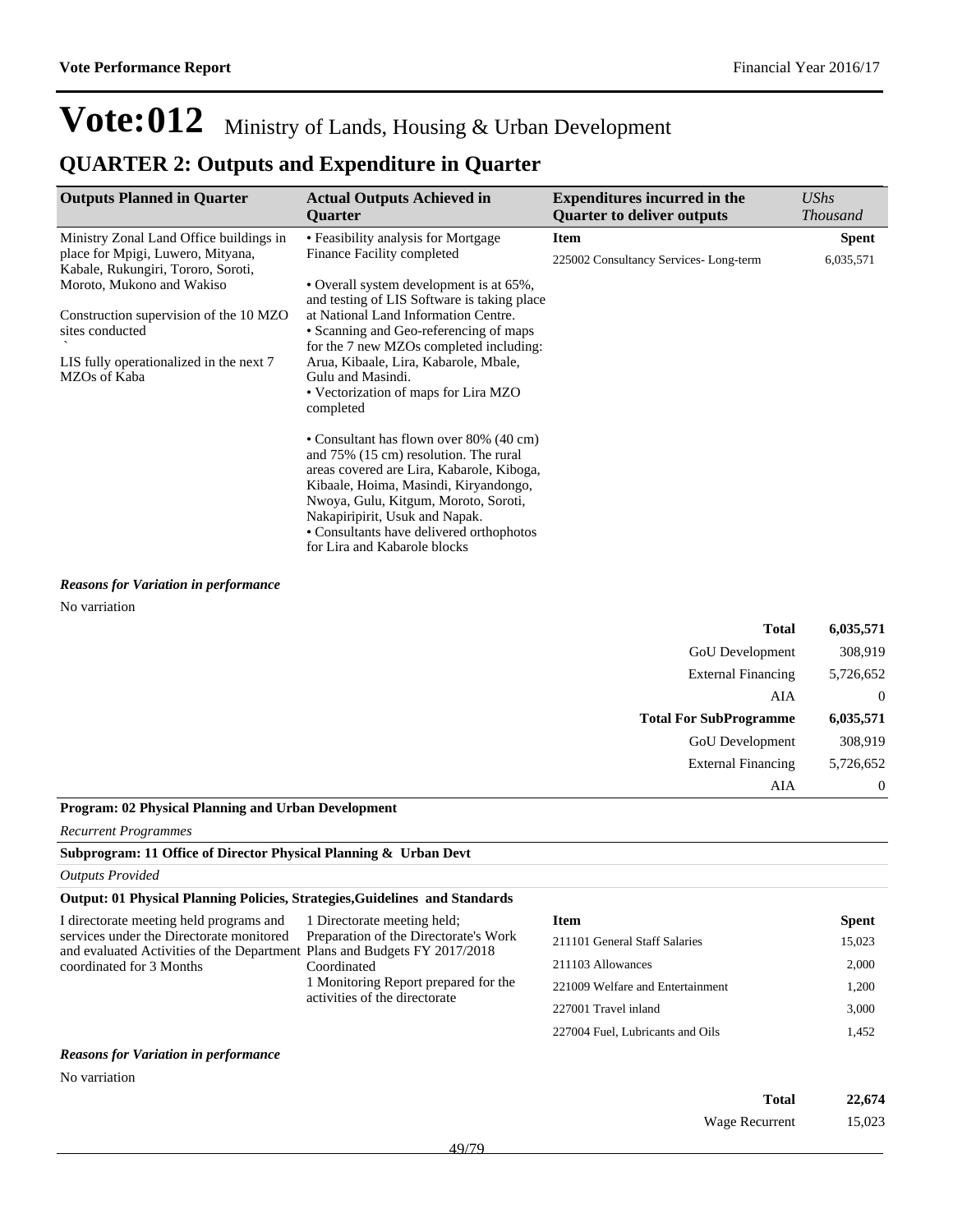# Vote:012 Ministry of Lands, Housing & Urban Development

## QUARTER 2: Outputs and Expenditure in Quarter

| Outputs Planned in Quarter | Actual Outputs Achieved in Quarter | Expenditures incurred in the Quarter to deliver outputs | *UShs Thousand* |
|---|---|---|---|
| Ministry Zonal Land Office buildings in place for Mpigi, Luwero, Mityana, Kabale, Rukungiri, Tororo, Soroti, Moroto, Mukono and Wakiso<br><br>Construction supervision of the 10 MZO sites conducted<br>`<br>LIS fully operationalized in the next 7 MZOs of Kaba | • Feasibility analysis for Mortgage Finance Facility completed<br><br>• Overall system development is at 65%, and testing of LIS Software is taking place at National Land Information Centre.<br>• Scanning and Geo-referencing of maps for the 7 new MZOs completed including: Arua, Kibaale, Lira, Kabarole, Mbale, Gulu and Masindi.<br>• Vectorization of maps for Lira MZO completed<br><br>• Consultant has flown over 80% (40 cm) and 75% (15 cm) resolution. The rural areas covered are Lira, Kabarole, Kiboga, Kibaale, Hoima, Masindi, Kiryandongo, Nwoya, Gulu, Kitgum, Moroto, Soroti, Nakapiripirit, Usuk and Napak.<br>• Consultants have delivered orthophotos for Lira and Kabarole blocks | **Item**<br>225002 Consultancy Services- Long-term | **Spent**<br>6,035,571 |

***Reasons for Variation in performance***

No varriation

| | |
|---|---|
| **Total** | **6,035,571** |
| GoU Development | 308,919 |
| External Financing | 5,726,652 |
| AIA | 0 |
| **Total For SubProgramme** | **6,035,571** |
| GoU Development | 308,919 |
| External Financing | 5,726,652 |
| AIA | 0 |

**Program: 02 Physical Planning and Urban Development**

*Recurrent Programmes*

**Subprogram: 11 Office of Director Physical Planning & Urban Devt**

*Outputs Provided*

**Output: 01 Physical Planning Policies, Strategies,Guidelines and Standards**

| Outputs Planned in Quarter | Actual Outputs Achieved in Quarter | Item | Spent |
|---|---|---|---|
| I directorate meeting held programs and services under the Directorate monitored and evaluated Activities of the Department coordinated for 3 Months | 1 Directorate meeting held;<br>Preparation of the Directorate's Work Plans and Budgets FY 2017/2018 Coordinated<br>1 Monitoring Report prepared for the activities of the directorate | 211101 General Staff Salaries | 15,023 |
| | | 211103 Allowances | 2,000 |
| | | 221009 Welfare and Entertainment | 1,200 |
| | | 227001 Travel inland | 3,000 |
| | | 227004 Fuel, Lubricants and Oils | 1,452 |

***Reasons for Variation in performance***

No varriation

| | |
|---|---|
| **Total** | **22,674** |
| Wage Recurrent | 15,023 |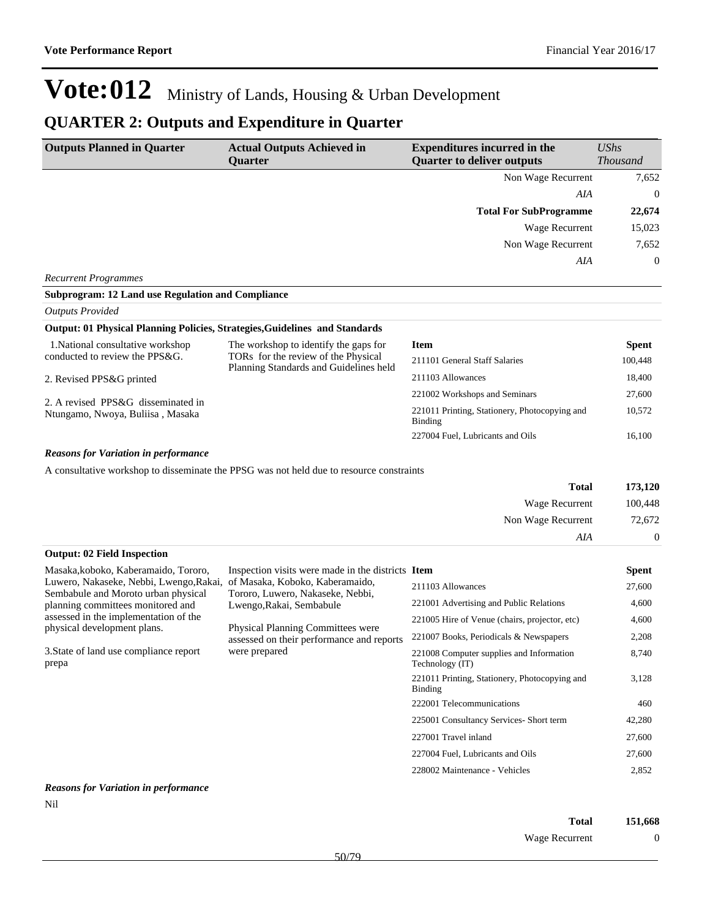# Vote:012 Ministry of Lands, Housing & Urban Development

## QUARTER 2: Outputs and Expenditure in Quarter

| Outputs Planned in Quarter | Actual Outputs Achieved in Quarter | Expenditures incurred in the Quarter to deliver outputs | *UShs Thousand* |
|---|---|---|---|
| | | Non Wage Recurrent | 7,652 |
| | | *AIA* | 0 |
| | | **Total For SubProgramme** | **22,674** |
| | | Wage Recurrent | 15,023 |
| | | Non Wage Recurrent | 7,652 |
| | | *AIA* | 0 |

*Recurrent Programmes*

**Subprogram: 12 Land use Regulation and Compliance**

*Outputs Provided*

**Output: 01 Physical Planning Policies, Strategies,Guidelines and Standards**

| Outputs Planned | Actual Outputs Achieved | Item | Spent |
|---|---|---|---|
| 1.National consultative workshop conducted to review the PPS&G.<br><br>2. Revised PPS&G printed<br><br>2. A revised PPS&G disseminated in Ntungamo, Nwoya, Buliisa , Masaka | The workshop to identify the gaps for TORs for the review of the Physical Planning Standards and Guidelines held | 211101 General Staff Salaries | 100,448 |
| | | 211103 Allowances | 18,400 |
| | | 221002 Workshops and Seminars | 27,600 |
| | | 221011 Printing, Stationery, Photocopying and Binding | 10,572 |
| | | 227004 Fuel, Lubricants and Oils | 16,100 |

***Reasons for Variation in performance***

A consultative workshop to disseminate the PPSG was not held due to resource constraints

| | |
|---|---|
| **Total** | **173,120** |
| Wage Recurrent | 100,448 |
| Non Wage Recurrent | 72,672 |
| *AIA* | 0 |

**Output: 02 Field Inspection**

| Outputs Planned | Actual Outputs Achieved | Item | Spent |
|---|---|---|---|
| Masaka,koboko, Kaberamaido, Tororo, Luwero, Nakaseke, Nebbi, Lwengo,Rakai, Sembabule and Moroto urban physical planning committees monitored and assessed in the implementation of the physical development plans.<br><br>3.State of land use compliance report prepa | Inspection visits were made in the districts of Masaka, Koboko, Kaberamaido, Tororo, Luwero, Nakaseke, Nebbi, Lwengo,Rakai, Sembabule<br><br>Physical Planning Committees were assessed on their performance and reports were prepared | 211103 Allowances | 27,600 |
| | | 221001 Advertising and Public Relations | 4,600 |
| | | 221005 Hire of Venue (chairs, projector, etc) | 4,600 |
| | | 221007 Books, Periodicals & Newspapers | 2,208 |
| | | 221008 Computer supplies and Information Technology (IT) | 8,740 |
| | | 221011 Printing, Stationery, Photocopying and Binding | 3,128 |
| | | 222001 Telecommunications | 460 |
| | | 225001 Consultancy Services- Short term | 42,280 |
| | | 227001 Travel inland | 27,600 |
| | | 227004 Fuel, Lubricants and Oils | 27,600 |
| | | 228002 Maintenance - Vehicles | 2,852 |

***Reasons for Variation in performance***

Nil

| | |
|---|---|
| **Total** | **151,668** |
| Wage Recurrent | 0 |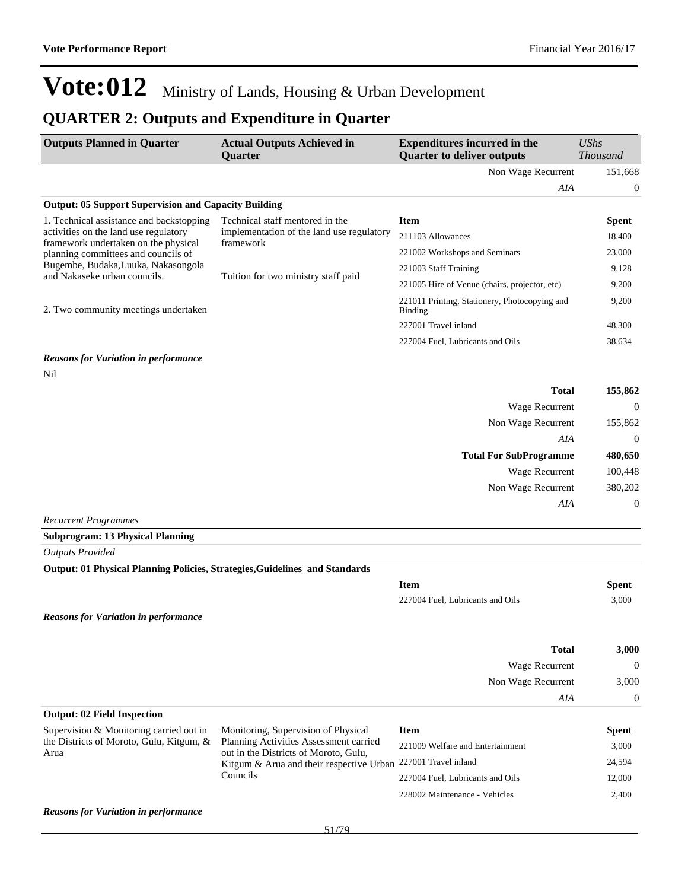# Vote:012 Ministry of Lands, Housing & Urban Development

## QUARTER 2: Outputs and Expenditure in Quarter

| Outputs Planned in Quarter | Actual Outputs Achieved in Quarter | Expenditures incurred in the Quarter to deliver outputs | *UShs Thousand* |
|---|---|---|---|
| | | Non Wage Recurrent | 151,668 |
| | | *AIA* | 0 |

**Output: 05 Support Supervision and Capacity Building**

| Outputs Planned in Quarter | Actual Outputs Achieved in Quarter | Item | Spent |
|---|---|---|---|
| 1. Technical assistance and backstopping activities on the land use regulatory framework undertaken on the physical planning committees and councils of Bugembe, Budaka,Luuka, Nakasongola and Nakaseke urban councils.<br><br>2. Two community meetings undertaken | Technical staff mentored in the implementation of the land use regulatory framework<br><br>Tuition for two ministry staff paid | 211103 Allowances | 18,400 |
| | | 221002 Workshops and Seminars | 23,000 |
| | | 221003 Staff Training | 9,128 |
| | | 221005 Hire of Venue (chairs, projector, etc) | 9,200 |
| | | 221011 Printing, Stationery, Photocopying and Binding | 9,200 |
| | | 227001 Travel inland | 48,300 |
| | | 227004 Fuel, Lubricants and Oils | 38,634 |

***Reasons for Variation in performance***

Nil

| | |
|---|---|
| **Total** | **155,862** |
| Wage Recurrent | 0 |
| Non Wage Recurrent | 155,862 |
| *AIA* | 0 |
| **Total For SubProgramme** | **480,650** |
| Wage Recurrent | 100,448 |
| Non Wage Recurrent | 380,202 |
| *AIA* | 0 |

*Recurrent Programmes*

**Subprogram: 13 Physical Planning**

*Outputs Provided*

**Output: 01 Physical Planning Policies, Strategies,Guidelines and Standards**

| Item | Spent |
|---|---|
| 227004 Fuel, Lubricants and Oils | 3,000 |

***Reasons for Variation in performance***

| | |
|---|---|
| **Total** | **3,000** |
| Wage Recurrent | 0 |
| Non Wage Recurrent | 3,000 |
| *AIA* | 0 |

**Output: 02 Field Inspection**

| Outputs Planned in Quarter | Actual Outputs Achieved in Quarter | Item | Spent |
|---|---|---|---|
| Supervision & Monitoring carried out in the Districts of Moroto, Gulu, Kitgum, & Arua | Monitoring, Supervision of Physical Planning Activities Assessment carried out in the Districts of Moroto, Gulu, Kitgum & Arua and their respective Urban Councils | 221009 Welfare and Entertainment | 3,000 |
| | | 227001 Travel inland | 24,594 |
| | | 227004 Fuel, Lubricants and Oils | 12,000 |
| | | 228002 Maintenance - Vehicles | 2,400 |

***Reasons for Variation in performance***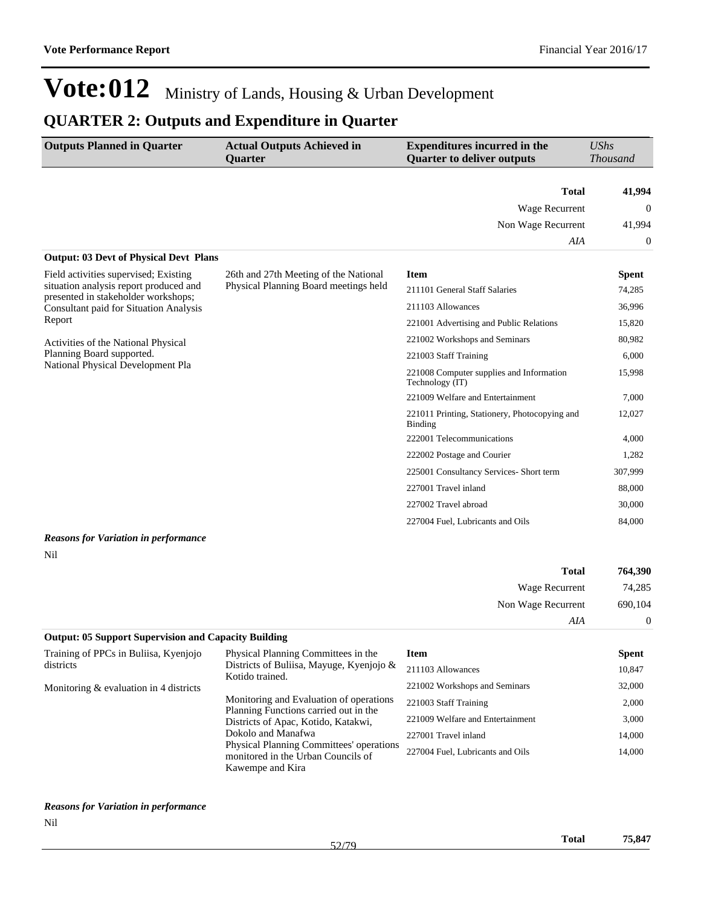# Vote:012 Ministry of Lands, Housing & Urban Development

## QUARTER 2: Outputs and Expenditure in Quarter

| Outputs Planned in Quarter | Actual Outputs Achieved in Quarter | Expenditures incurred in the Quarter to deliver outputs | *UShs Thousand* |
|---|---|---|---|
| | | **Total** | **41,994** |
| | | Wage Recurrent | 0 |
| | | Non Wage Recurrent | 41,994 |
| | | *AIA* | 0 |

**Output: 03 Devt of Physical Devt Plans**

| Outputs Planned in Quarter | Actual Outputs Achieved in Quarter | Item | Spent |
|---|---|---|---|
| Field activities supervised; Existing situation analysis report produced and presented in stakeholder workshops; Consultant paid for Situation Analysis Report<br><br>Activities of the National Physical Planning Board supported.<br>National Physical Development Pla | 26th and 27th Meeting of the National Physical Planning Board meetings held | 211101 General Staff Salaries | 74,285 |
| | | 211103 Allowances | 36,996 |
| | | 221001 Advertising and Public Relations | 15,820 |
| | | 221002 Workshops and Seminars | 80,982 |
| | | 221003 Staff Training | 6,000 |
| | | 221008 Computer supplies and Information Technology (IT) | 15,998 |
| | | 221009 Welfare and Entertainment | 7,000 |
| | | 221011 Printing, Stationery, Photocopying and Binding | 12,027 |
| | | 222001 Telecommunications | 4,000 |
| | | 222002 Postage and Courier | 1,282 |
| | | 225001 Consultancy Services- Short term | 307,999 |
| | | 227001 Travel inland | 88,000 |
| | | 227002 Travel abroad | 30,000 |
| | | 227004 Fuel, Lubricants and Oils | 84,000 |

***Reasons for Variation in performance***

Nil

| | |
|---|---|
| **Total** | **764,390** |
| Wage Recurrent | 74,285 |
| Non Wage Recurrent | 690,104 |
| *AIA* | 0 |

**Output: 05 Support Supervision and Capacity Building**

| Outputs Planned in Quarter | Actual Outputs Achieved in Quarter | Item | Spent |
|---|---|---|---|
| Training of PPCs in Buliisa, Kyenjojo districts<br><br>Monitoring & evaluation in 4 districts | Physical Planning Committees in the Districts of Buliisa, Mayuge, Kyenjojo & Kotido trained.<br><br>Monitoring and Evaluation of operations Planning Functions carried out in the Districts of Apac, Kotido, Katakwi, Dokolo and Manafwa<br>Physical Planning Committees' operations monitored in the Urban Councils of Kawempe and Kira | 211103 Allowances | 10,847 |
| | | 221002 Workshops and Seminars | 32,000 |
| | | 221003 Staff Training | 2,000 |
| | | 221009 Welfare and Entertainment | 3,000 |
| | | 227001 Travel inland | 14,000 |
| | | 227004 Fuel, Lubricants and Oils | 14,000 |

***Reasons for Variation in performance***

Nil

| | |
|---|---|
| **Total** | **75,847** |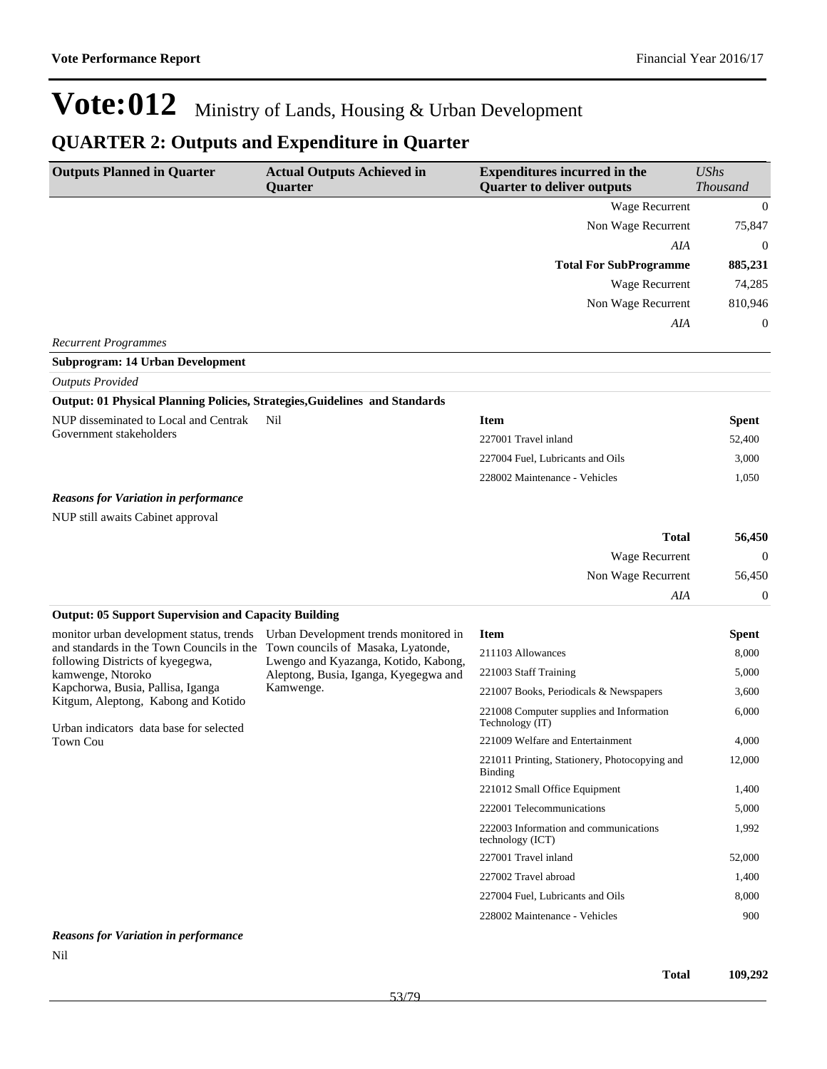# Vote:012 Ministry of Lands, Housing & Urban Development

## QUARTER 2: Outputs and Expenditure in Quarter

| Outputs Planned in Quarter | Actual Outputs Achieved in Quarter | Expenditures incurred in the Quarter to deliver outputs | *UShs Thousand* |
|---|---|---|---|
| | | Wage Recurrent | 0 |
| | | Non Wage Recurrent | 75,847 |
| | | *AIA* | 0 |
| | | **Total For SubProgramme** | **885,231** |
| | | Wage Recurrent | 74,285 |
| | | Non Wage Recurrent | 810,946 |
| | | *AIA* | 0 |

*Recurrent Programmes*

**Subprogram: 14 Urban Development**

*Outputs Provided*

**Output: 01 Physical Planning Policies, Strategies,Guidelines and Standards**

| Outputs Planned in Quarter | Actual Outputs Achieved in Quarter | Item | Spent |
|---|---|---|---|
| NUP disseminated to Local and Centrak Government stakeholders | Nil | 227001 Travel inland | 52,400 |
| | | 227004 Fuel, Lubricants and Oils | 3,000 |
| | | 228002 Maintenance - Vehicles | 1,050 |

***Reasons for Variation in performance***

NUP still awaits Cabinet approval

| | |
|---|---|
| **Total** | **56,450** |
| Wage Recurrent | 0 |
| Non Wage Recurrent | 56,450 |
| *AIA* | 0 |

**Output: 05 Support Supervision and Capacity Building**

| Outputs Planned in Quarter | Actual Outputs Achieved in Quarter | Item | Spent |
|---|---|---|---|
| monitor urban development status, trends and standards in the Town Councils in the following Districts of kyegegwa, kamwenge, Ntoroko Kapchorwa, Busia, Pallisa, Iganga Kitgum, Aleptong, Kabong and Kotido<br><br>Urban indicators data base for selected Town Cou | Urban Development trends monitored in Town councils of Masaka, Lyatonde, Lwengo and Kyazanga, Kotido, Kabong, Aleptong, Busia, Iganga, Kyegegwa and Kamwenge. | 211103 Allowances | 8,000 |
| | | 221003 Staff Training | 5,000 |
| | | 221007 Books, Periodicals & Newspapers | 3,600 |
| | | 221008 Computer supplies and Information Technology (IT) | 6,000 |
| | | 221009 Welfare and Entertainment | 4,000 |
| | | 221011 Printing, Stationery, Photocopying and Binding | 12,000 |
| | | 221012 Small Office Equipment | 1,400 |
| | | 222001 Telecommunications | 5,000 |
| | | 222003 Information and communications technology (ICT) | 1,992 |
| | | 227001 Travel inland | 52,000 |
| | | 227002 Travel abroad | 1,400 |
| | | 227004 Fuel, Lubricants and Oils | 8,000 |
| | | 228002 Maintenance - Vehicles | 900 |

***Reasons for Variation in performance***

Nil

| | |
|---|---|
| **Total** | **109,292** |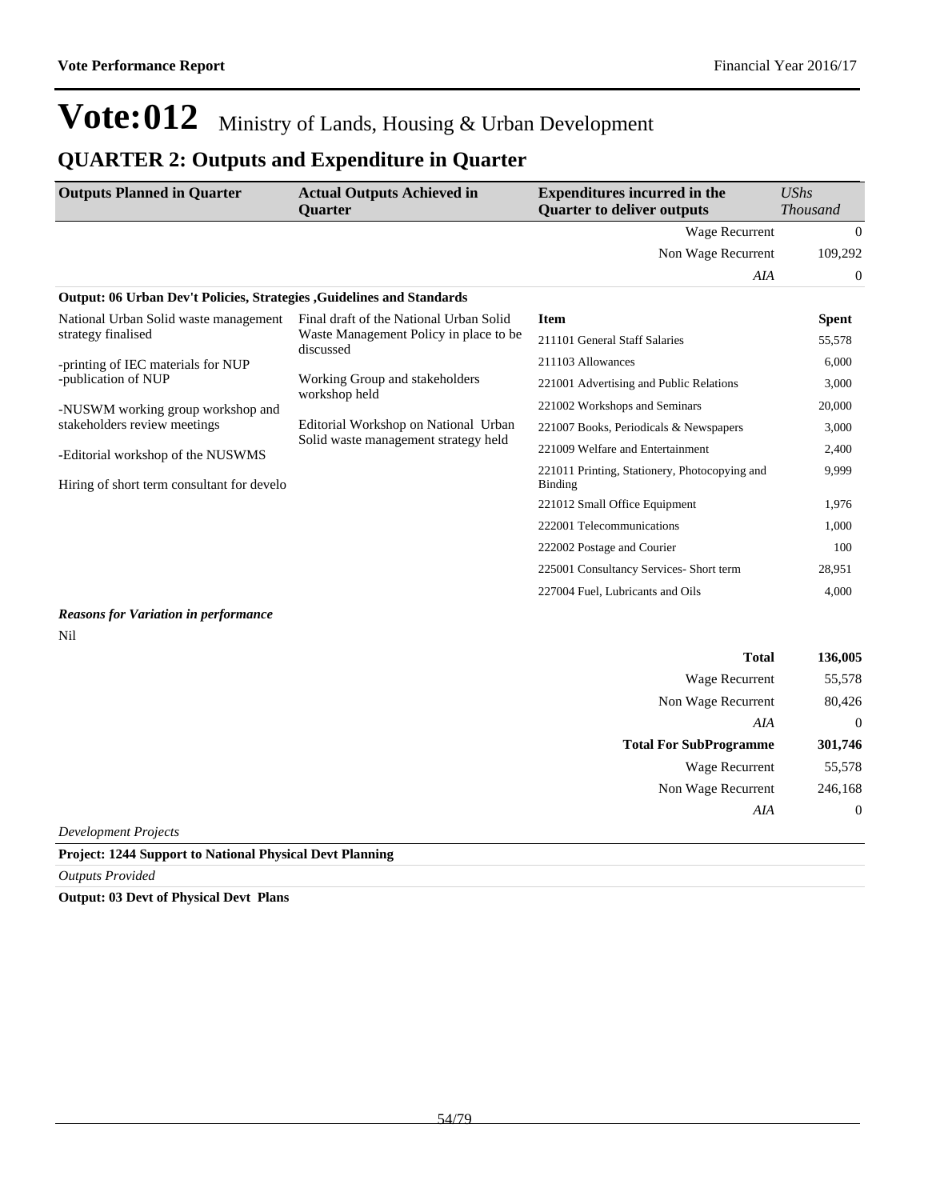# Vote:012 Ministry of Lands, Housing & Urban Development

## QUARTER 2: Outputs and Expenditure in Quarter

| Outputs Planned in Quarter | Actual Outputs Achieved in Quarter | Expenditures incurred in the Quarter to deliver outputs | *UShs Thousand* |
|---|---|---|---|
| | | Wage Recurrent | 0 |
| | | Non Wage Recurrent | 109,292 |
| | | *AIA* | 0 |

**Output: 06 Urban Dev't Policies, Strategies ,Guidelines and Standards**

| Outputs Planned in Quarter | Actual Outputs Achieved in Quarter | Item | Spent |
|---|---|---|---|
| National Urban Solid waste management strategy finalised<br><br>-printing of IEC materials for NUP -publication of NUP<br><br>-NUSWM working group workshop and stakeholders review meetings<br><br>-Editorial workshop of the NUSWMS<br><br>Hiring of short term consultant for develo | Final draft of the National Urban Solid Waste Management Policy in place to be discussed<br><br>Working Group and stakeholders workshop held<br><br>Editorial Workshop on National Urban Solid waste management strategy held | 211101 General Staff Salaries | 55,578 |
| | | 211103 Allowances | 6,000 |
| | | 221001 Advertising and Public Relations | 3,000 |
| | | 221002 Workshops and Seminars | 20,000 |
| | | 221007 Books, Periodicals & Newspapers | 3,000 |
| | | 221009 Welfare and Entertainment | 2,400 |
| | | 221011 Printing, Stationery, Photocopying and Binding | 9,999 |
| | | 221012 Small Office Equipment | 1,976 |
| | | 222001 Telecommunications | 1,000 |
| | | 222002 Postage and Courier | 100 |
| | | 225001 Consultancy Services- Short term | 28,951 |
| | | 227004 Fuel, Lubricants and Oils | 4,000 |

***Reasons for Variation in performance***

Nil

| | |
|---|---|
| **Total** | **136,005** |
| Wage Recurrent | 55,578 |
| Non Wage Recurrent | 80,426 |
| *AIA* | 0 |
| **Total For SubProgramme** | **301,746** |
| Wage Recurrent | 55,578 |
| Non Wage Recurrent | 246,168 |
| *AIA* | 0 |

*Development Projects*

**Project: 1244 Support to National Physical Devt Planning**

*Outputs Provided*

**Output: 03 Devt of Physical Devt Plans**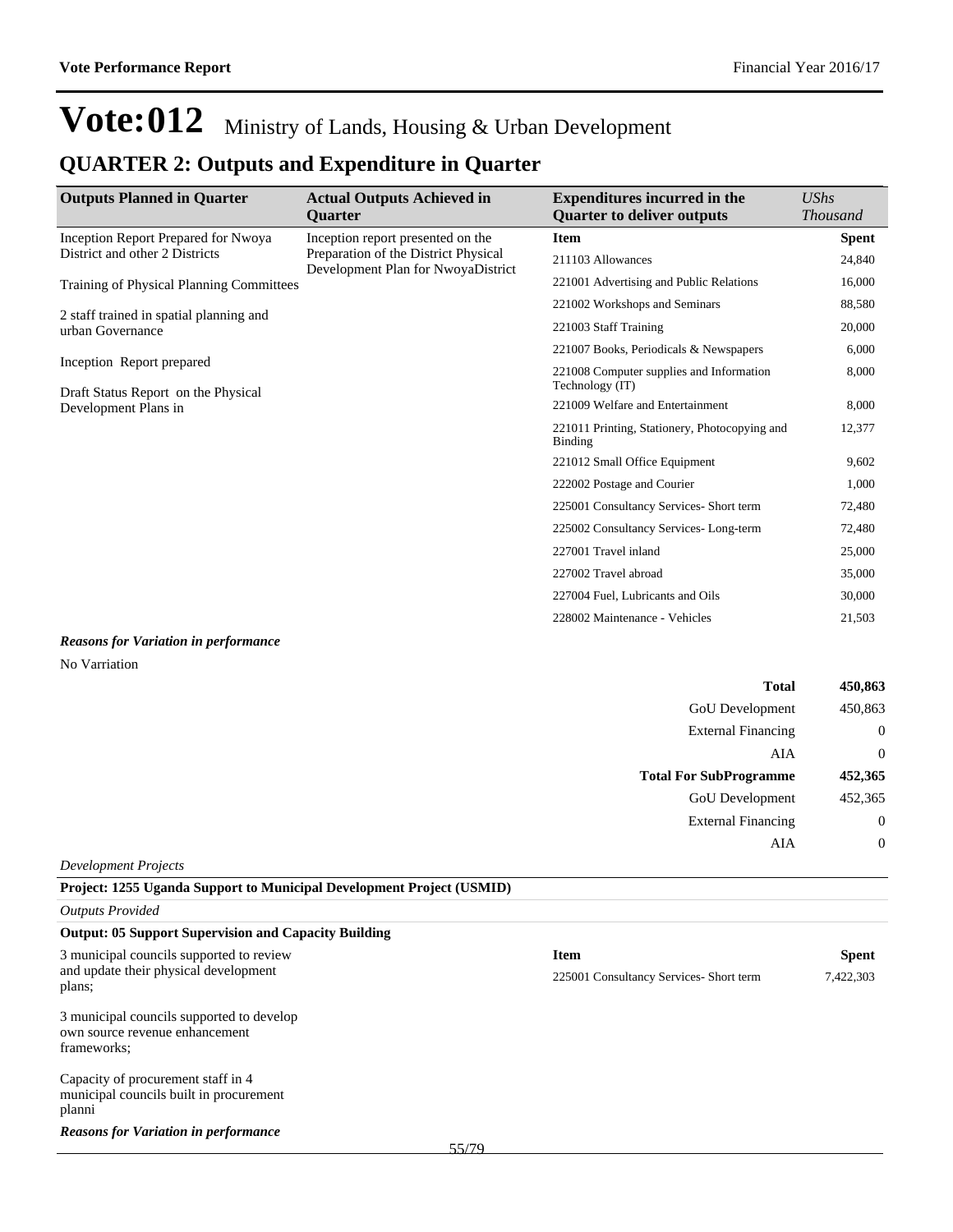# Vote:012 Ministry of Lands, Housing & Urban Development

## QUARTER 2: Outputs and Expenditure in Quarter

| Outputs Planned in Quarter | Actual Outputs Achieved in Quarter | Expenditures incurred in the Quarter to deliver outputs | *UShs Thousand* |
|---|---|---|---|
| Inception Report Prepared for Nwoya District and other 2 Districts<br><br>Training of Physical Planning Committees<br><br>2 staff trained in spatial planning and urban Governance<br><br>Inception Report prepared<br><br>Draft Status Report on the Physical Development Plans in | Inception report presented on the Preparation of the District Physical Development Plan for NwoyaDistrict | **Item** | **Spent** |
| | | 211103 Allowances | 24,840 |
| | | 221001 Advertising and Public Relations | 16,000 |
| | | 221002 Workshops and Seminars | 88,580 |
| | | 221003 Staff Training | 20,000 |
| | | 221007 Books, Periodicals & Newspapers | 6,000 |
| | | 221008 Computer supplies and Information Technology (IT) | 8,000 |
| | | 221009 Welfare and Entertainment | 8,000 |
| | | 221011 Printing, Stationery, Photocopying and Binding | 12,377 |
| | | 221012 Small Office Equipment | 9,602 |
| | | 222002 Postage and Courier | 1,000 |
| | | 225001 Consultancy Services- Short term | 72,480 |
| | | 225002 Consultancy Services- Long-term | 72,480 |
| | | 227001 Travel inland | 25,000 |
| | | 227002 Travel abroad | 35,000 |
| | | 227004 Fuel, Lubricants and Oils | 30,000 |
| | | 228002 Maintenance - Vehicles | 21,503 |

***Reasons for Variation in performance***

No Varriation

| | |
|---|---|
| **Total** | **450,863** |
| GoU Development | 450,863 |
| External Financing | 0 |
| AIA | 0 |
| **Total For SubProgramme** | **452,365** |
| GoU Development | 452,365 |
| External Financing | 0 |
| AIA | 0 |

*Development Projects*

**Project: 1255 Uganda Support to Municipal Development Project (USMID)**

*Outputs Provided*

**Output: 05 Support Supervision and Capacity Building**

| Outputs Planned in Quarter | Actual Outputs Achieved in Quarter | Item | Spent |
|---|---|---|---|
| 3 municipal councils supported to review and update their physical development plans;<br><br>3 municipal councils supported to develop own source revenue enhancement frameworks;<br><br>Capacity of procurement staff in 4 municipal councils built in procurement planni | | 225001 Consultancy Services- Short term | 7,422,303 |

***Reasons for Variation in performance***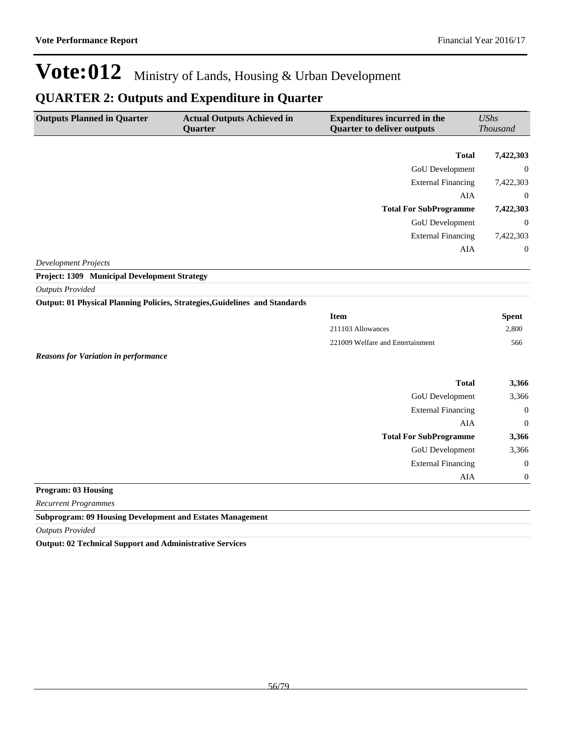# Vote:012 Ministry of Lands, Housing & Urban Development

## QUARTER 2: Outputs and Expenditure in Quarter

| Outputs Planned in Quarter | Actual Outputs Achieved in Quarter | Expenditures incurred in the Quarter to deliver outputs | *UShs Thousand* |
|---|---|---|---|
| | | **Total** | **7,422,303** |
| | | GoU Development | 0 |
| | | External Financing | 7,422,303 |
| | | AIA | 0 |
| | | **Total For SubProgramme** | **7,422,303** |
| | | GoU Development | 0 |
| | | External Financing | 7,422,303 |
| | | AIA | 0 |

*Development Projects*

**Project: 1309 Municipal Development Strategy**

*Outputs Provided*

**Output: 01 Physical Planning Policies, Strategies,Guidelines and Standards**

| Item | Spent |
|---|---|
| 211103 Allowances | 2,800 |
| 221009 Welfare and Entertainment | 566 |

***Reasons for Variation in performance***

| | |
|---|---|
| **Total** | **3,366** |
| GoU Development | 3,366 |
| External Financing | 0 |
| AIA | 0 |
| **Total For SubProgramme** | **3,366** |
| GoU Development | 3,366 |
| External Financing | 0 |
| AIA | 0 |

**Program: 03 Housing**

*Recurrent Programmes*

**Subprogram: 09 Housing Development and Estates Management**

*Outputs Provided*

**Output: 02 Technical Support and Administrative Services**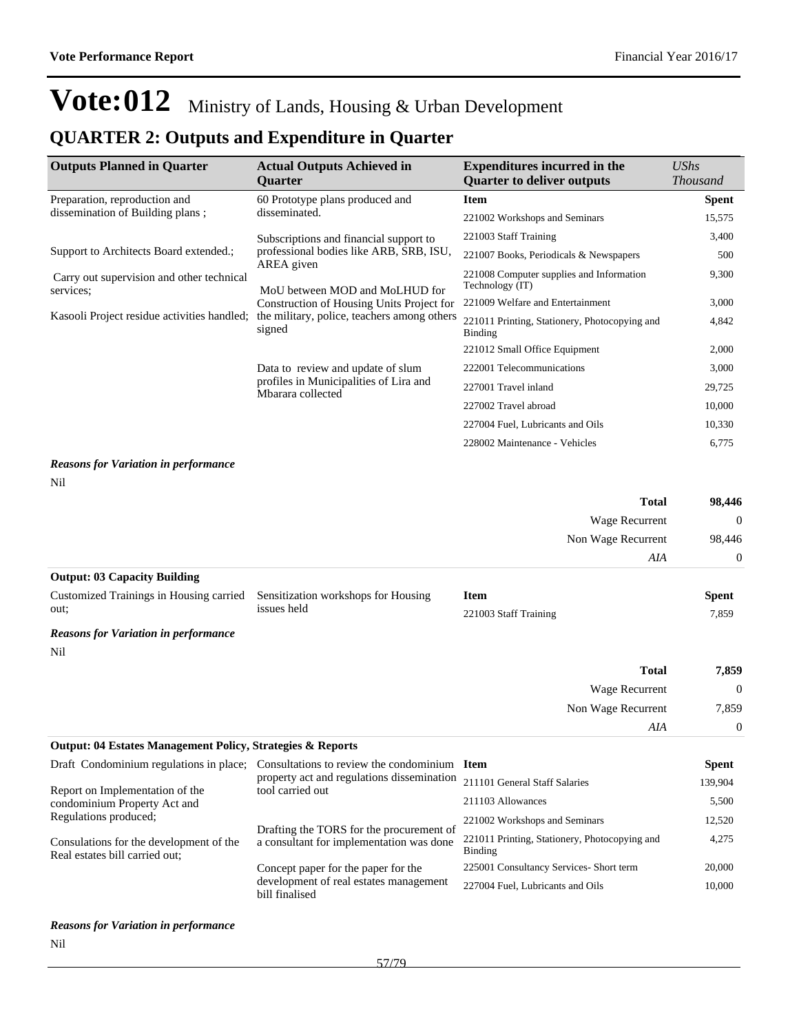# Vote:012 Ministry of Lands, Housing & Urban Development

## QUARTER 2: Outputs and Expenditure in Quarter

| Outputs Planned in Quarter | Actual Outputs Achieved in Quarter | Expenditures incurred in the Quarter to deliver outputs | *UShs Thousand* |
|---|---|---|---|
| Preparation, reproduction and dissemination of Building plans ; | 60 Prototype plans produced and disseminated. | **Item** | **Spent** |
| Support to Architects Board extended.; | Subscriptions and financial support to professional bodies like ARB, SRB, ISU, AREA given | 221002 Workshops and Seminars | 15,575 |
| Carry out supervision and other technical services; | MoU between MOD and MoLHUD for Construction of Housing Units Project for the military, police, teachers among others signed | 221003 Staff Training | 3,400 |
| Kasooli Project residue activities handled; | Data to review and update of slum profiles in Municipalities of Lira and Mbarara collected | 221007 Books, Periodicals & Newspapers | 500 |
| | | 221008 Computer supplies and Information Technology (IT) | 9,300 |
| | | 221009 Welfare and Entertainment | 3,000 |
| | | 221011 Printing, Stationery, Photocopying and Binding | 4,842 |
| | | 221012 Small Office Equipment | 2,000 |
| | | 222001 Telecommunications | 3,000 |
| | | 227001 Travel inland | 29,725 |
| | | 227002 Travel abroad | 10,000 |
| | | 227004 Fuel, Lubricants and Oils | 10,330 |
| | | 228002 Maintenance - Vehicles | 6,775 |

***Reasons for Variation in performance***

Nil

| | |
|---|---|
| **Total** | **98,446** |
| Wage Recurrent | 0 |
| Non Wage Recurrent | 98,446 |
| *AIA* | 0 |

**Output: 03 Capacity Building**

| Outputs Planned in Quarter | Actual Outputs Achieved in Quarter | Item | Spent |
|---|---|---|---|
| Customized Trainings in Housing carried out; | Sensitization workshops for Housing issues held | 221003 Staff Training | 7,859 |

***Reasons for Variation in performance***

Nil

| | |
|---|---|
| **Total** | **7,859** |
| Wage Recurrent | 0 |
| Non Wage Recurrent | 7,859 |
| *AIA* | 0 |

**Output: 04 Estates Management Policy, Strategies & Reports**

| Outputs Planned in Quarter | Actual Outputs Achieved in Quarter | Item | Spent |
|---|---|---|---|
| Draft Condominium regulations in place; | Consultations to review the condominium property act and regulations dissemination tool carried out | 211101 General Staff Salaries | 139,904 |
| Report on Implementation of the condominium Property Act and Regulations produced; | Drafting the TORS for the procurement of a consultant for implementation was done | 211103 Allowances | 5,500 |
| Consulations for the development of the Real estates bill carried out; | Concept paper for the paper for the development of real estates management bill finalised | 221002 Workshops and Seminars | 12,520 |
| | | 221011 Printing, Stationery, Photocopying and Binding | 4,275 |
| | | 225001 Consultancy Services- Short term | 20,000 |
| | | 227004 Fuel, Lubricants and Oils | 10,000 |

***Reasons for Variation in performance***

Nil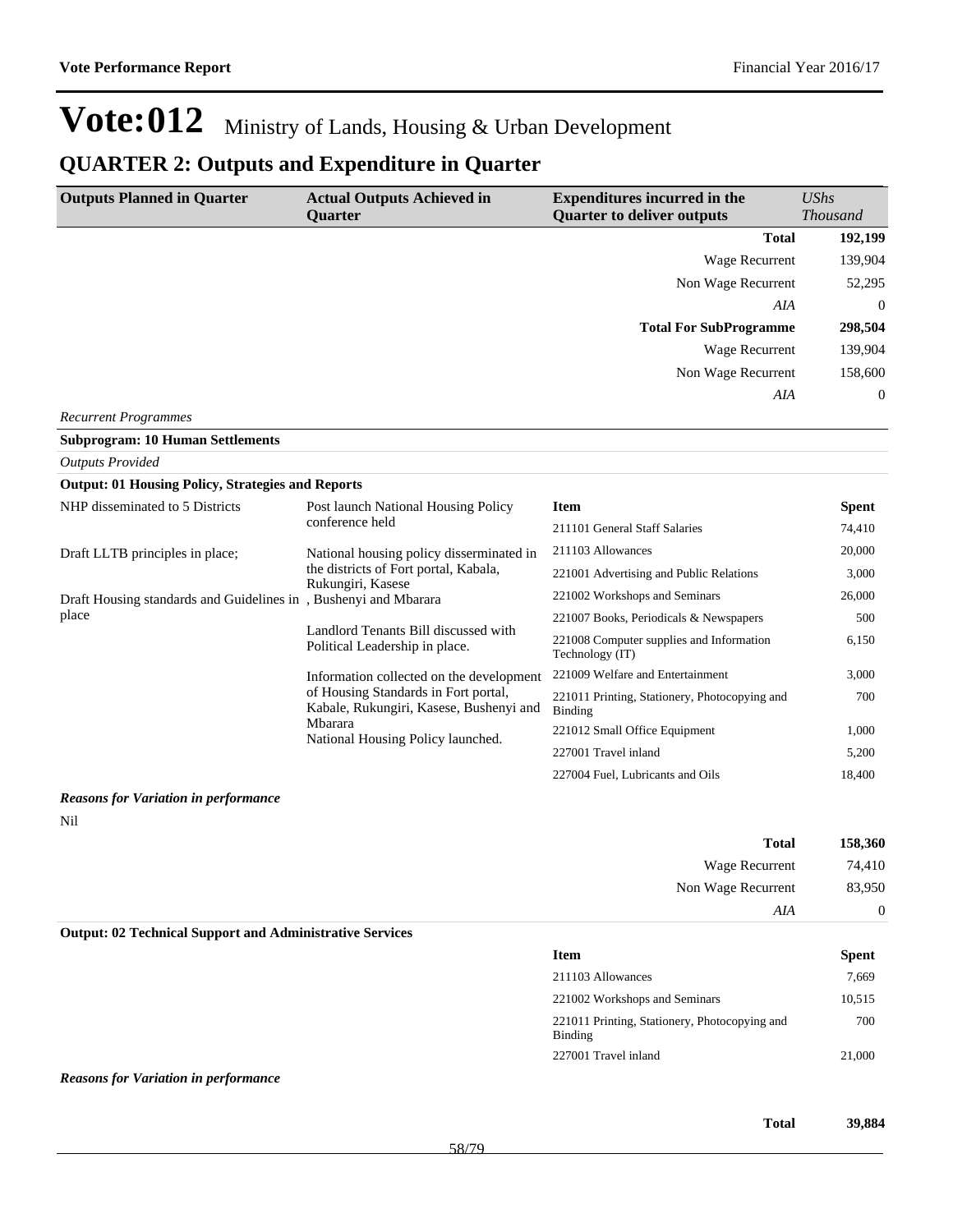# Vote:012 Ministry of Lands, Housing & Urban Development

## QUARTER 2: Outputs and Expenditure in Quarter

| Outputs Planned in Quarter | Actual Outputs Achieved in Quarter | Expenditures incurred in the Quarter to deliver outputs | UShs Thousand |
|---|---|---|---|
| | | **Total** | **192,199** |
| | | Wage Recurrent | 139,904 |
| | | Non Wage Recurrent | 52,295 |
| | | *AIA* | 0 |
| | | **Total For SubProgramme** | **298,504** |
| | | Wage Recurrent | 139,904 |
| | | Non Wage Recurrent | 158,600 |
| | | *AIA* | 0 |

*Recurrent Programmes*

**Subprogram: 10 Human Settlements**

*Outputs Provided*

**Output: 01 Housing Policy, Strategies and Reports**

| Outputs Planned in Quarter | Actual Outputs Achieved in Quarter | Item | Spent |
|---|---|---|---|
| NHP disseminated to 5 Districts<br><br>Draft LLTB principles in place;<br><br>Draft Housing standards and Guidelines in place | Post launch National Housing Policy conference held<br><br>National housing policy disserminated in the districts of Fort portal, Kabala, Rukungiri, Kasese , Bushenyi and Mbarara<br><br>Landlord Tenants Bill discussed with Political Leadership in place.<br><br>Information collected on the development of Housing Standards in Fort portal, Kabale, Rukungiri, Kasese, Bushenyi and Mbarara<br>National Housing Policy launched. | 211101 General Staff Salaries | 74,410 |
| | | 211103 Allowances | 20,000 |
| | | 221001 Advertising and Public Relations | 3,000 |
| | | 221002 Workshops and Seminars | 26,000 |
| | | 221007 Books, Periodicals & Newspapers | 500 |
| | | 221008 Computer supplies and Information Technology (IT) | 6,150 |
| | | 221009 Welfare and Entertainment | 3,000 |
| | | 221011 Printing, Stationery, Photocopying and Binding | 700 |
| | | 221012 Small Office Equipment | 1,000 |
| | | 227001 Travel inland | 5,200 |
| | | 227004 Fuel, Lubricants and Oils | 18,400 |

***Reasons for Variation in performance***

Nil

| | |
|---|---|
| **Total** | **158,360** |
| Wage Recurrent | 74,410 |
| Non Wage Recurrent | 83,950 |
| *AIA* | 0 |

**Output: 02 Technical Support and Administrative Services**

| Item | Spent |
|---|---|
| 211103 Allowances | 7,669 |
| 221002 Workshops and Seminars | 10,515 |
| 221011 Printing, Stationery, Photocopying and Binding | 700 |
| 227001 Travel inland | 21,000 |

***Reasons for Variation in performance***

| | |
|---|---|
| **Total** | **39,884** |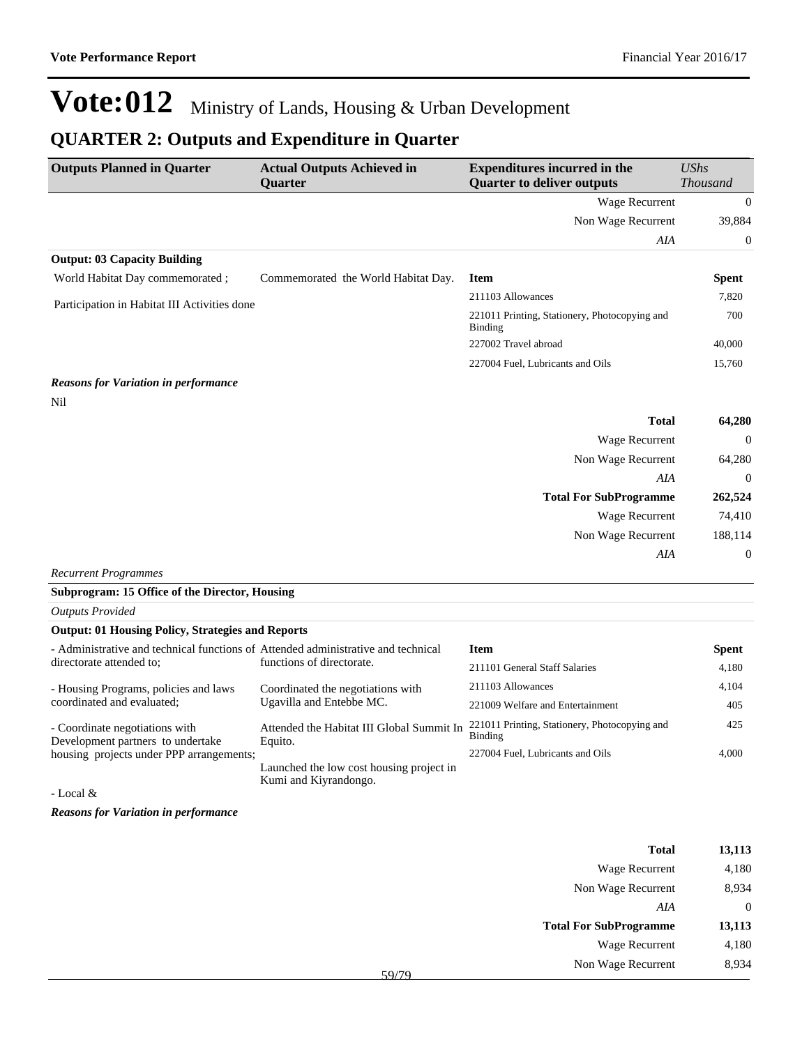# Vote:012 Ministry of Lands, Housing & Urban Development

## QUARTER 2: Outputs and Expenditure in Quarter

| Outputs Planned in Quarter | Actual Outputs Achieved in Quarter | Expenditures incurred in the Quarter to deliver outputs | *UShs Thousand* |
|---|---|---|---|
| | | Wage Recurrent | 0 |
| | | Non Wage Recurrent | 39,884 |
| | | *AIA* | 0 |

**Output: 03 Capacity Building**

| Outputs Planned in Quarter | Actual Outputs Achieved in Quarter | Item | Spent |
|---|---|---|---|
| World Habitat Day commemorated ;<br><br>Participation in Habitat III Activities done | Commemorated the World Habitat Day. | 211103 Allowances | 7,820 |
| | | 221011 Printing, Stationery, Photocopying and Binding | 700 |
| | | 227002 Travel abroad | 40,000 |
| | | 227004 Fuel, Lubricants and Oils | 15,760 |

***Reasons for Variation in performance***

Nil

| | |
|---|---|
| **Total** | **64,280** |
| Wage Recurrent | 0 |
| Non Wage Recurrent | 64,280 |
| *AIA* | 0 |
| **Total For SubProgramme** | **262,524** |
| Wage Recurrent | 74,410 |
| Non Wage Recurrent | 188,114 |
| *AIA* | 0 |

*Recurrent Programmes*

**Subprogram: 15 Office of the Director, Housing**

*Outputs Provided*

**Output: 01 Housing Policy, Strategies and Reports**

| Outputs Planned in Quarter | Actual Outputs Achieved in Quarter | Item | Spent |
|---|---|---|---|
| - Administrative and technical functions of directorate attended to;<br><br>- Housing Programs, policies and laws coordinated and evaluated;<br><br>- Coordinate negotiations with Development partners to undertake housing projects under PPP arrangements;<br><br>- Local & | Attended administrative and technical functions of directorate.<br><br>Coordinated the negotiations with Ugavilla and Entebbe MC.<br><br>Attended the Habitat III Global Summit In Equito.<br><br>Launched the low cost housing project in Kumi and Kiyrandongo. | 211101 General Staff Salaries | 4,180 |
| | | 211103 Allowances | 4,104 |
| | | 221009 Welfare and Entertainment | 405 |
| | | 221011 Printing, Stationery, Photocopying and Binding | 425 |
| | | 227004 Fuel, Lubricants and Oils | 4,000 |

***Reasons for Variation in performance***

| | |
|---|---|
| **Total** | **13,113** |
| Wage Recurrent | 4,180 |
| Non Wage Recurrent | 8,934 |
| *AIA* | 0 |
| **Total For SubProgramme** | **13,113** |
| Wage Recurrent | 4,180 |
| Non Wage Recurrent | 8,934 |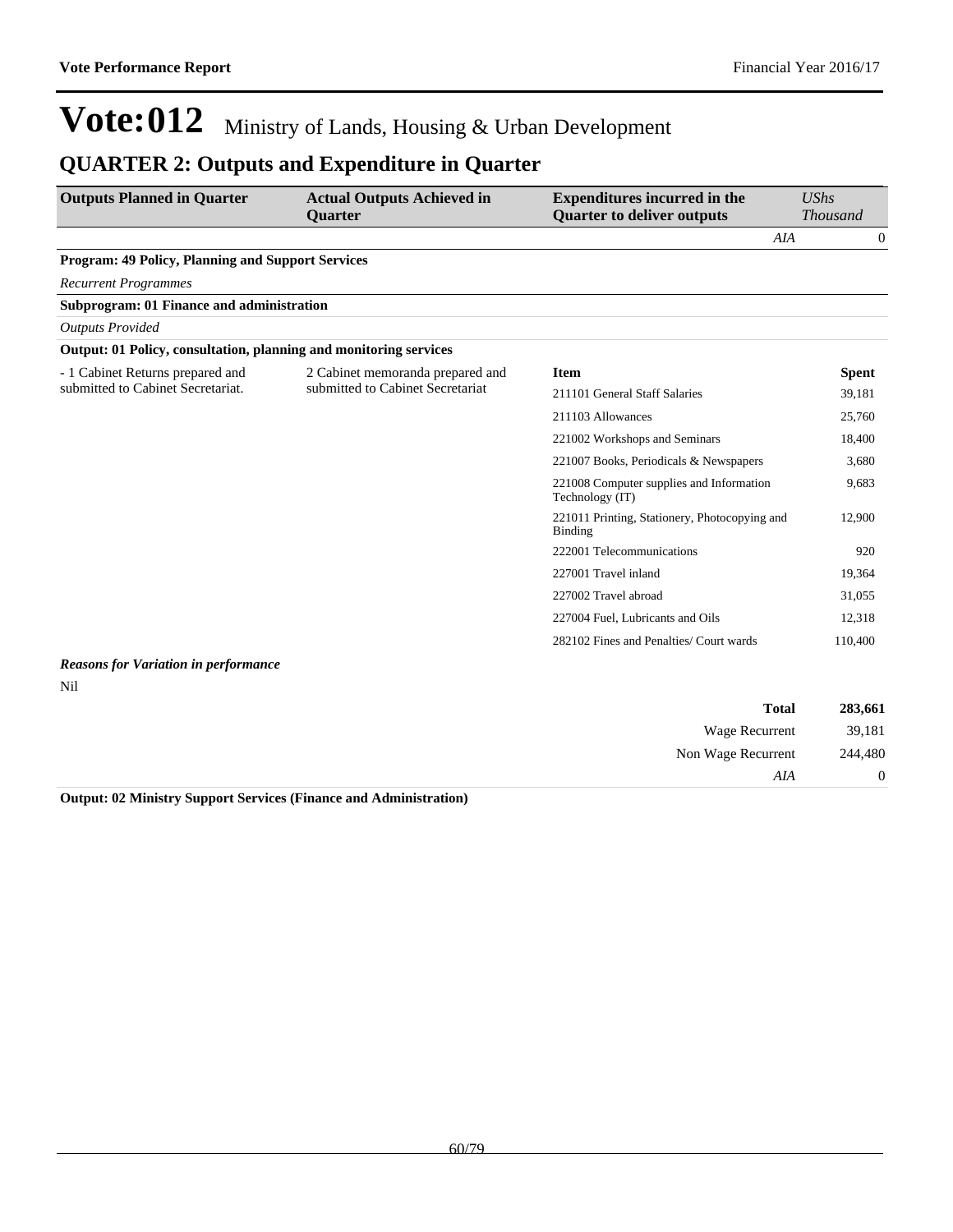# Vote:012 Ministry of Lands, Housing & Urban Development

## QUARTER 2: Outputs and Expenditure in Quarter

| Outputs Planned in Quarter | Actual Outputs Achieved in Quarter | Expenditures incurred in the Quarter to deliver outputs | UShs Thousand |
|---|---|---|---|
| | | *AIA* | 0 |

**Program: 49 Policy, Planning and Support Services**

*Recurrent Programmes*

**Subprogram: 01 Finance and administration**

*Outputs Provided*

**Output: 01 Policy, consultation, planning and monitoring services**

| Outputs Planned in Quarter | Actual Outputs Achieved in Quarter | Item | Spent |
|---|---|---|---|
| - 1 Cabinet Returns prepared and submitted to Cabinet Secretariat. | 2 Cabinet memoranda prepared and submitted to Cabinet Secretariat | 211101 General Staff Salaries | 39,181 |
| | | 211103 Allowances | 25,760 |
| | | 221002 Workshops and Seminars | 18,400 |
| | | 221007 Books, Periodicals & Newspapers | 3,680 |
| | | 221008 Computer supplies and Information Technology (IT) | 9,683 |
| | | 221011 Printing, Stationery, Photocopying and Binding | 12,900 |
| | | 222001 Telecommunications | 920 |
| | | 227001 Travel inland | 19,364 |
| | | 227002 Travel abroad | 31,055 |
| | | 227004 Fuel, Lubricants and Oils | 12,318 |
| | | 282102 Fines and Penalties/ Court wards | 110,400 |

***Reasons for Variation in performance***

Nil

| | |
|---|---|
| **Total** | **283,661** |
| Wage Recurrent | 39,181 |
| Non Wage Recurrent | 244,480 |
| *AIA* | 0 |

**Output: 02 Ministry Support Services (Finance and Administration)**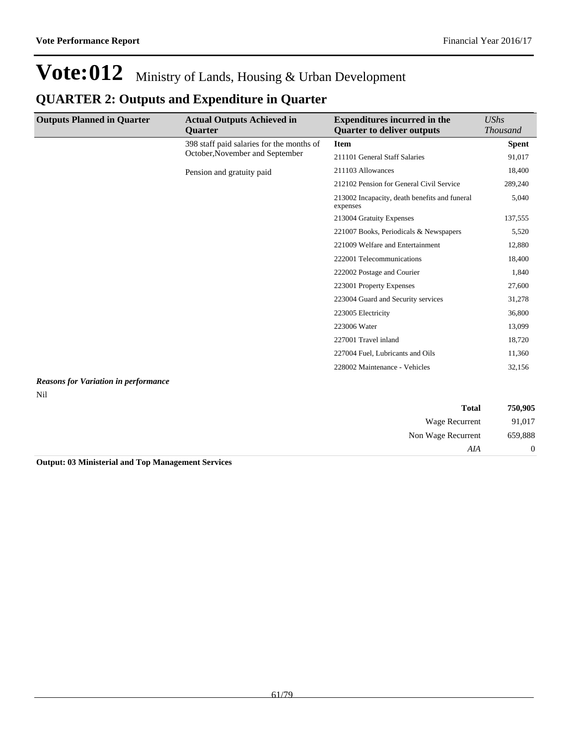# Vote:012 Ministry of Lands, Housing & Urban Development

## QUARTER 2: Outputs and Expenditure in Quarter

| Outputs Planned in Quarter | Actual Outputs Achieved in Quarter | Expenditures incurred in the Quarter to deliver outputs | *UShs Thousand* |
|---|---|---|---|
| | 398 staff paid salaries for the months of October,November and September | **Item** | **Spent** |
| | | 211101 General Staff Salaries | 91,017 |
| | Pension and gratuity paid | 211103 Allowances | 18,400 |
| | | 212102 Pension for General Civil Service | 289,240 |
| | | 213002 Incapacity, death benefits and funeral expenses | 5,040 |
| | | 213004 Gratuity Expenses | 137,555 |
| | | 221007 Books, Periodicals & Newspapers | 5,520 |
| | | 221009 Welfare and Entertainment | 12,880 |
| | | 222001 Telecommunications | 18,400 |
| | | 222002 Postage and Courier | 1,840 |
| | | 223001 Property Expenses | 27,600 |
| | | 223004 Guard and Security services | 31,278 |
| | | 223005 Electricity | 36,800 |
| | | 223006 Water | 13,099 |
| | | 227001 Travel inland | 18,720 |
| | | 227004 Fuel, Lubricants and Oils | 11,360 |
| | | 228002 Maintenance - Vehicles | 32,156 |

***Reasons for Variation in performance***

Nil

| | |
|---|---|
| **Total** | **750,905** |
| Wage Recurrent | 91,017 |
| Non Wage Recurrent | 659,888 |
| *AIA* | 0 |

**Output: 03 Ministerial and Top Management Services**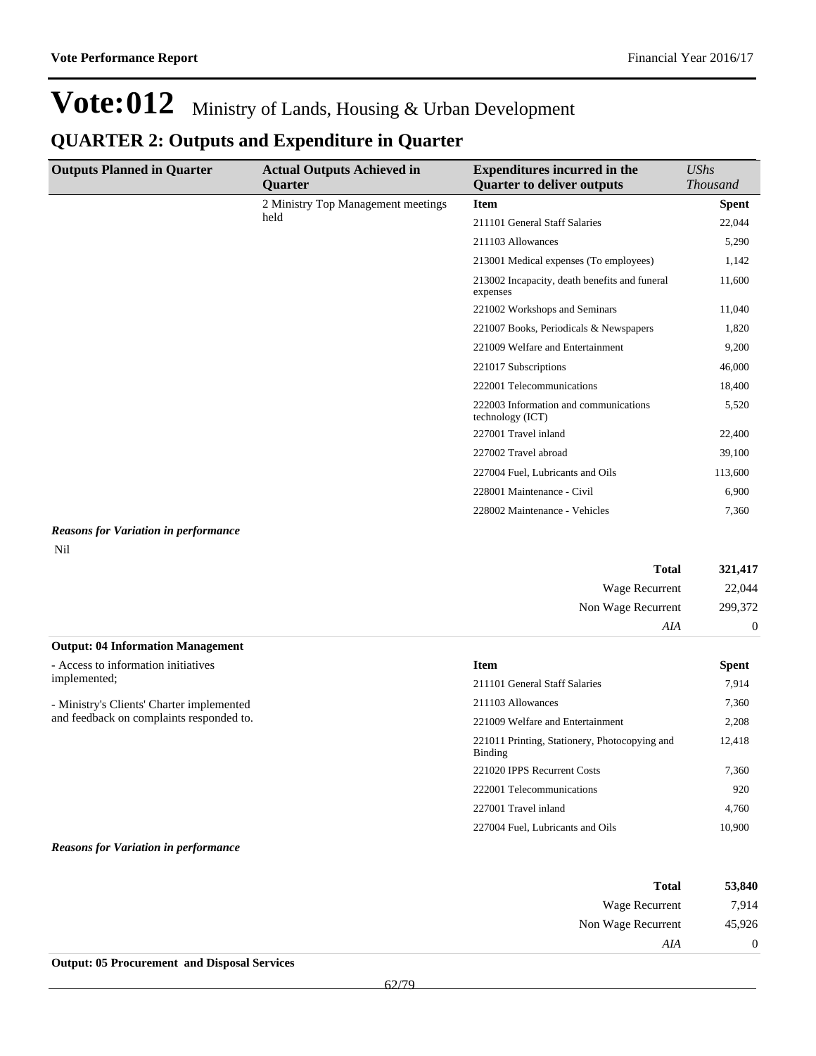# Vote:012 Ministry of Lands, Housing & Urban Development

## QUARTER 2: Outputs and Expenditure in Quarter

| Outputs Planned in Quarter | Actual Outputs Achieved in Quarter | Expenditures incurred in the Quarter to deliver outputs | *UShs Thousand* |
|---|---|---|---|
| | 2 Ministry Top Management meetings held | **Item** | **Spent** |
| | | 211101 General Staff Salaries | 22,044 |
| | | 211103 Allowances | 5,290 |
| | | 213001 Medical expenses (To employees) | 1,142 |
| | | 213002 Incapacity, death benefits and funeral expenses | 11,600 |
| | | 221002 Workshops and Seminars | 11,040 |
| | | 221007 Books, Periodicals & Newspapers | 1,820 |
| | | 221009 Welfare and Entertainment | 9,200 |
| | | 221017 Subscriptions | 46,000 |
| | | 222001 Telecommunications | 18,400 |
| | | 222003 Information and communications technology (ICT) | 5,520 |
| | | 227001 Travel inland | 22,400 |
| | | 227002 Travel abroad | 39,100 |
| | | 227004 Fuel, Lubricants and Oils | 113,600 |
| | | 228001 Maintenance - Civil | 6,900 |
| | | 228002 Maintenance - Vehicles | 7,360 |

***Reasons for Variation in performance***

Nil

| | |
|---|---|
| **Total** | **321,417** |
| Wage Recurrent | 22,044 |
| Non Wage Recurrent | 299,372 |
| *AIA* | 0 |

**Output: 04 Information Management**

| Outputs Planned in Quarter | Actual Outputs Achieved in Quarter | Expenditures incurred in the Quarter to deliver outputs | *UShs Thousand* |
|---|---|---|---|
| - Access to information initiatives implemented;<br><br>- Ministry's Clients' Charter implemented and feedback on complaints responded to. | | **Item** | **Spent** |
| | | 211101 General Staff Salaries | 7,914 |
| | | 211103 Allowances | 7,360 |
| | | 221009 Welfare and Entertainment | 2,208 |
| | | 221011 Printing, Stationery, Photocopying and Binding | 12,418 |
| | | 221020 IPPS Recurrent Costs | 7,360 |
| | | 222001 Telecommunications | 920 |
| | | 227001 Travel inland | 4,760 |
| | | 227004 Fuel, Lubricants and Oils | 10,900 |

***Reasons for Variation in performance***

| | |
|---|---|
| **Total** | **53,840** |
| Wage Recurrent | 7,914 |
| Non Wage Recurrent | 45,926 |
| *AIA* | 0 |

**Output: 05 Procurement and Disposal Services**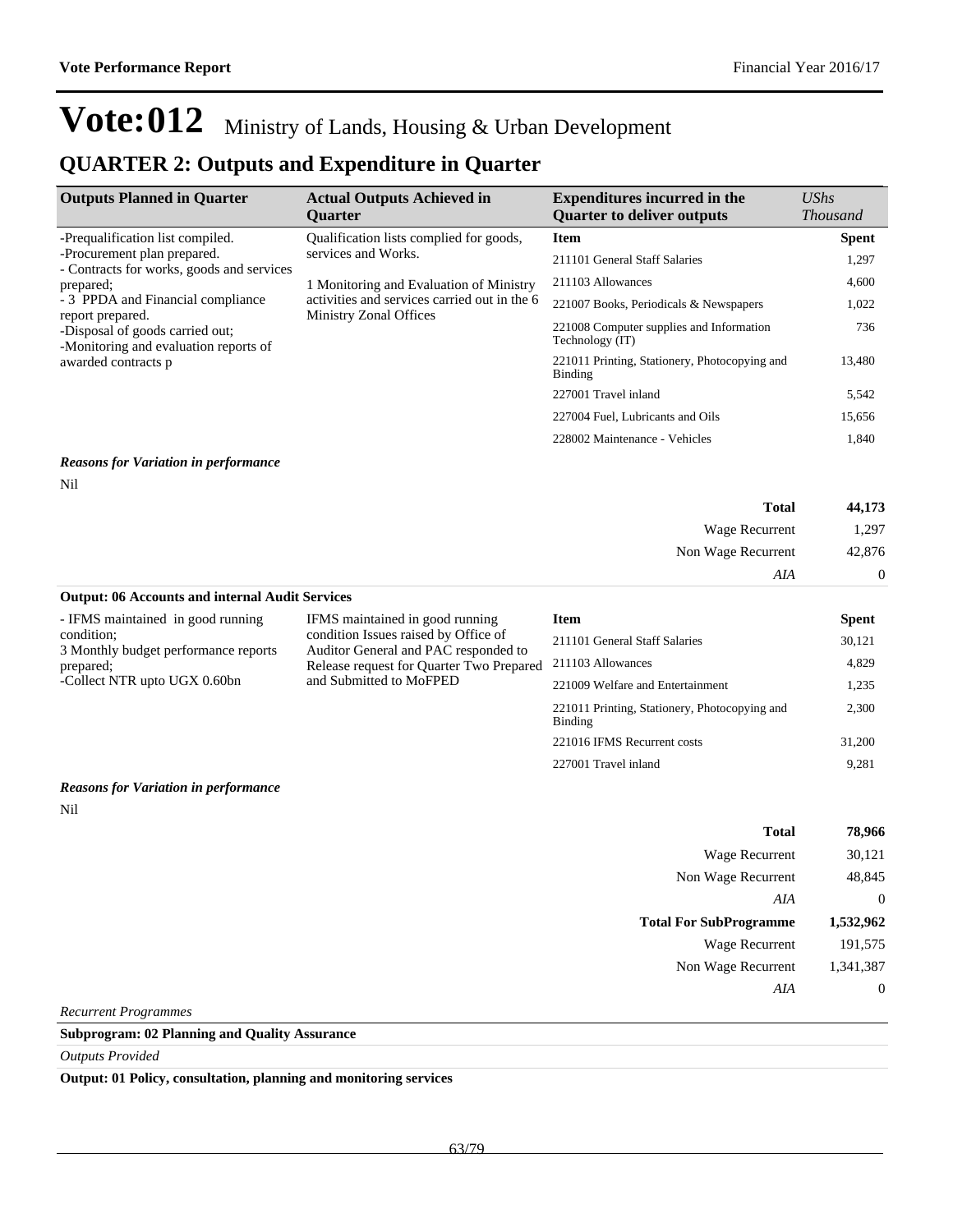# Vote:012 Ministry of Lands, Housing & Urban Development

## QUARTER 2: Outputs and Expenditure in Quarter

| Outputs Planned in Quarter | Actual Outputs Achieved in Quarter | Expenditures incurred in the Quarter to deliver outputs | *UShs Thousand* |
|---|---|---|---|
| -Prequalification list compiled.<br>-Procurement plan prepared.<br>- Contracts for works, goods and services prepared;<br>- 3 PPDA and Financial compliance report prepared.<br>-Disposal of goods carried out;<br>-Monitoring and evaluation reports of awarded contracts p | Qualification lists complied for goods, services and Works.<br><br>1 Monitoring and Evaluation of Ministry activities and services carried out in the 6 Ministry Zonal Offices | **Item** | **Spent** |
| | | 211101 General Staff Salaries | 1,297 |
| | | 211103 Allowances | 4,600 |
| | | 221007 Books, Periodicals & Newspapers | 1,022 |
| | | 221008 Computer supplies and Information Technology (IT) | 736 |
| | | 221011 Printing, Stationery, Photocopying and Binding | 13,480 |
| | | 227001 Travel inland | 5,542 |
| | | 227004 Fuel, Lubricants and Oils | 15,656 |
| | | 228002 Maintenance - Vehicles | 1,840 |

***Reasons for Variation in performance***

Nil

| | |
|---|---|
| **Total** | **44,173** |
| Wage Recurrent | 1,297 |
| Non Wage Recurrent | 42,876 |
| *AIA* | 0 |

**Output: 06 Accounts and internal Audit Services**

| Outputs Planned in Quarter | Actual Outputs Achieved in Quarter | Expenditures incurred in the Quarter to deliver outputs | *UShs Thousand* |
|---|---|---|---|
| - IFMS maintained in good running condition;<br>3 Monthly budget performance reports prepared;<br>-Collect NTR upto UGX 0.60bn | IFMS maintained in good running condition Issues raised by Office of Auditor General and PAC responded to Release request for Quarter Two Prepared and Submitted to MoFPED | **Item** | **Spent** |
| | | 211101 General Staff Salaries | 30,121 |
| | | 211103 Allowances | 4,829 |
| | | 221009 Welfare and Entertainment | 1,235 |
| | | 221011 Printing, Stationery, Photocopying and Binding | 2,300 |
| | | 221016 IFMS Recurrent costs | 31,200 |
| | | 227001 Travel inland | 9,281 |

***Reasons for Variation in performance***

Nil

| | |
|---|---|
| **Total** | **78,966** |
| Wage Recurrent | 30,121 |
| Non Wage Recurrent | 48,845 |
| *AIA* | 0 |
| **Total For SubProgramme** | **1,532,962** |
| Wage Recurrent | 191,575 |
| Non Wage Recurrent | 1,341,387 |
| *AIA* | 0 |

*Recurrent Programmes*

**Subprogram: 02 Planning and Quality Assurance**

*Outputs Provided*

**Output: 01 Policy, consultation, planning and monitoring services**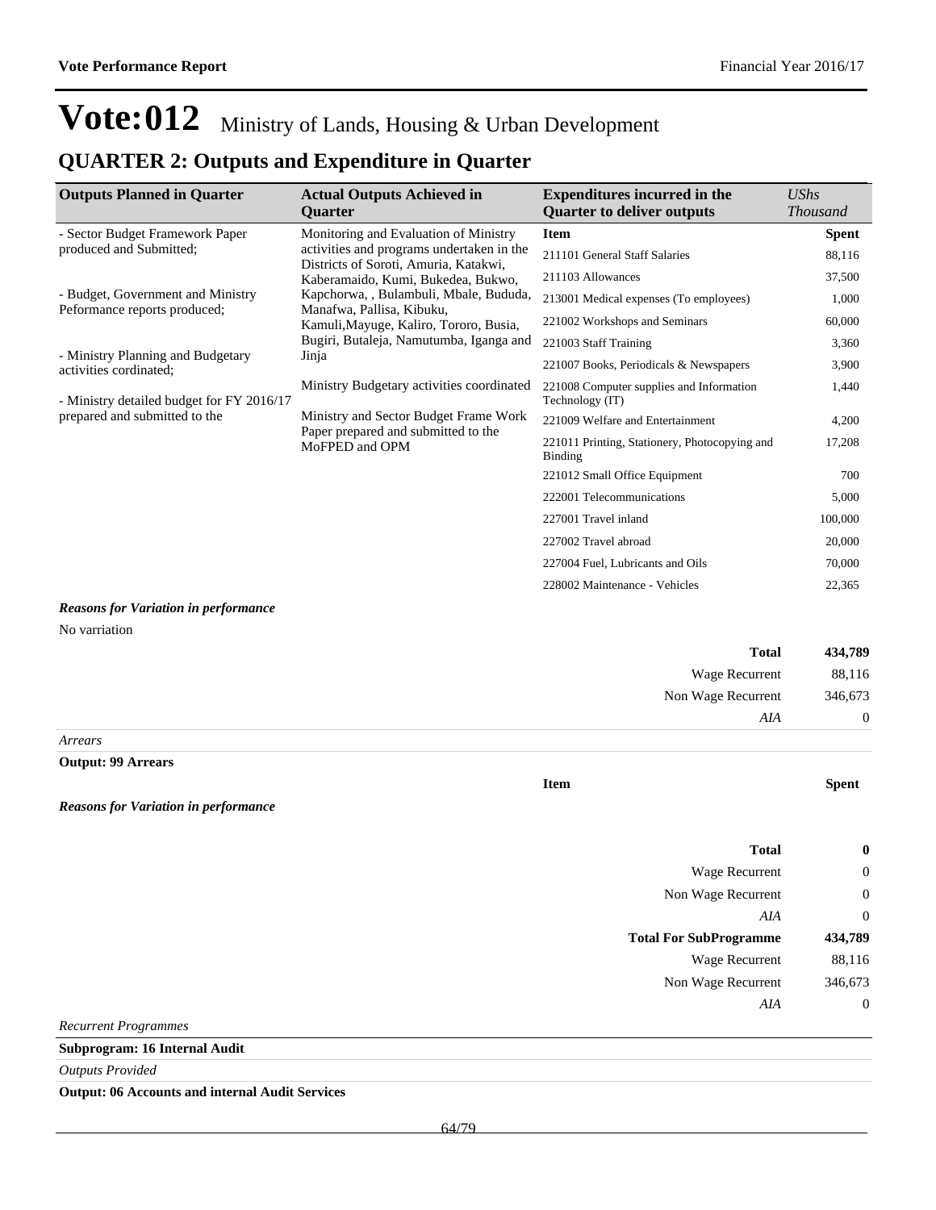# Vote:012 Ministry of Lands, Housing & Urban Development

## QUARTER 2: Outputs and Expenditure in Quarter

| Outputs Planned in Quarter | Actual Outputs Achieved in Quarter | Expenditures incurred in the Quarter to deliver outputs | *UShs Thousand* |
|---|---|---|---|
| - Sector Budget Framework Paper produced and Submitted;<br><br>- Budget, Government and Ministry Peformance reports produced;<br><br>- Ministry Planning and Budgetary activities cordinated;<br><br>- Ministry detailed budget for FY 2016/17 prepared and submitted to the | Monitoring and Evaluation of Ministry activities and programs undertaken in the Districts of Soroti, Amuria, Katakwi, Kaberamaido, Kumi, Bukedea, Bukwo, Kapchorwa, , Bulambuli, Mbale, Bududa, Manafwa, Pallisa, Kibuku, Kamuli,Mayuge, Kaliro, Tororo, Busia, Bugiri, Butaleja, Namutumba, Iganga and Jinja<br><br>Ministry Budgetary activities coordinated<br><br>Ministry and Sector Budget Frame Work Paper prepared and submitted to the MoFPED and OPM | **Item** | **Spent** |
| | | 211101 General Staff Salaries | 88,116 |
| | | 211103 Allowances | 37,500 |
| | | 213001 Medical expenses (To employees) | 1,000 |
| | | 221002 Workshops and Seminars | 60,000 |
| | | 221003 Staff Training | 3,360 |
| | | 221007 Books, Periodicals & Newspapers | 3,900 |
| | | 221008 Computer supplies and Information Technology (IT) | 1,440 |
| | | 221009 Welfare and Entertainment | 4,200 |
| | | 221011 Printing, Stationery, Photocopying and Binding | 17,208 |
| | | 221012 Small Office Equipment | 700 |
| | | 222001 Telecommunications | 5,000 |
| | | 227001 Travel inland | 100,000 |
| | | 227002 Travel abroad | 20,000 |
| | | 227004 Fuel, Lubricants and Oils | 70,000 |
| | | 228002 Maintenance - Vehicles | 22,365 |

***Reasons for Variation in performance***

No varriation

| | |
|---|---|
| **Total** | **434,789** |
| Wage Recurrent | 88,116 |
| Non Wage Recurrent | 346,673 |
| *AIA* | 0 |

*Arrears*

**Output: 99 Arrears**

| Item | Spent |
|---|---|

***Reasons for Variation in performance***

| | |
|---|---|
| **Total** | **0** |
| Wage Recurrent | 0 |
| Non Wage Recurrent | 0 |
| *AIA* | 0 |
| **Total For SubProgramme** | **434,789** |
| Wage Recurrent | 88,116 |
| Non Wage Recurrent | 346,673 |
| *AIA* | 0 |

*Recurrent Programmes*

**Subprogram: 16 Internal Audit**

*Outputs Provided*

**Output: 06 Accounts and internal Audit Services**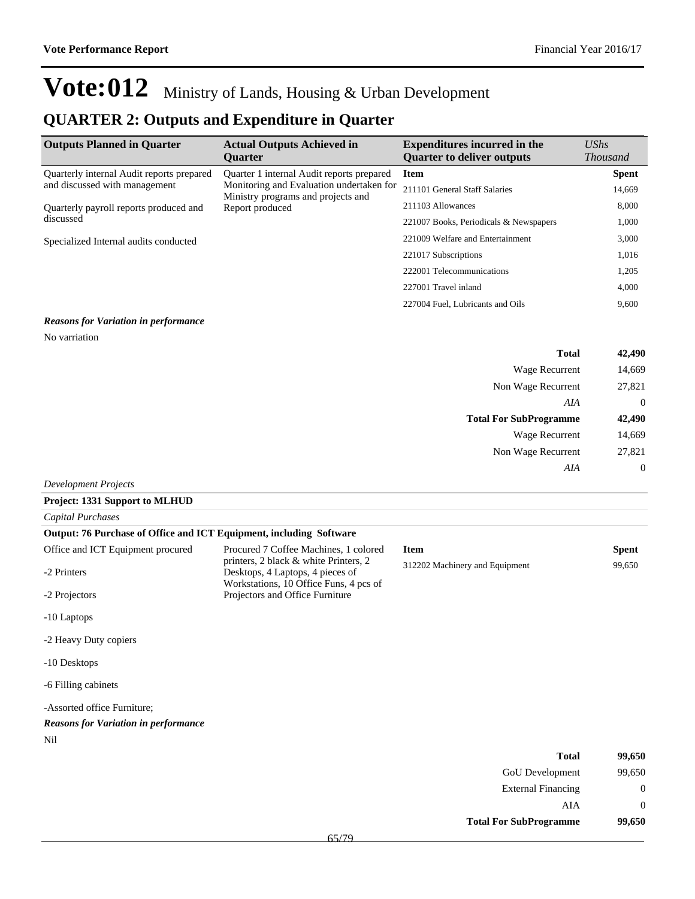# Vote:012 Ministry of Lands, Housing & Urban Development

## QUARTER 2: Outputs and Expenditure in Quarter

| Outputs Planned in Quarter | Actual Outputs Achieved in Quarter | Expenditures incurred in the Quarter to deliver outputs | *UShs Thousand* |
|---|---|---|---|
| Quarterly internal Audit reports prepared and discussed with management<br><br>Quarterly payroll reports produced and discussed<br><br>Specialized Internal audits conducted | Quarter 1 internal Audit reports prepared Monitoring and Evaluation undertaken for Ministry programs and projects and Report produced | **Item** | **Spent** |
| | | 211101 General Staff Salaries | 14,669 |
| | | 211103 Allowances | 8,000 |
| | | 221007 Books, Periodicals & Newspapers | 1,000 |
| | | 221009 Welfare and Entertainment | 3,000 |
| | | 221017 Subscriptions | 1,016 |
| | | 222001 Telecommunications | 1,205 |
| | | 227001 Travel inland | 4,000 |
| | | 227004 Fuel, Lubricants and Oils | 9,600 |

***Reasons for Variation in performance***

No varriation

| | |
|---|---|
| **Total** | **42,490** |
| Wage Recurrent | 14,669 |
| Non Wage Recurrent | 27,821 |
| *AIA* | 0 |
| **Total For SubProgramme** | **42,490** |
| Wage Recurrent | 14,669 |
| Non Wage Recurrent | 27,821 |
| *AIA* | 0 |

*Development Projects*

**Project: 1331 Support to MLHUD**

*Capital Purchases*

**Output: 76 Purchase of Office and ICT Equipment, including Software**

| Outputs Planned in Quarter | Actual Outputs Achieved in Quarter | Item | Spent |
|---|---|---|---|
| Office and ICT Equipment procured<br><br>-2 Printers<br><br>-2 Projectors<br><br>-10 Laptops<br><br>-2 Heavy Duty copiers<br><br>-10 Desktops<br><br>-6 Filling cabinets<br><br>-Assorted office Furniture; | Procured 7 Coffee Machines, 1 colored printers, 2 black & white Printers, 2 Desktops, 4 Laptops, 4 pieces of Workstations, 10 Office Funs, 4 pcs of Projectors and Office Furniture | 312202 Machinery and Equipment | 99,650 |

***Reasons for Variation in performance***

Nil

| | |
|---|---|
| **Total** | **99,650** |
| GoU Development | 99,650 |
| External Financing | 0 |
| AIA | 0 |
| **Total For SubProgramme** | **99,650** |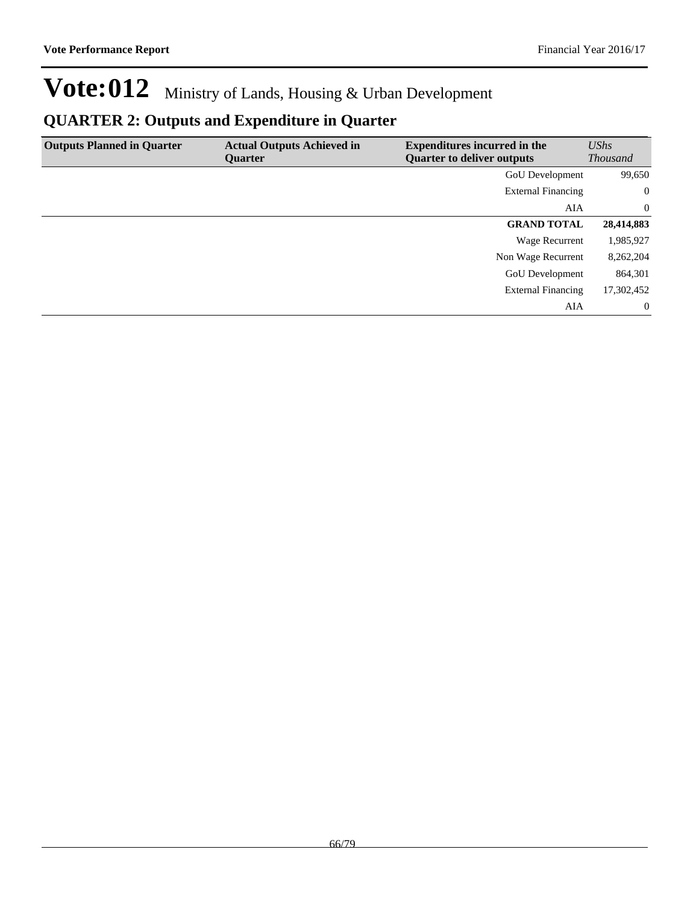# Vote:012 Ministry of Lands, Housing & Urban Development

## QUARTER 2: Outputs and Expenditure in Quarter

| Outputs Planned in Quarter | Actual Outputs Achieved in Quarter | Expenditures incurred in the Quarter to deliver outputs | *UShs Thousand* |
|---|---|---|---|
| | | GoU Development | 99,650 |
| | | External Financing | 0 |
| | | AIA | 0 |
| | | **GRAND TOTAL** | **28,414,883** |
| | | Wage Recurrent | 1,985,927 |
| | | Non Wage Recurrent | 8,262,204 |
| | | GoU Development | 864,301 |
| | | External Financing | 17,302,452 |
| | | AIA | 0 |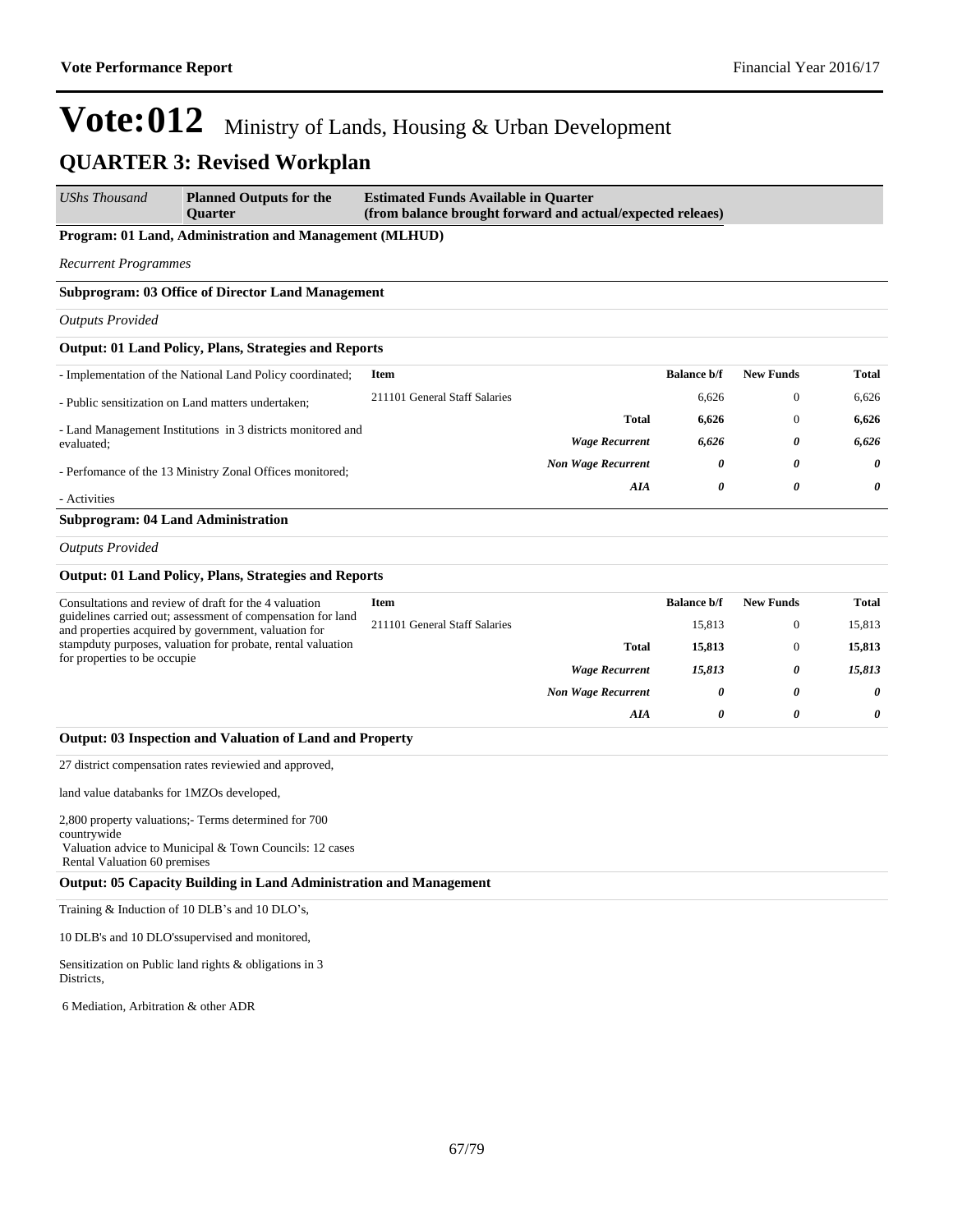# Vote:012 Ministry of Lands, Housing & Urban Development

## QUARTER 3: Revised Workplan

| *UShs Thousand* | **Planned Outputs for the Quarter** | **Estimated Funds Available in Quarter (from balance brought forward and actual/expected releaes)** |
|---|---|---|

**Program: 01 Land, Administration and Management (MLHUD)**

*Recurrent Programmes*

**Subprogram: 03 Office of Director Land Management**

*Outputs Provided*

**Output: 01 Land Policy, Plans, Strategies and Reports**

- Implementation of the National Land Policy coordinated;
- Public sensitization on Land matters undertaken;
- Land Management Institutions in 3 districts monitored and evaluated;
- Perfomance of the 13 Ministry Zonal Offices monitored;
- Activities

| Item | Balance b/f | New Funds | Total |
|---|---|---|---|
| 211101 General Staff Salaries | 6,626 | 0 | 6,626 |
| **Total** | **6,626** | 0 | **6,626** |
| ***Wage Recurrent*** | ***6,626*** | ***0*** | ***6,626*** |
| ***Non Wage Recurrent*** | ***0*** | ***0*** | ***0*** |
| ***AIA*** | ***0*** | ***0*** | ***0*** |

**Subprogram: 04 Land Administration**

*Outputs Provided*

**Output: 01 Land Policy, Plans, Strategies and Reports**

Consultations and review of draft for the 4 valuation guidelines carried out; assessment of compensation for land and properties acquired by government, valuation for stampduty purposes, valuation for probate, rental valuation for properties to be occupie

| Item | Balance b/f | New Funds | Total |
|---|---|---|---|
| 211101 General Staff Salaries | 15,813 | 0 | 15,813 |
| **Total** | **15,813** | 0 | **15,813** |
| ***Wage Recurrent*** | ***15,813*** | ***0*** | ***15,813*** |
| ***Non Wage Recurrent*** | ***0*** | ***0*** | ***0*** |
| ***AIA*** | ***0*** | ***0*** | ***0*** |

**Output: 03 Inspection and Valuation of Land and Property**

27 district compensation rates reviewied and approved,

land value databanks for 1MZOs developed,

2,800 property valuations;- Terms determined for 700 countrywide
Valuation advice to Municipal & Town Councils: 12 cases
Rental Valuation 60 premises

**Output: 05 Capacity Building in Land Administration and Management**

Training & Induction of 10 DLB's and 10 DLO's,

10 DLB's and 10 DLO'ssupervised and monitored,

Sensitization on Public land rights & obligations in 3 Districts,

6 Mediation, Arbitration & other ADR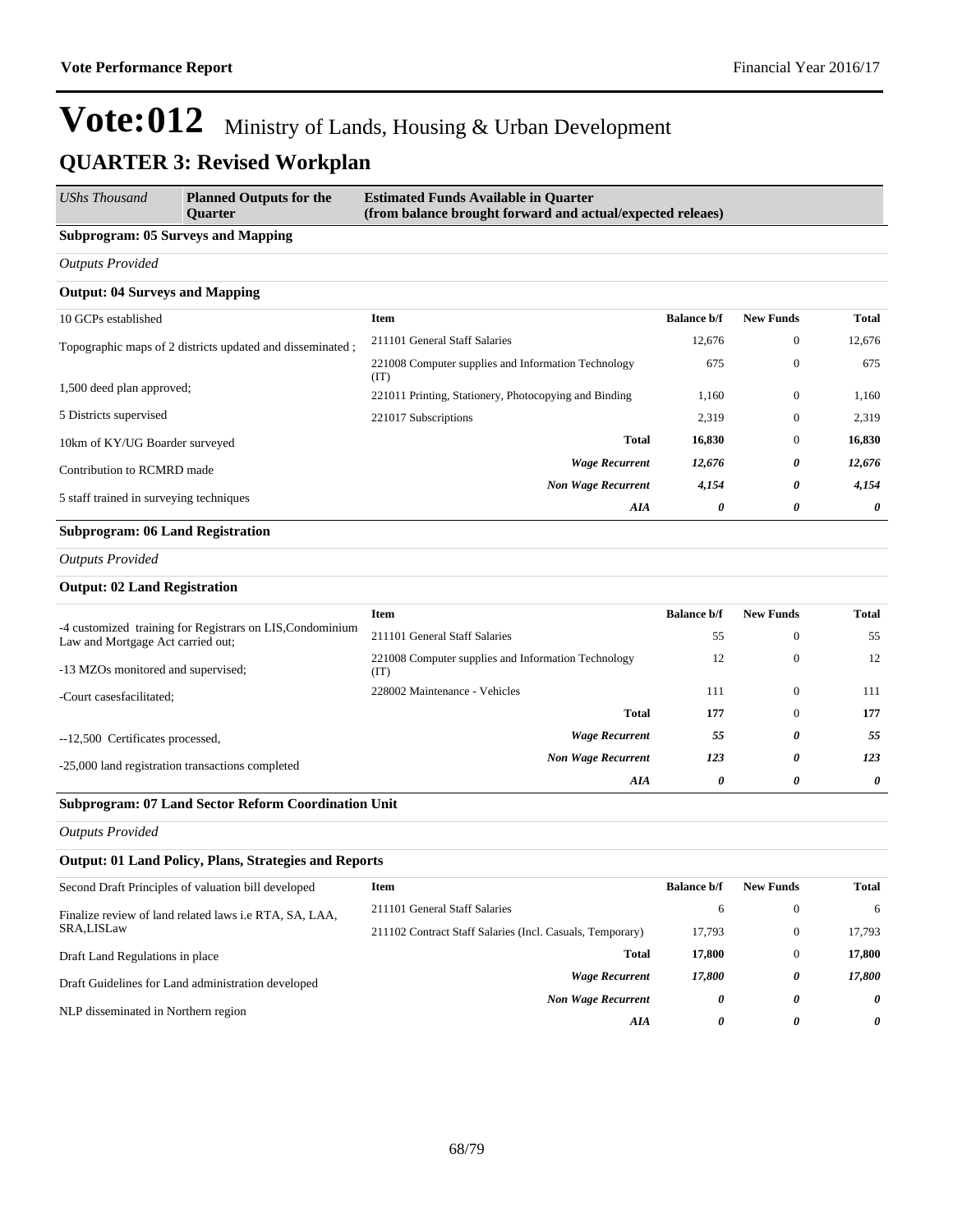# Vote:012 Ministry of Lands, Housing & Urban Development

## QUARTER 3: Revised Workplan

| *UShs Thousand* | **Planned Outputs for the Quarter** | **Estimated Funds Available in Quarter (from balance brought forward and actual/expected releaes)** |
|---|---|---|

**Subprogram: 05 Surveys and Mapping**

*Outputs Provided*

**Output: 04 Surveys and Mapping**

| Planned Outputs | Item | Balance b/f | New Funds | Total |
|---|---|---|---|---|
| 10 GCPs established | 211101 General Staff Salaries | 12,676 | 0 | 12,676 |
| Topographic maps of 2 districts updated and disseminated ; | 221008 Computer supplies and Information Technology (IT) | 675 | 0 | 675 |
| 1,500 deed plan approved; | 221011 Printing, Stationery, Photocopying and Binding | 1,160 | 0 | 1,160 |
| 5 Districts supervised | 221017 Subscriptions | 2,319 | 0 | 2,319 |
| 10km of KY/UG Boarder surveyed | **Total** | **16,830** | 0 | **16,830** |
| Contribution to RCMRD made | ***Wage Recurrent*** | ***12,676*** | ***0*** | ***12,676*** |
| 5 staff trained in surveying techniques | ***Non Wage Recurrent*** | ***4,154*** | ***0*** | ***4,154*** |
| | ***AIA*** | ***0*** | ***0*** | ***0*** |

**Subprogram: 06 Land Registration**

*Outputs Provided*

**Output: 02 Land Registration**

| Planned Outputs | Item | Balance b/f | New Funds | Total |
|---|---|---|---|---|
| -4 customized training for Registrars on LIS,Condominium Law and Mortgage Act carried out; | 211101 General Staff Salaries | 55 | 0 | 55 |
| -13 MZOs monitored and supervised; | 221008 Computer supplies and Information Technology (IT) | 12 | 0 | 12 |
| -Court casesfacilitated; | 228002 Maintenance - Vehicles | 111 | 0 | 111 |
| --12,500 Certificates processed, | **Total** | **177** | 0 | **177** |
| -25,000 land registration transactions completed | ***Wage Recurrent*** | ***55*** | ***0*** | ***55*** |
| | ***Non Wage Recurrent*** | ***123*** | ***0*** | ***123*** |
| | ***AIA*** | ***0*** | ***0*** | ***0*** |

**Subprogram: 07 Land Sector Reform Coordination Unit**

*Outputs Provided*

**Output: 01 Land Policy, Plans, Strategies and Reports**

| Planned Outputs | Item | Balance b/f | New Funds | Total |
|---|---|---|---|---|
| Second Draft Principles of valuation bill developed | 211101 General Staff Salaries | 6 | 0 | 6 |
| Finalize review of land related laws i.e RTA, SA, LAA, SRA,LISLaw | 211102 Contract Staff Salaries (Incl. Casuals, Temporary) | 17,793 | 0 | 17,793 |
| Draft Land Regulations in place | **Total** | **17,800** | 0 | **17,800** |
| Draft Guidelines for Land administration developed | ***Wage Recurrent*** | ***17,800*** | ***0*** | ***17,800*** |
| NLP disseminated in Northern region | ***Non Wage Recurrent*** | ***0*** | ***0*** | ***0*** |
| | ***AIA*** | ***0*** | ***0*** | ***0*** |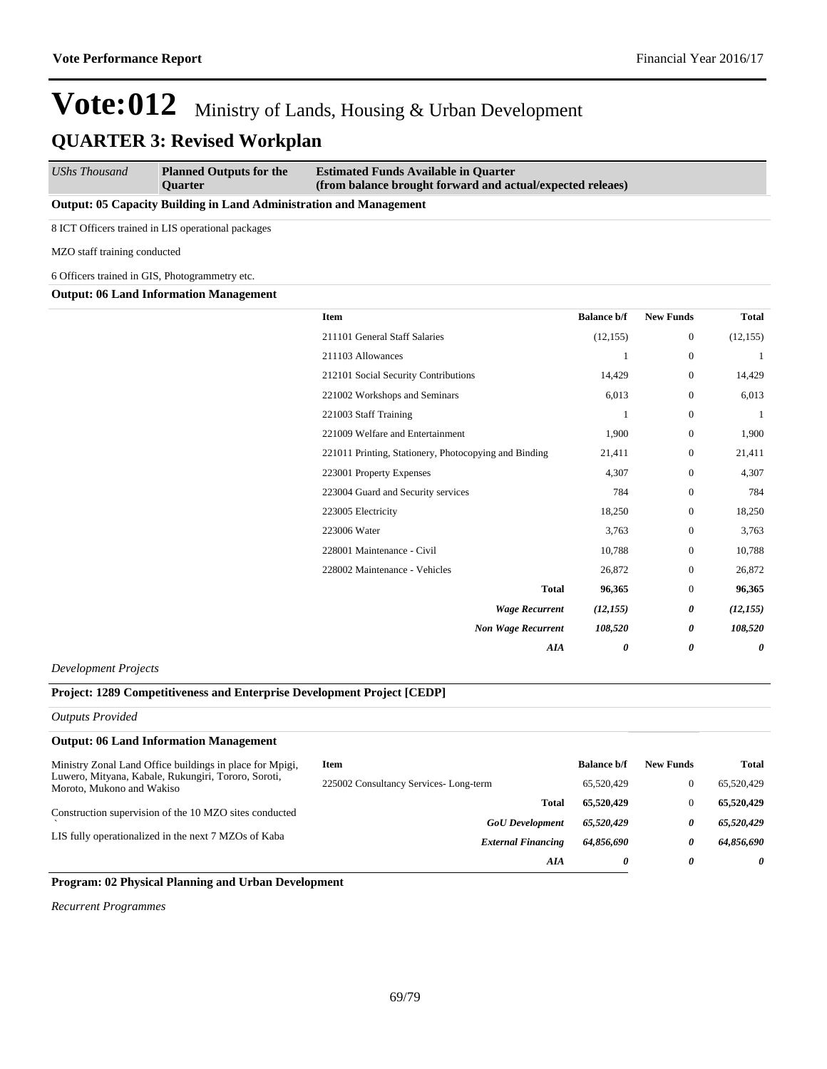# Vote:012 Ministry of Lands, Housing & Urban Development

## QUARTER 3: Revised Workplan

| *UShs Thousand* | **Planned Outputs for the Quarter** | **Estimated Funds Available in Quarter (from balance brought forward and actual/expected releaes)** |
|---|---|---|

**Output: 05 Capacity Building in Land Administration and Management**

8 ICT Officers trained in LIS operational packages

MZO staff training conducted

6 Officers trained in GIS, Photogrammetry etc.

**Output: 06 Land Information Management**

| Item | Balance b/f | New Funds | Total |
|---|---|---|---|
| 211101 General Staff Salaries | (12,155) | 0 | (12,155) |
| 211103 Allowances | 1 | 0 | 1 |
| 212101 Social Security Contributions | 14,429 | 0 | 14,429 |
| 221002 Workshops and Seminars | 6,013 | 0 | 6,013 |
| 221003 Staff Training | 1 | 0 | 1 |
| 221009 Welfare and Entertainment | 1,900 | 0 | 1,900 |
| 221011 Printing, Stationery, Photocopying and Binding | 21,411 | 0 | 21,411 |
| 223001 Property Expenses | 4,307 | 0 | 4,307 |
| 223004 Guard and Security services | 784 | 0 | 784 |
| 223005 Electricity | 18,250 | 0 | 18,250 |
| 223006 Water | 3,763 | 0 | 3,763 |
| 228001 Maintenance - Civil | 10,788 | 0 | 10,788 |
| 228002 Maintenance - Vehicles | 26,872 | 0 | 26,872 |
| **Total** | **96,365** | 0 | **96,365** |
| ***Wage Recurrent*** | ***(12,155)*** | ***0*** | ***(12,155)*** |
| ***Non Wage Recurrent*** | ***108,520*** | ***0*** | ***108,520*** |
| ***AIA*** | ***0*** | ***0*** | ***0*** |

*Development Projects*

**Project: 1289 Competitiveness and Enterprise Development Project [CEDP]**

*Outputs Provided*

**Output: 06 Land Information Management**

Ministry Zonal Land Office buildings in place for Mpigi, Luwero, Mityana, Kabale, Rukungiri, Tororo, Soroti, Moroto, Mukono and Wakiso

Construction supervision of the 10 MZO sites conducted
`

LIS fully operationalized in the next 7 MZOs of Kaba

| Item | Balance b/f | New Funds | Total |
|---|---|---|---|
| 225002 Consultancy Services- Long-term | 65,520,429 | 0 | 65,520,429 |
| **Total** | **65,520,429** | 0 | **65,520,429** |
| ***GoU Development*** | ***65,520,429*** | ***0*** | ***65,520,429*** |
| ***External Financing*** | ***64,856,690*** | ***0*** | ***64,856,690*** |
| ***AIA*** | ***0*** | ***0*** | ***0*** |

**Program: 02 Physical Planning and Urban Development**

*Recurrent Programmes*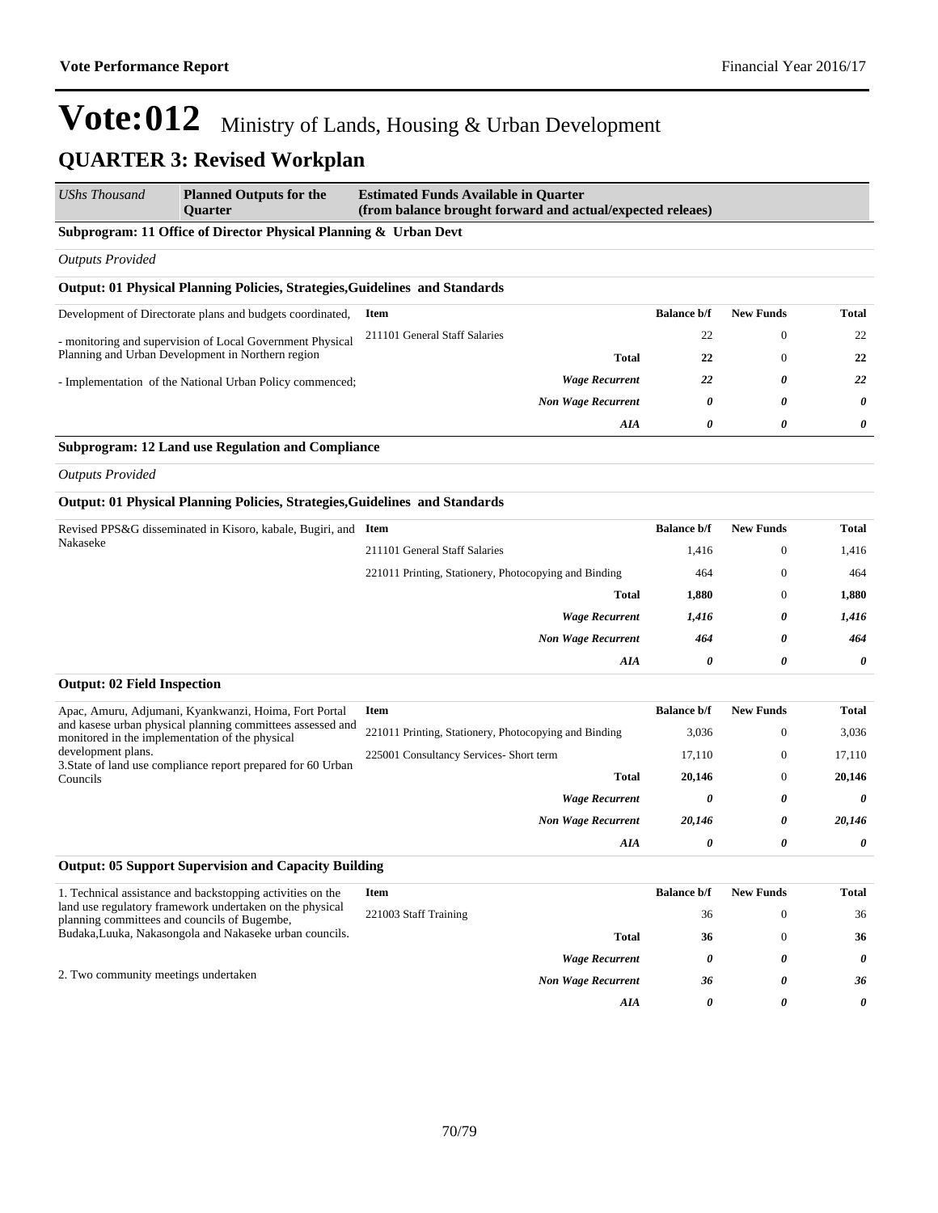# Vote:012 Ministry of Lands, Housing & Urban Development

## QUARTER 3: Revised Workplan

| *UShs Thousand* | **Planned Outputs for the Quarter** | **Estimated Funds Available in Quarter (from balance brought forward and actual/expected releaes)** |
|---|---|---|

**Subprogram: 11 Office of Director Physical Planning & Urban Devt**

*Outputs Provided*

**Output: 01 Physical Planning Policies, Strategies,Guidelines and Standards**

Development of Directorate plans and budgets coordinated,

- monitoring and supervision of Local Government Physical Planning and Urban Development in Northern region

- Implementation of the National Urban Policy commenced;

| Item | Balance b/f | New Funds | Total |
|---|---|---|---|
| 211101 General Staff Salaries | 22 | 0 | 22 |
| **Total** | **22** | 0 | **22** |
| ***Wage Recurrent*** | ***22*** | ***0*** | ***22*** |
| ***Non Wage Recurrent*** | ***0*** | ***0*** | ***0*** |
| ***AIA*** | ***0*** | ***0*** | ***0*** |

**Subprogram: 12 Land use Regulation and Compliance**

*Outputs Provided*

**Output: 01 Physical Planning Policies, Strategies,Guidelines and Standards**

Revised PPS&G disseminated in Kisoro, kabale, Bugiri, and Nakaseke

| Item | Balance b/f | New Funds | Total |
|---|---|---|---|
| 211101 General Staff Salaries | 1,416 | 0 | 1,416 |
| 221011 Printing, Stationery, Photocopying and Binding | 464 | 0 | 464 |
| **Total** | **1,880** | 0 | **1,880** |
| ***Wage Recurrent*** | ***1,416*** | ***0*** | ***1,416*** |
| ***Non Wage Recurrent*** | ***464*** | ***0*** | ***464*** |
| ***AIA*** | ***0*** | ***0*** | ***0*** |

**Output: 02 Field Inspection**

Apac, Amuru, Adjumani, Kyankwanzi, Hoima, Fort Portal and kasese urban physical planning committees assessed and monitored in the implementation of the physical development plans.
3.State of land use compliance report prepared for 60 Urban Councils

| Item | Balance b/f | New Funds | Total |
|---|---|---|---|
| 221011 Printing, Stationery, Photocopying and Binding | 3,036 | 0 | 3,036 |
| 225001 Consultancy Services- Short term | 17,110 | 0 | 17,110 |
| **Total** | **20,146** | 0 | **20,146** |
| ***Wage Recurrent*** | ***0*** | ***0*** | ***0*** |
| ***Non Wage Recurrent*** | ***20,146*** | ***0*** | ***20,146*** |
| ***AIA*** | ***0*** | ***0*** | ***0*** |

**Output: 05 Support Supervision and Capacity Building**

1. Technical assistance and backstopping activities on the land use regulatory framework undertaken on the physical planning committees and councils of Bugembe, Budaka,Luuka, Nakasongola and Nakaseke urban councils.

2. Two community meetings undertaken

| Item | Balance b/f | New Funds | Total |
|---|---|---|---|
| 221003 Staff Training | 36 | 0 | 36 |
| **Total** | **36** | 0 | **36** |
| ***Wage Recurrent*** | ***0*** | ***0*** | ***0*** |
| ***Non Wage Recurrent*** | ***36*** | ***0*** | ***36*** |
| ***AIA*** | ***0*** | ***0*** | ***0*** |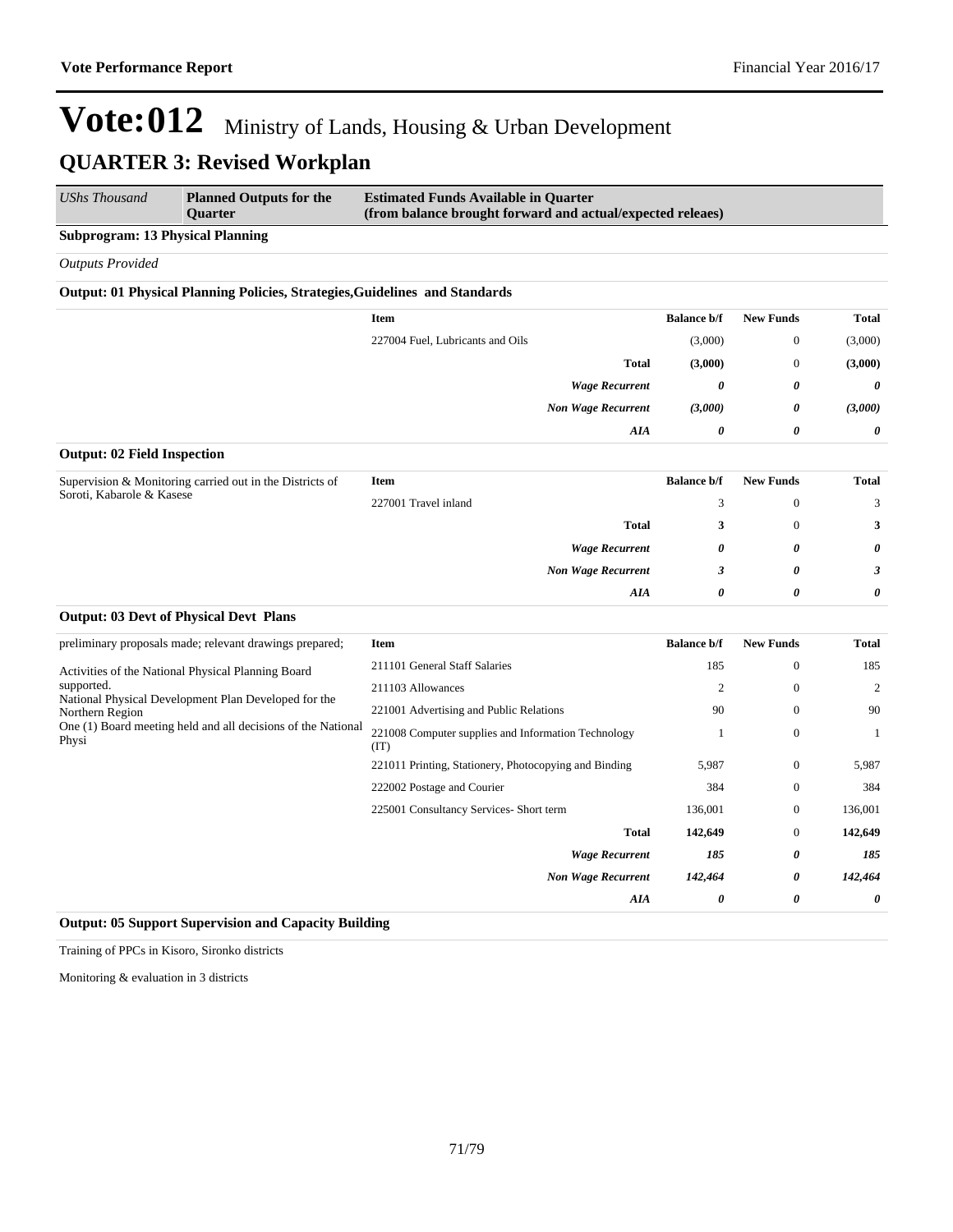# Vote:012 Ministry of Lands, Housing & Urban Development

## QUARTER 3: Revised Workplan

| *UShs Thousand* | **Planned Outputs for the Quarter** | **Estimated Funds Available in Quarter (from balance brought forward and actual/expected releaes)** |
|---|---|---|

**Subprogram: 13 Physical Planning**

*Outputs Provided*

**Output: 01 Physical Planning Policies, Strategies,Guidelines and Standards**

| Planned Outputs | Item | Balance b/f | New Funds | Total |
|---|---|---|---|---|
| | 227004 Fuel, Lubricants and Oils | (3,000) | 0 | (3,000) |
| | **Total** | **(3,000)** | 0 | **(3,000)** |
| | ***Wage Recurrent*** | ***0*** | ***0*** | ***0*** |
| | ***Non Wage Recurrent*** | ***(3,000)*** | ***0*** | ***(3,000)*** |
| | ***AIA*** | ***0*** | ***0*** | ***0*** |

**Output: 02 Field Inspection**

| Planned Outputs | Item | Balance b/f | New Funds | Total |
|---|---|---|---|---|
| Supervision & Monitoring carried out in the Districts of Soroti, Kabarole & Kasese | 227001 Travel inland | 3 | 0 | 3 |
| | **Total** | **3** | 0 | **3** |
| | ***Wage Recurrent*** | ***0*** | ***0*** | ***0*** |
| | ***Non Wage Recurrent*** | ***3*** | ***0*** | ***3*** |
| | ***AIA*** | ***0*** | ***0*** | ***0*** |

**Output: 03 Devt of Physical Devt Plans**

| Planned Outputs | Item | Balance b/f | New Funds | Total |
|---|---|---|---|---|
| preliminary proposals made; relevant drawings prepared; | 211101 General Staff Salaries | 185 | 0 | 185 |
| Activities of the National Physical Planning Board supported. | 211103 Allowances | 2 | 0 | 2 |
| National Physical Development Plan Developed for the Northern Region | 221001 Advertising and Public Relations | 90 | 0 | 90 |
| One (1) Board meeting held and all decisions of the National Physi | 221008 Computer supplies and Information Technology (IT) | 1 | 0 | 1 |
| | 221011 Printing, Stationery, Photocopying and Binding | 5,987 | 0 | 5,987 |
| | 222002 Postage and Courier | 384 | 0 | 384 |
| | 225001 Consultancy Services- Short term | 136,001 | 0 | 136,001 |
| | **Total** | **142,649** | 0 | **142,649** |
| | ***Wage Recurrent*** | ***185*** | ***0*** | ***185*** |
| | ***Non Wage Recurrent*** | ***142,464*** | ***0*** | ***142,464*** |
| | ***AIA*** | ***0*** | ***0*** | ***0*** |

**Output: 05 Support Supervision and Capacity Building**

Training of PPCs in Kisoro, Sironko districts

Monitoring & evaluation in 3 districts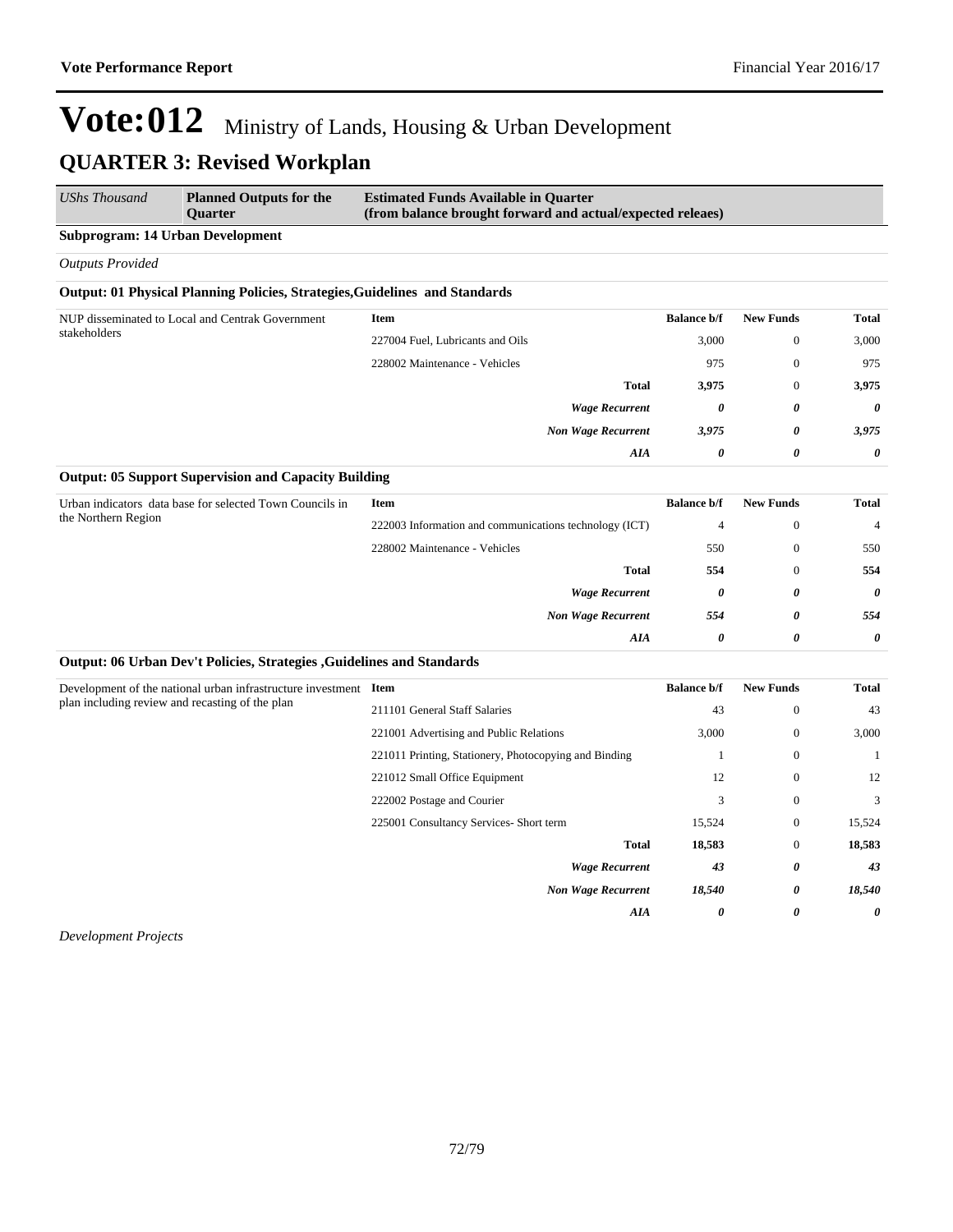# Vote:012 Ministry of Lands, Housing & Urban Development

## QUARTER 3: Revised Workplan

| *UShs Thousand* | **Planned Outputs for the Quarter** | **Estimated Funds Available in Quarter (from balance brought forward and actual/expected releaes)** |
|---|---|---|

**Subprogram: 14 Urban Development**

*Outputs Provided*

**Output: 01 Physical Planning Policies, Strategies,Guidelines and Standards**

| Planned Outputs | Item | Balance b/f | New Funds | Total |
|---|---|---|---|---|
| NUP disseminated to Local and Centrak Government stakeholders | 227004 Fuel, Lubricants and Oils | 3,000 | 0 | 3,000 |
| | 228002 Maintenance - Vehicles | 975 | 0 | 975 |
| | **Total** | **3,975** | 0 | **3,975** |
| | ***Wage Recurrent*** | ***0*** | ***0*** | ***0*** |
| | ***Non Wage Recurrent*** | ***3,975*** | ***0*** | ***3,975*** |
| | ***AIA*** | ***0*** | ***0*** | ***0*** |

**Output: 05 Support Supervision and Capacity Building**

| Planned Outputs | Item | Balance b/f | New Funds | Total |
|---|---|---|---|---|
| Urban indicators data base for selected Town Councils in the Northern Region | 222003 Information and communications technology (ICT) | 4 | 0 | 4 |
| | 228002 Maintenance - Vehicles | 550 | 0 | 550 |
| | **Total** | **554** | 0 | **554** |
| | ***Wage Recurrent*** | ***0*** | ***0*** | ***0*** |
| | ***Non Wage Recurrent*** | ***554*** | ***0*** | ***554*** |
| | ***AIA*** | ***0*** | ***0*** | ***0*** |

**Output: 06 Urban Dev't Policies, Strategies ,Guidelines and Standards**

| Planned Outputs | Item | Balance b/f | New Funds | Total |
|---|---|---|---|---|
| Development of the national urban infrastructure investment plan including review and recasting of the plan | 211101 General Staff Salaries | 43 | 0 | 43 |
| | 221001 Advertising and Public Relations | 3,000 | 0 | 3,000 |
| | 221011 Printing, Stationery, Photocopying and Binding | 1 | 0 | 1 |
| | 221012 Small Office Equipment | 12 | 0 | 12 |
| | 222002 Postage and Courier | 3 | 0 | 3 |
| | 225001 Consultancy Services- Short term | 15,524 | 0 | 15,524 |
| | **Total** | **18,583** | 0 | **18,583** |
| | ***Wage Recurrent*** | ***43*** | ***0*** | ***43*** |
| | ***Non Wage Recurrent*** | ***18,540*** | ***0*** | ***18,540*** |
| | ***AIA*** | ***0*** | ***0*** | ***0*** |

*Development Projects*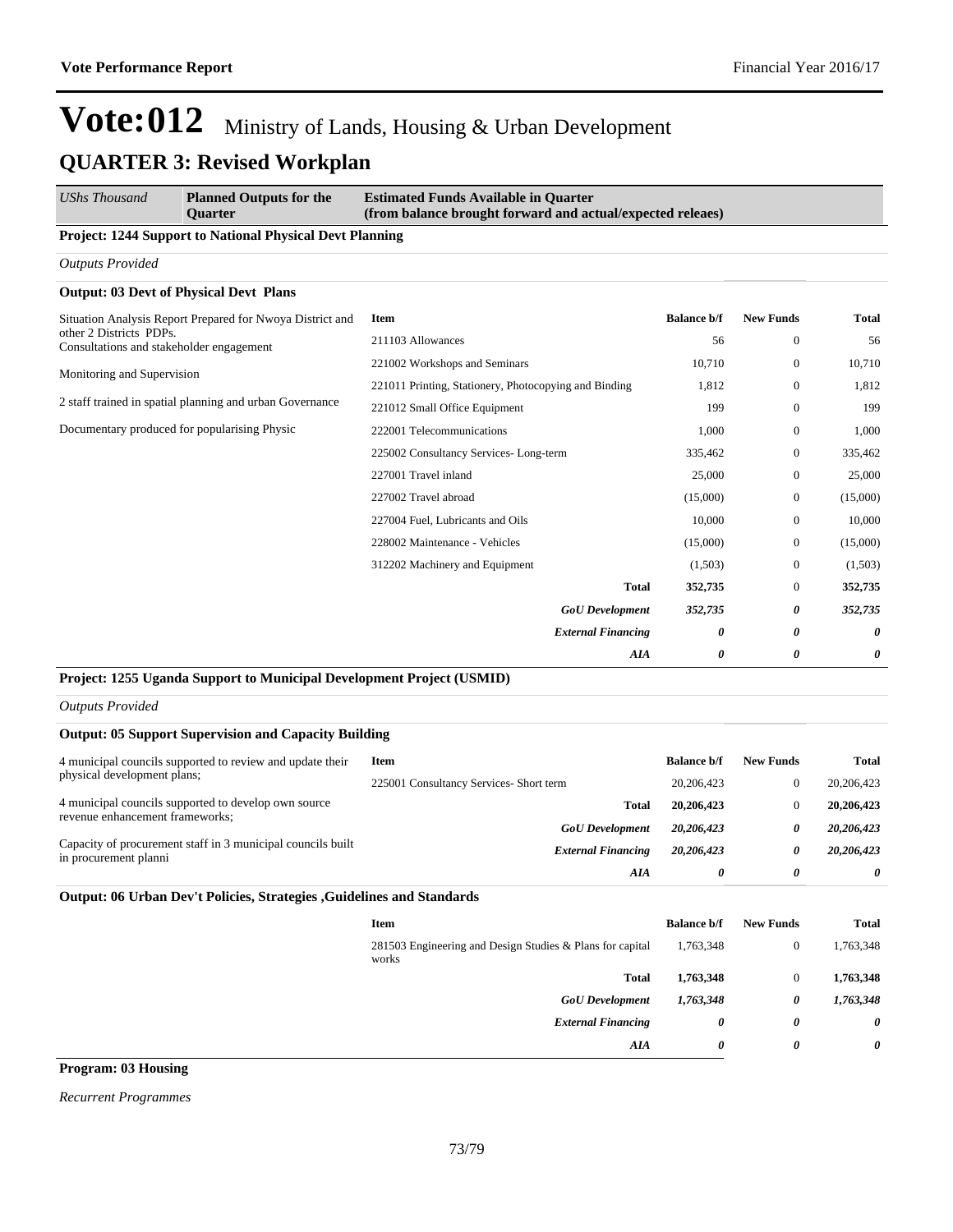# Vote:012 Ministry of Lands, Housing & Urban Development

## QUARTER 3: Revised Workplan

| *UShs Thousand* | **Planned Outputs for the Quarter** | **Estimated Funds Available in Quarter (from balance brought forward and actual/expected releaes)** |
|---|---|---|

**Project: 1244 Support to National Physical Devt Planning**

*Outputs Provided*

**Output: 03 Devt of Physical Devt Plans**

Situation Analysis Report Prepared for Nwoya District and other 2 Districts PDPs.
Consultations and stakeholder engagement

Monitoring and Supervision

2 staff trained in spatial planning and urban Governance

Documentary produced for popularising Physic

| Item | Balance b/f | New Funds | Total |
|---|---|---|---|
| 211103 Allowances | 56 | 0 | 56 |
| 221002 Workshops and Seminars | 10,710 | 0 | 10,710 |
| 221011 Printing, Stationery, Photocopying and Binding | 1,812 | 0 | 1,812 |
| 221012 Small Office Equipment | 199 | 0 | 199 |
| 222001 Telecommunications | 1,000 | 0 | 1,000 |
| 225002 Consultancy Services- Long-term | 335,462 | 0 | 335,462 |
| 227001 Travel inland | 25,000 | 0 | 25,000 |
| 227002 Travel abroad | (15,000) | 0 | (15,000) |
| 227004 Fuel, Lubricants and Oils | 10,000 | 0 | 10,000 |
| 228002 Maintenance - Vehicles | (15,000) | 0 | (15,000) |
| 312202 Machinery and Equipment | (1,503) | 0 | (1,503) |
| **Total** | **352,735** | 0 | **352,735** |
| ***GoU Development*** | ***352,735*** | ***0*** | ***352,735*** |
| ***External Financing*** | ***0*** | ***0*** | ***0*** |
| ***AIA*** | ***0*** | ***0*** | ***0*** |

**Project: 1255 Uganda Support to Municipal Development Project (USMID)**

*Outputs Provided*

**Output: 05 Support Supervision and Capacity Building**

4 municipal councils supported to review and update their physical development plans;

4 municipal councils supported to develop own source revenue enhancement frameworks;

Capacity of procurement staff in 3 municipal councils built in procurement planni

| Item | Balance b/f | New Funds | Total |
|---|---|---|---|
| 225001 Consultancy Services- Short term | 20,206,423 | 0 | 20,206,423 |
| **Total** | **20,206,423** | 0 | **20,206,423** |
| ***GoU Development*** | ***20,206,423*** | ***0*** | ***20,206,423*** |
| ***External Financing*** | ***20,206,423*** | ***0*** | ***20,206,423*** |
| ***AIA*** | ***0*** | ***0*** | ***0*** |

**Output: 06 Urban Dev't Policies, Strategies ,Guidelines and Standards**

| Item | Balance b/f | New Funds | Total |
|---|---|---|---|
| 281503 Engineering and Design Studies & Plans for capital works | 1,763,348 | 0 | 1,763,348 |
| **Total** | **1,763,348** | 0 | **1,763,348** |
| ***GoU Development*** | ***1,763,348*** | ***0*** | ***1,763,348*** |
| ***External Financing*** | ***0*** | ***0*** | ***0*** |
| ***AIA*** | ***0*** | ***0*** | ***0*** |

**Program: 03 Housing**

*Recurrent Programmes*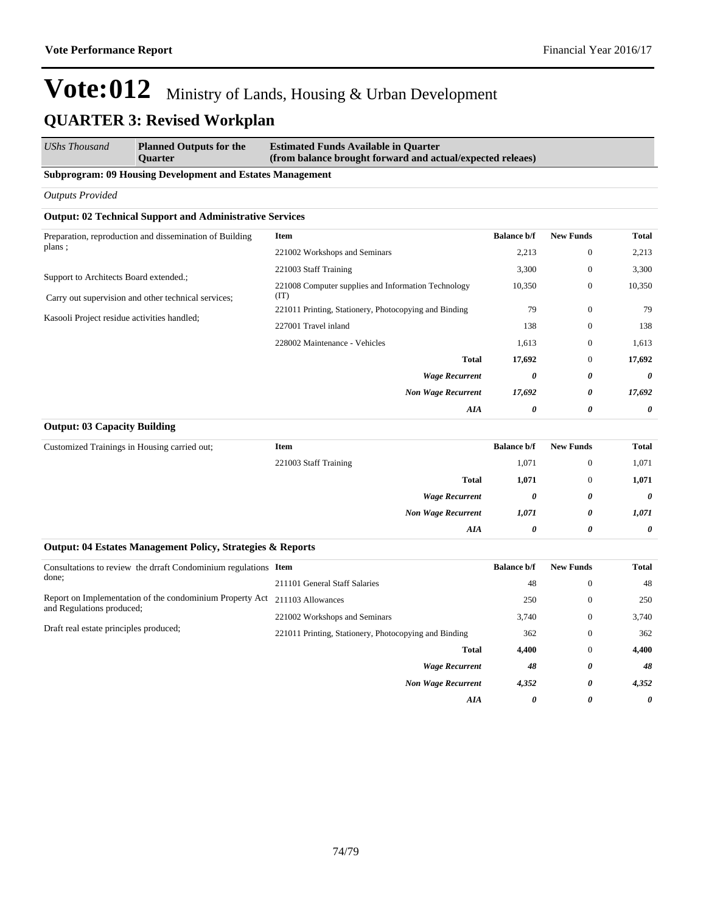# Vote:012 Ministry of Lands, Housing & Urban Development

## QUARTER 3: Revised Workplan

| *UShs Thousand* | **Planned Outputs for the Quarter** | **Estimated Funds Available in Quarter (from balance brought forward and actual/expected releaes)** |
|---|---|---|

**Subprogram: 09 Housing Development and Estates Management**

*Outputs Provided*

**Output: 02 Technical Support and Administrative Services**

| Planned Outputs | Item | Balance b/f | New Funds | Total |
|---|---|---|---|---|
| Preparation, reproduction and dissemination of Building plans ; | 221002 Workshops and Seminars | 2,213 | 0 | 2,213 |
| Support to Architects Board extended.; | 221003 Staff Training | 3,300 | 0 | 3,300 |
| Carry out supervision and other technical services; | 221008 Computer supplies and Information Technology (IT) | 10,350 | 0 | 10,350 |
| Kasooli Project residue activities handled; | 221011 Printing, Stationery, Photocopying and Binding | 79 | 0 | 79 |
| | 227001 Travel inland | 138 | 0 | 138 |
| | 228002 Maintenance - Vehicles | 1,613 | 0 | 1,613 |
| | **Total** | **17,692** | 0 | **17,692** |
| | ***Wage Recurrent*** | ***0*** | ***0*** | ***0*** |
| | ***Non Wage Recurrent*** | ***17,692*** | ***0*** | ***17,692*** |
| | ***AIA*** | ***0*** | ***0*** | ***0*** |

**Output: 03 Capacity Building**

| Planned Outputs | Item | Balance b/f | New Funds | Total |
|---|---|---|---|---|
| Customized Trainings in Housing carried out; | 221003 Staff Training | 1,071 | 0 | 1,071 |
| | **Total** | **1,071** | 0 | **1,071** |
| | ***Wage Recurrent*** | ***0*** | ***0*** | ***0*** |
| | ***Non Wage Recurrent*** | ***1,071*** | ***0*** | ***1,071*** |
| | ***AIA*** | ***0*** | ***0*** | ***0*** |

**Output: 04 Estates Management Policy, Strategies & Reports**

| Planned Outputs | Item | Balance b/f | New Funds | Total |
|---|---|---|---|---|
| Consultations to review the drraft Condominium regulations done; | 211101 General Staff Salaries | 48 | 0 | 48 |
| Report on Implementation of the condominium Property Act and Regulations produced; | 211103 Allowances | 250 | 0 | 250 |
| Draft real estate principles produced; | 221002 Workshops and Seminars | 3,740 | 0 | 3,740 |
| | 221011 Printing, Stationery, Photocopying and Binding | 362 | 0 | 362 |
| | **Total** | **4,400** | 0 | **4,400** |
| | ***Wage Recurrent*** | ***48*** | ***0*** | ***48*** |
| | ***Non Wage Recurrent*** | ***4,352*** | ***0*** | ***4,352*** |
| | ***AIA*** | ***0*** | ***0*** | ***0*** |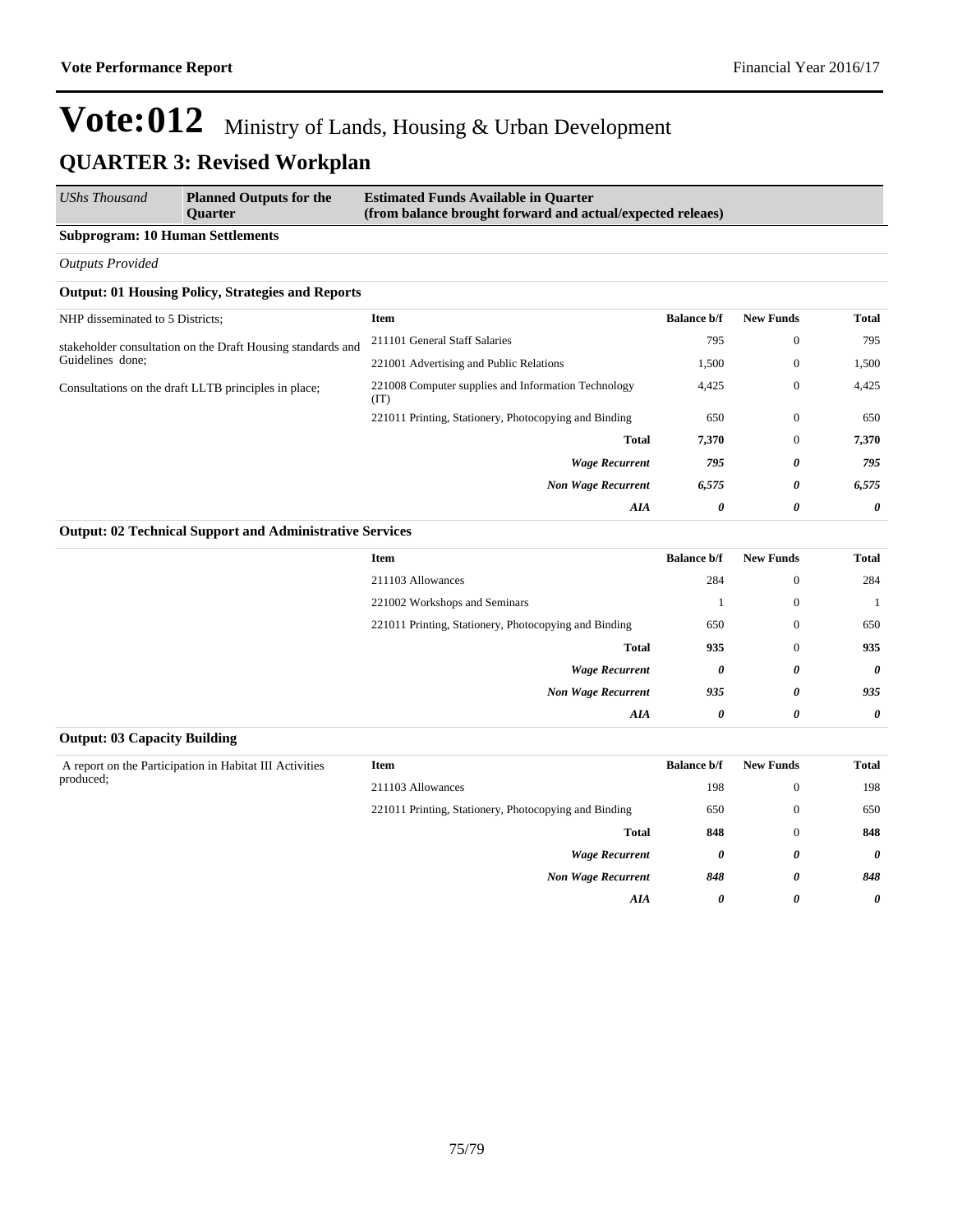# Vote:012 Ministry of Lands, Housing & Urban Development

## QUARTER 3: Revised Workplan

| *UShs Thousand* | **Planned Outputs for the Quarter** | **Estimated Funds Available in Quarter (from balance brought forward and actual/expected releaes)** |
|---|---|---|

**Subprogram: 10 Human Settlements**

*Outputs Provided*

**Output: 01 Housing Policy, Strategies and Reports**

NHP disseminated to 5 Districts;

stakeholder consultation on the Draft Housing standards and Guidelines done;

Consultations on the draft LLTB principles in place;

| Item | Balance b/f | New Funds | Total |
|---|---|---|---|
| 211101 General Staff Salaries | 795 | 0 | 795 |
| 221001 Advertising and Public Relations | 1,500 | 0 | 1,500 |
| 221008 Computer supplies and Information Technology (IT) | 4,425 | 0 | 4,425 |
| 221011 Printing, Stationery, Photocopying and Binding | 650 | 0 | 650 |
| **Total** | **7,370** | 0 | **7,370** |
| ***Wage Recurrent*** | ***795*** | ***0*** | ***795*** |
| ***Non Wage Recurrent*** | ***6,575*** | ***0*** | ***6,575*** |
| ***AIA*** | ***0*** | ***0*** | ***0*** |

**Output: 02 Technical Support and Administrative Services**

| Item | Balance b/f | New Funds | Total |
|---|---|---|---|
| 211103 Allowances | 284 | 0 | 284 |
| 221002 Workshops and Seminars | 1 | 0 | 1 |
| 221011 Printing, Stationery, Photocopying and Binding | 650 | 0 | 650 |
| **Total** | **935** | 0 | **935** |
| ***Wage Recurrent*** | ***0*** | ***0*** | ***0*** |
| ***Non Wage Recurrent*** | ***935*** | ***0*** | ***935*** |
| ***AIA*** | ***0*** | ***0*** | ***0*** |

**Output: 03 Capacity Building**

A report on the Participation in Habitat III Activities produced;

| Item | Balance b/f | New Funds | Total |
|---|---|---|---|
| 211103 Allowances | 198 | 0 | 198 |
| 221011 Printing, Stationery, Photocopying and Binding | 650 | 0 | 650 |
| **Total** | **848** | 0 | **848** |
| ***Wage Recurrent*** | ***0*** | ***0*** | ***0*** |
| ***Non Wage Recurrent*** | ***848*** | ***0*** | ***848*** |
| ***AIA*** | ***0*** | ***0*** | ***0*** |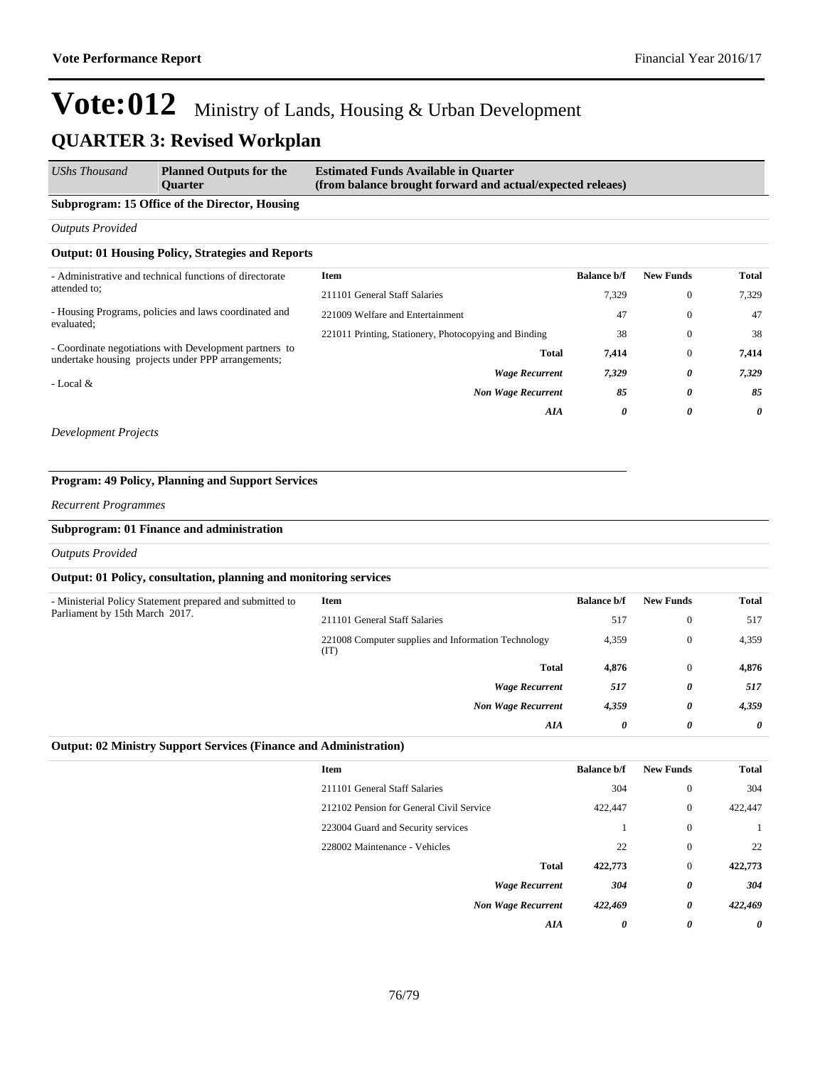# Vote:012 Ministry of Lands, Housing & Urban Development

## QUARTER 3: Revised Workplan

| *UShs Thousand* | **Planned Outputs for the Quarter** | **Estimated Funds Available in Quarter (from balance brought forward and actual/expected releaes)** |
|---|---|---|

**Subprogram: 15 Office of the Director, Housing**

*Outputs Provided*

**Output: 01 Housing Policy, Strategies and Reports**

- Administrative and technical functions of directorate attended to;
- Housing Programs, policies and laws coordinated and evaluated;
- Coordinate negotiations with Development partners to undertake housing projects under PPP arrangements;
- Local &

| Item | Balance b/f | New Funds | Total |
|---|---|---|---|
| 211101 General Staff Salaries | 7,329 | 0 | 7,329 |
| 221009 Welfare and Entertainment | 47 | 0 | 47 |
| 221011 Printing, Stationery, Photocopying and Binding | 38 | 0 | 38 |
| **Total** | **7,414** | 0 | **7,414** |
| ***Wage Recurrent*** | ***7,329*** | ***0*** | ***7,329*** |
| ***Non Wage Recurrent*** | ***85*** | ***0*** | ***85*** |
| ***AIA*** | ***0*** | ***0*** | ***0*** |

*Development Projects*

**Program: 49 Policy, Planning and Support Services**

*Recurrent Programmes*

**Subprogram: 01 Finance and administration**

*Outputs Provided*

**Output: 01 Policy, consultation, planning and monitoring services**

- Ministerial Policy Statement prepared and submitted to Parliament by 15th March 2017.

| Item | Balance b/f | New Funds | Total |
|---|---|---|---|
| 211101 General Staff Salaries | 517 | 0 | 517 |
| 221008 Computer supplies and Information Technology (IT) | 4,359 | 0 | 4,359 |
| **Total** | **4,876** | 0 | **4,876** |
| ***Wage Recurrent*** | ***517*** | ***0*** | ***517*** |
| ***Non Wage Recurrent*** | ***4,359*** | ***0*** | ***4,359*** |
| ***AIA*** | ***0*** | ***0*** | ***0*** |

**Output: 02 Ministry Support Services (Finance and Administration)**

| Item | Balance b/f | New Funds | Total |
|---|---|---|---|
| 211101 General Staff Salaries | 304 | 0 | 304 |
| 212102 Pension for General Civil Service | 422,447 | 0 | 422,447 |
| 223004 Guard and Security services | 1 | 0 | 1 |
| 228002 Maintenance - Vehicles | 22 | 0 | 22 |
| **Total** | **422,773** | 0 | **422,773** |
| ***Wage Recurrent*** | ***304*** | ***0*** | ***304*** |
| ***Non Wage Recurrent*** | ***422,469*** | ***0*** | ***422,469*** |
| ***AIA*** | ***0*** | ***0*** | ***0*** |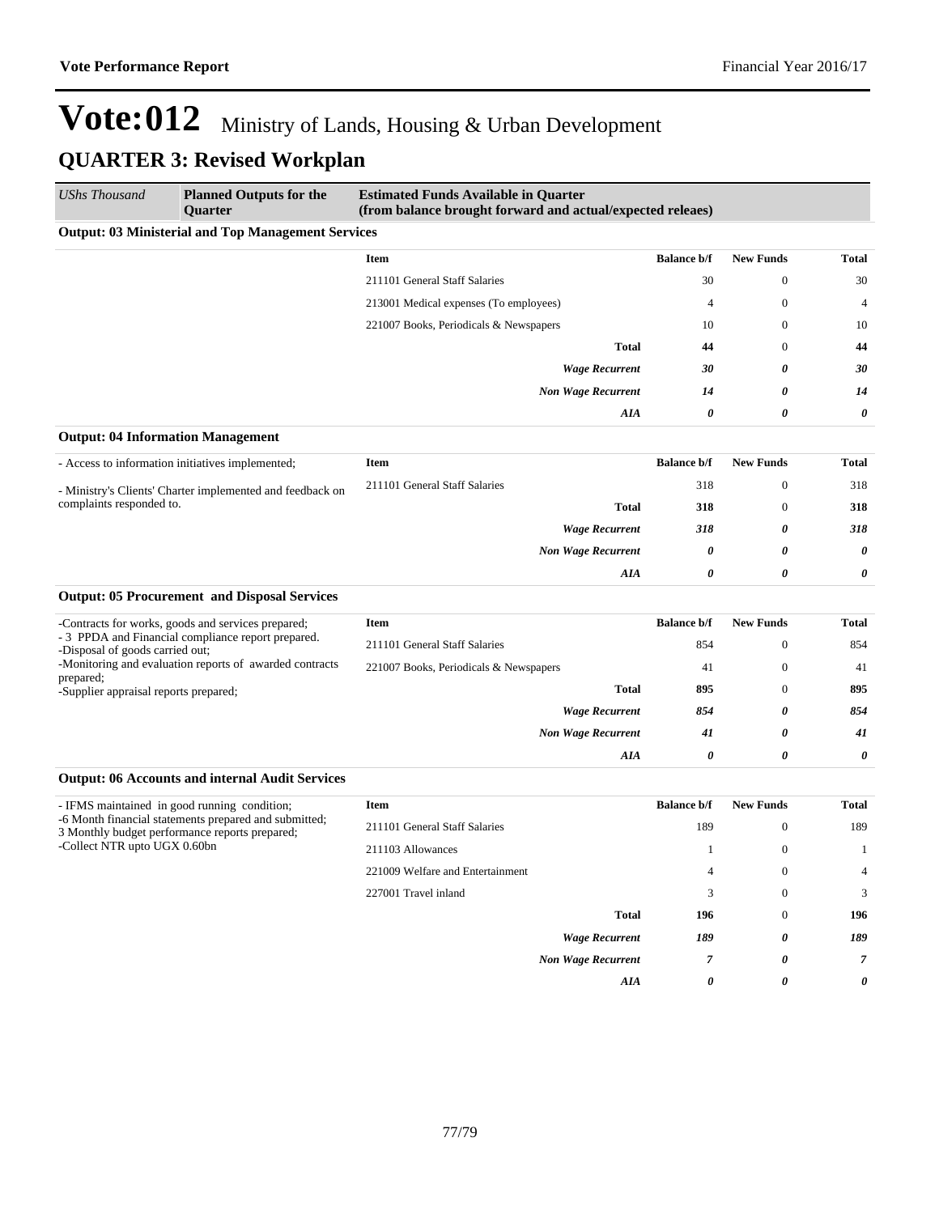# Vote:012 Ministry of Lands, Housing & Urban Development

## QUARTER 3: Revised Workplan

| *UShs Thousand* | **Planned Outputs for the Quarter** | **Estimated Funds Available in Quarter (from balance brought forward and actual/expected releaes)** | | | |
|---|---|---|---|---|---|

### Output: 03 Ministerial and Top Management Services

| Planned Outputs | Item | Balance b/f | New Funds | Total |
|---|---|---|---|---|
| | 211101 General Staff Salaries | 30 | 0 | 30 |
| | 213001 Medical expenses (To employees) | 4 | 0 | 4 |
| | 221007 Books, Periodicals & Newspapers | 10 | 0 | 10 |
| | **Total** | **44** | 0 | **44** |
| | ***Wage Recurrent*** | ***30*** | ***0*** | ***30*** |
| | ***Non Wage Recurrent*** | ***14*** | ***0*** | ***14*** |
| | ***AIA*** | ***0*** | ***0*** | ***0*** |

### Output: 04 Information Management

| Planned Outputs | Item | Balance b/f | New Funds | Total |
|---|---|---|---|---|
| - Access to information initiatives implemented;<br><br>- Ministry's Clients' Charter implemented and feedback on complaints responded to. | 211101 General Staff Salaries | 318 | 0 | 318 |
| | **Total** | **318** | 0 | **318** |
| | ***Wage Recurrent*** | ***318*** | ***0*** | ***318*** |
| | ***Non Wage Recurrent*** | ***0*** | ***0*** | ***0*** |
| | ***AIA*** | ***0*** | ***0*** | ***0*** |

### Output: 05 Procurement and Disposal Services

| Planned Outputs | Item | Balance b/f | New Funds | Total |
|---|---|---|---|---|
| -Contracts for works, goods and services prepared;<br>- 3 PPDA and Financial compliance report prepared.<br>-Disposal of goods carried out;<br>-Monitoring and evaluation reports of awarded contracts prepared;<br>-Supplier appraisal reports prepared; | 211101 General Staff Salaries | 854 | 0 | 854 |
| | 221007 Books, Periodicals & Newspapers | 41 | 0 | 41 |
| | **Total** | **895** | 0 | **895** |
| | ***Wage Recurrent*** | ***854*** | ***0*** | ***854*** |
| | ***Non Wage Recurrent*** | ***41*** | ***0*** | ***41*** |
| | ***AIA*** | ***0*** | ***0*** | ***0*** |

### Output: 06 Accounts and internal Audit Services

| Planned Outputs | Item | Balance b/f | New Funds | Total |
|---|---|---|---|---|
| - IFMS maintained in good running condition;<br>-6 Month financial statements prepared and submitted;<br>3 Monthly budget performance reports prepared;<br>-Collect NTR upto UGX 0.60bn | 211101 General Staff Salaries | 189 | 0 | 189 |
| | 211103 Allowances | 1 | 0 | 1 |
| | 221009 Welfare and Entertainment | 4 | 0 | 4 |
| | 227001 Travel inland | 3 | 0 | 3 |
| | **Total** | **196** | 0 | **196** |
| | ***Wage Recurrent*** | ***189*** | ***0*** | ***189*** |
| | ***Non Wage Recurrent*** | ***7*** | ***0*** | ***7*** |
| | ***AIA*** | ***0*** | ***0*** | ***0*** |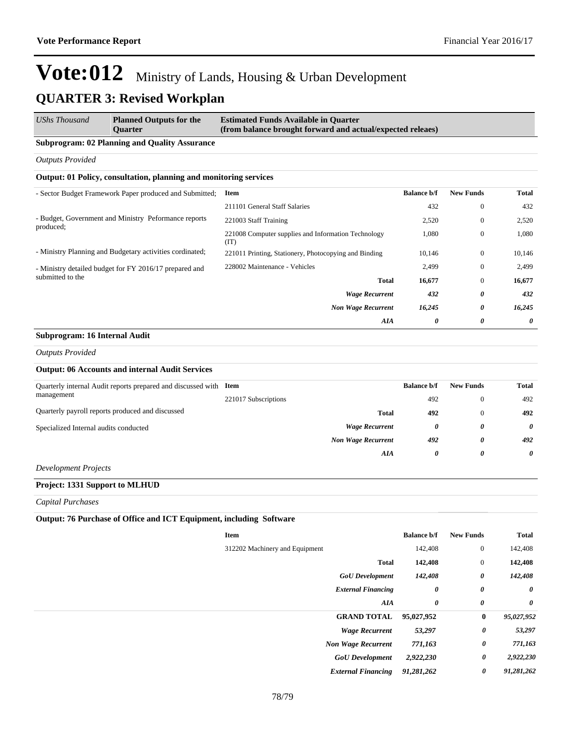# Vote:012 Ministry of Lands, Housing & Urban Development

## QUARTER 3: Revised Workplan

| *UShs Thousand* | **Planned Outputs for the Quarter** | **Estimated Funds Available in Quarter (from balance brought forward and actual/expected releaes)** |
|---|---|---|

**Subprogram: 02 Planning and Quality Assurance**

*Outputs Provided*

**Output: 01 Policy, consultation, planning and monitoring services**

| Planned Outputs | Item | Balance b/f | New Funds | Total |
|---|---|---|---|---|
| - Sector Budget Framework Paper produced and Submitted; | 211101 General Staff Salaries | 432 | 0 | 432 |
| - Budget, Government and Ministry Peformance reports produced; | 221003 Staff Training | 2,520 | 0 | 2,520 |
| - Ministry Planning and Budgetary activities cordinated; | 221008 Computer supplies and Information Technology (IT) | 1,080 | 0 | 1,080 |
| - Ministry detailed budget for FY 2016/17 prepared and submitted to the | 221011 Printing, Stationery, Photocopying and Binding | 10,146 | 0 | 10,146 |
| | 228002 Maintenance - Vehicles | 2,499 | 0 | 2,499 |
| | **Total** | **16,677** | 0 | **16,677** |
| | ***Wage Recurrent*** | ***432*** | ***0*** | ***432*** |
| | ***Non Wage Recurrent*** | ***16,245*** | ***0*** | ***16,245*** |
| | ***AIA*** | ***0*** | ***0*** | ***0*** |

**Subprogram: 16 Internal Audit**

*Outputs Provided*

**Output: 06 Accounts and internal Audit Services**

| Planned Outputs | Item | Balance b/f | New Funds | Total |
|---|---|---|---|---|
| Quarterly internal Audit reports prepared and discussed with management | 221017 Subscriptions | 492 | 0 | 492 |
| Quarterly payroll reports produced and discussed | **Total** | **492** | 0 | **492** |
| Specialized Internal audits conducted | ***Wage Recurrent*** | ***0*** | ***0*** | ***0*** |
| | ***Non Wage Recurrent*** | ***492*** | ***0*** | ***492*** |
| | ***AIA*** | ***0*** | ***0*** | ***0*** |

*Development Projects*

**Project: 1331 Support to MLHUD**

*Capital Purchases*

**Output: 76 Purchase of Office and ICT Equipment, including Software**

| Planned Outputs | Item | Balance b/f | New Funds | Total |
|---|---|---|---|---|
| | 312202 Machinery and Equipment | 142,408 | 0 | 142,408 |
| | **Total** | **142,408** | 0 | **142,408** |
| | ***GoU Development*** | ***142,408*** | ***0*** | ***142,408*** |
| | ***External Financing*** | ***0*** | ***0*** | ***0*** |
| | ***AIA*** | ***0*** | ***0*** | ***0*** |
| | **GRAND TOTAL** | **95,027,952** | **0** | ***95,027,952*** |
| | ***Wage Recurrent*** | ***53,297*** | ***0*** | ***53,297*** |
| | ***Non Wage Recurrent*** | ***771,163*** | ***0*** | ***771,163*** |
| | ***GoU Development*** | ***2,922,230*** | ***0*** | ***2,922,230*** |
| | ***External Financing*** | ***91,281,262*** | ***0*** | ***91,281,262*** |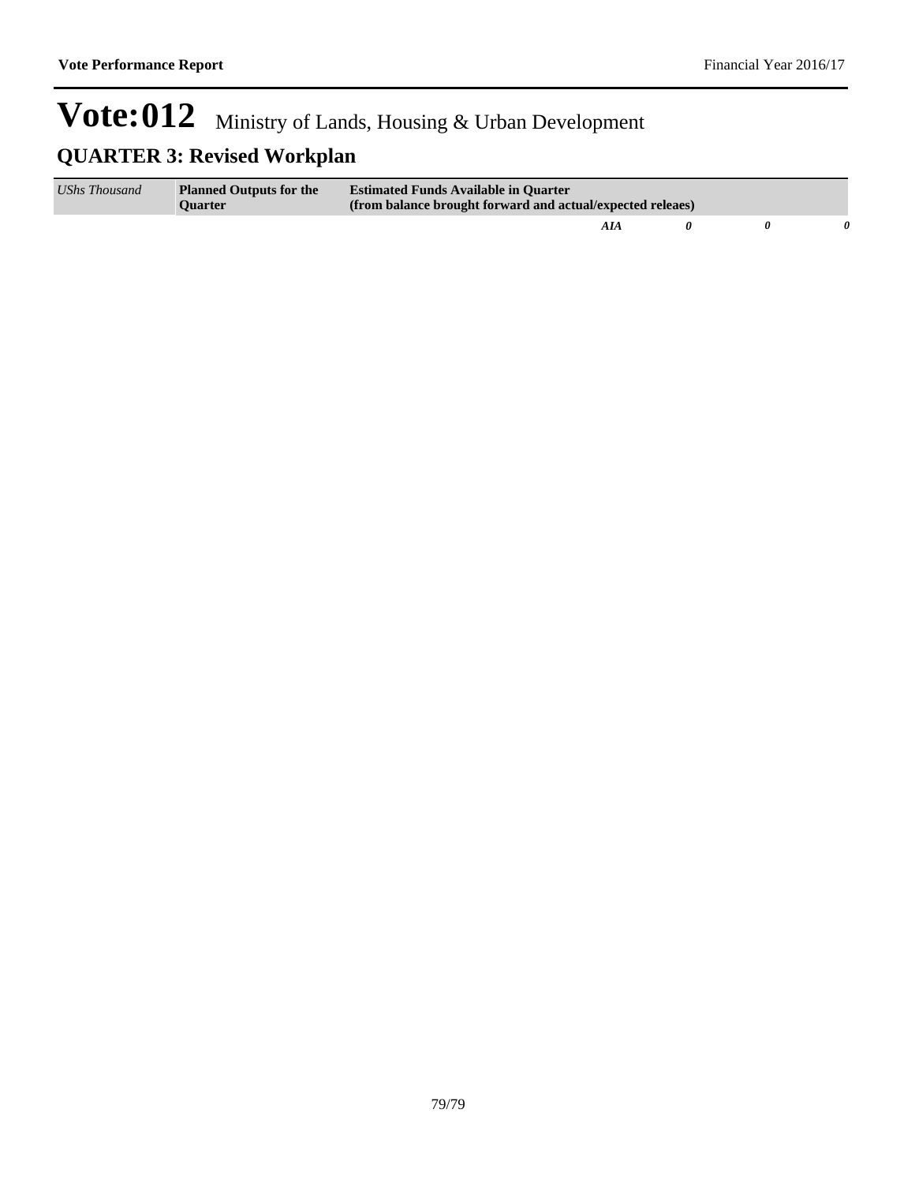# Vote:012 Ministry of Lands, Housing & Urban Development

## QUARTER 3: Revised Workplan

| *UShs Thousand* | **Planned Outputs for the Quarter** | **Estimated Funds Available in Quarter (from balance brought forward and actual/expected releaes)** | | | |
|---|---|---|---|---|---|
| | | ***AIA*** | ***0*** | ***0*** | ***0*** |